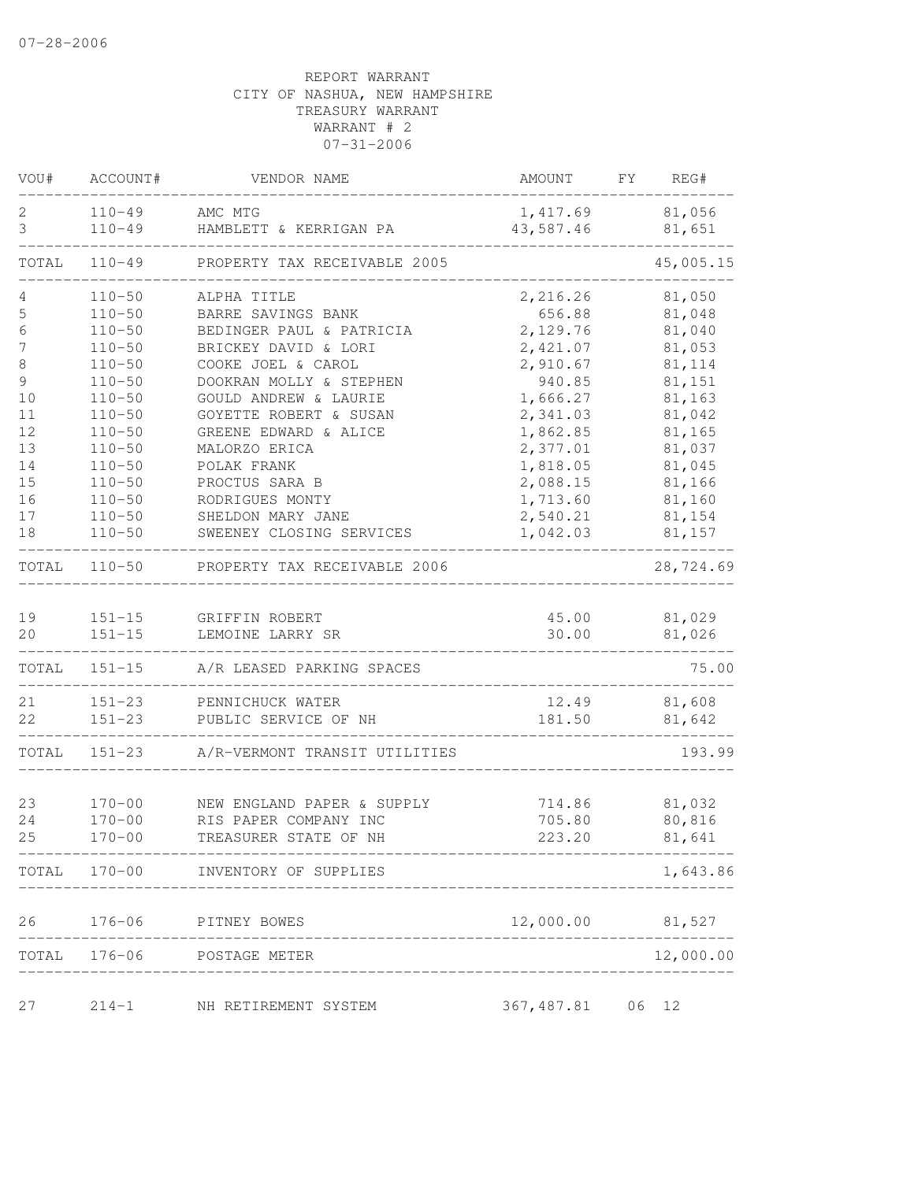07-28-2006

REPORT WARRANT
CITY OF NASHUA, NEW HAMPSHIRE
TREASURY WARRANT
WARRANT # 2
07-31-2006

| VOU# | ACCOUNT# | VENDOR NAME | AMOUNT | FY | REG# |
|---|---|---|---|---|---|
| 2 | 110-49 | AMC MTG | 1,417.69 | | 81,056 |
| 3 | 110-49 | HAMBLETT & KERRIGAN PA | 43,587.46 | | 81,651 |
| TOTAL | 110-49 | PROPERTY TAX RECEIVABLE 2005 | | | 45,005.15 |
| 4 | 110-50 | ALPHA TITLE | 2,216.26 | | 81,050 |
| 5 | 110-50 | BARRE SAVINGS BANK | 656.88 | | 81,048 |
| 6 | 110-50 | BEDINGER PAUL & PATRICIA | 2,129.76 | | 81,040 |
| 7 | 110-50 | BRICKEY DAVID & LORI | 2,421.07 | | 81,053 |
| 8 | 110-50 | COOKE JOEL & CAROL | 2,910.67 | | 81,114 |
| 9 | 110-50 | DOOKRAN MOLLY & STEPHEN | 940.85 | | 81,151 |
| 10 | 110-50 | GOULD ANDREW & LAURIE | 1,666.27 | | 81,163 |
| 11 | 110-50 | GOYETTE ROBERT & SUSAN | 2,341.03 | | 81,042 |
| 12 | 110-50 | GREENE EDWARD & ALICE | 1,862.85 | | 81,165 |
| 13 | 110-50 | MALORZO ERICA | 2,377.01 | | 81,037 |
| 14 | 110-50 | POLAK FRANK | 1,818.05 | | 81,045 |
| 15 | 110-50 | PROCTUS SARA B | 2,088.15 | | 81,166 |
| 16 | 110-50 | RODRIGUES MONTY | 1,713.60 | | 81,160 |
| 17 | 110-50 | SHELDON MARY JANE | 2,540.21 | | 81,154 |
| 18 | 110-50 | SWEENEY CLOSING SERVICES | 1,042.03 | | 81,157 |
| TOTAL | 110-50 | PROPERTY TAX RECEIVABLE 2006 | | | 28,724.69 |
| 19 | 151-15 | GRIFFIN ROBERT | 45.00 | | 81,029 |
| 20 | 151-15 | LEMOINE LARRY SR | 30.00 | | 81,026 |
| TOTAL | 151-15 | A/R LEASED PARKING SPACES | | | 75.00 |
| 21 | 151-23 | PENNICHUCK WATER | 12.49 | | 81,608 |
| 22 | 151-23 | PUBLIC SERVICE OF NH | 181.50 | | 81,642 |
| TOTAL | 151-23 | A/R-VERMONT TRANSIT UTILITIES | | | 193.99 |
| 23 | 170-00 | NEW ENGLAND PAPER & SUPPLY | 714.86 | | 81,032 |
| 24 | 170-00 | RIS PAPER COMPANY INC | 705.80 | | 80,816 |
| 25 | 170-00 | TREASURER STATE OF NH | 223.20 | | 81,641 |
| TOTAL | 170-00 | INVENTORY OF SUPPLIES | | | 1,643.86 |
| 26 | 176-06 | PITNEY BOWES | 12,000.00 | | 81,527 |
| TOTAL | 176-06 | POSTAGE METER | | | 12,000.00 |
| 27 | 214-1 | NH RETIREMENT SYSTEM | 367,487.81 | 06 | 12 |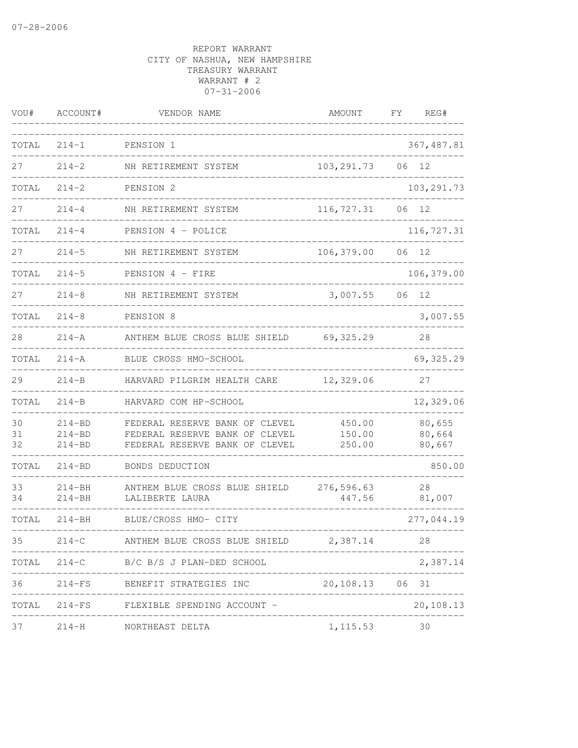REPORT WARRANT
CITY OF NASHUA, NEW HAMPSHIRE
TREASURY WARRANT
WARRANT # 2
07-31-2006

| VOU# | ACCOUNT# | VENDOR NAME | AMOUNT | FY | REG# |
|---|---|---|---|---|---|
| TOTAL | 214-1 | PENSION 1 | | | 367,487.81 |
| 27 | 214-2 | NH RETIREMENT SYSTEM | 103,291.73 | 06 | 12 |
| TOTAL | 214-2 | PENSION 2 | | | 103,291.73 |
| 27 | 214-4 | NH RETIREMENT SYSTEM | 116,727.31 | 06 | 12 |
| TOTAL | 214-4 | PENSION 4 - POLICE | | | 116,727.31 |
| 27 | 214-5 | NH RETIREMENT SYSTEM | 106,379.00 | 06 | 12 |
| TOTAL | 214-5 | PENSION 4 - FIRE | | | 106,379.00 |
| 27 | 214-8 | NH RETIREMENT SYSTEM | 3,007.55 | 06 | 12 |
| TOTAL | 214-8 | PENSION 8 | | | 3,007.55 |
| 28 | 214-A | ANTHEM BLUE CROSS BLUE SHIELD | 69,325.29 | | 28 |
| TOTAL | 214-A | BLUE CROSS HMO-SCHOOL | | | 69,325.29 |
| 29 | 214-B | HARVARD PILGRIM HEALTH CARE | 12,329.06 | | 27 |
| TOTAL | 214-B | HARVARD COM HP-SCHOOL | | | 12,329.06 |
| 30 | 214-BD | FEDERAL RESERVE BANK OF CLEVEL | 450.00 | | 80,655 |
| 31 | 214-BD | FEDERAL RESERVE BANK OF CLEVEL | 150.00 | | 80,664 |
| 32 | 214-BD | FEDERAL RESERVE BANK OF CLEVEL | 250.00 | | 80,667 |
| TOTAL | 214-BD | BONDS DEDUCTION | | | 850.00 |
| 33 | 214-BH | ANTHEM BLUE CROSS BLUE SHIELD | 276,596.63 | | 28 |
| 34 | 214-BH | LALIBERTE LAURA | 447.56 | | 81,007 |
| TOTAL | 214-BH | BLUE/CROSS HMO- CITY | | | 277,044.19 |
| 35 | 214-C | ANTHEM BLUE CROSS BLUE SHIELD | 2,387.14 | | 28 |
| TOTAL | 214-C | B/C B/S J PLAN-DED SCHOOL | | | 2,387.14 |
| 36 | 214-FS | BENEFIT STRATEGIES INC | 20,108.13 | 06 | 31 |
| TOTAL | 214-FS | FLEXIBLE SPENDING ACCOUNT - | | | 20,108.13 |
| 37 | 214-H | NORTHEAST DELTA | 1,115.53 | | 30 |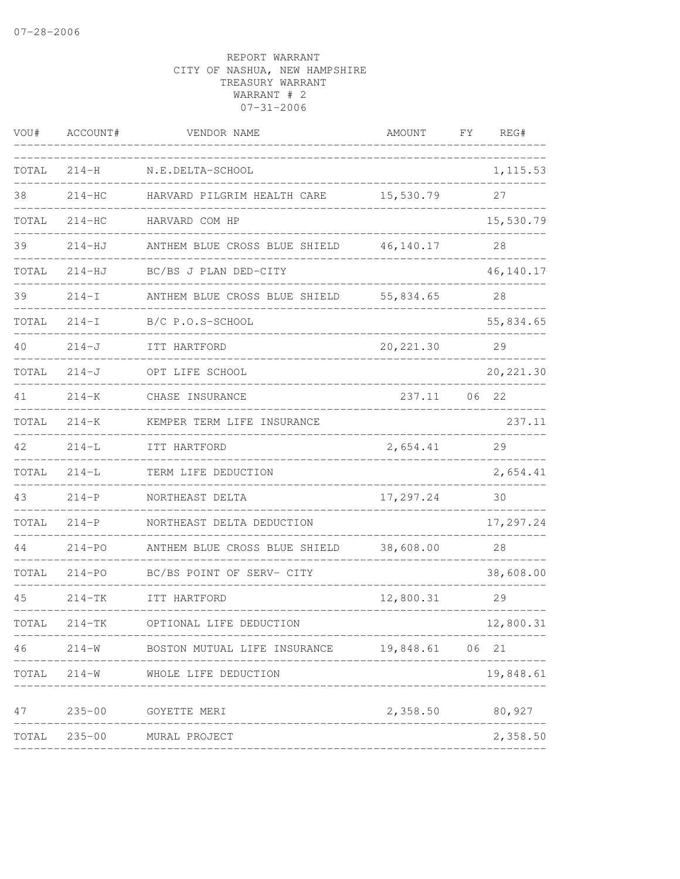07-28-2006

REPORT WARRANT
CITY OF NASHUA, NEW HAMPSHIRE
TREASURY WARRANT
WARRANT # 2
07-31-2006

| VOU# | ACCOUNT# | VENDOR NAME | AMOUNT | FY | REG# |
|---|---|---|---|---|---|
| TOTAL | 214-H | N.E.DELTA-SCHOOL | | | 1,115.53 |
| 38 | 214-HC | HARVARD PILGRIM HEALTH CARE | 15,530.79 | | 27 |
| TOTAL | 214-HC | HARVARD COM HP | | | 15,530.79 |
| 39 | 214-HJ | ANTHEM BLUE CROSS BLUE SHIELD | 46,140.17 | | 28 |
| TOTAL | 214-HJ | BC/BS J PLAN DED-CITY | | | 46,140.17 |
| 39 | 214-I | ANTHEM BLUE CROSS BLUE SHIELD | 55,834.65 | | 28 |
| TOTAL | 214-I | B/C P.O.S-SCHOOL | | | 55,834.65 |
| 40 | 214-J | ITT HARTFORD | 20,221.30 | | 29 |
| TOTAL | 214-J | OPT LIFE SCHOOL | | | 20,221.30 |
| 41 | 214-K | CHASE INSURANCE | 237.11 | 06 | 22 |
| TOTAL | 214-K | KEMPER TERM LIFE INSURANCE | | | 237.11 |
| 42 | 214-L | ITT HARTFORD | 2,654.41 | | 29 |
| TOTAL | 214-L | TERM LIFE DEDUCTION | | | 2,654.41 |
| 43 | 214-P | NORTHEAST DELTA | 17,297.24 | | 30 |
| TOTAL | 214-P | NORTHEAST DELTA DEDUCTION | | | 17,297.24 |
| 44 | 214-PO | ANTHEM BLUE CROSS BLUE SHIELD | 38,608.00 | | 28 |
| TOTAL | 214-PO | BC/BS POINT OF SERV- CITY | | | 38,608.00 |
| 45 | 214-TK | ITT HARTFORD | 12,800.31 | | 29 |
| TOTAL | 214-TK | OPTIONAL LIFE DEDUCTION | | | 12,800.31 |
| 46 | 214-W | BOSTON MUTUAL LIFE INSURANCE | 19,848.61 | 06 | 21 |
| TOTAL | 214-W | WHOLE LIFE DEDUCTION | | | 19,848.61 |
| 47 | 235-00 | GOYETTE MERI | 2,358.50 | | 80,927 |
| TOTAL | 235-00 | MURAL PROJECT | | | 2,358.50 |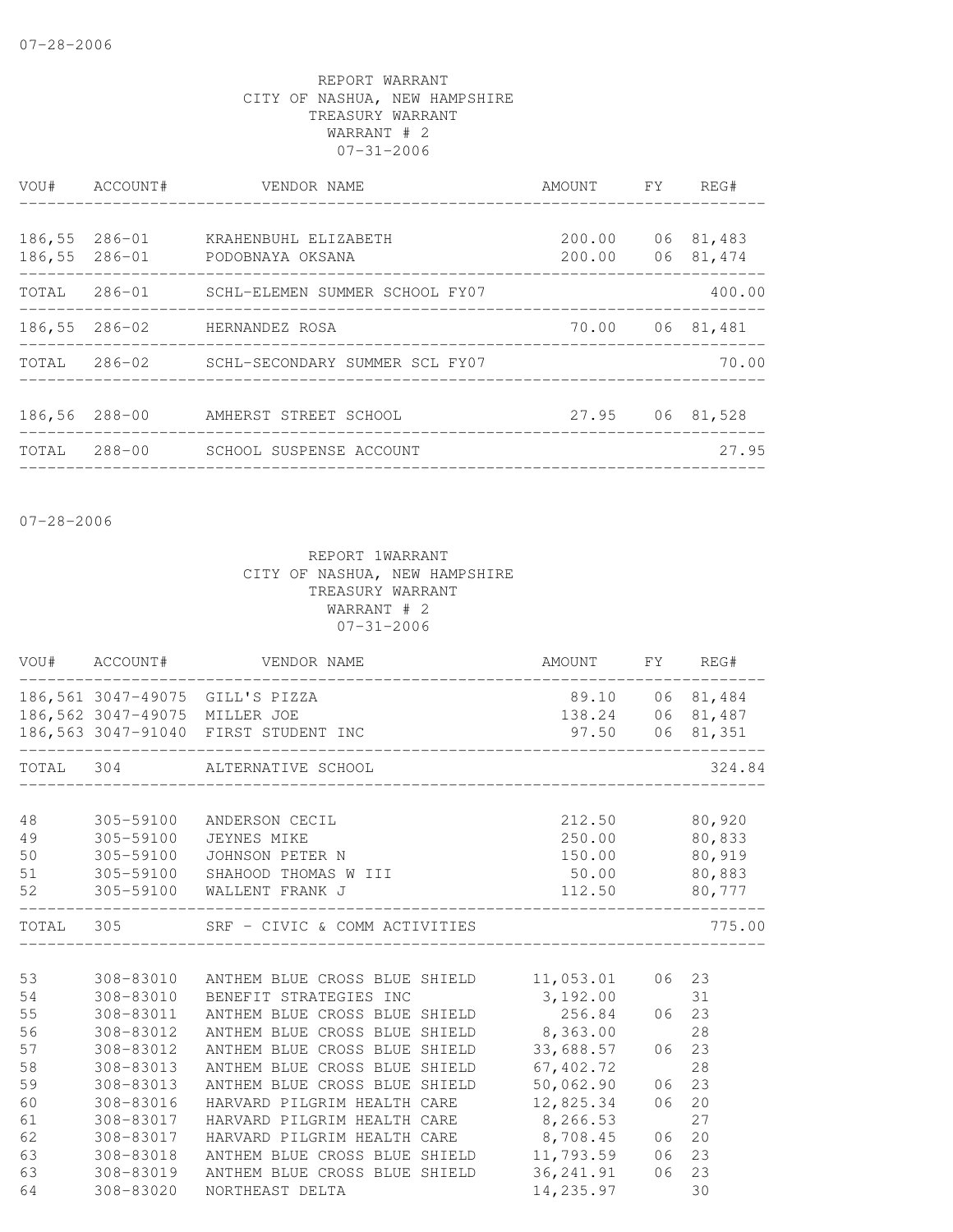07-28-2006

REPORT WARRANT
CITY OF NASHUA, NEW HAMPSHIRE
TREASURY WARRANT
WARRANT # 2
07-31-2006

| VOU# | ACCOUNT# | VENDOR NAME | AMOUNT | FY | REG# |
|---|---|---|---|---|---|
| 186,55 | 286-01 | KRAHENBUHL ELIZABETH | 200.00 | 06 | 81,483 |
| 186,55 | 286-01 | PODOBNAYA OKSANA | 200.00 | 06 | 81,474 |
| TOTAL | 286-01 | SCHL-ELEMEN SUMMER SCHOOL FY07 | | | 400.00 |
| 186,55 | 286-02 | HERNANDEZ ROSA | 70.00 | 06 | 81,481 |
| TOTAL | 286-02 | SCHL-SECONDARY SUMMER SCL FY07 | | | 70.00 |
| 186,56 | 288-00 | AMHERST STREET SCHOOL | 27.95 | 06 | 81,528 |
| TOTAL | 288-00 | SCHOOL SUSPENSE ACCOUNT | | | 27.95 |

07-28-2006

REPORT 1WARRANT
CITY OF NASHUA, NEW HAMPSHIRE
TREASURY WARRANT
WARRANT # 2
07-31-2006

| VOU# | ACCOUNT# | VENDOR NAME | AMOUNT | FY | REG# |
|---|---|---|---|---|---|
| 186,561 | 3047-49075 | GILL'S PIZZA | 89.10 | 06 | 81,484 |
| 186,562 | 3047-49075 | MILLER JOE | 138.24 | 06 | 81,487 |
| 186,563 | 3047-91040 | FIRST STUDENT INC | 97.50 | 06 | 81,351 |
| TOTAL | 304 | ALTERNATIVE SCHOOL | | | 324.84 |
| 48 | 305-59100 | ANDERSON CECIL | 212.50 | | 80,920 |
| 49 | 305-59100 | JEYNES MIKE | 250.00 | | 80,833 |
| 50 | 305-59100 | JOHNSON PETER N | 150.00 | | 80,919 |
| 51 | 305-59100 | SHAHOOD THOMAS W III | 50.00 | | 80,883 |
| 52 | 305-59100 | WALLENT FRANK J | 112.50 | | 80,777 |
| TOTAL | 305 | SRF - CIVIC & COMM ACTIVITIES | | | 775.00 |
| 53 | 308-83010 | ANTHEM BLUE CROSS BLUE SHIELD | 11,053.01 | 06 | 23 |
| 54 | 308-83010 | BENEFIT STRATEGIES INC | 3,192.00 | | 31 |
| 55 | 308-83011 | ANTHEM BLUE CROSS BLUE SHIELD | 256.84 | 06 | 23 |
| 56 | 308-83012 | ANTHEM BLUE CROSS BLUE SHIELD | 8,363.00 | | 28 |
| 57 | 308-83012 | ANTHEM BLUE CROSS BLUE SHIELD | 33,688.57 | 06 | 23 |
| 58 | 308-83013 | ANTHEM BLUE CROSS BLUE SHIELD | 67,402.72 | | 28 |
| 59 | 308-83013 | ANTHEM BLUE CROSS BLUE SHIELD | 50,062.90 | 06 | 23 |
| 60 | 308-83016 | HARVARD PILGRIM HEALTH CARE | 12,825.34 | 06 | 20 |
| 61 | 308-83017 | HARVARD PILGRIM HEALTH CARE | 8,266.53 | | 27 |
| 62 | 308-83017 | HARVARD PILGRIM HEALTH CARE | 8,708.45 | 06 | 20 |
| 63 | 308-83018 | ANTHEM BLUE CROSS BLUE SHIELD | 11,793.59 | 06 | 23 |
| 63 | 308-83019 | ANTHEM BLUE CROSS BLUE SHIELD | 36,241.91 | 06 | 23 |
| 64 | 308-83020 | NORTHEAST DELTA | 14,235.97 | | 30 |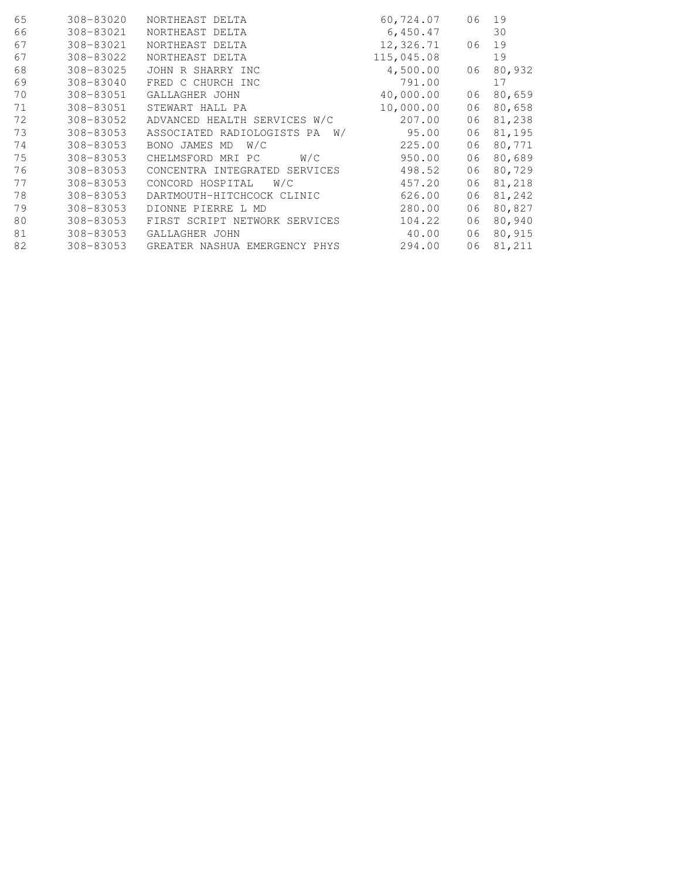| | | | | | |
|---|---|---|---|---|---|
| 65 | 308-83020 | NORTHEAST DELTA | 60,724.07 | 06 | 19 |
| 66 | 308-83021 | NORTHEAST DELTA | 6,450.47 | | 30 |
| 67 | 308-83021 | NORTHEAST DELTA | 12,326.71 | 06 | 19 |
| 67 | 308-83022 | NORTHEAST DELTA | 115,045.08 | | 19 |
| 68 | 308-83025 | JOHN R SHARRY INC | 4,500.00 | 06 | 80,932 |
| 69 | 308-83040 | FRED C CHURCH INC | 791.00 | | 17 |
| 70 | 308-83051 | GALLAGHER JOHN | 40,000.00 | 06 | 80,659 |
| 71 | 308-83051 | STEWART HALL PA | 10,000.00 | 06 | 80,658 |
| 72 | 308-83052 | ADVANCED HEALTH SERVICES W/C | 207.00 | 06 | 81,238 |
| 73 | 308-83053 | ASSOCIATED RADIOLOGISTS PA W/ | 95.00 | 06 | 81,195 |
| 74 | 308-83053 | BONO JAMES MD W/C | 225.00 | 06 | 80,771 |
| 75 | 308-83053 | CHELMSFORD MRI PC W/C | 950.00 | 06 | 80,689 |
| 76 | 308-83053 | CONCENTRA INTEGRATED SERVICES | 498.52 | 06 | 80,729 |
| 77 | 308-83053 | CONCORD HOSPITAL W/C | 457.20 | 06 | 81,218 |
| 78 | 308-83053 | DARTMOUTH-HITCHCOCK CLINIC | 626.00 | 06 | 81,242 |
| 79 | 308-83053 | DIONNE PIERRE L MD | 280.00 | 06 | 80,827 |
| 80 | 308-83053 | FIRST SCRIPT NETWORK SERVICES | 104.22 | 06 | 80,940 |
| 81 | 308-83053 | GALLAGHER JOHN | 40.00 | 06 | 80,915 |
| 82 | 308-83053 | GREATER NASHUA EMERGENCY PHYS | 294.00 | 06 | 81,211 |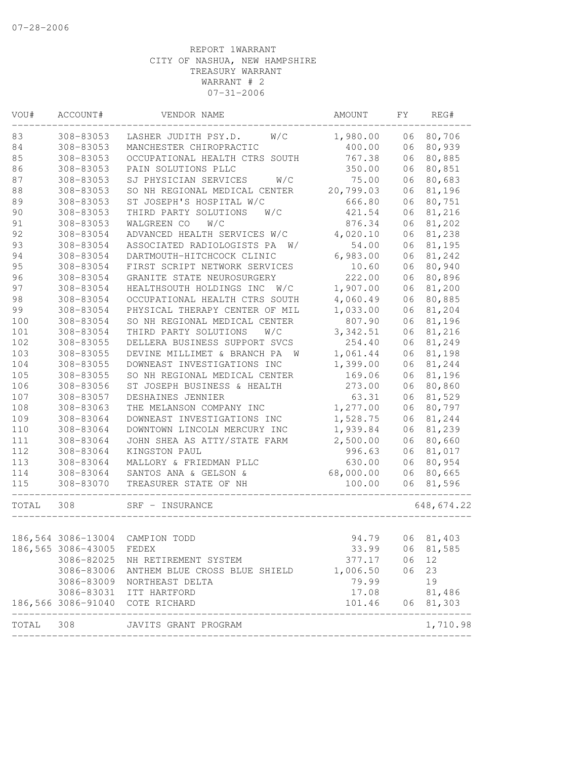07-28-2006

REPORT 1WARRANT
CITY OF NASHUA, NEW HAMPSHIRE
TREASURY WARRANT
WARRANT # 2
07-31-2006

| VOU# | ACCOUNT# | VENDOR NAME | AMOUNT | FY | REG# |
|---|---|---|---|---|---|
| 83 | 308-83053 | LASHER JUDITH PSY.D. W/C | 1,980.00 | 06 | 80,706 |
| 84 | 308-83053 | MANCHESTER CHIROPRACTIC | 400.00 | 06 | 80,939 |
| 85 | 308-83053 | OCCUPATIONAL HEALTH CTRS SOUTH | 767.38 | 06 | 80,885 |
| 86 | 308-83053 | PAIN SOLUTIONS PLLC | 350.00 | 06 | 80,851 |
| 87 | 308-83053 | SJ PHYSICIAN SERVICES W/C | 75.00 | 06 | 80,683 |
| 88 | 308-83053 | SO NH REGIONAL MEDICAL CENTER | 20,799.03 | 06 | 81,196 |
| 89 | 308-83053 | ST JOSEPH'S HOSPITAL W/C | 666.80 | 06 | 80,751 |
| 90 | 308-83053 | THIRD PARTY SOLUTIONS W/C | 421.54 | 06 | 81,216 |
| 91 | 308-83053 | WALGREEN CO W/C | 876.34 | 06 | 81,202 |
| 92 | 308-83054 | ADVANCED HEALTH SERVICES W/C | 4,020.10 | 06 | 81,238 |
| 93 | 308-83054 | ASSOCIATED RADIOLOGISTS PA W/ | 54.00 | 06 | 81,195 |
| 94 | 308-83054 | DARTMOUTH-HITCHCOCK CLINIC | 6,983.00 | 06 | 81,242 |
| 95 | 308-83054 | FIRST SCRIPT NETWORK SERVICES | 10.60 | 06 | 80,940 |
| 96 | 308-83054 | GRANITE STATE NEUROSURGERY | 222.00 | 06 | 80,896 |
| 97 | 308-83054 | HEALTHSOUTH HOLDINGS INC W/C | 1,907.00 | 06 | 81,200 |
| 98 | 308-83054 | OCCUPATIONAL HEALTH CTRS SOUTH | 4,060.49 | 06 | 80,885 |
| 99 | 308-83054 | PHYSICAL THERAPY CENTER OF MIL | 1,033.00 | 06 | 81,204 |
| 100 | 308-83054 | SO NH REGIONAL MEDICAL CENTER | 807.90 | 06 | 81,196 |
| 101 | 308-83054 | THIRD PARTY SOLUTIONS W/C | 3,342.51 | 06 | 81,216 |
| 102 | 308-83055 | DELLERA BUSINESS SUPPORT SVCS | 254.40 | 06 | 81,249 |
| 103 | 308-83055 | DEVINE MILLIMET & BRANCH PA W | 1,061.44 | 06 | 81,198 |
| 104 | 308-83055 | DOWNEAST INVESTIGATIONS INC | 1,399.00 | 06 | 81,244 |
| 105 | 308-83055 | SO NH REGIONAL MEDICAL CENTER | 169.06 | 06 | 81,196 |
| 106 | 308-83056 | ST JOSEPH BUSINESS & HEALTH | 273.00 | 06 | 80,860 |
| 107 | 308-83057 | DESHAINES JENNIER | 63.31 | 06 | 81,529 |
| 108 | 308-83063 | THE MELANSON COMPANY INC | 1,277.00 | 06 | 80,797 |
| 109 | 308-83064 | DOWNEAST INVESTIGATIONS INC | 1,528.75 | 06 | 81,244 |
| 110 | 308-83064 | DOWNTOWN LINCOLN MERCURY INC | 1,939.84 | 06 | 81,239 |
| 111 | 308-83064 | JOHN SHEA AS ATTY/STATE FARM | 2,500.00 | 06 | 80,660 |
| 112 | 308-83064 | KINGSTON PAUL | 996.63 | 06 | 81,017 |
| 113 | 308-83064 | MALLORY & FRIEDMAN PLLC | 630.00 | 06 | 80,954 |
| 114 | 308-83064 | SANTOS ANA & GELSON & | 68,000.00 | 06 | 80,665 |
| 115 | 308-83070 | TREASURER STATE OF NH | 100.00 | 06 | 81,596 |
| TOTAL | 308 | SRF - INSURANCE | | | 648,674.22 |

| VOU# | ACCOUNT# | VENDOR NAME | AMOUNT | FY | REG# |
|---|---|---|---|---|---|
| 186,564 | 3086-13004 | CAMPION TODD | 94.79 | 06 | 81,403 |
| 186,565 | 3086-43005 | FEDEX | 33.99 | 06 | 81,585 |
| | 3086-82025 | NH RETIREMENT SYSTEM | 377.17 | 06 | 12 |
| | 3086-83006 | ANTHEM BLUE CROSS BLUE SHIELD | 1,006.50 | 06 | 23 |
| | 3086-83009 | NORTHEAST DELTA | 79.99 | | 19 |
| | 3086-83031 | ITT HARTFORD | 17.08 | | 81,486 |
| 186,566 | 3086-91040 | COTE RICHARD | 101.46 | 06 | 81,303 |
| TOTAL | 308 | JAVITS GRANT PROGRAM | | | 1,710.98 |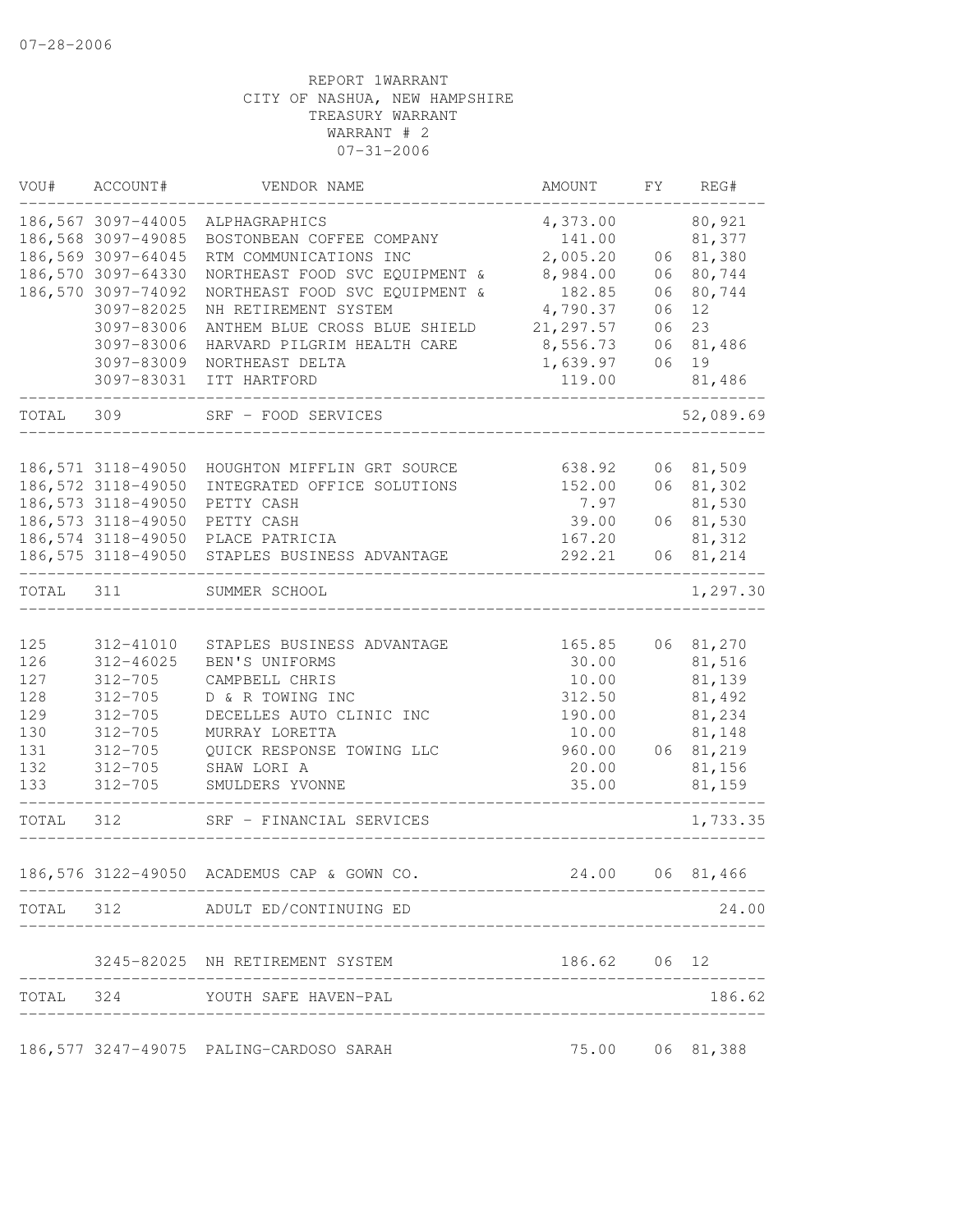07-28-2006

REPORT 1WARRANT
CITY OF NASHUA, NEW HAMPSHIRE
TREASURY WARRANT
WARRANT # 2
07-31-2006

| VOU# | ACCOUNT# | VENDOR NAME | AMOUNT | FY | REG# |
|---|---|---|---|---|---|
| 186,567 | 3097-44005 | ALPHAGRAPHICS | 4,373.00 | | 80,921 |
| 186,568 | 3097-49085 | BOSTONBEAN COFFEE COMPANY | 141.00 | | 81,377 |
| 186,569 | 3097-64045 | RTM COMMUNICATIONS INC | 2,005.20 | 06 | 81,380 |
| 186,570 | 3097-64330 | NORTHEAST FOOD SVC EQUIPMENT & | 8,984.00 | 06 | 80,744 |
| 186,570 | 3097-74092 | NORTHEAST FOOD SVC EQUIPMENT & | 182.85 | 06 | 80,744 |
| | 3097-82025 | NH RETIREMENT SYSTEM | 4,790.37 | 06 | 12 |
| | 3097-83006 | ANTHEM BLUE CROSS BLUE SHIELD | 21,297.57 | 06 | 23 |
| | 3097-83006 | HARVARD PILGRIM HEALTH CARE | 8,556.73 | 06 | 81,486 |
| | 3097-83009 | NORTHEAST DELTA | 1,639.97 | 06 | 19 |
| | 3097-83031 | ITT HARTFORD | 119.00 | | 81,486 |
| TOTAL | 309 | SRF - FOOD SERVICES | | | 52,089.69 |
| 186,571 | 3118-49050 | HOUGHTON MIFFLIN GRT SOURCE | 638.92 | 06 | 81,509 |
| 186,572 | 3118-49050 | INTEGRATED OFFICE SOLUTIONS | 152.00 | 06 | 81,302 |
| 186,573 | 3118-49050 | PETTY CASH | 7.97 | | 81,530 |
| 186,573 | 3118-49050 | PETTY CASH | 39.00 | 06 | 81,530 |
| 186,574 | 3118-49050 | PLACE PATRICIA | 167.20 | | 81,312 |
| 186,575 | 3118-49050 | STAPLES BUSINESS ADVANTAGE | 292.21 | 06 | 81,214 |
| TOTAL | 311 | SUMMER SCHOOL | | | 1,297.30 |
| 125 | 312-41010 | STAPLES BUSINESS ADVANTAGE | 165.85 | 06 | 81,270 |
| 126 | 312-46025 | BEN'S UNIFORMS | 30.00 | | 81,516 |
| 127 | 312-705 | CAMPBELL CHRIS | 10.00 | | 81,139 |
| 128 | 312-705 | D & R TOWING INC | 312.50 | | 81,492 |
| 129 | 312-705 | DECELLES AUTO CLINIC INC | 190.00 | | 81,234 |
| 130 | 312-705 | MURRAY LORETTA | 10.00 | | 81,148 |
| 131 | 312-705 | QUICK RESPONSE TOWING LLC | 960.00 | 06 | 81,219 |
| 132 | 312-705 | SHAW LORI A | 20.00 | | 81,156 |
| 133 | 312-705 | SMULDERS YVONNE | 35.00 | | 81,159 |
| TOTAL | 312 | SRF - FINANCIAL SERVICES | | | 1,733.35 |
| 186,576 | 3122-49050 | ACADEMUS CAP & GOWN CO. | 24.00 | 06 | 81,466 |
| TOTAL | 312 | ADULT ED/CONTINUING ED | | | 24.00 |
| | 3245-82025 | NH RETIREMENT SYSTEM | 186.62 | 06 | 12 |
| TOTAL | 324 | YOUTH SAFE HAVEN-PAL | | | 186.62 |
| 186,577 | 3247-49075 | PALING-CARDOSO SARAH | 75.00 | 06 | 81,388 |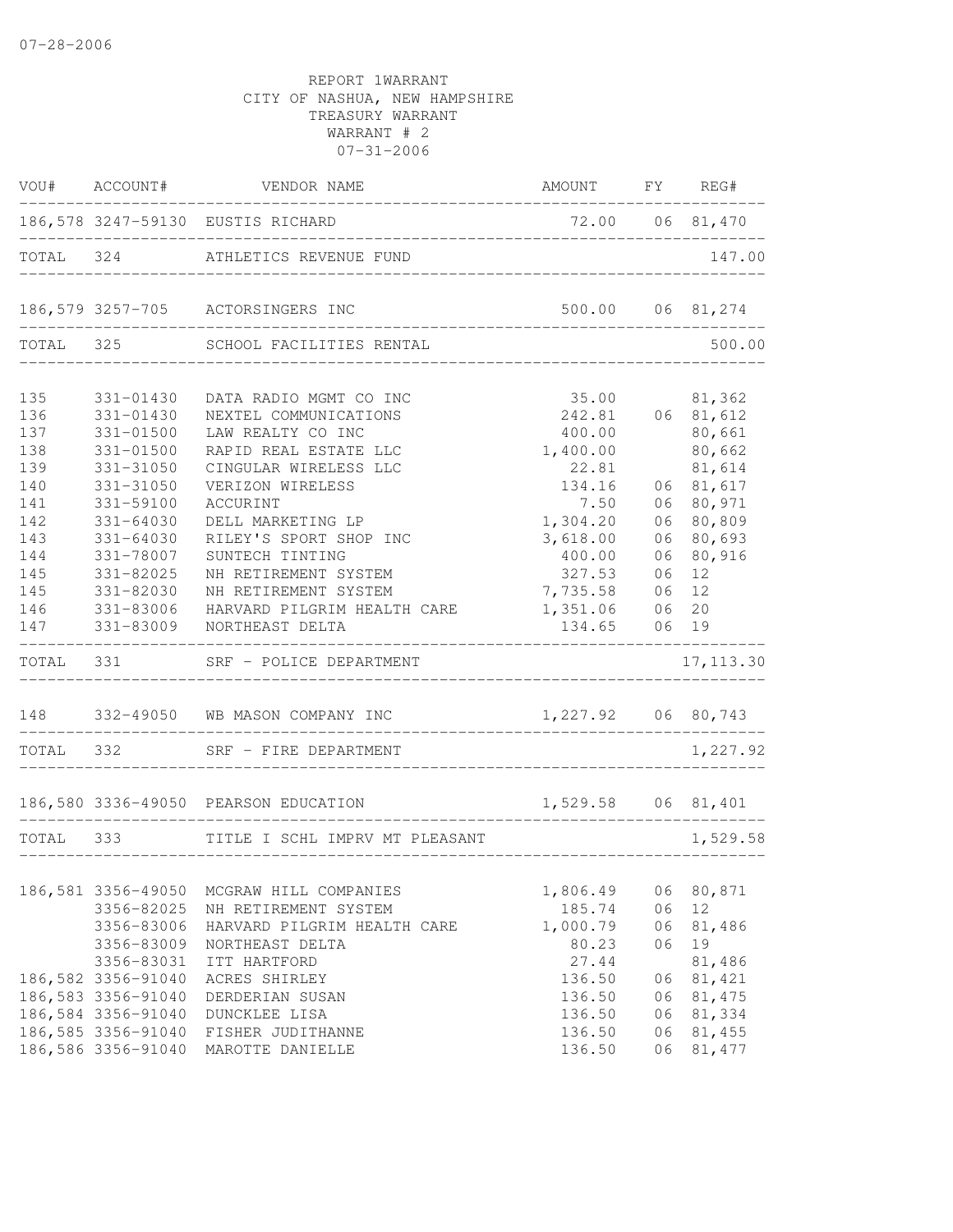07-28-2006

REPORT 1WARRANT
CITY OF NASHUA, NEW HAMPSHIRE
TREASURY WARRANT
WARRANT # 2
07-31-2006

| VOU# | ACCOUNT# | VENDOR NAME | AMOUNT | FY | REG# |
|---|---|---|---|---|---|
| 186,578 | 3247-59130 | EUSTIS RICHARD | 72.00 | 06 | 81,470 |
| TOTAL | 324 | ATHLETICS REVENUE FUND | | | 147.00 |
| 186,579 | 3257-705 | ACTORSINGERS INC | 500.00 | 06 | 81,274 |
| TOTAL | 325 | SCHOOL FACILITIES RENTAL | | | 500.00 |
| 135 | 331-01430 | DATA RADIO MGMT CO INC | 35.00 | | 81,362 |
| 136 | 331-01430 | NEXTEL COMMUNICATIONS | 242.81 | 06 | 81,612 |
| 137 | 331-01500 | LAW REALTY CO INC | 400.00 | | 80,661 |
| 138 | 331-01500 | RAPID REAL ESTATE LLC | 1,400.00 | | 80,662 |
| 139 | 331-31050 | CINGULAR WIRELESS LLC | 22.81 | | 81,614 |
| 140 | 331-31050 | VERIZON WIRELESS | 134.16 | 06 | 81,617 |
| 141 | 331-59100 | ACCURINT | 7.50 | 06 | 80,971 |
| 142 | 331-64030 | DELL MARKETING LP | 1,304.20 | 06 | 80,809 |
| 143 | 331-64030 | RILEY'S SPORT SHOP INC | 3,618.00 | 06 | 80,693 |
| 144 | 331-78007 | SUNTECH TINTING | 400.00 | 06 | 80,916 |
| 145 | 331-82025 | NH RETIREMENT SYSTEM | 327.53 | 06 | 12 |
| 145 | 331-82030 | NH RETIREMENT SYSTEM | 7,735.58 | 06 | 12 |
| 146 | 331-83006 | HARVARD PILGRIM HEALTH CARE | 1,351.06 | 06 | 20 |
| 147 | 331-83009 | NORTHEAST DELTA | 134.65 | 06 | 19 |
| TOTAL | 331 | SRF - POLICE DEPARTMENT | | | 17,113.30 |
| 148 | 332-49050 | WB MASON COMPANY INC | 1,227.92 | 06 | 80,743 |
| TOTAL | 332 | SRF - FIRE DEPARTMENT | | | 1,227.92 |
| 186,580 | 3336-49050 | PEARSON EDUCATION | 1,529.58 | 06 | 81,401 |
| TOTAL | 333 | TITLE I SCHL IMPRV MT PLEASANT | | | 1,529.58 |
| 186,581 | 3356-49050 | MCGRAW HILL COMPANIES | 1,806.49 | 06 | 80,871 |
| | 3356-82025 | NH RETIREMENT SYSTEM | 185.74 | 06 | 12 |
| | 3356-83006 | HARVARD PILGRIM HEALTH CARE | 1,000.79 | 06 | 81,486 |
| | 3356-83009 | NORTHEAST DELTA | 80.23 | 06 | 19 |
| | 3356-83031 | ITT HARTFORD | 27.44 | | 81,486 |
| 186,582 | 3356-91040 | ACRES SHIRLEY | 136.50 | 06 | 81,421 |
| 186,583 | 3356-91040 | DERDERIAN SUSAN | 136.50 | 06 | 81,475 |
| 186,584 | 3356-91040 | DUNCKLEE LISA | 136.50 | 06 | 81,334 |
| 186,585 | 3356-91040 | FISHER JUDITHANNE | 136.50 | 06 | 81,455 |
| 186,586 | 3356-91040 | MAROTTE DANIELLE | 136.50 | 06 | 81,477 |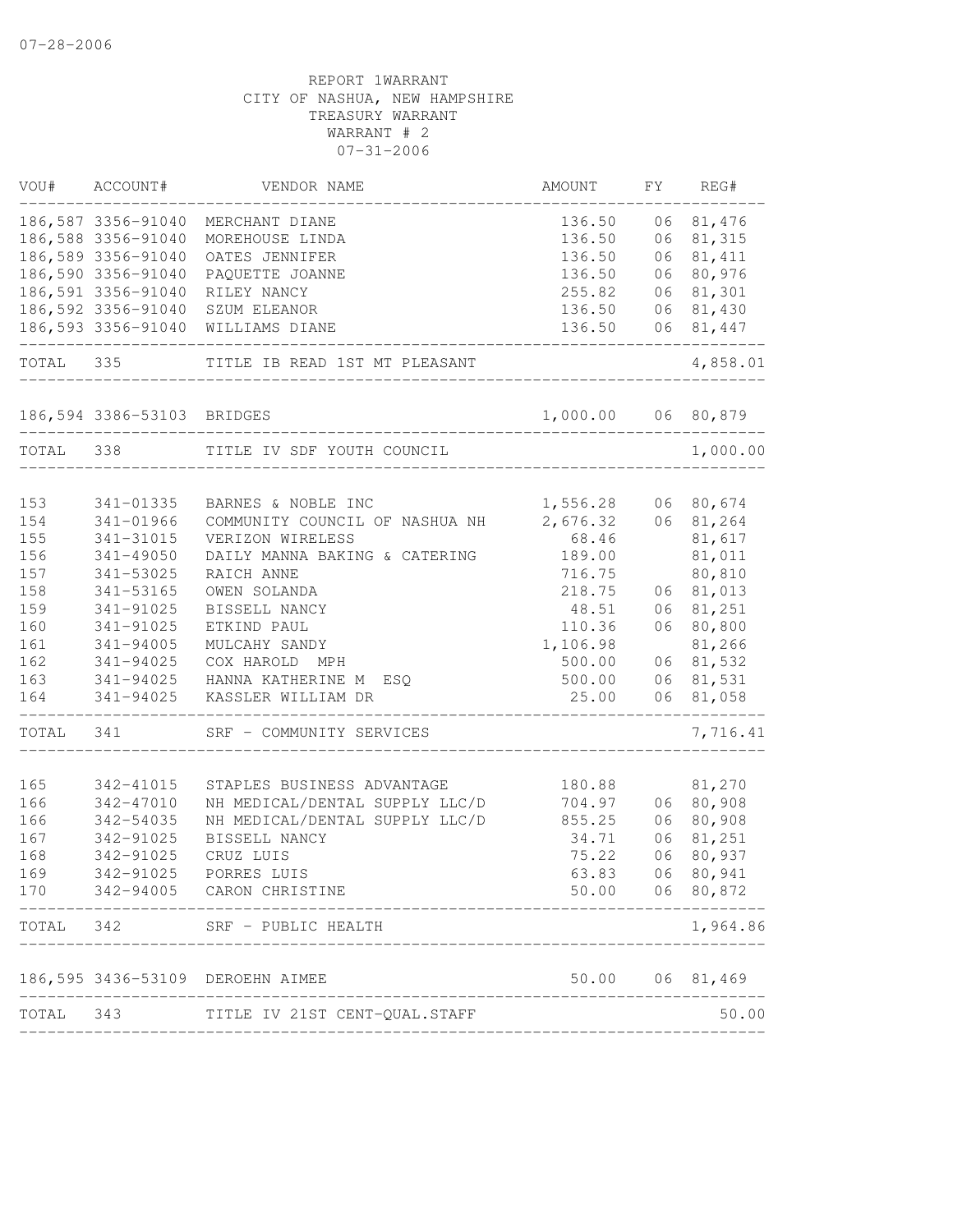07-28-2006

REPORT 1WARRANT
CITY OF NASHUA, NEW HAMPSHIRE
TREASURY WARRANT
WARRANT # 2
07-31-2006

| VOU# | ACCOUNT# | VENDOR NAME | AMOUNT | FY | REG# |
|---|---|---|---|---|---|
| 186,587 | 3356-91040 | MERCHANT DIANE | 136.50 | 06 | 81,476 |
| 186,588 | 3356-91040 | MOREHOUSE LINDA | 136.50 | 06 | 81,315 |
| 186,589 | 3356-91040 | OATES JENNIFER | 136.50 | 06 | 81,411 |
| 186,590 | 3356-91040 | PAQUETTE JOANNE | 136.50 | 06 | 80,976 |
| 186,591 | 3356-91040 | RILEY NANCY | 255.82 | 06 | 81,301 |
| 186,592 | 3356-91040 | SZUM ELEANOR | 136.50 | 06 | 81,430 |
| 186,593 | 3356-91040 | WILLIAMS DIANE | 136.50 | 06 | 81,447 |
| TOTAL | 335 | TITLE IB READ 1ST MT PLEASANT | | | 4,858.01 |
| 186,594 | 3386-53103 | BRIDGES | 1,000.00 | 06 | 80,879 |
| TOTAL | 338 | TITLE IV SDF YOUTH COUNCIL | | | 1,000.00 |
| 153 | 341-01335 | BARNES & NOBLE INC | 1,556.28 | 06 | 80,674 |
| 154 | 341-01966 | COMMUNITY COUNCIL OF NASHUA NH | 2,676.32 | 06 | 81,264 |
| 155 | 341-31015 | VERIZON WIRELESS | 68.46 | | 81,617 |
| 156 | 341-49050 | DAILY MANNA BAKING & CATERING | 189.00 | | 81,011 |
| 157 | 341-53025 | RAICH ANNE | 716.75 | | 80,810 |
| 158 | 341-53165 | OWEN SOLANDA | 218.75 | 06 | 81,013 |
| 159 | 341-91025 | BISSELL NANCY | 48.51 | 06 | 81,251 |
| 160 | 341-91025 | ETKIND PAUL | 110.36 | 06 | 80,800 |
| 161 | 341-94005 | MULCAHY SANDY | 1,106.98 | | 81,266 |
| 162 | 341-94025 | COX HAROLD MPH | 500.00 | 06 | 81,532 |
| 163 | 341-94025 | HANNA KATHERINE M ESQ | 500.00 | 06 | 81,531 |
| 164 | 341-94025 | KASSLER WILLIAM DR | 25.00 | 06 | 81,058 |
| TOTAL | 341 | SRF - COMMUNITY SERVICES | | | 7,716.41 |
| 165 | 342-41015 | STAPLES BUSINESS ADVANTAGE | 180.88 | | 81,270 |
| 166 | 342-47010 | NH MEDICAL/DENTAL SUPPLY LLC/D | 704.97 | 06 | 80,908 |
| 166 | 342-54035 | NH MEDICAL/DENTAL SUPPLY LLC/D | 855.25 | 06 | 80,908 |
| 167 | 342-91025 | BISSELL NANCY | 34.71 | 06 | 81,251 |
| 168 | 342-91025 | CRUZ LUIS | 75.22 | 06 | 80,937 |
| 169 | 342-91025 | PORRES LUIS | 63.83 | 06 | 80,941 |
| 170 | 342-94005 | CARON CHRISTINE | 50.00 | 06 | 80,872 |
| TOTAL | 342 | SRF - PUBLIC HEALTH | | | 1,964.86 |
| 186,595 | 3436-53109 | DEROEHN AIMEE | 50.00 | 06 | 81,469 |
| TOTAL | 343 | TITLE IV 21ST CENT-QUAL.STAFF | | | 50.00 |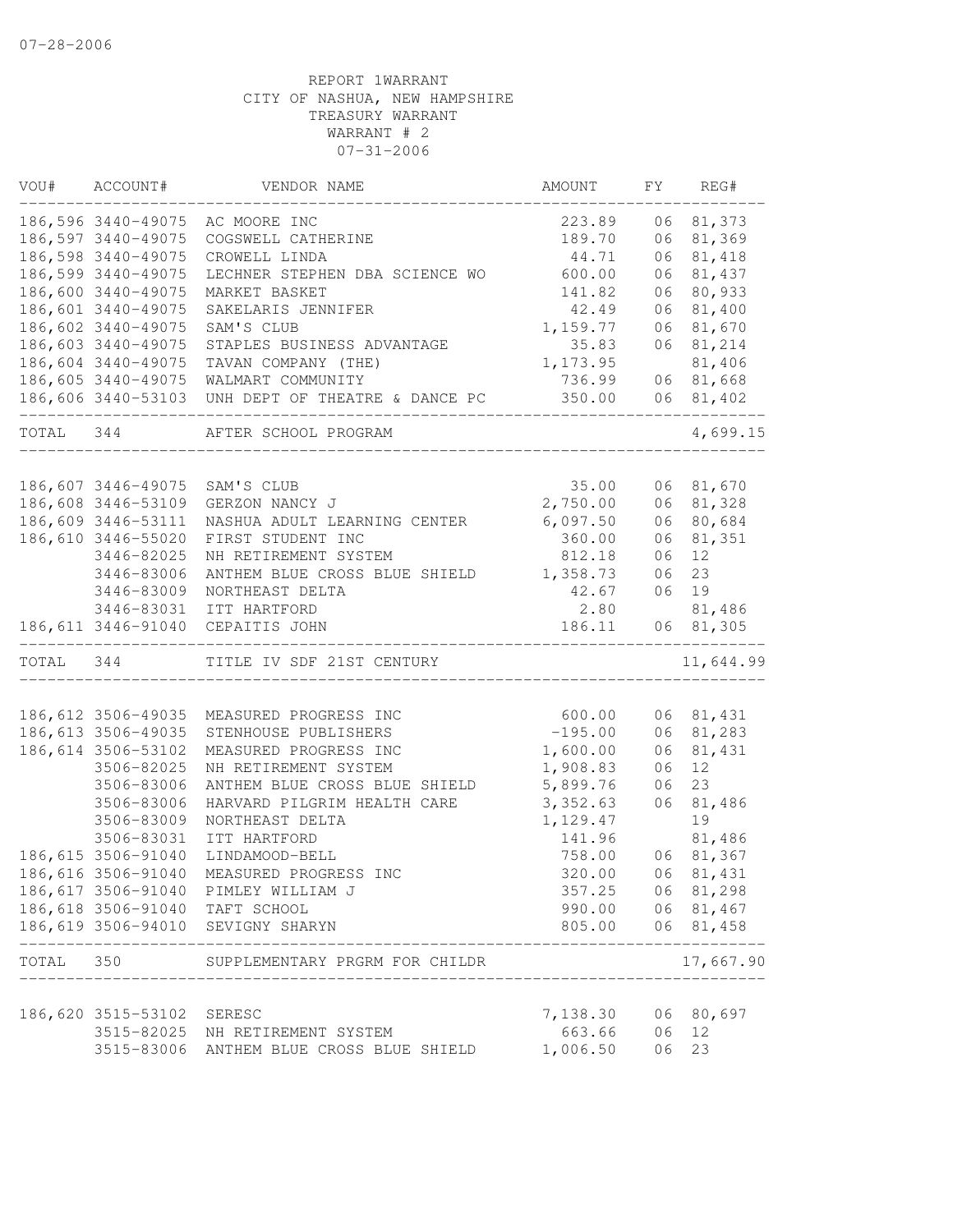07-28-2006

REPORT 1WARRANT
CITY OF NASHUA, NEW HAMPSHIRE
TREASURY WARRANT
WARRANT # 2
07-31-2006

| VOU# | ACCOUNT# | VENDOR NAME | AMOUNT | FY | REG# |
|---|---|---|---|---|---|
| 186,596 | 3440-49075 | AC MOORE INC | 223.89 | 06 | 81,373 |
| 186,597 | 3440-49075 | COGSWELL CATHERINE | 189.70 | 06 | 81,369 |
| 186,598 | 3440-49075 | CROWELL LINDA | 44.71 | 06 | 81,418 |
| 186,599 | 3440-49075 | LECHNER STEPHEN DBA SCIENCE WO | 600.00 | 06 | 81,437 |
| 186,600 | 3440-49075 | MARKET BASKET | 141.82 | 06 | 80,933 |
| 186,601 | 3440-49075 | SAKELARIS JENNIFER | 42.49 | 06 | 81,400 |
| 186,602 | 3440-49075 | SAM'S CLUB | 1,159.77 | 06 | 81,670 |
| 186,603 | 3440-49075 | STAPLES BUSINESS ADVANTAGE | 35.83 | 06 | 81,214 |
| 186,604 | 3440-49075 | TAVAN COMPANY (THE) | 1,173.95 | | 81,406 |
| 186,605 | 3440-49075 | WALMART COMMUNITY | 736.99 | 06 | 81,668 |
| 186,606 | 3440-53103 | UNH DEPT OF THEATRE & DANCE PC | 350.00 | 06 | 81,402 |
| TOTAL | 344 | AFTER SCHOOL PROGRAM | | | 4,699.15 |
| 186,607 | 3446-49075 | SAM'S CLUB | 35.00 | 06 | 81,670 |
| 186,608 | 3446-53109 | GERZON NANCY J | 2,750.00 | 06 | 81,328 |
| 186,609 | 3446-53111 | NASHUA ADULT LEARNING CENTER | 6,097.50 | 06 | 80,684 |
| 186,610 | 3446-55020 | FIRST STUDENT INC | 360.00 | 06 | 81,351 |
| | 3446-82025 | NH RETIREMENT SYSTEM | 812.18 | 06 | 12 |
| | 3446-83006 | ANTHEM BLUE CROSS BLUE SHIELD | 1,358.73 | 06 | 23 |
| | 3446-83009 | NORTHEAST DELTA | 42.67 | 06 | 19 |
| | 3446-83031 | ITT HARTFORD | 2.80 | | 81,486 |
| 186,611 | 3446-91040 | CEPAITIS JOHN | 186.11 | 06 | 81,305 |
| TOTAL | 344 | TITLE IV SDF 21ST CENTURY | | | 11,644.99 |
| 186,612 | 3506-49035 | MEASURED PROGRESS INC | 600.00 | 06 | 81,431 |
| 186,613 | 3506-49035 | STENHOUSE PUBLISHERS | -195.00 | 06 | 81,283 |
| 186,614 | 3506-53102 | MEASURED PROGRESS INC | 1,600.00 | 06 | 81,431 |
| | 3506-82025 | NH RETIREMENT SYSTEM | 1,908.83 | 06 | 12 |
| | 3506-83006 | ANTHEM BLUE CROSS BLUE SHIELD | 5,899.76 | 06 | 23 |
| | 3506-83006 | HARVARD PILGRIM HEALTH CARE | 3,352.63 | 06 | 81,486 |
| | 3506-83009 | NORTHEAST DELTA | 1,129.47 | | 19 |
| | 3506-83031 | ITT HARTFORD | 141.96 | | 81,486 |
| 186,615 | 3506-91040 | LINDAMOOD-BELL | 758.00 | 06 | 81,367 |
| 186,616 | 3506-91040 | MEASURED PROGRESS INC | 320.00 | 06 | 81,431 |
| 186,617 | 3506-91040 | PIMLEY WILLIAM J | 357.25 | 06 | 81,298 |
| 186,618 | 3506-91040 | TAFT SCHOOL | 990.00 | 06 | 81,467 |
| 186,619 | 3506-94010 | SEVIGNY SHARYN | 805.00 | 06 | 81,458 |
| TOTAL | 350 | SUPPLEMENTARY PRGRM FOR CHILDR | | | 17,667.90 |
| 186,620 | 3515-53102 | SERESC | 7,138.30 | 06 | 80,697 |
| | 3515-82025 | NH RETIREMENT SYSTEM | 663.66 | 06 | 12 |
| | 3515-83006 | ANTHEM BLUE CROSS BLUE SHIELD | 1,006.50 | 06 | 23 |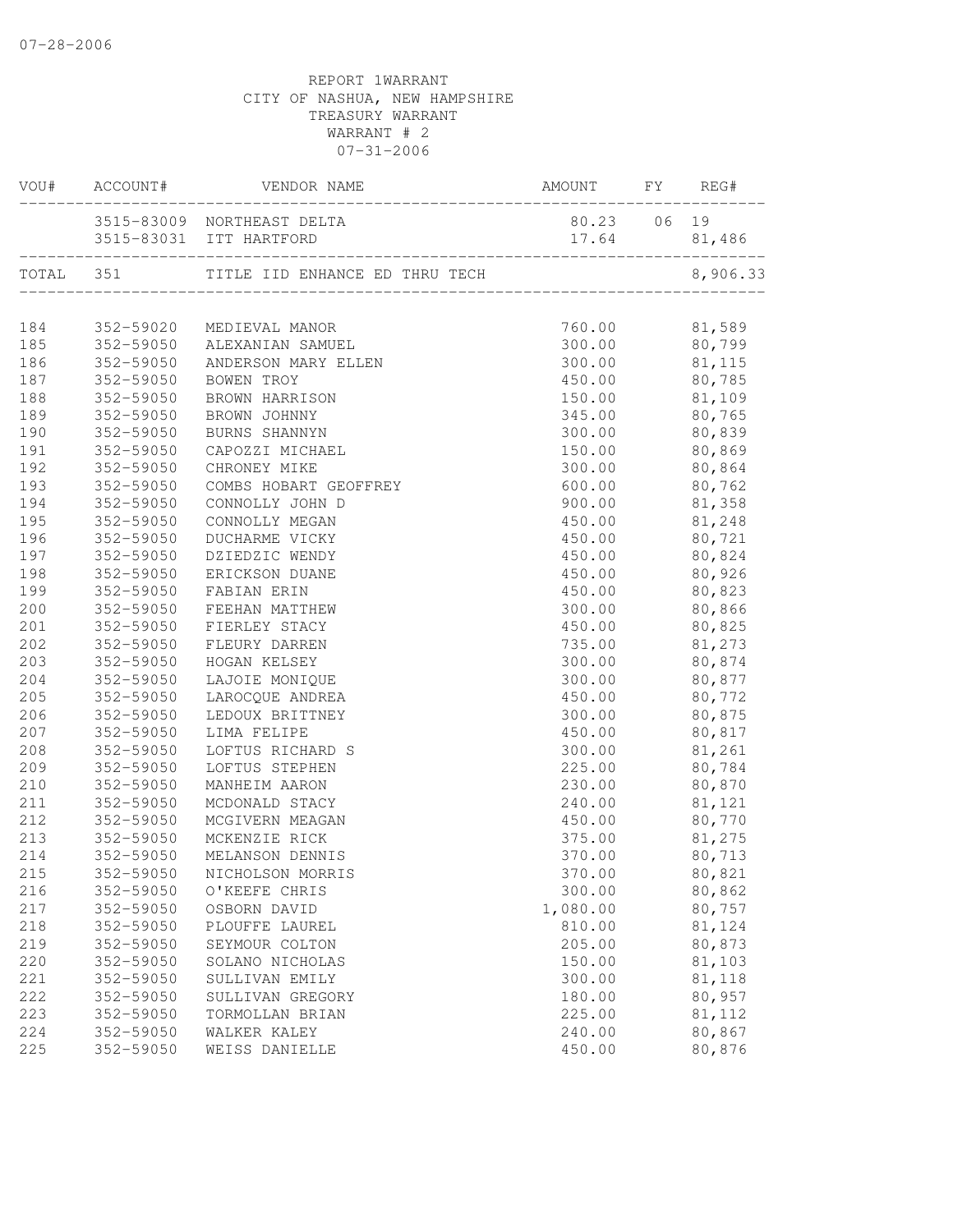REPORT 1WARRANT
CITY OF NASHUA, NEW HAMPSHIRE
TREASURY WARRANT
WARRANT # 2
07-31-2006

| VOU# | ACCOUNT# | VENDOR NAME | AMOUNT | FY | REG# |
|---|---|---|---|---|---|
| | 3515-83009 | NORTHEAST DELTA | 80.23 | 06 | 19 |
| | 3515-83031 | ITT HARTFORD | 17.64 | | 81,486 |
| TOTAL | 351 | TITLE IID ENHANCE ED THRU TECH | | | 8,906.33 |
| 184 | 352-59020 | MEDIEVAL MANOR | 760.00 | | 81,589 |
| 185 | 352-59050 | ALEXANIAN SAMUEL | 300.00 | | 80,799 |
| 186 | 352-59050 | ANDERSON MARY ELLEN | 300.00 | | 81,115 |
| 187 | 352-59050 | BOWEN TROY | 450.00 | | 80,785 |
| 188 | 352-59050 | BROWN HARRISON | 150.00 | | 81,109 |
| 189 | 352-59050 | BROWN JOHNNY | 345.00 | | 80,765 |
| 190 | 352-59050 | BURNS SHANNYN | 300.00 | | 80,839 |
| 191 | 352-59050 | CAPOZZI MICHAEL | 150.00 | | 80,869 |
| 192 | 352-59050 | CHRONEY MIKE | 300.00 | | 80,864 |
| 193 | 352-59050 | COMBS HOBART GEOFFREY | 600.00 | | 80,762 |
| 194 | 352-59050 | CONNOLLY JOHN D | 900.00 | | 81,358 |
| 195 | 352-59050 | CONNOLLY MEGAN | 450.00 | | 81,248 |
| 196 | 352-59050 | DUCHARME VICKY | 450.00 | | 80,721 |
| 197 | 352-59050 | DZIEDZIC WENDY | 450.00 | | 80,824 |
| 198 | 352-59050 | ERICKSON DUANE | 450.00 | | 80,926 |
| 199 | 352-59050 | FABIAN ERIN | 450.00 | | 80,823 |
| 200 | 352-59050 | FEEHAN MATTHEW | 300.00 | | 80,866 |
| 201 | 352-59050 | FIERLEY STACY | 450.00 | | 80,825 |
| 202 | 352-59050 | FLEURY DARREN | 735.00 | | 81,273 |
| 203 | 352-59050 | HOGAN KELSEY | 300.00 | | 80,874 |
| 204 | 352-59050 | LAJOIE MONIQUE | 300.00 | | 80,877 |
| 205 | 352-59050 | LAROCQUE ANDREA | 450.00 | | 80,772 |
| 206 | 352-59050 | LEDOUX BRITTNEY | 300.00 | | 80,875 |
| 207 | 352-59050 | LIMA FELIPE | 450.00 | | 80,817 |
| 208 | 352-59050 | LOFTUS RICHARD S | 300.00 | | 81,261 |
| 209 | 352-59050 | LOFTUS STEPHEN | 225.00 | | 80,784 |
| 210 | 352-59050 | MANHEIM AARON | 230.00 | | 80,870 |
| 211 | 352-59050 | MCDONALD STACY | 240.00 | | 81,121 |
| 212 | 352-59050 | MCGIVERN MEAGAN | 450.00 | | 80,770 |
| 213 | 352-59050 | MCKENZIE RICK | 375.00 | | 81,275 |
| 214 | 352-59050 | MELANSON DENNIS | 370.00 | | 80,713 |
| 215 | 352-59050 | NICHOLSON MORRIS | 370.00 | | 80,821 |
| 216 | 352-59050 | O'KEEFE CHRIS | 300.00 | | 80,862 |
| 217 | 352-59050 | OSBORN DAVID | 1,080.00 | | 80,757 |
| 218 | 352-59050 | PLOUFFE LAUREL | 810.00 | | 81,124 |
| 219 | 352-59050 | SEYMOUR COLTON | 205.00 | | 80,873 |
| 220 | 352-59050 | SOLANO NICHOLAS | 150.00 | | 81,103 |
| 221 | 352-59050 | SULLIVAN EMILY | 300.00 | | 81,118 |
| 222 | 352-59050 | SULLIVAN GREGORY | 180.00 | | 80,957 |
| 223 | 352-59050 | TORMOLLAN BRIAN | 225.00 | | 81,112 |
| 224 | 352-59050 | WALKER KALEY | 240.00 | | 80,867 |
| 225 | 352-59050 | WEISS DANIELLE | 450.00 | | 80,876 |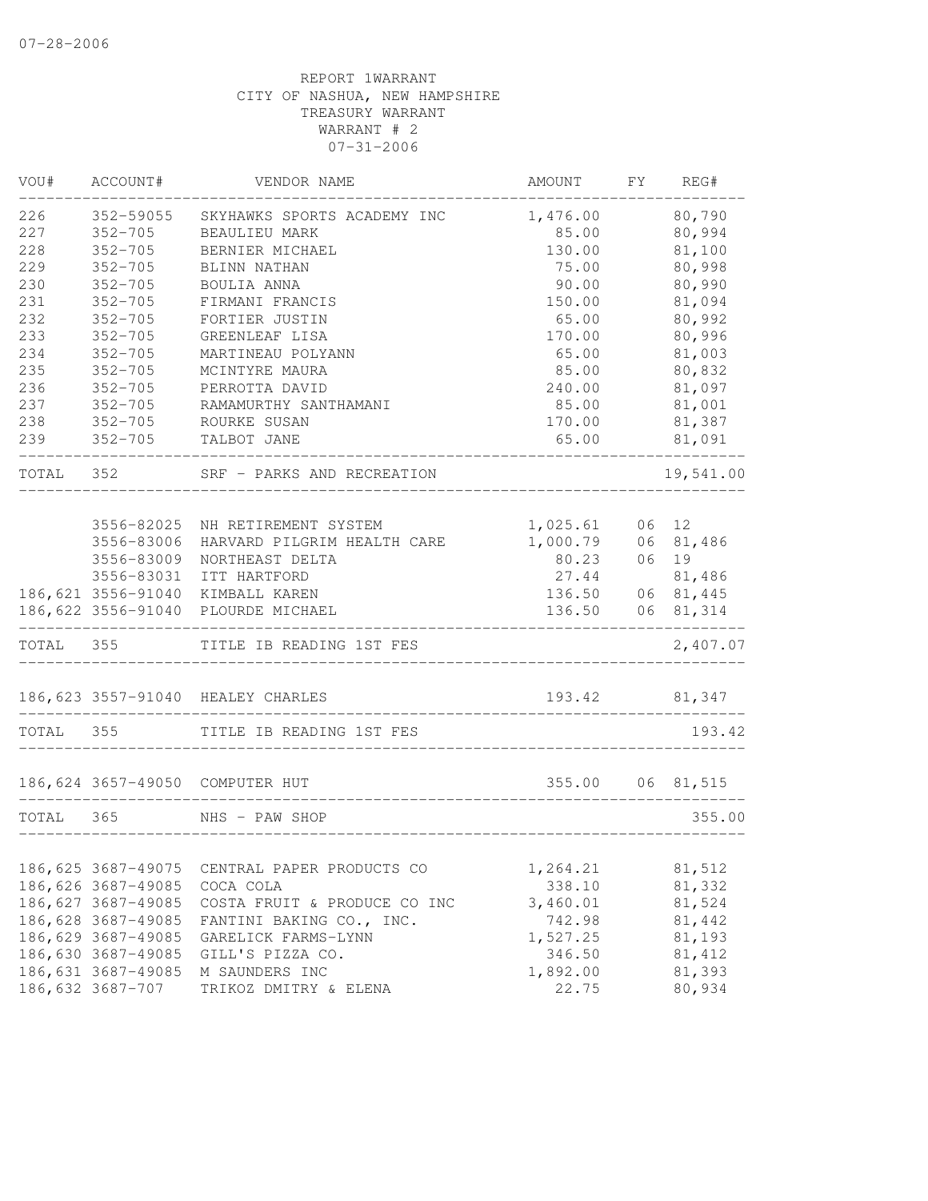07-28-2006

REPORT 1WARRANT
CITY OF NASHUA, NEW HAMPSHIRE
TREASURY WARRANT
WARRANT # 2
07-31-2006

| VOU# | ACCOUNT# | VENDOR NAME | AMOUNT | FY | REG# |
|---|---|---|---|---|---|
| 226 | 352-59055 | SKYHAWKS SPORTS ACADEMY INC | 1,476.00 | | 80,790 |
| 227 | 352-705 | BEAULIEU MARK | 85.00 | | 80,994 |
| 228 | 352-705 | BERNIER MICHAEL | 130.00 | | 81,100 |
| 229 | 352-705 | BLINN NATHAN | 75.00 | | 80,998 |
| 230 | 352-705 | BOULIA ANNA | 90.00 | | 80,990 |
| 231 | 352-705 | FIRMANI FRANCIS | 150.00 | | 81,094 |
| 232 | 352-705 | FORTIER JUSTIN | 65.00 | | 80,992 |
| 233 | 352-705 | GREENLEAF LISA | 170.00 | | 80,996 |
| 234 | 352-705 | MARTINEAU POLYANN | 65.00 | | 81,003 |
| 235 | 352-705 | MCINTYRE MAURA | 85.00 | | 80,832 |
| 236 | 352-705 | PERROTTA DAVID | 240.00 | | 81,097 |
| 237 | 352-705 | RAMAMURTHY SANTHAMANI | 85.00 | | 81,001 |
| 238 | 352-705 | ROURKE SUSAN | 170.00 | | 81,387 |
| 239 | 352-705 | TALBOT JANE | 65.00 | | 81,091 |
| TOTAL | 352 | SRF - PARKS AND RECREATION | | | 19,541.00 |
| | 3556-82025 | NH RETIREMENT SYSTEM | 1,025.61 | 06 | 12 |
| | 3556-83006 | HARVARD PILGRIM HEALTH CARE | 1,000.79 | 06 | 81,486 |
| | 3556-83009 | NORTHEAST DELTA | 80.23 | 06 | 19 |
| | 3556-83031 | ITT HARTFORD | 27.44 | | 81,486 |
| 186,621 | 3556-91040 | KIMBALL KAREN | 136.50 | 06 | 81,445 |
| 186,622 | 3556-91040 | PLOURDE MICHAEL | 136.50 | 06 | 81,314 |
| TOTAL | 355 | TITLE IB READING 1ST FES | | | 2,407.07 |
| 186,623 | 3557-91040 | HEALEY CHARLES | 193.42 | | 81,347 |
| TOTAL | 355 | TITLE IB READING 1ST FES | | | 193.42 |
| 186,624 | 3657-49050 | COMPUTER HUT | 355.00 | 06 | 81,515 |
| TOTAL | 365 | NHS - PAW SHOP | | | 355.00 |
| 186,625 | 3687-49075 | CENTRAL PAPER PRODUCTS CO | 1,264.21 | | 81,512 |
| 186,626 | 3687-49085 | COCA COLA | 338.10 | | 81,332 |
| 186,627 | 3687-49085 | COSTA FRUIT & PRODUCE CO INC | 3,460.01 | | 81,524 |
| 186,628 | 3687-49085 | FANTINI BAKING CO., INC. | 742.98 | | 81,442 |
| 186,629 | 3687-49085 | GARELICK FARMS-LYNN | 1,527.25 | | 81,193 |
| 186,630 | 3687-49085 | GILL'S PIZZA CO. | 346.50 | | 81,412 |
| 186,631 | 3687-49085 | M SAUNDERS INC | 1,892.00 | | 81,393 |
| 186,632 | 3687-707 | TRIKOZ DMITRY & ELENA | 22.75 | | 80,934 |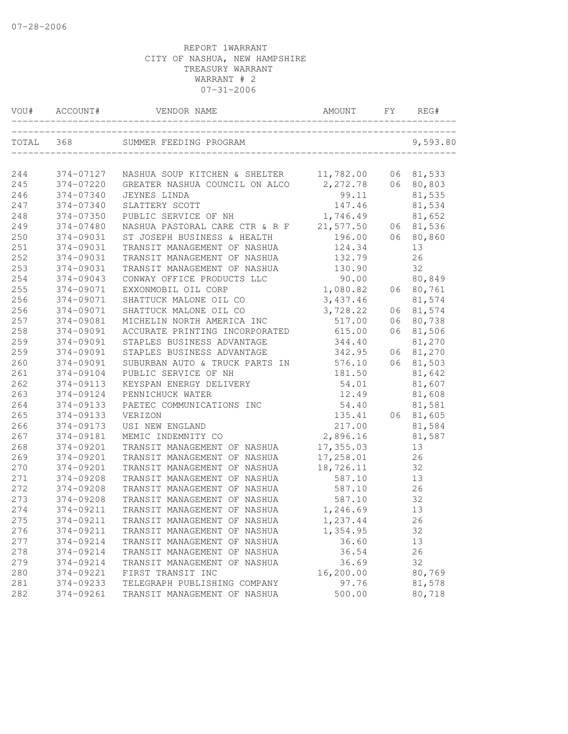07-28-2006

REPORT 1WARRANT
CITY OF NASHUA, NEW HAMPSHIRE
TREASURY WARRANT
WARRANT # 2
07-31-2006

| VOU# | ACCOUNT# | VENDOR NAME | AMOUNT | FY | REG# |
|---|---|---|---|---|---|
| TOTAL | 368 | SUMMER FEEDING PROGRAM | | | 9,593.80 |
| 244 | 374-07127 | NASHUA SOUP KITCHEN & SHELTER | 11,782.00 | 06 | 81,533 |
| 245 | 374-07220 | GREATER NASHUA COUNCIL ON ALCO | 2,272.78 | 06 | 80,803 |
| 246 | 374-07340 | JEYNES LINDA | 99.11 | | 81,535 |
| 247 | 374-07340 | SLATTERY SCOTT | 147.46 | | 81,534 |
| 248 | 374-07350 | PUBLIC SERVICE OF NH | 1,746.49 | | 81,652 |
| 249 | 374-07480 | NASHUA PASTORAL CARE CTR & R F | 21,577.50 | 06 | 81,536 |
| 250 | 374-09031 | ST JOSEPH BUSINESS & HEALTH | 196.00 | 06 | 80,860 |
| 251 | 374-09031 | TRANSIT MANAGEMENT OF NASHUA | 124.34 | | 13 |
| 252 | 374-09031 | TRANSIT MANAGEMENT OF NASHUA | 132.79 | | 26 |
| 253 | 374-09031 | TRANSIT MANAGEMENT OF NASHUA | 130.90 | | 32 |
| 254 | 374-09043 | CONWAY OFFICE PRODUCTS LLC | 90.00 | | 80,849 |
| 255 | 374-09071 | EXXONMOBIL OIL CORP | 1,080.82 | 06 | 80,761 |
| 256 | 374-09071 | SHATTUCK MALONE OIL CO | 3,437.46 | | 81,574 |
| 256 | 374-09071 | SHATTUCK MALONE OIL CO | 3,728.22 | 06 | 81,574 |
| 257 | 374-09081 | MICHELIN NORTH AMERICA INC | 517.00 | 06 | 80,738 |
| 258 | 374-09091 | ACCURATE PRINTING INCORPORATED | 615.00 | 06 | 81,506 |
| 259 | 374-09091 | STAPLES BUSINESS ADVANTAGE | 344.40 | | 81,270 |
| 259 | 374-09091 | STAPLES BUSINESS ADVANTAGE | 342.95 | 06 | 81,270 |
| 260 | 374-09091 | SUBURBAN AUTO & TRUCK PARTS IN | 576.10 | 06 | 81,503 |
| 261 | 374-09104 | PUBLIC SERVICE OF NH | 181.50 | | 81,642 |
| 262 | 374-09113 | KEYSPAN ENERGY DELIVERY | 54.01 | | 81,607 |
| 263 | 374-09124 | PENNICHUCK WATER | 12.49 | | 81,608 |
| 264 | 374-09133 | PAETEC COMMUNICATIONS INC | 54.40 | | 81,581 |
| 265 | 374-09133 | VERIZON | 135.41 | 06 | 81,605 |
| 266 | 374-09173 | USI NEW ENGLAND | 217.00 | | 81,584 |
| 267 | 374-09181 | MEMIC INDEMNITY CO | 2,896.16 | | 81,587 |
| 268 | 374-09201 | TRANSIT MANAGEMENT OF NASHUA | 17,355.03 | | 13 |
| 269 | 374-09201 | TRANSIT MANAGEMENT OF NASHUA | 17,258.01 | | 26 |
| 270 | 374-09201 | TRANSIT MANAGEMENT OF NASHUA | 18,726.11 | | 32 |
| 271 | 374-09208 | TRANSIT MANAGEMENT OF NASHUA | 587.10 | | 13 |
| 272 | 374-09208 | TRANSIT MANAGEMENT OF NASHUA | 587.10 | | 26 |
| 273 | 374-09208 | TRANSIT MANAGEMENT OF NASHUA | 587.10 | | 32 |
| 274 | 374-09211 | TRANSIT MANAGEMENT OF NASHUA | 1,246.69 | | 13 |
| 275 | 374-09211 | TRANSIT MANAGEMENT OF NASHUA | 1,237.44 | | 26 |
| 276 | 374-09211 | TRANSIT MANAGEMENT OF NASHUA | 1,354.95 | | 32 |
| 277 | 374-09214 | TRANSIT MANAGEMENT OF NASHUA | 36.60 | | 13 |
| 278 | 374-09214 | TRANSIT MANAGEMENT OF NASHUA | 36.54 | | 26 |
| 279 | 374-09214 | TRANSIT MANAGEMENT OF NASHUA | 36.69 | | 32 |
| 280 | 374-09221 | FIRST TRANSIT INC | 16,200.00 | | 80,769 |
| 281 | 374-09233 | TELEGRAPH PUBLISHING COMPANY | 97.76 | | 81,578 |
| 282 | 374-09261 | TRANSIT MANAGEMENT OF NASHUA | 500.00 | | 80,718 |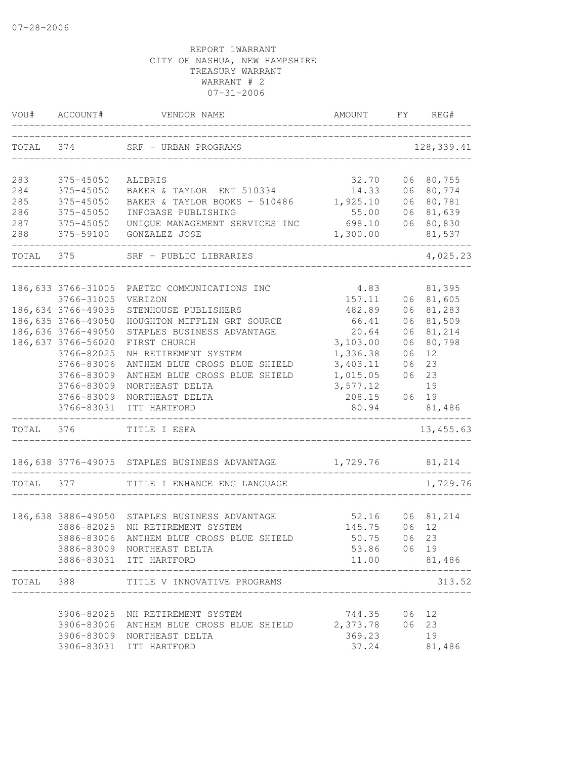07-28-2006

REPORT 1WARRANT
CITY OF NASHUA, NEW HAMPSHIRE
TREASURY WARRANT
WARRANT # 2
07-31-2006

| VOU# | ACCOUNT# | VENDOR NAME | AMOUNT | FY | REG# |
|---|---|---|---|---|---|
| TOTAL | 374 | SRF - URBAN PROGRAMS | | | 128,339.41 |
| 283 | 375-45050 | ALIBRIS | 32.70 | 06 | 80,755 |
| 284 | 375-45050 | BAKER & TAYLOR ENT 510334 | 14.33 | 06 | 80,774 |
| 285 | 375-45050 | BAKER & TAYLOR BOOKS - 510486 | 1,925.10 | 06 | 80,781 |
| 286 | 375-45050 | INFOBASE PUBLISHING | 55.00 | 06 | 81,639 |
| 287 | 375-45050 | UNIQUE MANAGEMENT SERVICES INC | 698.10 | 06 | 80,830 |
| 288 | 375-59100 | GONZALEZ JOSE | 1,300.00 | | 81,537 |
| TOTAL | 375 | SRF - PUBLIC LIBRARIES | | | 4,025.23 |
| 186,633 | 3766-31005 | PAETEC COMMUNICATIONS INC | 4.83 | | 81,395 |
| | 3766-31005 | VERIZON | 157.11 | 06 | 81,605 |
| 186,634 | 3766-49035 | STENHOUSE PUBLISHERS | 482.89 | 06 | 81,283 |
| 186,635 | 3766-49050 | HOUGHTON MIFFLIN GRT SOURCE | 66.41 | 06 | 81,509 |
| 186,636 | 3766-49050 | STAPLES BUSINESS ADVANTAGE | 20.64 | 06 | 81,214 |
| 186,637 | 3766-56020 | FIRST CHURCH | 3,103.00 | 06 | 80,798 |
| | 3766-82025 | NH RETIREMENT SYSTEM | 1,336.38 | 06 | 12 |
| | 3766-83006 | ANTHEM BLUE CROSS BLUE SHIELD | 3,403.11 | 06 | 23 |
| | 3766-83009 | ANTHEM BLUE CROSS BLUE SHIELD | 1,015.05 | 06 | 23 |
| | 3766-83009 | NORTHEAST DELTA | 3,577.12 | | 19 |
| | 3766-83009 | NORTHEAST DELTA | 208.15 | 06 | 19 |
| | 3766-83031 | ITT HARTFORD | 80.94 | | 81,486 |
| TOTAL | 376 | TITLE I ESEA | | | 13,455.63 |
| 186,638 | 3776-49075 | STAPLES BUSINESS ADVANTAGE | 1,729.76 | | 81,214 |
| TOTAL | 377 | TITLE I ENHANCE ENG LANGUAGE | | | 1,729.76 |
| 186,638 | 3886-49050 | STAPLES BUSINESS ADVANTAGE | 52.16 | 06 | 81,214 |
| | 3886-82025 | NH RETIREMENT SYSTEM | 145.75 | 06 | 12 |
| | 3886-83006 | ANTHEM BLUE CROSS BLUE SHIELD | 50.75 | 06 | 23 |
| | 3886-83009 | NORTHEAST DELTA | 53.86 | 06 | 19 |
| | 3886-83031 | ITT HARTFORD | 11.00 | | 81,486 |
| TOTAL | 388 | TITLE V INNOVATIVE PROGRAMS | | | 313.52 |
| | 3906-82025 | NH RETIREMENT SYSTEM | 744.35 | 06 | 12 |
| | 3906-83006 | ANTHEM BLUE CROSS BLUE SHIELD | 2,373.78 | 06 | 23 |
| | 3906-83009 | NORTHEAST DELTA | 369.23 | | 19 |
| | 3906-83031 | ITT HARTFORD | 37.24 | | 81,486 |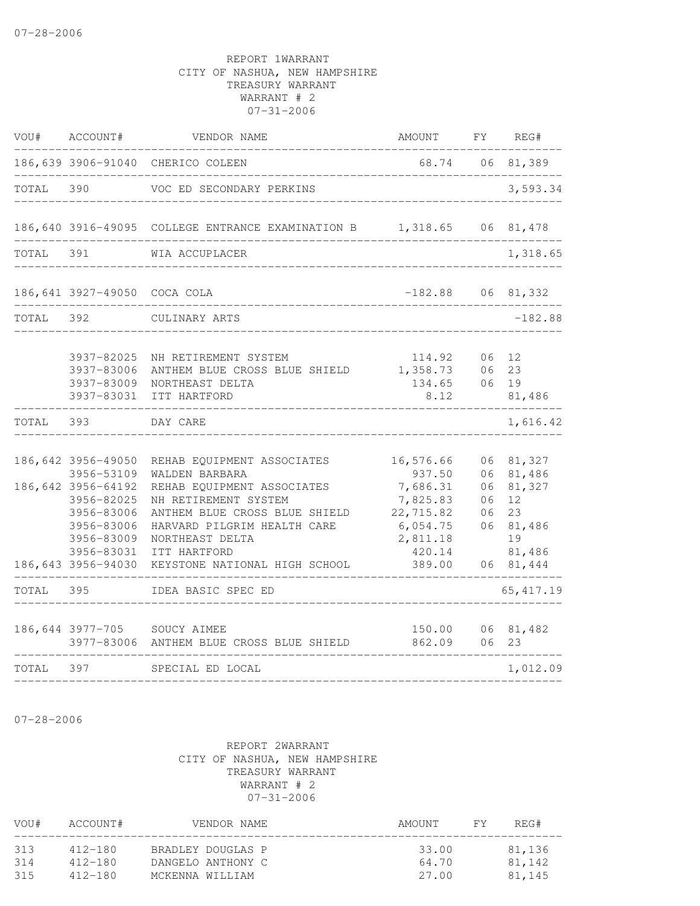REPORT 1WARRANT
CITY OF NASHUA, NEW HAMPSHIRE
TREASURY WARRANT
WARRANT # 2
07-31-2006

| VOU# | ACCOUNT# | VENDOR NAME | AMOUNT | FY | REG# |
|---|---|---|---|---|---|
| 186,639 | 3906-91040 | CHERICO COLEEN | 68.74 | 06 | 81,389 |
| TOTAL | 390 | VOC ED SECONDARY PERKINS | | | 3,593.34 |
| 186,640 | 3916-49095 | COLLEGE ENTRANCE EXAMINATION B | 1,318.65 | 06 | 81,478 |
| TOTAL | 391 | WIA ACCUPLACER | | | 1,318.65 |
| 186,641 | 3927-49050 | COCA COLA | -182.88 | 06 | 81,332 |
| TOTAL | 392 | CULINARY ARTS | | | -182.88 |
| | 3937-82025 | NH RETIREMENT SYSTEM | 114.92 | 06 | 12 |
| | 3937-83006 | ANTHEM BLUE CROSS BLUE SHIELD | 1,358.73 | 06 | 23 |
| | 3937-83009 | NORTHEAST DELTA | 134.65 | 06 | 19 |
| | 3937-83031 | ITT HARTFORD | 8.12 | | 81,486 |
| TOTAL | 393 | DAY CARE | | | 1,616.42 |
| 186,642 | 3956-49050 | REHAB EQUIPMENT ASSOCIATES | 16,576.66 | 06 | 81,327 |
| | 3956-53109 | WALDEN BARBARA | 937.50 | 06 | 81,486 |
| 186,642 | 3956-64192 | REHAB EQUIPMENT ASSOCIATES | 7,686.31 | 06 | 81,327 |
| | 3956-82025 | NH RETIREMENT SYSTEM | 7,825.83 | 06 | 12 |
| | 3956-83006 | ANTHEM BLUE CROSS BLUE SHIELD | 22,715.82 | 06 | 23 |
| | 3956-83006 | HARVARD PILGRIM HEALTH CARE | 6,054.75 | 06 | 81,486 |
| | 3956-83009 | NORTHEAST DELTA | 2,811.18 | | 19 |
| | 3956-83031 | ITT HARTFORD | 420.14 | | 81,486 |
| 186,643 | 3956-94030 | KEYSTONE NATIONAL HIGH SCHOOL | 389.00 | 06 | 81,444 |
| TOTAL | 395 | IDEA BASIC SPEC ED | | | 65,417.19 |
| 186,644 | 3977-705 | SOUCY AIMEE | 150.00 | 06 | 81,482 |
| | 3977-83006 | ANTHEM BLUE CROSS BLUE SHIELD | 862.09 | 06 | 23 |
| TOTAL | 397 | SPECIAL ED LOCAL | | | 1,012.09 |

07-28-2006

REPORT 2WARRANT
CITY OF NASHUA, NEW HAMPSHIRE
TREASURY WARRANT
WARRANT # 2
07-31-2006

| VOU# | ACCOUNT# | VENDOR NAME | AMOUNT | FY | REG# |
|---|---|---|---|---|---|
| 313 | 412-180 | BRADLEY DOUGLAS P | 33.00 | | 81,136 |
| 314 | 412-180 | DANGELO ANTHONY C | 64.70 | | 81,142 |
| 315 | 412-180 | MCKENNA WILLIAM | 27.00 | | 81,145 |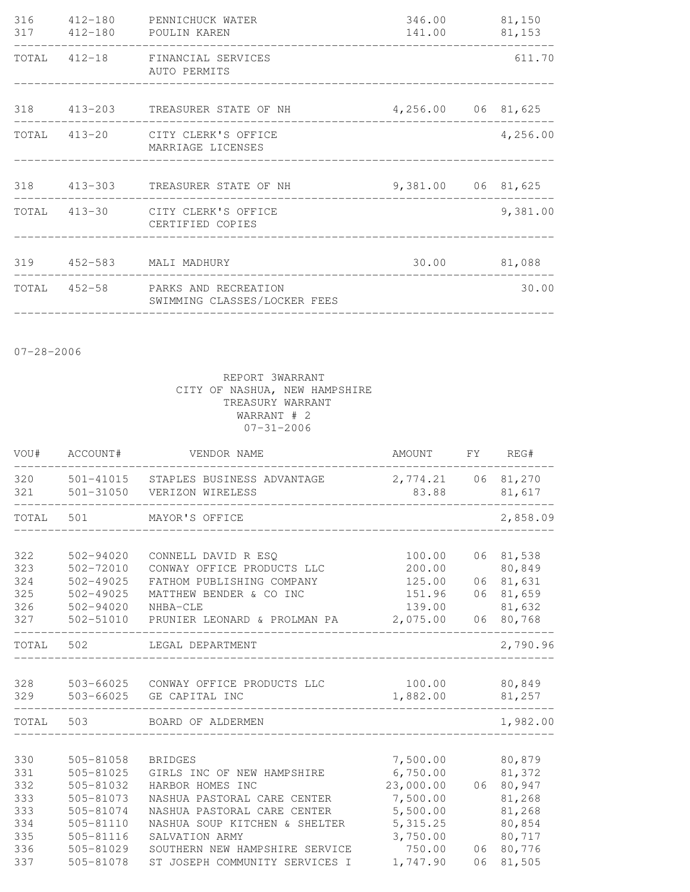| VOU# | ACCOUNT# | VENDOR NAME | AMOUNT | FY | REG# |
|---|---|---|---|---|---|
| 316 | 412-180 | PENNICHUCK WATER | 346.00 | | 81,150 |
| 317 | 412-180 | POULIN KAREN | 141.00 | | 81,153 |
| TOTAL | 412-18 | FINANCIAL SERVICES AUTO PERMITS | | | 611.70 |
| 318 | 413-203 | TREASURER STATE OF NH | 4,256.00 | 06 | 81,625 |
| TOTAL | 413-20 | CITY CLERK'S OFFICE MARRIAGE LICENSES | | | 4,256.00 |
| 318 | 413-303 | TREASURER STATE OF NH | 9,381.00 | 06 | 81,625 |
| TOTAL | 413-30 | CITY CLERK'S OFFICE CERTIFIED COPIES | | | 9,381.00 |
| 319 | 452-583 | MALI MADHURY | 30.00 | | 81,088 |
| TOTAL | 452-58 | PARKS AND RECREATION SWIMMING CLASSES/LOCKER FEES | | | 30.00 |

07-28-2006

REPORT 3WARRANT
CITY OF NASHUA, NEW HAMPSHIRE
TREASURY WARRANT
WARRANT # 2
07-31-2006

| VOU# | ACCOUNT# | VENDOR NAME | AMOUNT | FY | REG# |
|---|---|---|---|---|---|
| 320 | 501-41015 | STAPLES BUSINESS ADVANTAGE | 2,774.21 | 06 | 81,270 |
| 321 | 501-31050 | VERIZON WIRELESS | 83.88 | | 81,617 |
| TOTAL | 501 | MAYOR'S OFFICE | | | 2,858.09 |
| 322 | 502-94020 | CONNELL DAVID R ESQ | 100.00 | 06 | 81,538 |
| 323 | 502-72010 | CONWAY OFFICE PRODUCTS LLC | 200.00 | | 80,849 |
| 324 | 502-49025 | FATHOM PUBLISHING COMPANY | 125.00 | 06 | 81,631 |
| 325 | 502-49025 | MATTHEW BENDER & CO INC | 151.96 | 06 | 81,659 |
| 326 | 502-94020 | NHBA-CLE | 139.00 | | 81,632 |
| 327 | 502-51010 | PRUNIER LEONARD & PROLMAN PA | 2,075.00 | 06 | 80,768 |
| TOTAL | 502 | LEGAL DEPARTMENT | | | 2,790.96 |
| 328 | 503-66025 | CONWAY OFFICE PRODUCTS LLC | 100.00 | | 80,849 |
| 329 | 503-66025 | GE CAPITAL INC | 1,882.00 | | 81,257 |
| TOTAL | 503 | BOARD OF ALDERMEN | | | 1,982.00 |
| 330 | 505-81058 | BRIDGES | 7,500.00 | | 80,879 |
| 331 | 505-81025 | GIRLS INC OF NEW HAMPSHIRE | 6,750.00 | | 81,372 |
| 332 | 505-81032 | HARBOR HOMES INC | 23,000.00 | 06 | 80,947 |
| 333 | 505-81073 | NASHUA PASTORAL CARE CENTER | 7,500.00 | | 81,268 |
| 333 | 505-81074 | NASHUA PASTORAL CARE CENTER | 5,500.00 | | 81,268 |
| 334 | 505-81110 | NASHUA SOUP KITCHEN & SHELTER | 5,315.25 | | 80,854 |
| 335 | 505-81116 | SALVATION ARMY | 3,750.00 | | 80,717 |
| 336 | 505-81029 | SOUTHERN NEW HAMPSHIRE SERVICE | 750.00 | 06 | 80,776 |
| 337 | 505-81078 | ST JOSEPH COMMUNITY SERVICES I | 1,747.90 | 06 | 81,505 |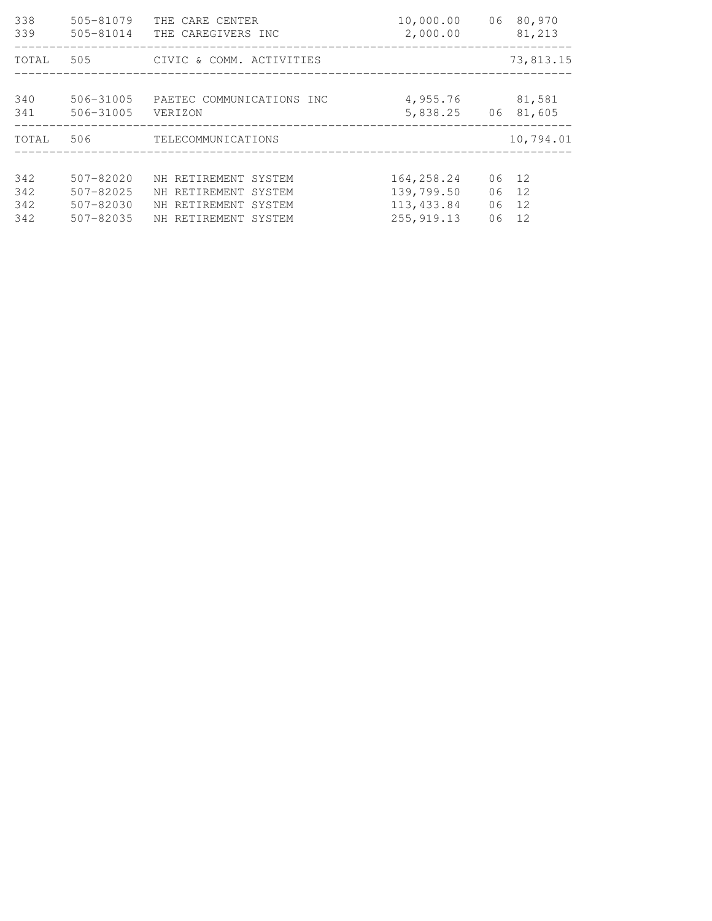| | | | | | |
|---|---|---|---|---|---|
| 338 | 505-81079 | THE CARE CENTER | 10,000.00 | 06 | 80,970 |
| 339 | 505-81014 | THE CAREGIVERS INC | 2,000.00 | | 81,213 |
| TOTAL | 505 | CIVIC & COMM. ACTIVITIES | | | 73,813.15 |
| 340 | 506-31005 | PAETEC COMMUNICATIONS INC | 4,955.76 | | 81,581 |
| 341 | 506-31005 | VERIZON | 5,838.25 | 06 | 81,605 |
| TOTAL | 506 | TELECOMMUNICATIONS | | | 10,794.01 |
| 342 | 507-82020 | NH RETIREMENT SYSTEM | 164,258.24 | 06 | 12 |
| 342 | 507-82025 | NH RETIREMENT SYSTEM | 139,799.50 | 06 | 12 |
| 342 | 507-82030 | NH RETIREMENT SYSTEM | 113,433.84 | 06 | 12 |
| 342 | 507-82035 | NH RETIREMENT SYSTEM | 255,919.13 | 06 | 12 |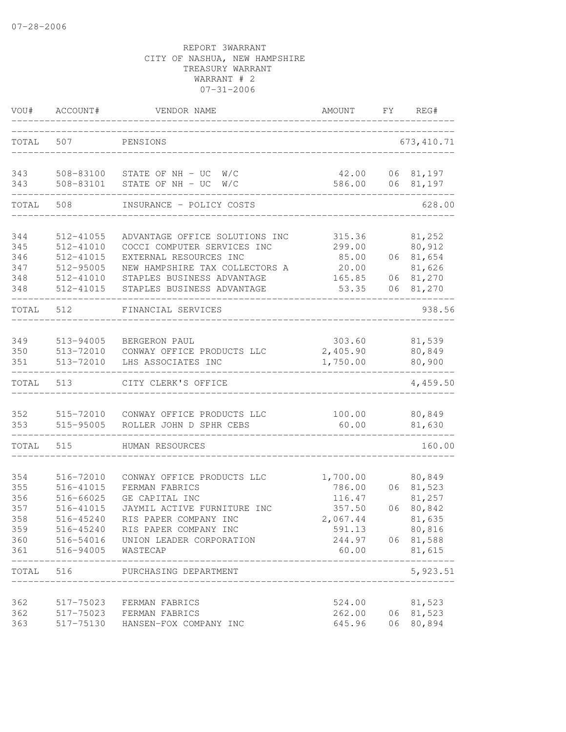07-28-2006

REPORT 3WARRANT
CITY OF NASHUA, NEW HAMPSHIRE
TREASURY WARRANT
WARRANT # 2
07-31-2006

| VOU# | ACCOUNT# | VENDOR NAME | AMOUNT | FY | REG# |
|---|---|---|---|---|---|
| TOTAL | 507 | PENSIONS | | | 673,410.71 |
| 343 | 508-83100 | STATE OF NH - UC W/C | 42.00 | 06 | 81,197 |
| 343 | 508-83101 | STATE OF NH - UC W/C | 586.00 | 06 | 81,197 |
| TOTAL | 508 | INSURANCE - POLICY COSTS | | | 628.00 |
| 344 | 512-41055 | ADVANTAGE OFFICE SOLUTIONS INC | 315.36 | | 81,252 |
| 345 | 512-41010 | COCCI COMPUTER SERVICES INC | 299.00 | | 80,912 |
| 346 | 512-41015 | EXTERNAL RESOURCES INC | 85.00 | 06 | 81,654 |
| 347 | 512-95005 | NEW HAMPSHIRE TAX COLLECTORS A | 20.00 | | 81,626 |
| 348 | 512-41010 | STAPLES BUSINESS ADVANTAGE | 165.85 | 06 | 81,270 |
| 348 | 512-41015 | STAPLES BUSINESS ADVANTAGE | 53.35 | 06 | 81,270 |
| TOTAL | 512 | FINANCIAL SERVICES | | | 938.56 |
| 349 | 513-94005 | BERGERON PAUL | 303.60 | | 81,539 |
| 350 | 513-72010 | CONWAY OFFICE PRODUCTS LLC | 2,405.90 | | 80,849 |
| 351 | 513-72010 | LHS ASSOCIATES INC | 1,750.00 | | 80,900 |
| TOTAL | 513 | CITY CLERK'S OFFICE | | | 4,459.50 |
| 352 | 515-72010 | CONWAY OFFICE PRODUCTS LLC | 100.00 | | 80,849 |
| 353 | 515-95005 | ROLLER JOHN D SPHR CEBS | 60.00 | | 81,630 |
| TOTAL | 515 | HUMAN RESOURCES | | | 160.00 |
| 354 | 516-72010 | CONWAY OFFICE PRODUCTS LLC | 1,700.00 | | 80,849 |
| 355 | 516-41015 | FERMAN FABRICS | 786.00 | 06 | 81,523 |
| 356 | 516-66025 | GE CAPITAL INC | 116.47 | | 81,257 |
| 357 | 516-41015 | JAYMIL ACTIVE FURNITURE INC | 357.50 | 06 | 80,842 |
| 358 | 516-45240 | RIS PAPER COMPANY INC | 2,067.44 | | 81,635 |
| 359 | 516-45240 | RIS PAPER COMPANY INC | 591.13 | | 80,816 |
| 360 | 516-54016 | UNION LEADER CORPORATION | 244.97 | 06 | 81,588 |
| 361 | 516-94005 | WASTECAP | 60.00 | | 81,615 |
| TOTAL | 516 | PURCHASING DEPARTMENT | | | 5,923.51 |
| 362 | 517-75023 | FERMAN FABRICS | 524.00 | | 81,523 |
| 362 | 517-75023 | FERMAN FABRICS | 262.00 | 06 | 81,523 |
| 363 | 517-75130 | HANSEN-FOX COMPANY INC | 645.96 | 06 | 80,894 |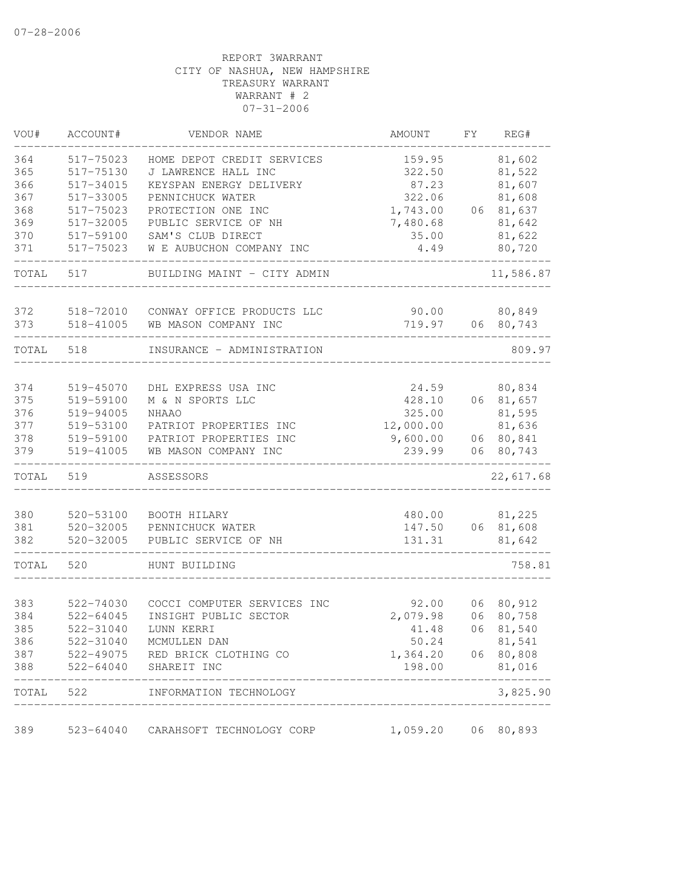07-28-2006

REPORT 3WARRANT
CITY OF NASHUA, NEW HAMPSHIRE
TREASURY WARRANT
WARRANT # 2
07-31-2006

| VOU# | ACCOUNT# | VENDOR NAME | AMOUNT | FY | REG# |
|---|---|---|---|---|---|
| 364 | 517-75023 | HOME DEPOT CREDIT SERVICES | 159.95 | | 81,602 |
| 365 | 517-75130 | J LAWRENCE HALL INC | 322.50 | | 81,522 |
| 366 | 517-34015 | KEYSPAN ENERGY DELIVERY | 87.23 | | 81,607 |
| 367 | 517-33005 | PENNICHUCK WATER | 322.06 | | 81,608 |
| 368 | 517-75023 | PROTECTION ONE INC | 1,743.00 | 06 | 81,637 |
| 369 | 517-32005 | PUBLIC SERVICE OF NH | 7,480.68 | | 81,642 |
| 370 | 517-59100 | SAM'S CLUB DIRECT | 35.00 | | 81,622 |
| 371 | 517-75023 | W E AUBUCHON COMPANY INC | 4.49 | | 80,720 |
| TOTAL | 517 | BUILDING MAINT - CITY ADMIN | | | 11,586.87 |
| 372 | 518-72010 | CONWAY OFFICE PRODUCTS LLC | 90.00 | | 80,849 |
| 373 | 518-41005 | WB MASON COMPANY INC | 719.97 | 06 | 80,743 |
| TOTAL | 518 | INSURANCE - ADMINISTRATION | | | 809.97 |
| 374 | 519-45070 | DHL EXPRESS USA INC | 24.59 | | 80,834 |
| 375 | 519-59100 | M & N SPORTS LLC | 428.10 | 06 | 81,657 |
| 376 | 519-94005 | NHAAO | 325.00 | | 81,595 |
| 377 | 519-53100 | PATRIOT PROPERTIES INC | 12,000.00 | | 81,636 |
| 378 | 519-59100 | PATRIOT PROPERTIES INC | 9,600.00 | 06 | 80,841 |
| 379 | 519-41005 | WB MASON COMPANY INC | 239.99 | 06 | 80,743 |
| TOTAL | 519 | ASSESSORS | | | 22,617.68 |
| 380 | 520-53100 | BOOTH HILARY | 480.00 | | 81,225 |
| 381 | 520-32005 | PENNICHUCK WATER | 147.50 | 06 | 81,608 |
| 382 | 520-32005 | PUBLIC SERVICE OF NH | 131.31 | | 81,642 |
| TOTAL | 520 | HUNT BUILDING | | | 758.81 |
| 383 | 522-74030 | COCCI COMPUTER SERVICES INC | 92.00 | 06 | 80,912 |
| 384 | 522-64045 | INSIGHT PUBLIC SECTOR | 2,079.98 | 06 | 80,758 |
| 385 | 522-31040 | LUNN KERRI | 41.48 | 06 | 81,540 |
| 386 | 522-31040 | MCMULLEN DAN | 50.24 | | 81,541 |
| 387 | 522-49075 | RED BRICK CLOTHING CO | 1,364.20 | 06 | 80,808 |
| 388 | 522-64040 | SHAREIT INC | 198.00 | | 81,016 |
| TOTAL | 522 | INFORMATION TECHNOLOGY | | | 3,825.90 |
| 389 | 523-64040 | CARAHSOFT TECHNOLOGY CORP | 1,059.20 | 06 | 80,893 |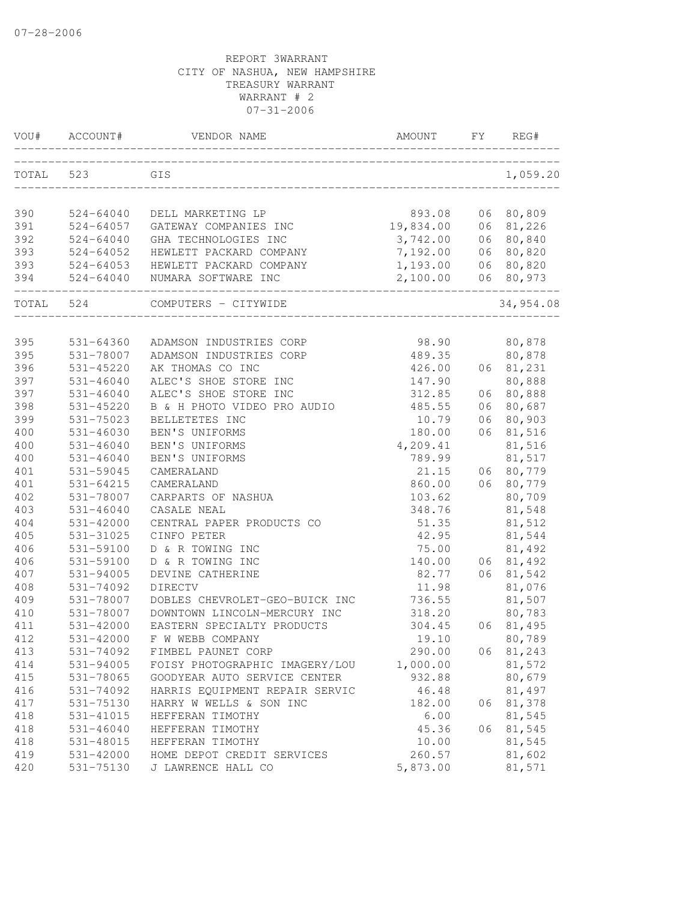07-28-2006

REPORT 3WARRANT
CITY OF NASHUA, NEW HAMPSHIRE
TREASURY WARRANT
WARRANT # 2
07-31-2006

| VOU# | ACCOUNT# | VENDOR NAME | AMOUNT | FY | REG# |
|---|---|---|---|---|---|
| TOTAL | 523 | GIS | | | 1,059.20 |
| 390 | 524-64040 | DELL MARKETING LP | 893.08 | 06 | 80,809 |
| 391 | 524-64057 | GATEWAY COMPANIES INC | 19,834.00 | 06 | 81,226 |
| 392 | 524-64040 | GHA TECHNOLOGIES INC | 3,742.00 | 06 | 80,840 |
| 393 | 524-64052 | HEWLETT PACKARD COMPANY | 7,192.00 | 06 | 80,820 |
| 393 | 524-64053 | HEWLETT PACKARD COMPANY | 1,193.00 | 06 | 80,820 |
| 394 | 524-64040 | NUMARA SOFTWARE INC | 2,100.00 | 06 | 80,973 |
| TOTAL | 524 | COMPUTERS - CITYWIDE | | | 34,954.08 |
| 395 | 531-64360 | ADAMSON INDUSTRIES CORP | 98.90 | | 80,878 |
| 395 | 531-78007 | ADAMSON INDUSTRIES CORP | 489.35 | | 80,878 |
| 396 | 531-45220 | AK THOMAS CO INC | 426.00 | 06 | 81,231 |
| 397 | 531-46040 | ALEC'S SHOE STORE INC | 147.90 | | 80,888 |
| 397 | 531-46040 | ALEC'S SHOE STORE INC | 312.85 | 06 | 80,888 |
| 398 | 531-45220 | B & H PHOTO VIDEO PRO AUDIO | 485.55 | 06 | 80,687 |
| 399 | 531-75023 | BELLETETES INC | 10.79 | 06 | 80,903 |
| 400 | 531-46030 | BEN'S UNIFORMS | 180.00 | 06 | 81,516 |
| 400 | 531-46040 | BEN'S UNIFORMS | 4,209.41 | | 81,516 |
| 400 | 531-46040 | BEN'S UNIFORMS | 789.99 | | 81,517 |
| 401 | 531-59045 | CAMERALAND | 21.15 | 06 | 80,779 |
| 401 | 531-64215 | CAMERALAND | 860.00 | 06 | 80,779 |
| 402 | 531-78007 | CARPARTS OF NASHUA | 103.62 | | 80,709 |
| 403 | 531-46040 | CASALE NEAL | 348.76 | | 81,548 |
| 404 | 531-42000 | CENTRAL PAPER PRODUCTS CO | 51.35 | | 81,512 |
| 405 | 531-31025 | CINFO PETER | 42.95 | | 81,544 |
| 406 | 531-59100 | D & R TOWING INC | 75.00 | | 81,492 |
| 406 | 531-59100 | D & R TOWING INC | 140.00 | 06 | 81,492 |
| 407 | 531-94005 | DEVINE CATHERINE | 82.77 | 06 | 81,542 |
| 408 | 531-74092 | DIRECTV | 11.98 | | 81,076 |
| 409 | 531-78007 | DOBLES CHEVROLET-GEO-BUICK INC | 736.55 | | 81,507 |
| 410 | 531-78007 | DOWNTOWN LINCOLN-MERCURY INC | 318.20 | | 80,783 |
| 411 | 531-42000 | EASTERN SPECIALTY PRODUCTS | 304.45 | 06 | 81,495 |
| 412 | 531-42000 | F W WEBB COMPANY | 19.10 | | 80,789 |
| 413 | 531-74092 | FIMBEL PAUNET CORP | 290.00 | 06 | 81,243 |
| 414 | 531-94005 | FOISY PHOTOGRAPHIC IMAGERY/LOU | 1,000.00 | | 81,572 |
| 415 | 531-78065 | GOODYEAR AUTO SERVICE CENTER | 932.88 | | 80,679 |
| 416 | 531-74092 | HARRIS EQUIPMENT REPAIR SERVIC | 46.48 | | 81,497 |
| 417 | 531-75130 | HARRY W WELLS & SON INC | 182.00 | 06 | 81,378 |
| 418 | 531-41015 | HEFFERAN TIMOTHY | 6.00 | | 81,545 |
| 418 | 531-46040 | HEFFERAN TIMOTHY | 45.36 | 06 | 81,545 |
| 418 | 531-48015 | HEFFERAN TIMOTHY | 10.00 | | 81,545 |
| 419 | 531-42000 | HOME DEPOT CREDIT SERVICES | 260.57 | | 81,602 |
| 420 | 531-75130 | J LAWRENCE HALL CO | 5,873.00 | | 81,571 |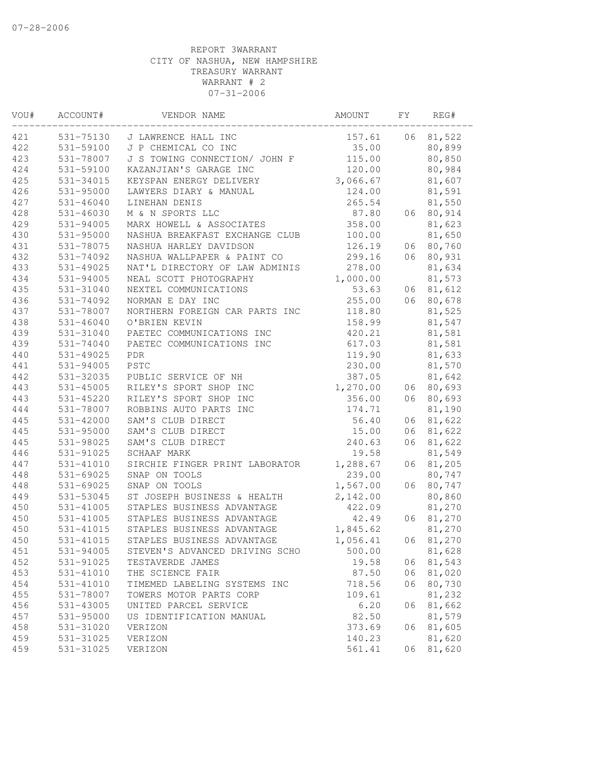07-28-2006

REPORT 3WARRANT
CITY OF NASHUA, NEW HAMPSHIRE
TREASURY WARRANT
WARRANT # 2
07-31-2006

| VOU# | ACCOUNT# | VENDOR NAME | AMOUNT | FY | REG# |
|---|---|---|---|---|---|
| 421 | 531-75130 | J LAWRENCE HALL INC | 157.61 | 06 | 81,522 |
| 422 | 531-59100 | J P CHEMICAL CO INC | 35.00 | | 80,899 |
| 423 | 531-78007 | J S TOWING CONNECTION/ JOHN F | 115.00 | | 80,850 |
| 424 | 531-59100 | KAZANJIAN'S GARAGE INC | 120.00 | | 80,984 |
| 425 | 531-34015 | KEYSPAN ENERGY DELIVERY | 3,066.67 | | 81,607 |
| 426 | 531-95000 | LAWYERS DIARY & MANUAL | 124.00 | | 81,591 |
| 427 | 531-46040 | LINEHAN DENIS | 265.54 | | 81,550 |
| 428 | 531-46030 | M & N SPORTS LLC | 87.80 | 06 | 80,914 |
| 429 | 531-94005 | MARX HOWELL & ASSOCIATES | 358.00 | | 81,623 |
| 430 | 531-95000 | NASHUA BREAKFAST EXCHANGE CLUB | 100.00 | | 81,650 |
| 431 | 531-78075 | NASHUA HARLEY DAVIDSON | 126.19 | 06 | 80,760 |
| 432 | 531-74092 | NASHUA WALLPAPER & PAINT CO | 299.16 | 06 | 80,931 |
| 433 | 531-49025 | NAT'L DIRECTORY OF LAW ADMINIS | 278.00 | | 81,634 |
| 434 | 531-94005 | NEAL SCOTT PHOTOGRAPHY | 1,000.00 | | 81,573 |
| 435 | 531-31040 | NEXTEL COMMUNICATIONS | 53.63 | 06 | 81,612 |
| 436 | 531-74092 | NORMAN E DAY INC | 255.00 | 06 | 80,678 |
| 437 | 531-78007 | NORTHERN FOREIGN CAR PARTS INC | 118.80 | | 81,525 |
| 438 | 531-46040 | O'BRIEN KEVIN | 158.99 | | 81,547 |
| 439 | 531-31040 | PAETEC COMMUNICATIONS INC | 420.21 | | 81,581 |
| 439 | 531-74040 | PAETEC COMMUNICATIONS INC | 617.03 | | 81,581 |
| 440 | 531-49025 | PDR | 119.90 | | 81,633 |
| 441 | 531-94005 | PSTC | 230.00 | | 81,570 |
| 442 | 531-32035 | PUBLIC SERVICE OF NH | 387.05 | | 81,642 |
| 443 | 531-45005 | RILEY'S SPORT SHOP INC | 1,270.00 | 06 | 80,693 |
| 443 | 531-45220 | RILEY'S SPORT SHOP INC | 356.00 | 06 | 80,693 |
| 444 | 531-78007 | ROBBINS AUTO PARTS INC | 174.71 | | 81,190 |
| 445 | 531-42000 | SAM'S CLUB DIRECT | 56.40 | 06 | 81,622 |
| 445 | 531-95000 | SAM'S CLUB DIRECT | 15.00 | 06 | 81,622 |
| 445 | 531-98025 | SAM'S CLUB DIRECT | 240.63 | 06 | 81,622 |
| 446 | 531-91025 | SCHAAF MARK | 19.58 | | 81,549 |
| 447 | 531-41010 | SIRCHIE FINGER PRINT LABORATOR | 1,288.67 | 06 | 81,205 |
| 448 | 531-69025 | SNAP ON TOOLS | 239.00 | | 80,747 |
| 448 | 531-69025 | SNAP ON TOOLS | 1,567.00 | 06 | 80,747 |
| 449 | 531-53045 | ST JOSEPH BUSINESS & HEALTH | 2,142.00 | | 80,860 |
| 450 | 531-41005 | STAPLES BUSINESS ADVANTAGE | 422.09 | | 81,270 |
| 450 | 531-41005 | STAPLES BUSINESS ADVANTAGE | 42.49 | 06 | 81,270 |
| 450 | 531-41015 | STAPLES BUSINESS ADVANTAGE | 1,845.62 | | 81,270 |
| 450 | 531-41015 | STAPLES BUSINESS ADVANTAGE | 1,056.41 | 06 | 81,270 |
| 451 | 531-94005 | STEVEN'S ADVANCED DRIVING SCHO | 500.00 | | 81,628 |
| 452 | 531-91025 | TESTAVERDE JAMES | 19.58 | 06 | 81,543 |
| 453 | 531-41010 | THE SCIENCE FAIR | 87.50 | 06 | 81,020 |
| 454 | 531-41010 | TIMEMED LABELING SYSTEMS INC | 718.56 | 06 | 80,730 |
| 455 | 531-78007 | TOWERS MOTOR PARTS CORP | 109.61 | | 81,232 |
| 456 | 531-43005 | UNITED PARCEL SERVICE | 6.20 | 06 | 81,662 |
| 457 | 531-95000 | US IDENTIFICATION MANUAL | 82.50 | | 81,579 |
| 458 | 531-31020 | VERIZON | 373.69 | 06 | 81,605 |
| 459 | 531-31025 | VERIZON | 140.23 | | 81,620 |
| 459 | 531-31025 | VERIZON | 561.41 | 06 | 81,620 |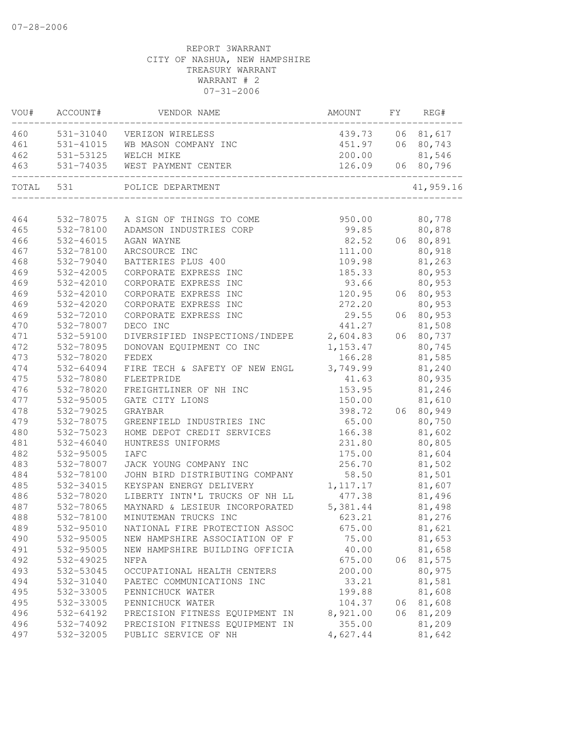07-28-2006

REPORT 3WARRANT
CITY OF NASHUA, NEW HAMPSHIRE
TREASURY WARRANT
WARRANT # 2
07-31-2006

| VOU# | ACCOUNT# | VENDOR NAME | AMOUNT | FY | REG# |
|---|---|---|---|---|---|
| 460 | 531-31040 | VERIZON WIRELESS | 439.73 | 06 | 81,617 |
| 461 | 531-41015 | WB MASON COMPANY INC | 451.97 | 06 | 80,743 |
| 462 | 531-53125 | WELCH MIKE | 200.00 | | 81,546 |
| 463 | 531-74035 | WEST PAYMENT CENTER | 126.09 | 06 | 80,796 |
| TOTAL | 531 | POLICE DEPARTMENT | | | 41,959.16 |
| 464 | 532-78075 | A SIGN OF THINGS TO COME | 950.00 | | 80,778 |
| 465 | 532-78100 | ADAMSON INDUSTRIES CORP | 99.85 | | 80,878 |
| 466 | 532-46015 | AGAN WAYNE | 82.52 | 06 | 80,891 |
| 467 | 532-78100 | ARCSOURCE INC | 111.00 | | 80,918 |
| 468 | 532-79040 | BATTERIES PLUS 400 | 109.98 | | 81,263 |
| 469 | 532-42005 | CORPORATE EXPRESS INC | 185.33 | | 80,953 |
| 469 | 532-42010 | CORPORATE EXPRESS INC | 93.66 | | 80,953 |
| 469 | 532-42010 | CORPORATE EXPRESS INC | 120.95 | 06 | 80,953 |
| 469 | 532-42020 | CORPORATE EXPRESS INC | 272.20 | | 80,953 |
| 469 | 532-72010 | CORPORATE EXPRESS INC | 29.55 | 06 | 80,953 |
| 470 | 532-78007 | DECO INC | 441.27 | | 81,508 |
| 471 | 532-59100 | DIVERSIFIED INSPECTIONS/INDEPE | 2,604.83 | 06 | 80,737 |
| 472 | 532-78095 | DONOVAN EQUIPMENT CO INC | 1,153.47 | | 80,745 |
| 473 | 532-78020 | FEDEX | 166.28 | | 81,585 |
| 474 | 532-64094 | FIRE TECH & SAFETY OF NEW ENGL | 3,749.99 | | 81,240 |
| 475 | 532-78080 | FLEETPRIDE | 41.63 | | 80,935 |
| 476 | 532-78020 | FREIGHTLINER OF NH INC | 153.95 | | 81,246 |
| 477 | 532-95005 | GATE CITY LIONS | 150.00 | | 81,610 |
| 478 | 532-79025 | GRAYBAR | 398.72 | 06 | 80,949 |
| 479 | 532-78075 | GREENFIELD INDUSTRIES INC | 65.00 | | 80,750 |
| 480 | 532-75023 | HOME DEPOT CREDIT SERVICES | 166.38 | | 81,602 |
| 481 | 532-46040 | HUNTRESS UNIFORMS | 231.80 | | 80,805 |
| 482 | 532-95005 | IAFC | 175.00 | | 81,604 |
| 483 | 532-78007 | JACK YOUNG COMPANY INC | 256.70 | | 81,502 |
| 484 | 532-78100 | JOHN BIRD DISTRIBUTING COMPANY | 58.50 | | 81,501 |
| 485 | 532-34015 | KEYSPAN ENERGY DELIVERY | 1,117.17 | | 81,607 |
| 486 | 532-78020 | LIBERTY INTN'L TRUCKS OF NH LL | 477.38 | | 81,496 |
| 487 | 532-78065 | MAYNARD & LESIEUR INCORPORATED | 5,381.44 | | 81,498 |
| 488 | 532-78100 | MINUTEMAN TRUCKS INC | 623.21 | | 81,276 |
| 489 | 532-95010 | NATIONAL FIRE PROTECTION ASSOC | 675.00 | | 81,621 |
| 490 | 532-95005 | NEW HAMPSHIRE ASSOCIATION OF F | 75.00 | | 81,653 |
| 491 | 532-95005 | NEW HAMPSHIRE BUILDING OFFICIA | 40.00 | | 81,658 |
| 492 | 532-49025 | NFPA | 675.00 | 06 | 81,575 |
| 493 | 532-53045 | OCCUPATIONAL HEALTH CENTERS | 200.00 | | 80,975 |
| 494 | 532-31040 | PAETEC COMMUNICATIONS INC | 33.21 | | 81,581 |
| 495 | 532-33005 | PENNICHUCK WATER | 199.88 | | 81,608 |
| 495 | 532-33005 | PENNICHUCK WATER | 104.37 | 06 | 81,608 |
| 496 | 532-64192 | PRECISION FITNESS EQUIPMENT IN | 8,921.00 | 06 | 81,209 |
| 496 | 532-74092 | PRECISION FITNESS EQUIPMENT IN | 355.00 | | 81,209 |
| 497 | 532-32005 | PUBLIC SERVICE OF NH | 4,627.44 | | 81,642 |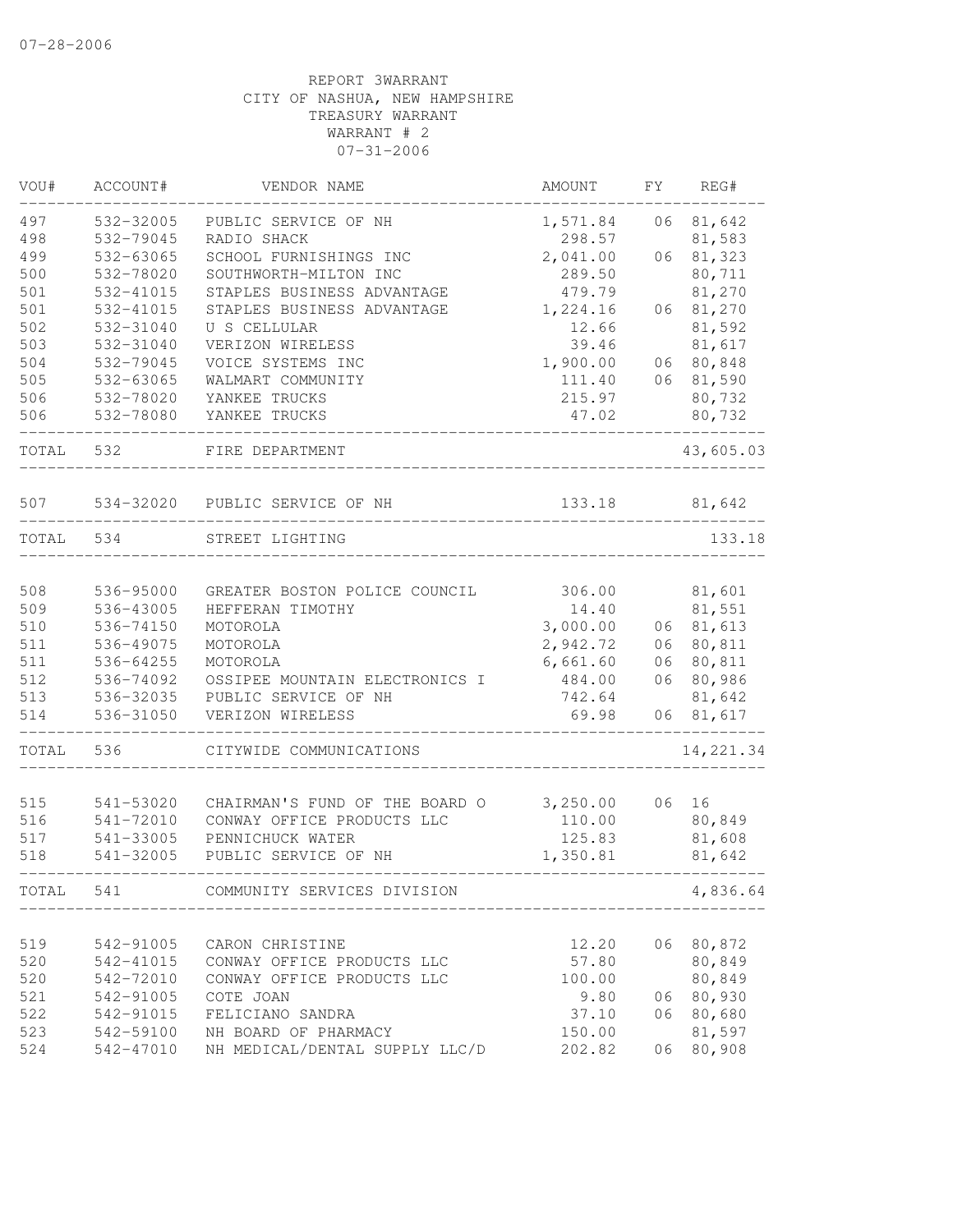07-28-2006

REPORT 3WARRANT
CITY OF NASHUA, NEW HAMPSHIRE
TREASURY WARRANT
WARRANT # 2
07-31-2006

| VOU# | ACCOUNT# | VENDOR NAME | AMOUNT | FY | REG# |
|---|---|---|---|---|---|
| 497 | 532-32005 | PUBLIC SERVICE OF NH | 1,571.84 | 06 | 81,642 |
| 498 | 532-79045 | RADIO SHACK | 298.57 | | 81,583 |
| 499 | 532-63065 | SCHOOL FURNISHINGS INC | 2,041.00 | 06 | 81,323 |
| 500 | 532-78020 | SOUTHWORTH-MILTON INC | 289.50 | | 80,711 |
| 501 | 532-41015 | STAPLES BUSINESS ADVANTAGE | 479.79 | | 81,270 |
| 501 | 532-41015 | STAPLES BUSINESS ADVANTAGE | 1,224.16 | 06 | 81,270 |
| 502 | 532-31040 | U S CELLULAR | 12.66 | | 81,592 |
| 503 | 532-31040 | VERIZON WIRELESS | 39.46 | | 81,617 |
| 504 | 532-79045 | VOICE SYSTEMS INC | 1,900.00 | 06 | 80,848 |
| 505 | 532-63065 | WALMART COMMUNITY | 111.40 | 06 | 81,590 |
| 506 | 532-78020 | YANKEE TRUCKS | 215.97 | | 80,732 |
| 506 | 532-78080 | YANKEE TRUCKS | 47.02 | | 80,732 |
| TOTAL | 532 | FIRE DEPARTMENT | | | 43,605.03 |
| 507 | 534-32020 | PUBLIC SERVICE OF NH | 133.18 | | 81,642 |
| TOTAL | 534 | STREET LIGHTING | | | 133.18 |
| 508 | 536-95000 | GREATER BOSTON POLICE COUNCIL | 306.00 | | 81,601 |
| 509 | 536-43005 | HEFFERAN TIMOTHY | 14.40 | | 81,551 |
| 510 | 536-74150 | MOTOROLA | 3,000.00 | 06 | 81,613 |
| 511 | 536-49075 | MOTOROLA | 2,942.72 | 06 | 80,811 |
| 511 | 536-64255 | MOTOROLA | 6,661.60 | 06 | 80,811 |
| 512 | 536-74092 | OSSIPEE MOUNTAIN ELECTRONICS I | 484.00 | 06 | 80,986 |
| 513 | 536-32035 | PUBLIC SERVICE OF NH | 742.64 | | 81,642 |
| 514 | 536-31050 | VERIZON WIRELESS | 69.98 | 06 | 81,617 |
| TOTAL | 536 | CITYWIDE COMMUNICATIONS | | | 14,221.34 |
| 515 | 541-53020 | CHAIRMAN'S FUND OF THE BOARD O | 3,250.00 | 06 | 16 |
| 516 | 541-72010 | CONWAY OFFICE PRODUCTS LLC | 110.00 | | 80,849 |
| 517 | 541-33005 | PENNICHUCK WATER | 125.83 | | 81,608 |
| 518 | 541-32005 | PUBLIC SERVICE OF NH | 1,350.81 | | 81,642 |
| TOTAL | 541 | COMMUNITY SERVICES DIVISION | | | 4,836.64 |
| 519 | 542-91005 | CARON CHRISTINE | 12.20 | 06 | 80,872 |
| 520 | 542-41015 | CONWAY OFFICE PRODUCTS LLC | 57.80 | | 80,849 |
| 520 | 542-72010 | CONWAY OFFICE PRODUCTS LLC | 100.00 | | 80,849 |
| 521 | 542-91005 | COTE JOAN | 9.80 | 06 | 80,930 |
| 522 | 542-91015 | FELICIANO SANDRA | 37.10 | 06 | 80,680 |
| 523 | 542-59100 | NH BOARD OF PHARMACY | 150.00 | | 81,597 |
| 524 | 542-47010 | NH MEDICAL/DENTAL SUPPLY LLC/D | 202.82 | 06 | 80,908 |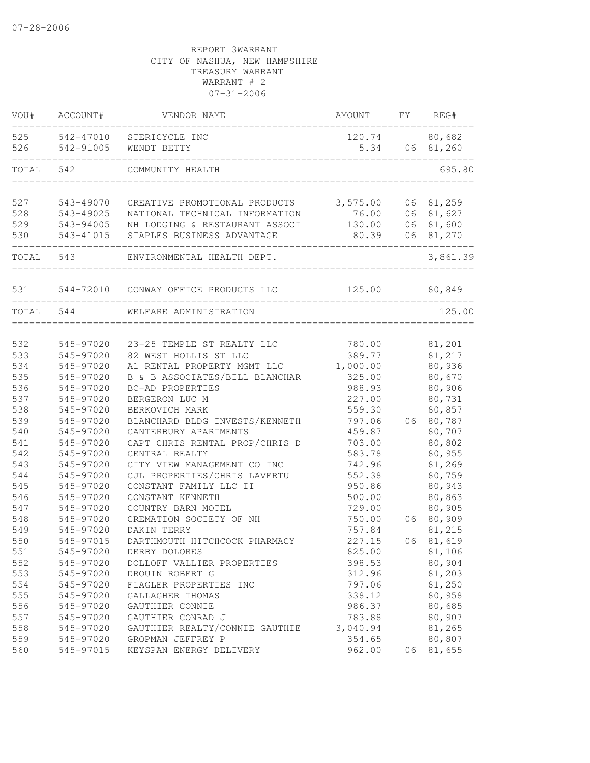07-28-2006

REPORT 3WARRANT
CITY OF NASHUA, NEW HAMPSHIRE
TREASURY WARRANT
WARRANT # 2
07-31-2006

| VOU# | ACCOUNT# | VENDOR NAME | AMOUNT | FY | REG# |
|---|---|---|---|---|---|
| 525 | 542-47010 | STERICYCLE INC | 120.74 | | 80,682 |
| 526 | 542-91005 | WENDT BETTY | 5.34 | 06 | 81,260 |
| TOTAL | 542 | COMMUNITY HEALTH | | | 695.80 |
| 527 | 543-49070 | CREATIVE PROMOTIONAL PRODUCTS | 3,575.00 | 06 | 81,259 |
| 528 | 543-49025 | NATIONAL TECHNICAL INFORMATION | 76.00 | 06 | 81,627 |
| 529 | 543-94005 | NH LODGING & RESTAURANT ASSOCI | 130.00 | 06 | 81,600 |
| 530 | 543-41015 | STAPLES BUSINESS ADVANTAGE | 80.39 | 06 | 81,270 |
| TOTAL | 543 | ENVIRONMENTAL HEALTH DEPT. | | | 3,861.39 |
| 531 | 544-72010 | CONWAY OFFICE PRODUCTS LLC | 125.00 | | 80,849 |
| TOTAL | 544 | WELFARE ADMINISTRATION | | | 125.00 |
| 532 | 545-97020 | 23-25 TEMPLE ST REALTY LLC | 780.00 | | 81,201 |
| 533 | 545-97020 | 82 WEST HOLLIS ST LLC | 389.77 | | 81,217 |
| 534 | 545-97020 | A1 RENTAL PROPERTY MGMT LLC | 1,000.00 | | 80,936 |
| 535 | 545-97020 | B & B ASSOCIATES/BILL BLANCHAR | 325.00 | | 80,670 |
| 536 | 545-97020 | BC-AD PROPERTIES | 988.93 | | 80,906 |
| 537 | 545-97020 | BERGERON LUC M | 227.00 | | 80,731 |
| 538 | 545-97020 | BERKOVICH MARK | 559.30 | | 80,857 |
| 539 | 545-97020 | BLANCHARD BLDG INVESTS/KENNETH | 797.06 | 06 | 80,787 |
| 540 | 545-97020 | CANTERBURY APARTMENTS | 459.87 | | 80,707 |
| 541 | 545-97020 | CAPT CHRIS RENTAL PROP/CHRIS D | 703.00 | | 80,802 |
| 542 | 545-97020 | CENTRAL REALTY | 583.78 | | 80,955 |
| 543 | 545-97020 | CITY VIEW MANAGEMENT CO INC | 742.96 | | 81,269 |
| 544 | 545-97020 | CJL PROPERTIES/CHRIS LAVERTU | 552.38 | | 80,759 |
| 545 | 545-97020 | CONSTANT FAMILY LLC II | 950.86 | | 80,943 |
| 546 | 545-97020 | CONSTANT KENNETH | 500.00 | | 80,863 |
| 547 | 545-97020 | COUNTRY BARN MOTEL | 729.00 | | 80,905 |
| 548 | 545-97020 | CREMATION SOCIETY OF NH | 750.00 | 06 | 80,909 |
| 549 | 545-97020 | DAKIN TERRY | 757.84 | | 81,215 |
| 550 | 545-97015 | DARTHMOUTH HITCHCOCK PHARMACY | 227.15 | 06 | 81,619 |
| 551 | 545-97020 | DERBY DOLORES | 825.00 | | 81,106 |
| 552 | 545-97020 | DOLLOFF VALLIER PROPERTIES | 398.53 | | 80,904 |
| 553 | 545-97020 | DROUIN ROBERT G | 312.96 | | 81,203 |
| 554 | 545-97020 | FLAGLER PROPERTIES INC | 797.06 | | 81,250 |
| 555 | 545-97020 | GALLAGHER THOMAS | 338.12 | | 80,958 |
| 556 | 545-97020 | GAUTHIER CONNIE | 986.37 | | 80,685 |
| 557 | 545-97020 | GAUTHIER CONRAD J | 783.88 | | 80,907 |
| 558 | 545-97020 | GAUTHIER REALTY/CONNIE GAUTHIE | 3,040.94 | | 81,265 |
| 559 | 545-97020 | GROPMAN JEFFREY P | 354.65 | | 80,807 |
| 560 | 545-97015 | KEYSPAN ENERGY DELIVERY | 962.00 | 06 | 81,655 |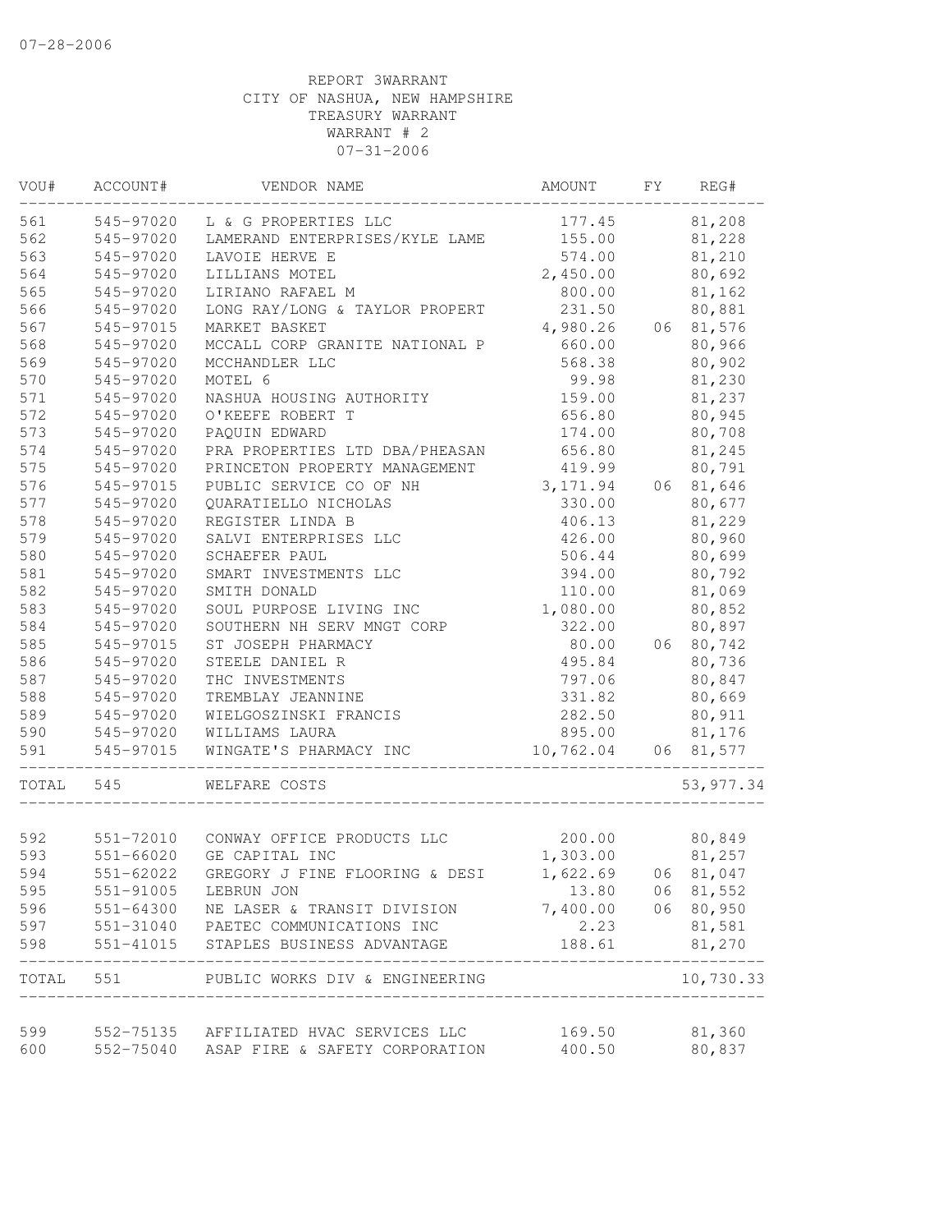07-28-2006

REPORT 3WARRANT
CITY OF NASHUA, NEW HAMPSHIRE
TREASURY WARRANT
WARRANT # 2
07-31-2006

| VOU# | ACCOUNT# | VENDOR NAME | AMOUNT | FY | REG# |
|---|---|---|---|---|---|
| 561 | 545-97020 | L & G PROPERTIES LLC | 177.45 | | 81,208 |
| 562 | 545-97020 | LAMERAND ENTERPRISES/KYLE LAME | 155.00 | | 81,228 |
| 563 | 545-97020 | LAVOIE HERVE E | 574.00 | | 81,210 |
| 564 | 545-97020 | LILLIANS MOTEL | 2,450.00 | | 80,692 |
| 565 | 545-97020 | LIRIANO RAFAEL M | 800.00 | | 81,162 |
| 566 | 545-97020 | LONG RAY/LONG & TAYLOR PROPERT | 231.50 | | 80,881 |
| 567 | 545-97015 | MARKET BASKET | 4,980.26 | 06 | 81,576 |
| 568 | 545-97020 | MCCALL CORP GRANITE NATIONAL P | 660.00 | | 80,966 |
| 569 | 545-97020 | MCCHANDLER LLC | 568.38 | | 80,902 |
| 570 | 545-97020 | MOTEL 6 | 99.98 | | 81,230 |
| 571 | 545-97020 | NASHUA HOUSING AUTHORITY | 159.00 | | 81,237 |
| 572 | 545-97020 | O'KEEFE ROBERT T | 656.80 | | 80,945 |
| 573 | 545-97020 | PAQUIN EDWARD | 174.00 | | 80,708 |
| 574 | 545-97020 | PRA PROPERTIES LTD DBA/PHEASAN | 656.80 | | 81,245 |
| 575 | 545-97020 | PRINCETON PROPERTY MANAGEMENT | 419.99 | | 80,791 |
| 576 | 545-97015 | PUBLIC SERVICE CO OF NH | 3,171.94 | 06 | 81,646 |
| 577 | 545-97020 | QUARATIELLO NICHOLAS | 330.00 | | 80,677 |
| 578 | 545-97020 | REGISTER LINDA B | 406.13 | | 81,229 |
| 579 | 545-97020 | SALVI ENTERPRISES LLC | 426.00 | | 80,960 |
| 580 | 545-97020 | SCHAEFER PAUL | 506.44 | | 80,699 |
| 581 | 545-97020 | SMART INVESTMENTS LLC | 394.00 | | 80,792 |
| 582 | 545-97020 | SMITH DONALD | 110.00 | | 81,069 |
| 583 | 545-97020 | SOUL PURPOSE LIVING INC | 1,080.00 | | 80,852 |
| 584 | 545-97020 | SOUTHERN NH SERV MNGT CORP | 322.00 | | 80,897 |
| 585 | 545-97015 | ST JOSEPH PHARMACY | 80.00 | 06 | 80,742 |
| 586 | 545-97020 | STEELE DANIEL R | 495.84 | | 80,736 |
| 587 | 545-97020 | THC INVESTMENTS | 797.06 | | 80,847 |
| 588 | 545-97020 | TREMBLAY JEANNINE | 331.82 | | 80,669 |
| 589 | 545-97020 | WIELGOSZINSKI FRANCIS | 282.50 | | 80,911 |
| 590 | 545-97020 | WILLIAMS LAURA | 895.00 | | 81,176 |
| 591 | 545-97015 | WINGATE'S PHARMACY INC | 10,762.04 | 06 | 81,577 |
| TOTAL | 545 | WELFARE COSTS | | | 53,977.34 |
| 592 | 551-72010 | CONWAY OFFICE PRODUCTS LLC | 200.00 | | 80,849 |
| 593 | 551-66020 | GE CAPITAL INC | 1,303.00 | | 81,257 |
| 594 | 551-62022 | GREGORY J FINE FLOORING & DESI | 1,622.69 | 06 | 81,047 |
| 595 | 551-91005 | LEBRUN JON | 13.80 | 06 | 81,552 |
| 596 | 551-64300 | NE LASER & TRANSIT DIVISION | 7,400.00 | 06 | 80,950 |
| 597 | 551-31040 | PAETEC COMMUNICATIONS INC | 2.23 | | 81,581 |
| 598 | 551-41015 | STAPLES BUSINESS ADVANTAGE | 188.61 | | 81,270 |
| TOTAL | 551 | PUBLIC WORKS DIV & ENGINEERING | | | 10,730.33 |
| 599 | 552-75135 | AFFILIATED HVAC SERVICES LLC | 169.50 | | 81,360 |
| 600 | 552-75040 | ASAP FIRE & SAFETY CORPORATION | 400.50 | | 80,837 |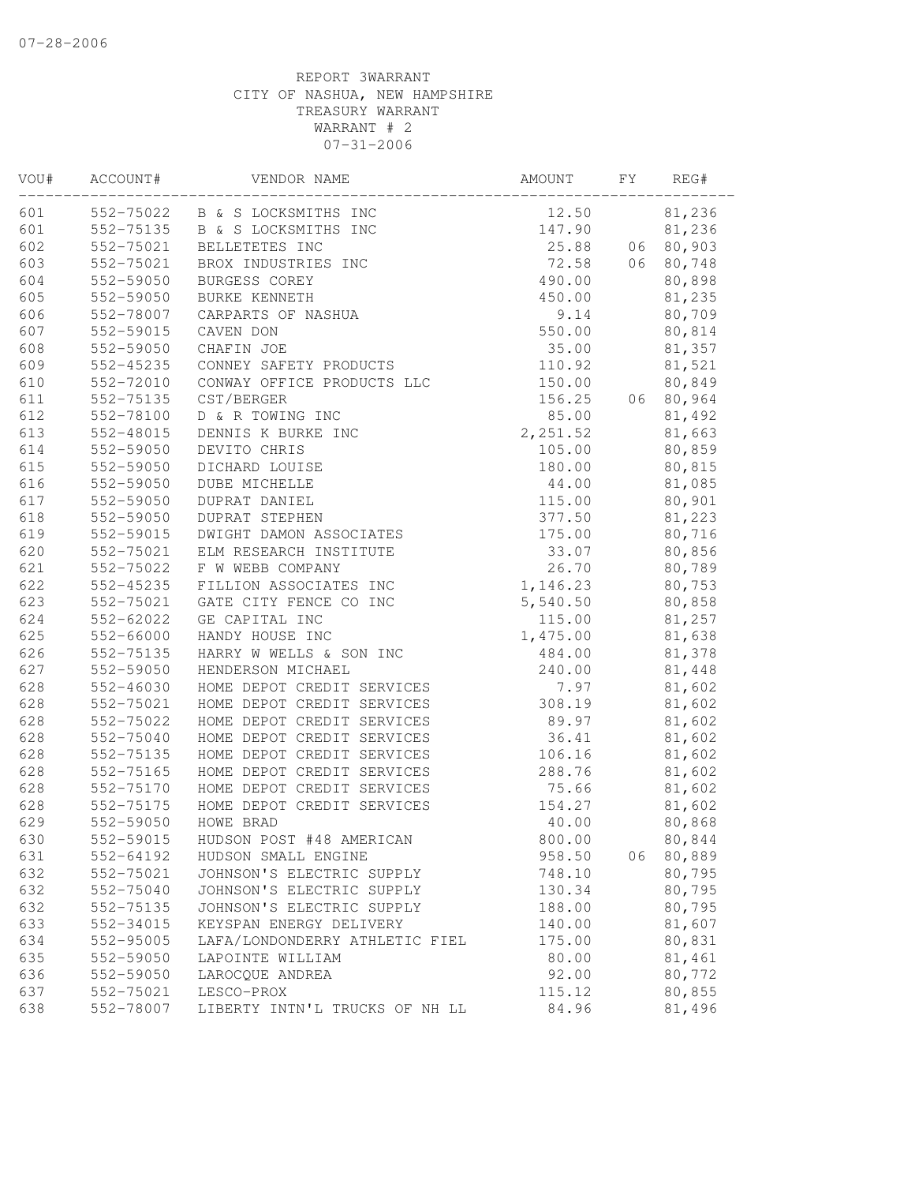07-28-2006

REPORT 3WARRANT
CITY OF NASHUA, NEW HAMPSHIRE
TREASURY WARRANT
WARRANT # 2
07-31-2006

| VOU# | ACCOUNT# | VENDOR NAME | AMOUNT | FY | REG# |
|---|---|---|---|---|---|
| 601 | 552-75022 | B & S LOCKSMITHS INC | 12.50 | | 81,236 |
| 601 | 552-75135 | B & S LOCKSMITHS INC | 147.90 | | 81,236 |
| 602 | 552-75021 | BELLETETES INC | 25.88 | 06 | 80,903 |
| 603 | 552-75021 | BROX INDUSTRIES INC | 72.58 | 06 | 80,748 |
| 604 | 552-59050 | BURGESS COREY | 490.00 | | 80,898 |
| 605 | 552-59050 | BURKE KENNETH | 450.00 | | 81,235 |
| 606 | 552-78007 | CARPARTS OF NASHUA | 9.14 | | 80,709 |
| 607 | 552-59015 | CAVEN DON | 550.00 | | 80,814 |
| 608 | 552-59050 | CHAFIN JOE | 35.00 | | 81,357 |
| 609 | 552-45235 | CONNEY SAFETY PRODUCTS | 110.92 | | 81,521 |
| 610 | 552-72010 | CONWAY OFFICE PRODUCTS LLC | 150.00 | | 80,849 |
| 611 | 552-75135 | CST/BERGER | 156.25 | 06 | 80,964 |
| 612 | 552-78100 | D & R TOWING INC | 85.00 | | 81,492 |
| 613 | 552-48015 | DENNIS K BURKE INC | 2,251.52 | | 81,663 |
| 614 | 552-59050 | DEVITO CHRIS | 105.00 | | 80,859 |
| 615 | 552-59050 | DICHARD LOUISE | 180.00 | | 80,815 |
| 616 | 552-59050 | DUBE MICHELLE | 44.00 | | 81,085 |
| 617 | 552-59050 | DUPRAT DANIEL | 115.00 | | 80,901 |
| 618 | 552-59050 | DUPRAT STEPHEN | 377.50 | | 81,223 |
| 619 | 552-59015 | DWIGHT DAMON ASSOCIATES | 175.00 | | 80,716 |
| 620 | 552-75021 | ELM RESEARCH INSTITUTE | 33.07 | | 80,856 |
| 621 | 552-75022 | F W WEBB COMPANY | 26.70 | | 80,789 |
| 622 | 552-45235 | FILLION ASSOCIATES INC | 1,146.23 | | 80,753 |
| 623 | 552-75021 | GATE CITY FENCE CO INC | 5,540.50 | | 80,858 |
| 624 | 552-62022 | GE CAPITAL INC | 115.00 | | 81,257 |
| 625 | 552-66000 | HANDY HOUSE INC | 1,475.00 | | 81,638 |
| 626 | 552-75135 | HARRY W WELLS & SON INC | 484.00 | | 81,378 |
| 627 | 552-59050 | HENDERSON MICHAEL | 240.00 | | 81,448 |
| 628 | 552-46030 | HOME DEPOT CREDIT SERVICES | 7.97 | | 81,602 |
| 628 | 552-75021 | HOME DEPOT CREDIT SERVICES | 308.19 | | 81,602 |
| 628 | 552-75022 | HOME DEPOT CREDIT SERVICES | 89.97 | | 81,602 |
| 628 | 552-75040 | HOME DEPOT CREDIT SERVICES | 36.41 | | 81,602 |
| 628 | 552-75135 | HOME DEPOT CREDIT SERVICES | 106.16 | | 81,602 |
| 628 | 552-75165 | HOME DEPOT CREDIT SERVICES | 288.76 | | 81,602 |
| 628 | 552-75170 | HOME DEPOT CREDIT SERVICES | 75.66 | | 81,602 |
| 628 | 552-75175 | HOME DEPOT CREDIT SERVICES | 154.27 | | 81,602 |
| 629 | 552-59050 | HOWE BRAD | 40.00 | | 80,868 |
| 630 | 552-59015 | HUDSON POST #48 AMERICAN | 800.00 | | 80,844 |
| 631 | 552-64192 | HUDSON SMALL ENGINE | 958.50 | 06 | 80,889 |
| 632 | 552-75021 | JOHNSON'S ELECTRIC SUPPLY | 748.10 | | 80,795 |
| 632 | 552-75040 | JOHNSON'S ELECTRIC SUPPLY | 130.34 | | 80,795 |
| 632 | 552-75135 | JOHNSON'S ELECTRIC SUPPLY | 188.00 | | 80,795 |
| 633 | 552-34015 | KEYSPAN ENERGY DELIVERY | 140.00 | | 81,607 |
| 634 | 552-95005 | LAFA/LONDONDERRY ATHLETIC FIEL | 175.00 | | 80,831 |
| 635 | 552-59050 | LAPOINTE WILLIAM | 80.00 | | 81,461 |
| 636 | 552-59050 | LAROCQUE ANDREA | 92.00 | | 80,772 |
| 637 | 552-75021 | LESCO-PROX | 115.12 | | 80,855 |
| 638 | 552-78007 | LIBERTY INTN'L TRUCKS OF NH LL | 84.96 | | 81,496 |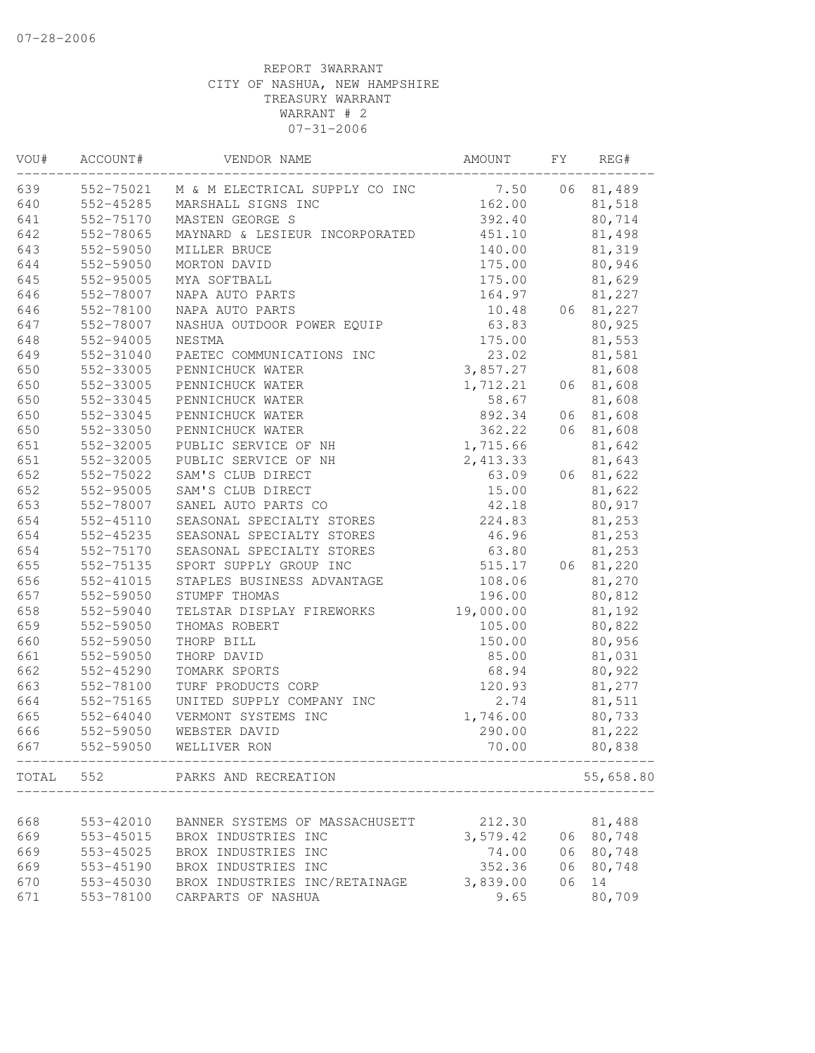07-28-2006

REPORT 3WARRANT
CITY OF NASHUA, NEW HAMPSHIRE
TREASURY WARRANT
WARRANT # 2
07-31-2006

| VOU# | ACCOUNT# | VENDOR NAME | AMOUNT | FY | REG# |
|---|---|---|---|---|---|
| 639 | 552-75021 | M & M ELECTRICAL SUPPLY CO INC | 7.50 | 06 | 81,489 |
| 640 | 552-45285 | MARSHALL SIGNS INC | 162.00 | | 81,518 |
| 641 | 552-75170 | MASTEN GEORGE S | 392.40 | | 80,714 |
| 642 | 552-78065 | MAYNARD & LESIEUR INCORPORATED | 451.10 | | 81,498 |
| 643 | 552-59050 | MILLER BRUCE | 140.00 | | 81,319 |
| 644 | 552-59050 | MORTON DAVID | 175.00 | | 80,946 |
| 645 | 552-95005 | MYA SOFTBALL | 175.00 | | 81,629 |
| 646 | 552-78007 | NAPA AUTO PARTS | 164.97 | | 81,227 |
| 646 | 552-78100 | NAPA AUTO PARTS | 10.48 | 06 | 81,227 |
| 647 | 552-78007 | NASHUA OUTDOOR POWER EQUIP | 63.83 | | 80,925 |
| 648 | 552-94005 | NESTMA | 175.00 | | 81,553 |
| 649 | 552-31040 | PAETEC COMMUNICATIONS INC | 23.02 | | 81,581 |
| 650 | 552-33005 | PENNICHUCK WATER | 3,857.27 | | 81,608 |
| 650 | 552-33005 | PENNICHUCK WATER | 1,712.21 | 06 | 81,608 |
| 650 | 552-33045 | PENNICHUCK WATER | 58.67 | | 81,608 |
| 650 | 552-33045 | PENNICHUCK WATER | 892.34 | 06 | 81,608 |
| 650 | 552-33050 | PENNICHUCK WATER | 362.22 | 06 | 81,608 |
| 651 | 552-32005 | PUBLIC SERVICE OF NH | 1,715.66 | | 81,642 |
| 651 | 552-32005 | PUBLIC SERVICE OF NH | 2,413.33 | | 81,643 |
| 652 | 552-75022 | SAM'S CLUB DIRECT | 63.09 | 06 | 81,622 |
| 652 | 552-95005 | SAM'S CLUB DIRECT | 15.00 | | 81,622 |
| 653 | 552-78007 | SANEL AUTO PARTS CO | 42.18 | | 80,917 |
| 654 | 552-45110 | SEASONAL SPECIALTY STORES | 224.83 | | 81,253 |
| 654 | 552-45235 | SEASONAL SPECIALTY STORES | 46.96 | | 81,253 |
| 654 | 552-75170 | SEASONAL SPECIALTY STORES | 63.80 | | 81,253 |
| 655 | 552-75135 | SPORT SUPPLY GROUP INC | 515.17 | 06 | 81,220 |
| 656 | 552-41015 | STAPLES BUSINESS ADVANTAGE | 108.06 | | 81,270 |
| 657 | 552-59050 | STUMPF THOMAS | 196.00 | | 80,812 |
| 658 | 552-59040 | TELSTAR DISPLAY FIREWORKS | 19,000.00 | | 81,192 |
| 659 | 552-59050 | THOMAS ROBERT | 105.00 | | 80,822 |
| 660 | 552-59050 | THORP BILL | 150.00 | | 80,956 |
| 661 | 552-59050 | THORP DAVID | 85.00 | | 81,031 |
| 662 | 552-45290 | TOMARK SPORTS | 68.94 | | 80,922 |
| 663 | 552-78100 | TURF PRODUCTS CORP | 120.93 | | 81,277 |
| 664 | 552-75165 | UNITED SUPPLY COMPANY INC | 2.74 | | 81,511 |
| 665 | 552-64040 | VERMONT SYSTEMS INC | 1,746.00 | | 80,733 |
| 666 | 552-59050 | WEBSTER DAVID | 290.00 | | 81,222 |
| 667 | 552-59050 | WELLIVER RON | 70.00 | | 80,838 |
| TOTAL | 552 | PARKS AND RECREATION | | | 55,658.80 |
| 668 | 553-42010 | BANNER SYSTEMS OF MASSACHUSETT | 212.30 | | 81,488 |
| 669 | 553-45015 | BROX INDUSTRIES INC | 3,579.42 | 06 | 80,748 |
| 669 | 553-45025 | BROX INDUSTRIES INC | 74.00 | 06 | 80,748 |
| 669 | 553-45190 | BROX INDUSTRIES INC | 352.36 | 06 | 80,748 |
| 670 | 553-45030 | BROX INDUSTRIES INC/RETAINAGE | 3,839.00 | 06 | 14 |
| 671 | 553-78100 | CARPARTS OF NASHUA | 9.65 | | 80,709 |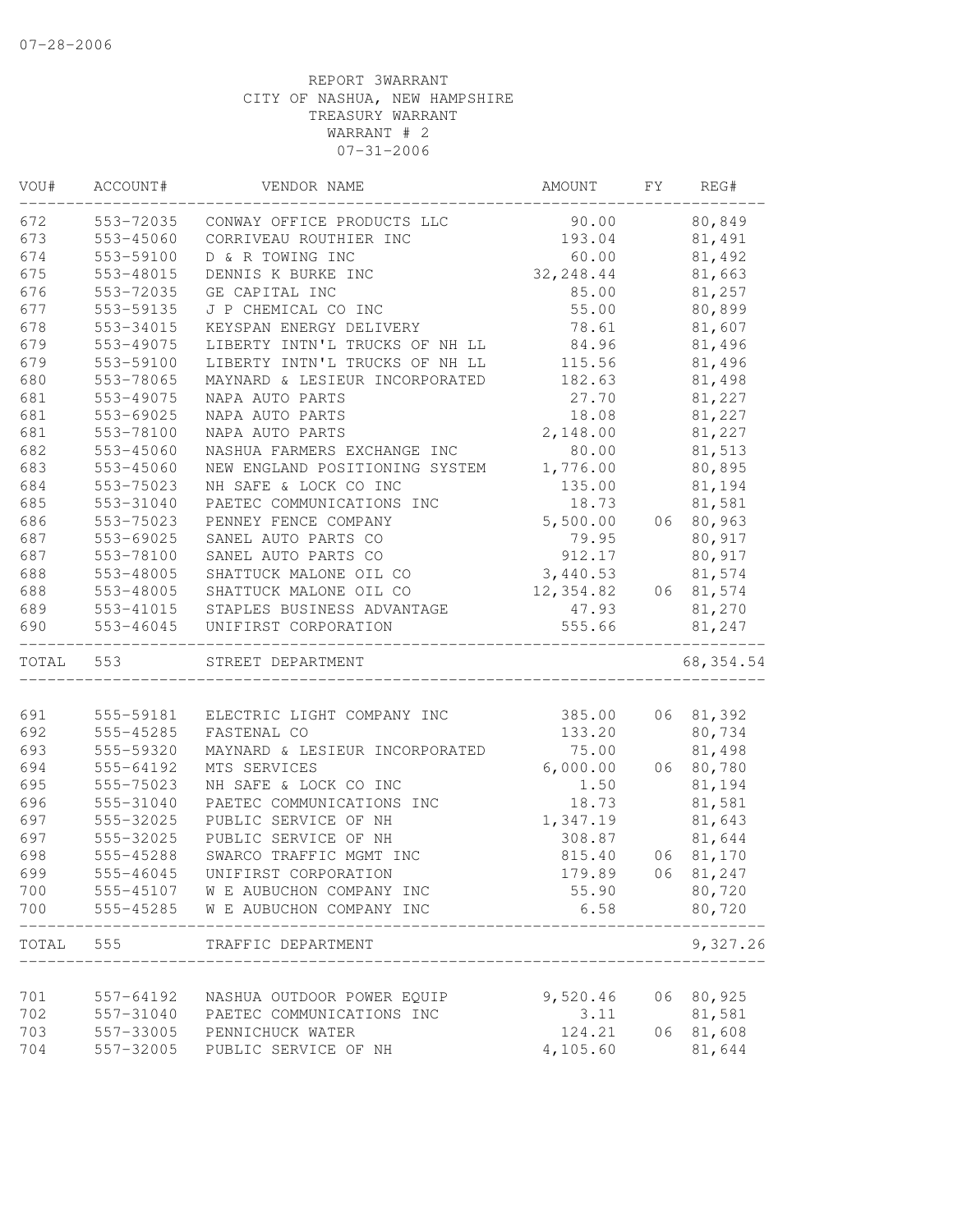07-28-2006

REPORT 3WARRANT
CITY OF NASHUA, NEW HAMPSHIRE
TREASURY WARRANT
WARRANT # 2
07-31-2006

| VOU# | ACCOUNT# | VENDOR NAME | AMOUNT | FY | REG# |
|---|---|---|---|---|---|
| 672 | 553-72035 | CONWAY OFFICE PRODUCTS LLC | 90.00 | | 80,849 |
| 673 | 553-45060 | CORRIVEAU ROUTHIER INC | 193.04 | | 81,491 |
| 674 | 553-59100 | D & R TOWING INC | 60.00 | | 81,492 |
| 675 | 553-48015 | DENNIS K BURKE INC | 32,248.44 | | 81,663 |
| 676 | 553-72035 | GE CAPITAL INC | 85.00 | | 81,257 |
| 677 | 553-59135 | J P CHEMICAL CO INC | 55.00 | | 80,899 |
| 678 | 553-34015 | KEYSPAN ENERGY DELIVERY | 78.61 | | 81,607 |
| 679 | 553-49075 | LIBERTY INTN'L TRUCKS OF NH LL | 84.96 | | 81,496 |
| 679 | 553-59100 | LIBERTY INTN'L TRUCKS OF NH LL | 115.56 | | 81,496 |
| 680 | 553-78065 | MAYNARD & LESIEUR INCORPORATED | 182.63 | | 81,498 |
| 681 | 553-49075 | NAPA AUTO PARTS | 27.70 | | 81,227 |
| 681 | 553-69025 | NAPA AUTO PARTS | 18.08 | | 81,227 |
| 681 | 553-78100 | NAPA AUTO PARTS | 2,148.00 | | 81,227 |
| 682 | 553-45060 | NASHUA FARMERS EXCHANGE INC | 80.00 | | 81,513 |
| 683 | 553-45060 | NEW ENGLAND POSITIONING SYSTEM | 1,776.00 | | 80,895 |
| 684 | 553-75023 | NH SAFE & LOCK CO INC | 135.00 | | 81,194 |
| 685 | 553-31040 | PAETEC COMMUNICATIONS INC | 18.73 | | 81,581 |
| 686 | 553-75023 | PENNEY FENCE COMPANY | 5,500.00 | 06 | 80,963 |
| 687 | 553-69025 | SANEL AUTO PARTS CO | 79.95 | | 80,917 |
| 687 | 553-78100 | SANEL AUTO PARTS CO | 912.17 | | 80,917 |
| 688 | 553-48005 | SHATTUCK MALONE OIL CO | 3,440.53 | | 81,574 |
| 688 | 553-48005 | SHATTUCK MALONE OIL CO | 12,354.82 | 06 | 81,574 |
| 689 | 553-41015 | STAPLES BUSINESS ADVANTAGE | 47.93 | | 81,270 |
| 690 | 553-46045 | UNIFIRST CORPORATION | 555.66 | | 81,247 |
| TOTAL | 553 | STREET DEPARTMENT | | | 68,354.54 |
| 691 | 555-59181 | ELECTRIC LIGHT COMPANY INC | 385.00 | 06 | 81,392 |
| 692 | 555-45285 | FASTENAL CO | 133.20 | | 80,734 |
| 693 | 555-59320 | MAYNARD & LESIEUR INCORPORATED | 75.00 | | 81,498 |
| 694 | 555-64192 | MTS SERVICES | 6,000.00 | 06 | 80,780 |
| 695 | 555-75023 | NH SAFE & LOCK CO INC | 1.50 | | 81,194 |
| 696 | 555-31040 | PAETEC COMMUNICATIONS INC | 18.73 | | 81,581 |
| 697 | 555-32025 | PUBLIC SERVICE OF NH | 1,347.19 | | 81,643 |
| 697 | 555-32025 | PUBLIC SERVICE OF NH | 308.87 | | 81,644 |
| 698 | 555-45288 | SWARCO TRAFFIC MGMT INC | 815.40 | 06 | 81,170 |
| 699 | 555-46045 | UNIFIRST CORPORATION | 179.89 | 06 | 81,247 |
| 700 | 555-45107 | W E AUBUCHON COMPANY INC | 55.90 | | 80,720 |
| 700 | 555-45285 | W E AUBUCHON COMPANY INC | 6.58 | | 80,720 |
| TOTAL | 555 | TRAFFIC DEPARTMENT | | | 9,327.26 |
| 701 | 557-64192 | NASHUA OUTDOOR POWER EQUIP | 9,520.46 | 06 | 80,925 |
| 702 | 557-31040 | PAETEC COMMUNICATIONS INC | 3.11 | | 81,581 |
| 703 | 557-33005 | PENNICHUCK WATER | 124.21 | 06 | 81,608 |
| 704 | 557-32005 | PUBLIC SERVICE OF NH | 4,105.60 | | 81,644 |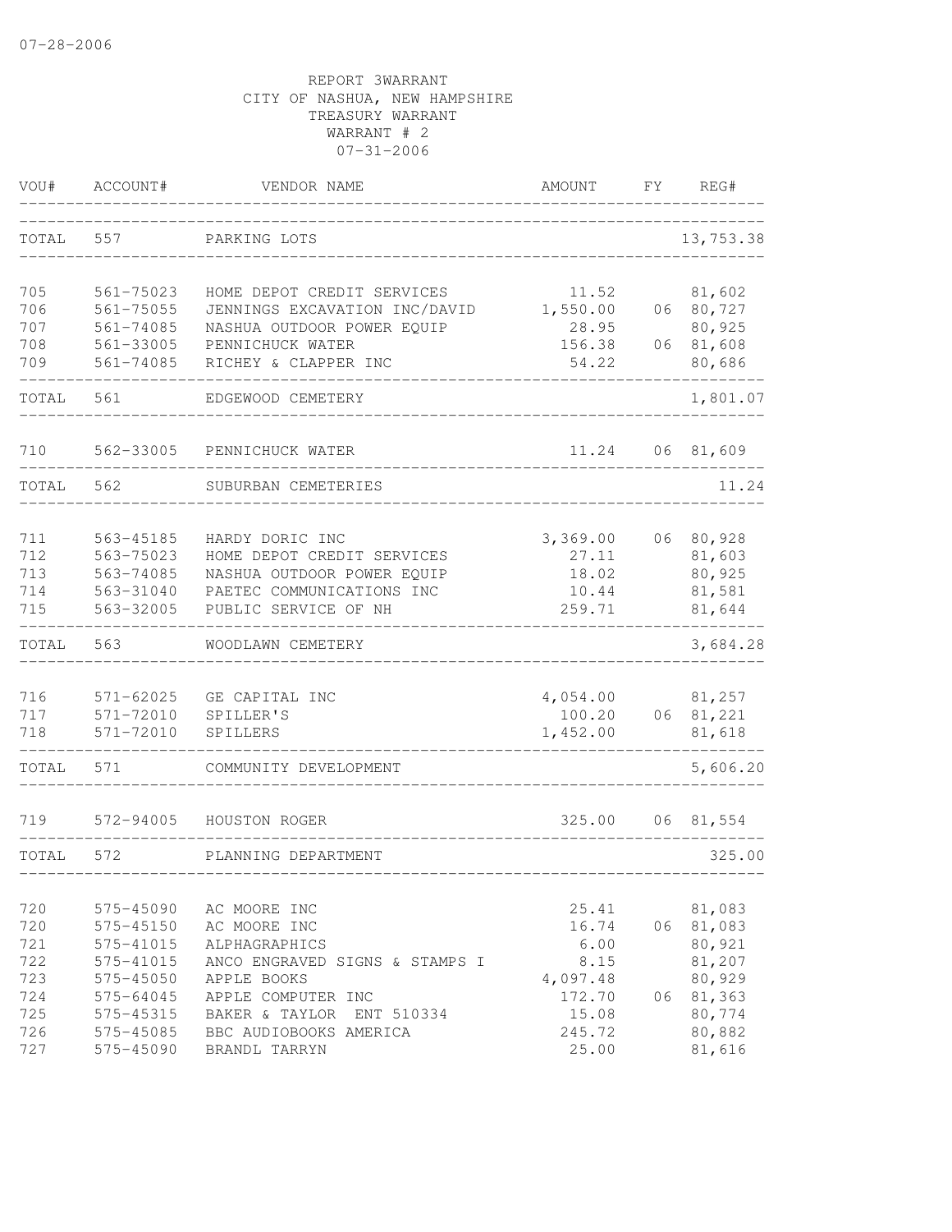07-28-2006

REPORT 3WARRANT
CITY OF NASHUA, NEW HAMPSHIRE
TREASURY WARRANT
WARRANT # 2
07-31-2006

| VOU# | ACCOUNT# | VENDOR NAME | AMOUNT | FY | REG# |
|---|---|---|---|---|---|
| TOTAL | 557 | PARKING LOTS | | | 13,753.38 |
| 705 | 561-75023 | HOME DEPOT CREDIT SERVICES | 11.52 | | 81,602 |
| 706 | 561-75055 | JENNINGS EXCAVATION INC/DAVID | 1,550.00 | 06 | 80,727 |
| 707 | 561-74085 | NASHUA OUTDOOR POWER EQUIP | 28.95 | | 80,925 |
| 708 | 561-33005 | PENNICHUCK WATER | 156.38 | 06 | 81,608 |
| 709 | 561-74085 | RICHEY & CLAPPER INC | 54.22 | | 80,686 |
| TOTAL | 561 | EDGEWOOD CEMETERY | | | 1,801.07 |
| 710 | 562-33005 | PENNICHUCK WATER | 11.24 | 06 | 81,609 |
| TOTAL | 562 | SUBURBAN CEMETERIES | | | 11.24 |
| 711 | 563-45185 | HARDY DORIC INC | 3,369.00 | 06 | 80,928 |
| 712 | 563-75023 | HOME DEPOT CREDIT SERVICES | 27.11 | | 81,603 |
| 713 | 563-74085 | NASHUA OUTDOOR POWER EQUIP | 18.02 | | 80,925 |
| 714 | 563-31040 | PAETEC COMMUNICATIONS INC | 10.44 | | 81,581 |
| 715 | 563-32005 | PUBLIC SERVICE OF NH | 259.71 | | 81,644 |
| TOTAL | 563 | WOODLAWN CEMETERY | | | 3,684.28 |
| 716 | 571-62025 | GE CAPITAL INC | 4,054.00 | | 81,257 |
| 717 | 571-72010 | SPILLER'S | 100.20 | 06 | 81,221 |
| 718 | 571-72010 | SPILLERS | 1,452.00 | | 81,618 |
| TOTAL | 571 | COMMUNITY DEVELOPMENT | | | 5,606.20 |
| 719 | 572-94005 | HOUSTON ROGER | 325.00 | 06 | 81,554 |
| TOTAL | 572 | PLANNING DEPARTMENT | | | 325.00 |
| 720 | 575-45090 | AC MOORE INC | 25.41 | | 81,083 |
| 720 | 575-45150 | AC MOORE INC | 16.74 | 06 | 81,083 |
| 721 | 575-41015 | ALPHAGRAPHICS | 6.00 | | 80,921 |
| 722 | 575-41015 | ANCO ENGRAVED SIGNS & STAMPS I | 8.15 | | 81,207 |
| 723 | 575-45050 | APPLE BOOKS | 4,097.48 | | 80,929 |
| 724 | 575-64045 | APPLE COMPUTER INC | 172.70 | 06 | 81,363 |
| 725 | 575-45315 | BAKER & TAYLOR ENT 510334 | 15.08 | | 80,774 |
| 726 | 575-45085 | BBC AUDIOBOOKS AMERICA | 245.72 | | 80,882 |
| 727 | 575-45090 | BRANDL TARRYN | 25.00 | | 81,616 |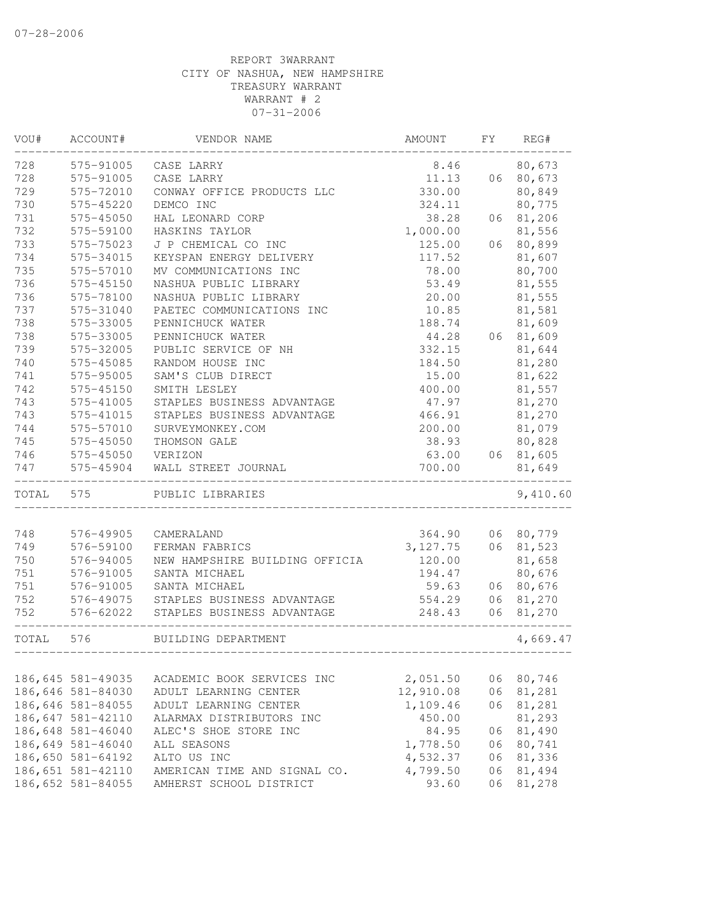07-28-2006

REPORT 3WARRANT
CITY OF NASHUA, NEW HAMPSHIRE
TREASURY WARRANT
WARRANT # 2
07-31-2006

| VOU# | ACCOUNT# | VENDOR NAME | AMOUNT | FY | REG# |
|---|---|---|---|---|---|
| 728 | 575-91005 | CASE LARRY | 8.46 | | 80,673 |
| 728 | 575-91005 | CASE LARRY | 11.13 | 06 | 80,673 |
| 729 | 575-72010 | CONWAY OFFICE PRODUCTS LLC | 330.00 | | 80,849 |
| 730 | 575-45220 | DEMCO INC | 324.11 | | 80,775 |
| 731 | 575-45050 | HAL LEONARD CORP | 38.28 | 06 | 81,206 |
| 732 | 575-59100 | HASKINS TAYLOR | 1,000.00 | | 81,556 |
| 733 | 575-75023 | J P CHEMICAL CO INC | 125.00 | 06 | 80,899 |
| 734 | 575-34015 | KEYSPAN ENERGY DELIVERY | 117.52 | | 81,607 |
| 735 | 575-57010 | MV COMMUNICATIONS INC | 78.00 | | 80,700 |
| 736 | 575-45150 | NASHUA PUBLIC LIBRARY | 53.49 | | 81,555 |
| 736 | 575-78100 | NASHUA PUBLIC LIBRARY | 20.00 | | 81,555 |
| 737 | 575-31040 | PAETEC COMMUNICATIONS INC | 10.85 | | 81,581 |
| 738 | 575-33005 | PENNICHUCK WATER | 188.74 | | 81,609 |
| 738 | 575-33005 | PENNICHUCK WATER | 44.28 | 06 | 81,609 |
| 739 | 575-32005 | PUBLIC SERVICE OF NH | 332.15 | | 81,644 |
| 740 | 575-45085 | RANDOM HOUSE INC | 184.50 | | 81,280 |
| 741 | 575-95005 | SAM'S CLUB DIRECT | 15.00 | | 81,622 |
| 742 | 575-45150 | SMITH LESLEY | 400.00 | | 81,557 |
| 743 | 575-41005 | STAPLES BUSINESS ADVANTAGE | 47.97 | | 81,270 |
| 743 | 575-41015 | STAPLES BUSINESS ADVANTAGE | 466.91 | | 81,270 |
| 744 | 575-57010 | SURVEYMONKEY.COM | 200.00 | | 81,079 |
| 745 | 575-45050 | THOMSON GALE | 38.93 | | 80,828 |
| 746 | 575-45050 | VERIZON | 63.00 | 06 | 81,605 |
| 747 | 575-45904 | WALL STREET JOURNAL | 700.00 | | 81,649 |
| TOTAL | 575 | PUBLIC LIBRARIES | | | 9,410.60 |
| 748 | 576-49905 | CAMERALAND | 364.90 | 06 | 80,779 |
| 749 | 576-59100 | FERMAN FABRICS | 3,127.75 | 06 | 81,523 |
| 750 | 576-94005 | NEW HAMPSHIRE BUILDING OFFICIA | 120.00 | | 81,658 |
| 751 | 576-91005 | SANTA MICHAEL | 194.47 | | 80,676 |
| 751 | 576-91005 | SANTA MICHAEL | 59.63 | 06 | 80,676 |
| 752 | 576-49075 | STAPLES BUSINESS ADVANTAGE | 554.29 | 06 | 81,270 |
| 752 | 576-62022 | STAPLES BUSINESS ADVANTAGE | 248.43 | 06 | 81,270 |
| TOTAL | 576 | BUILDING DEPARTMENT | | | 4,669.47 |
| 186,645 | 581-49035 | ACADEMIC BOOK SERVICES INC | 2,051.50 | 06 | 80,746 |
| 186,646 | 581-84030 | ADULT LEARNING CENTER | 12,910.08 | 06 | 81,281 |
| 186,646 | 581-84055 | ADULT LEARNING CENTER | 1,109.46 | 06 | 81,281 |
| 186,647 | 581-42110 | ALARMAX DISTRIBUTORS INC | 450.00 | | 81,293 |
| 186,648 | 581-46040 | ALEC'S SHOE STORE INC | 84.95 | 06 | 81,490 |
| 186,649 | 581-46040 | ALL SEASONS | 1,778.50 | 06 | 80,741 |
| 186,650 | 581-64192 | ALTO US INC | 4,532.37 | 06 | 81,336 |
| 186,651 | 581-42110 | AMERICAN TIME AND SIGNAL CO. | 4,799.50 | 06 | 81,494 |
| 186,652 | 581-84055 | AMHERST SCHOOL DISTRICT | 93.60 | 06 | 81,278 |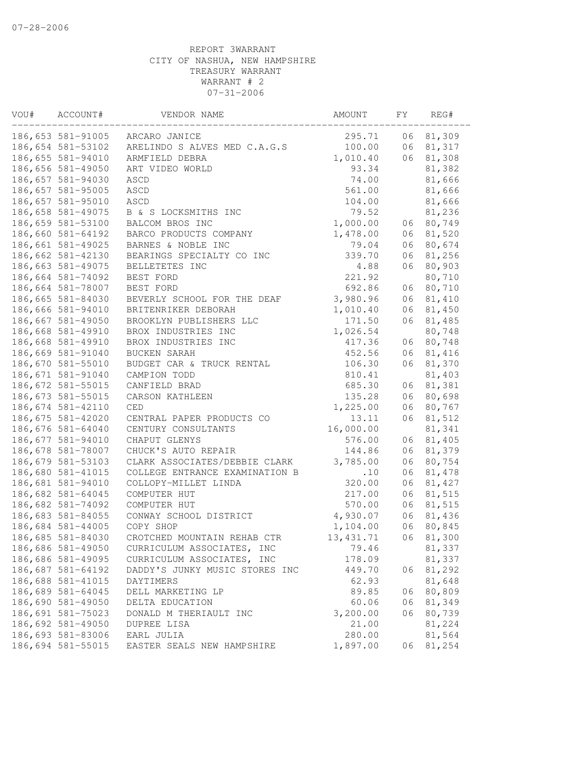07-28-2006

REPORT 3WARRANT
CITY OF NASHUA, NEW HAMPSHIRE
TREASURY WARRANT
WARRANT # 2
07-31-2006

| VOU# | ACCOUNT# | VENDOR NAME | AMOUNT | FY | REG# |
|---|---|---|---|---|---|
| 186,653 | 581-91005 | ARCARO JANICE | 295.71 | 06 | 81,309 |
| 186,654 | 581-53102 | ARELINDO S ALVES MED C.A.G.S | 100.00 | 06 | 81,317 |
| 186,655 | 581-94010 | ARMFIELD DEBRA | 1,010.40 | 06 | 81,308 |
| 186,656 | 581-49050 | ART VIDEO WORLD | 93.34 | | 81,382 |
| 186,657 | 581-94030 | ASCD | 74.00 | | 81,666 |
| 186,657 | 581-95005 | ASCD | 561.00 | | 81,666 |
| 186,657 | 581-95010 | ASCD | 104.00 | | 81,666 |
| 186,658 | 581-49075 | B & S LOCKSMITHS INC | 79.52 | | 81,236 |
| 186,659 | 581-53100 | BALCOM BROS INC | 1,000.00 | 06 | 80,749 |
| 186,660 | 581-64192 | BARCO PRODUCTS COMPANY | 1,478.00 | 06 | 81,520 |
| 186,661 | 581-49025 | BARNES & NOBLE INC | 79.04 | 06 | 80,674 |
| 186,662 | 581-42130 | BEARINGS SPECIALTY CO INC | 339.70 | 06 | 81,256 |
| 186,663 | 581-49075 | BELLETETES INC | 4.88 | 06 | 80,903 |
| 186,664 | 581-74092 | BEST FORD | 221.92 | | 80,710 |
| 186,664 | 581-78007 | BEST FORD | 692.86 | 06 | 80,710 |
| 186,665 | 581-84030 | BEVERLY SCHOOL FOR THE DEAF | 3,980.96 | 06 | 81,410 |
| 186,666 | 581-94010 | BRITENRIKER DEBORAH | 1,010.40 | 06 | 81,450 |
| 186,667 | 581-49050 | BROOKLYN PUBLISHERS LLC | 171.50 | 06 | 81,485 |
| 186,668 | 581-49910 | BROX INDUSTRIES INC | 1,026.54 | | 80,748 |
| 186,668 | 581-49910 | BROX INDUSTRIES INC | 417.36 | 06 | 80,748 |
| 186,669 | 581-91040 | BUCKEN SARAH | 452.56 | 06 | 81,416 |
| 186,670 | 581-55010 | BUDGET CAR & TRUCK RENTAL | 106.30 | 06 | 81,370 |
| 186,671 | 581-91040 | CAMPION TODD | 810.41 | | 81,403 |
| 186,672 | 581-55015 | CANFIELD BRAD | 685.30 | 06 | 81,381 |
| 186,673 | 581-55015 | CARSON KATHLEEN | 135.28 | 06 | 80,698 |
| 186,674 | 581-42110 | CED | 1,225.00 | 06 | 80,767 |
| 186,675 | 581-42020 | CENTRAL PAPER PRODUCTS CO | 13.11 | 06 | 81,512 |
| 186,676 | 581-64040 | CENTURY CONSULTANTS | 16,000.00 | | 81,341 |
| 186,677 | 581-94010 | CHAPUT GLENYS | 576.00 | 06 | 81,405 |
| 186,678 | 581-78007 | CHUCK'S AUTO REPAIR | 144.86 | 06 | 81,379 |
| 186,679 | 581-53103 | CLARK ASSOCIATES/DEBBIE CLARK | 3,785.00 | 06 | 80,754 |
| 186,680 | 581-41015 | COLLEGE ENTRANCE EXAMINATION B | .10 | 06 | 81,478 |
| 186,681 | 581-94010 | COLLOPY-MILLET LINDA | 320.00 | 06 | 81,427 |
| 186,682 | 581-64045 | COMPUTER HUT | 217.00 | 06 | 81,515 |
| 186,682 | 581-74092 | COMPUTER HUT | 570.00 | 06 | 81,515 |
| 186,683 | 581-84055 | CONWAY SCHOOL DISTRICT | 4,930.07 | 06 | 81,436 |
| 186,684 | 581-44005 | COPY SHOP | 1,104.00 | 06 | 80,845 |
| 186,685 | 581-84030 | CROTCHED MOUNTAIN REHAB CTR | 13,431.71 | 06 | 81,300 |
| 186,686 | 581-49050 | CURRICULUM ASSOCIATES, INC | 79.46 | | 81,337 |
| 186,686 | 581-49095 | CURRICULUM ASSOCIATES, INC | 178.09 | | 81,337 |
| 186,687 | 581-64192 | DADDY'S JUNKY MUSIC STORES INC | 449.70 | 06 | 81,292 |
| 186,688 | 581-41015 | DAYTIMERS | 62.93 | | 81,648 |
| 186,689 | 581-64045 | DELL MARKETING LP | 89.85 | 06 | 80,809 |
| 186,690 | 581-49050 | DELTA EDUCATION | 60.06 | 06 | 81,349 |
| 186,691 | 581-75023 | DONALD M THERIAULT INC | 3,200.00 | 06 | 80,739 |
| 186,692 | 581-49050 | DUPREE LISA | 21.00 | | 81,224 |
| 186,693 | 581-83006 | EARL JULIA | 280.00 | | 81,564 |
| 186,694 | 581-55015 | EASTER SEALS NEW HAMPSHIRE | 1,897.00 | 06 | 81,254 |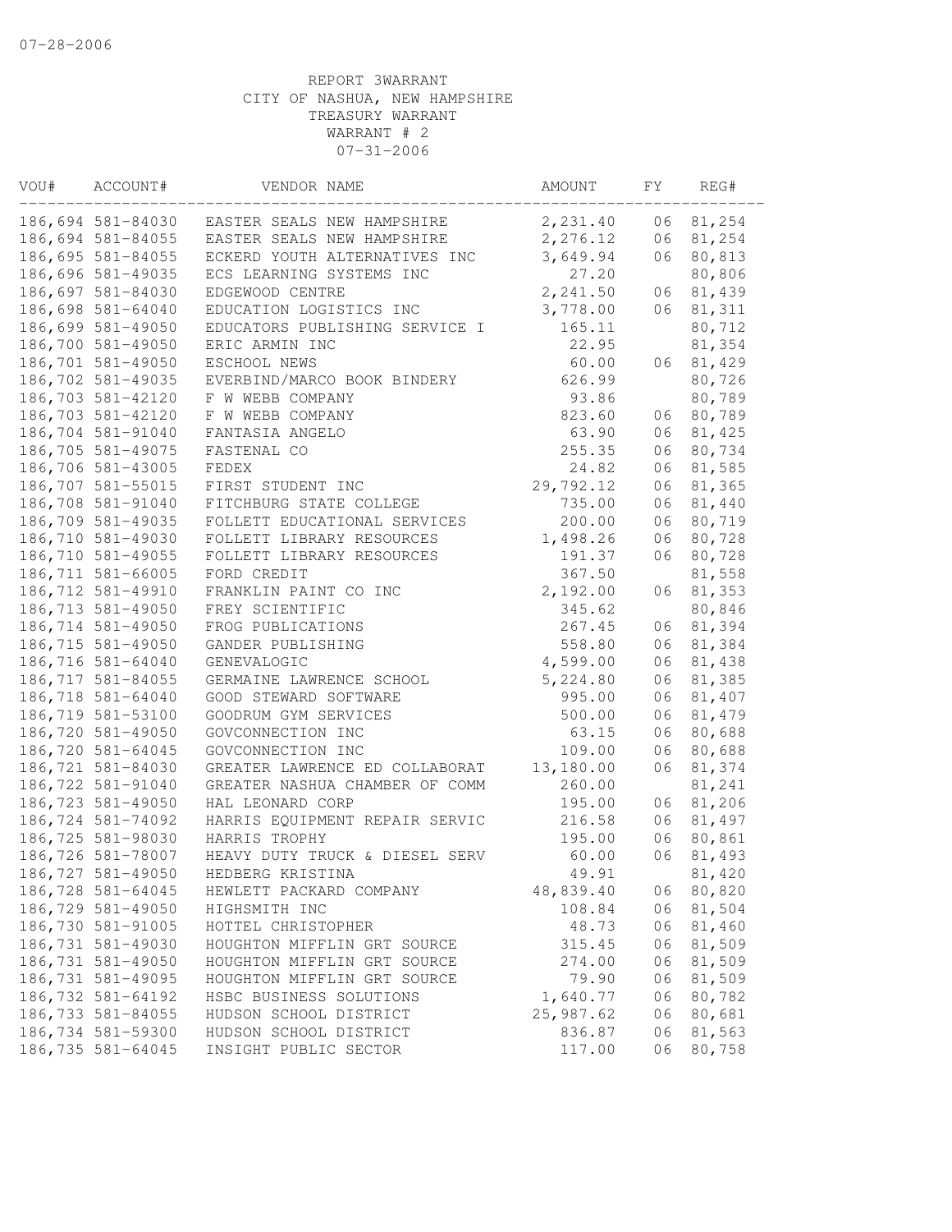07-28-2006

REPORT 3WARRANT
CITY OF NASHUA, NEW HAMPSHIRE
TREASURY WARRANT
WARRANT # 2
07-31-2006

| VOU# | ACCOUNT# | VENDOR NAME | AMOUNT | FY | REG# |
|---|---|---|---|---|---|
| 186,694 | 581-84030 | EASTER SEALS NEW HAMPSHIRE | 2,231.40 | 06 | 81,254 |
| 186,694 | 581-84055 | EASTER SEALS NEW HAMPSHIRE | 2,276.12 | 06 | 81,254 |
| 186,695 | 581-84055 | ECKERD YOUTH ALTERNATIVES INC | 3,649.94 | 06 | 80,813 |
| 186,696 | 581-49035 | ECS LEARNING SYSTEMS INC | 27.20 | | 80,806 |
| 186,697 | 581-84030 | EDGEWOOD CENTRE | 2,241.50 | 06 | 81,439 |
| 186,698 | 581-64040 | EDUCATION LOGISTICS INC | 3,778.00 | 06 | 81,311 |
| 186,699 | 581-49050 | EDUCATORS PUBLISHING SERVICE I | 165.11 | | 80,712 |
| 186,700 | 581-49050 | ERIC ARMIN INC | 22.95 | | 81,354 |
| 186,701 | 581-49050 | ESCHOOL NEWS | 60.00 | 06 | 81,429 |
| 186,702 | 581-49035 | EVERBIND/MARCO BOOK BINDERY | 626.99 | | 80,726 |
| 186,703 | 581-42120 | F W WEBB COMPANY | 93.86 | | 80,789 |
| 186,703 | 581-42120 | F W WEBB COMPANY | 823.60 | 06 | 80,789 |
| 186,704 | 581-91040 | FANTASIA ANGELO | 63.90 | 06 | 81,425 |
| 186,705 | 581-49075 | FASTENAL CO | 255.35 | 06 | 80,734 |
| 186,706 | 581-43005 | FEDEX | 24.82 | 06 | 81,585 |
| 186,707 | 581-55015 | FIRST STUDENT INC | 29,792.12 | 06 | 81,365 |
| 186,708 | 581-91040 | FITCHBURG STATE COLLEGE | 735.00 | 06 | 81,440 |
| 186,709 | 581-49035 | FOLLETT EDUCATIONAL SERVICES | 200.00 | 06 | 80,719 |
| 186,710 | 581-49030 | FOLLETT LIBRARY RESOURCES | 1,498.26 | 06 | 80,728 |
| 186,710 | 581-49055 | FOLLETT LIBRARY RESOURCES | 191.37 | 06 | 80,728 |
| 186,711 | 581-66005 | FORD CREDIT | 367.50 | | 81,558 |
| 186,712 | 581-49910 | FRANKLIN PAINT CO INC | 2,192.00 | 06 | 81,353 |
| 186,713 | 581-49050 | FREY SCIENTIFIC | 345.62 | | 80,846 |
| 186,714 | 581-49050 | FROG PUBLICATIONS | 267.45 | 06 | 81,394 |
| 186,715 | 581-49050 | GANDER PUBLISHING | 558.80 | 06 | 81,384 |
| 186,716 | 581-64040 | GENEVALOGIC | 4,599.00 | 06 | 81,438 |
| 186,717 | 581-84055 | GERMAINE LAWRENCE SCHOOL | 5,224.80 | 06 | 81,385 |
| 186,718 | 581-64040 | GOOD STEWARD SOFTWARE | 995.00 | 06 | 81,407 |
| 186,719 | 581-53100 | GOODRUM GYM SERVICES | 500.00 | 06 | 81,479 |
| 186,720 | 581-49050 | GOVCONNECTION INC | 63.15 | 06 | 80,688 |
| 186,720 | 581-64045 | GOVCONNECTION INC | 109.00 | 06 | 80,688 |
| 186,721 | 581-84030 | GREATER LAWRENCE ED COLLABORAT | 13,180.00 | 06 | 81,374 |
| 186,722 | 581-91040 | GREATER NASHUA CHAMBER OF COMM | 260.00 | | 81,241 |
| 186,723 | 581-49050 | HAL LEONARD CORP | 195.00 | 06 | 81,206 |
| 186,724 | 581-74092 | HARRIS EQUIPMENT REPAIR SERVIC | 216.58 | 06 | 81,497 |
| 186,725 | 581-98030 | HARRIS TROPHY | 195.00 | 06 | 80,861 |
| 186,726 | 581-78007 | HEAVY DUTY TRUCK & DIESEL SERV | 60.00 | 06 | 81,493 |
| 186,727 | 581-49050 | HEDBERG KRISTINA | 49.91 | | 81,420 |
| 186,728 | 581-64045 | HEWLETT PACKARD COMPANY | 48,839.40 | 06 | 80,820 |
| 186,729 | 581-49050 | HIGHSMITH INC | 108.84 | 06 | 81,504 |
| 186,730 | 581-91005 | HOTTEL CHRISTOPHER | 48.73 | 06 | 81,460 |
| 186,731 | 581-49030 | HOUGHTON MIFFLIN GRT SOURCE | 315.45 | 06 | 81,509 |
| 186,731 | 581-49050 | HOUGHTON MIFFLIN GRT SOURCE | 274.00 | 06 | 81,509 |
| 186,731 | 581-49095 | HOUGHTON MIFFLIN GRT SOURCE | 79.90 | 06 | 81,509 |
| 186,732 | 581-64192 | HSBC BUSINESS SOLUTIONS | 1,640.77 | 06 | 80,782 |
| 186,733 | 581-84055 | HUDSON SCHOOL DISTRICT | 25,987.62 | 06 | 80,681 |
| 186,734 | 581-59300 | HUDSON SCHOOL DISTRICT | 836.87 | 06 | 81,563 |
| 186,735 | 581-64045 | INSIGHT PUBLIC SECTOR | 117.00 | 06 | 80,758 |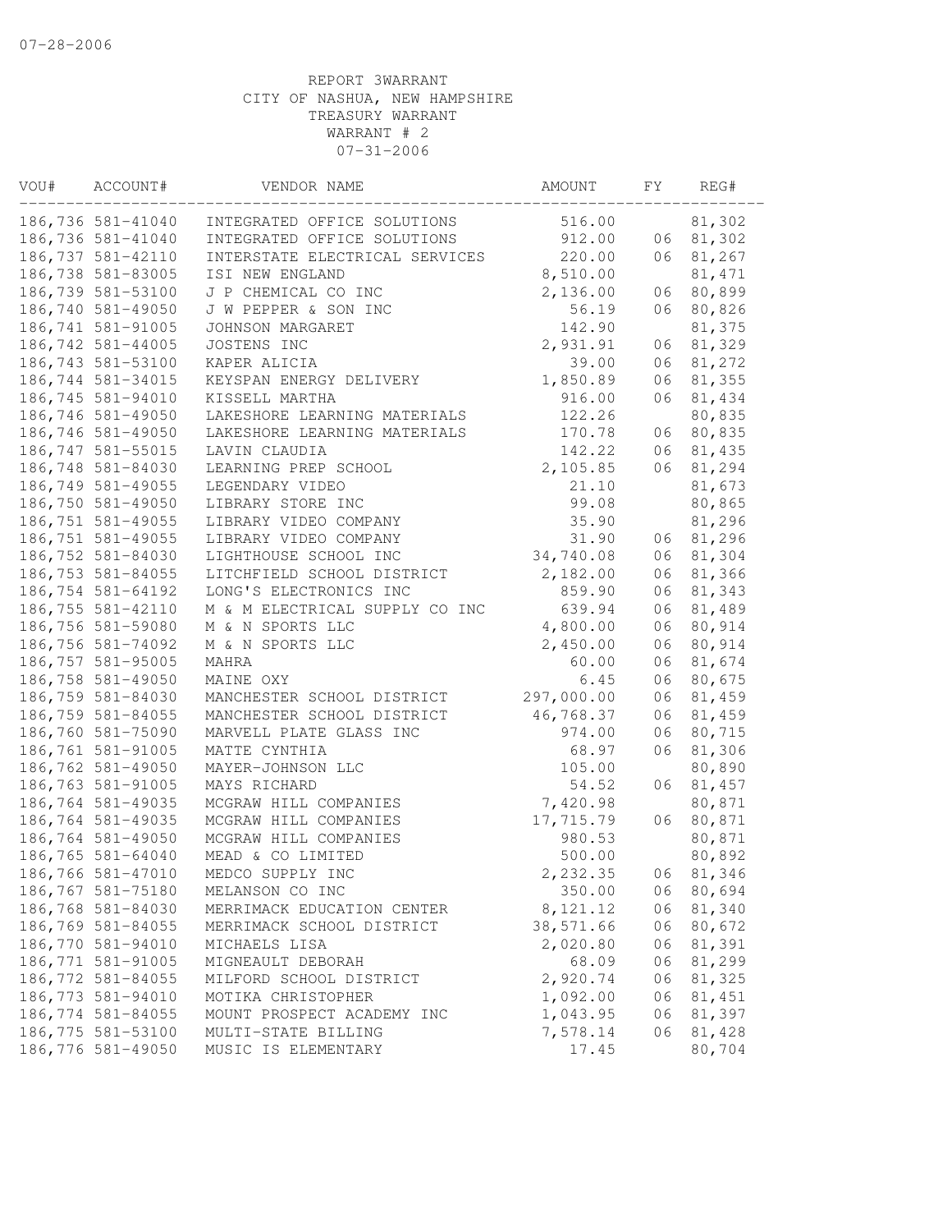07-28-2006

REPORT 3WARRANT
CITY OF NASHUA, NEW HAMPSHIRE
TREASURY WARRANT
WARRANT # 2
07-31-2006

| VOU# | ACCOUNT# | VENDOR NAME | AMOUNT | FY | REG# |
|---|---|---|---|---|---|
| 186,736 | 581-41040 | INTEGRATED OFFICE SOLUTIONS | 516.00 | | 81,302 |
| 186,736 | 581-41040 | INTEGRATED OFFICE SOLUTIONS | 912.00 | 06 | 81,302 |
| 186,737 | 581-42110 | INTERSTATE ELECTRICAL SERVICES | 220.00 | 06 | 81,267 |
| 186,738 | 581-83005 | ISI NEW ENGLAND | 8,510.00 | | 81,471 |
| 186,739 | 581-53100 | J P CHEMICAL CO INC | 2,136.00 | 06 | 80,899 |
| 186,740 | 581-49050 | J W PEPPER & SON INC | 56.19 | 06 | 80,826 |
| 186,741 | 581-91005 | JOHNSON MARGARET | 142.90 | | 81,375 |
| 186,742 | 581-44005 | JOSTENS INC | 2,931.91 | 06 | 81,329 |
| 186,743 | 581-53100 | KAPER ALICIA | 39.00 | 06 | 81,272 |
| 186,744 | 581-34015 | KEYSPAN ENERGY DELIVERY | 1,850.89 | 06 | 81,355 |
| 186,745 | 581-94010 | KISSELL MARTHA | 916.00 | 06 | 81,434 |
| 186,746 | 581-49050 | LAKESHORE LEARNING MATERIALS | 122.26 | | 80,835 |
| 186,746 | 581-49050 | LAKESHORE LEARNING MATERIALS | 170.78 | 06 | 80,835 |
| 186,747 | 581-55015 | LAVIN CLAUDIA | 142.22 | 06 | 81,435 |
| 186,748 | 581-84030 | LEARNING PREP SCHOOL | 2,105.85 | 06 | 81,294 |
| 186,749 | 581-49055 | LEGENDARY VIDEO | 21.10 | | 81,673 |
| 186,750 | 581-49050 | LIBRARY STORE INC | 99.08 | | 80,865 |
| 186,751 | 581-49055 | LIBRARY VIDEO COMPANY | 35.90 | | 81,296 |
| 186,751 | 581-49055 | LIBRARY VIDEO COMPANY | 31.90 | 06 | 81,296 |
| 186,752 | 581-84030 | LIGHTHOUSE SCHOOL INC | 34,740.08 | 06 | 81,304 |
| 186,753 | 581-84055 | LITCHFIELD SCHOOL DISTRICT | 2,182.00 | 06 | 81,366 |
| 186,754 | 581-64192 | LONG'S ELECTRONICS INC | 859.90 | 06 | 81,343 |
| 186,755 | 581-42110 | M & M ELECTRICAL SUPPLY CO INC | 639.94 | 06 | 81,489 |
| 186,756 | 581-59080 | M & N SPORTS LLC | 4,800.00 | 06 | 80,914 |
| 186,756 | 581-74092 | M & N SPORTS LLC | 2,450.00 | 06 | 80,914 |
| 186,757 | 581-95005 | MAHRA | 60.00 | 06 | 81,674 |
| 186,758 | 581-49050 | MAINE OXY | 6.45 | 06 | 80,675 |
| 186,759 | 581-84030 | MANCHESTER SCHOOL DISTRICT | 297,000.00 | 06 | 81,459 |
| 186,759 | 581-84055 | MANCHESTER SCHOOL DISTRICT | 46,768.37 | 06 | 81,459 |
| 186,760 | 581-75090 | MARVELL PLATE GLASS INC | 974.00 | 06 | 80,715 |
| 186,761 | 581-91005 | MATTE CYNTHIA | 68.97 | 06 | 81,306 |
| 186,762 | 581-49050 | MAYER-JOHNSON LLC | 105.00 | | 80,890 |
| 186,763 | 581-91005 | MAYS RICHARD | 54.52 | 06 | 81,457 |
| 186,764 | 581-49035 | MCGRAW HILL COMPANIES | 7,420.98 | | 80,871 |
| 186,764 | 581-49035 | MCGRAW HILL COMPANIES | 17,715.79 | 06 | 80,871 |
| 186,764 | 581-49050 | MCGRAW HILL COMPANIES | 980.53 | | 80,871 |
| 186,765 | 581-64040 | MEAD & CO LIMITED | 500.00 | | 80,892 |
| 186,766 | 581-47010 | MEDCO SUPPLY INC | 2,232.35 | 06 | 81,346 |
| 186,767 | 581-75180 | MELANSON CO INC | 350.00 | 06 | 80,694 |
| 186,768 | 581-84030 | MERRIMACK EDUCATION CENTER | 8,121.12 | 06 | 81,340 |
| 186,769 | 581-84055 | MERRIMACK SCHOOL DISTRICT | 38,571.66 | 06 | 80,672 |
| 186,770 | 581-94010 | MICHAELS LISA | 2,020.80 | 06 | 81,391 |
| 186,771 | 581-91005 | MIGNEAULT DEBORAH | 68.09 | 06 | 81,299 |
| 186,772 | 581-84055 | MILFORD SCHOOL DISTRICT | 2,920.74 | 06 | 81,325 |
| 186,773 | 581-94010 | MOTIKA CHRISTOPHER | 1,092.00 | 06 | 81,451 |
| 186,774 | 581-84055 | MOUNT PROSPECT ACADEMY INC | 1,043.95 | 06 | 81,397 |
| 186,775 | 581-53100 | MULTI-STATE BILLING | 7,578.14 | 06 | 81,428 |
| 186,776 | 581-49050 | MUSIC IS ELEMENTARY | 17.45 | | 80,704 |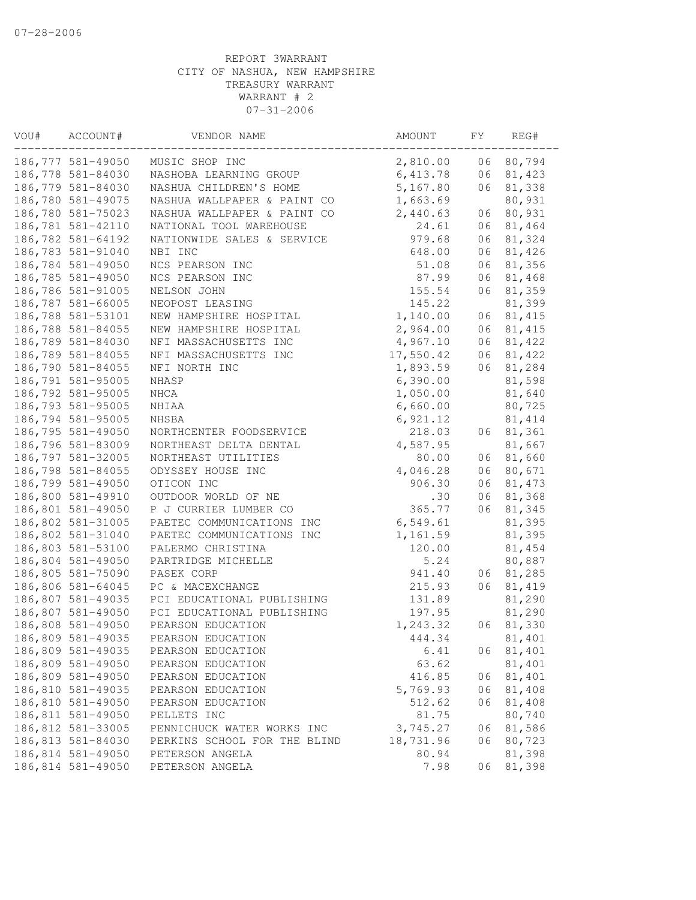07-28-2006

REPORT 3WARRANT
CITY OF NASHUA, NEW HAMPSHIRE
TREASURY WARRANT
WARRANT # 2
07-31-2006

| VOU# | ACCOUNT# | VENDOR NAME | AMOUNT | FY | REG# |
|---|---|---|---|---|---|
| 186,777 | 581-49050 | MUSIC SHOP INC | 2,810.00 | 06 | 80,794 |
| 186,778 | 581-84030 | NASHOBA LEARNING GROUP | 6,413.78 | 06 | 81,423 |
| 186,779 | 581-84030 | NASHUA CHILDREN'S HOME | 5,167.80 | 06 | 81,338 |
| 186,780 | 581-49075 | NASHUA WALLPAPER & PAINT CO | 1,663.69 | | 80,931 |
| 186,780 | 581-75023 | NASHUA WALLPAPER & PAINT CO | 2,440.63 | 06 | 80,931 |
| 186,781 | 581-42110 | NATIONAL TOOL WAREHOUSE | 24.61 | 06 | 81,464 |
| 186,782 | 581-64192 | NATIONWIDE SALES & SERVICE | 979.68 | 06 | 81,324 |
| 186,783 | 581-91040 | NBI INC | 648.00 | 06 | 81,426 |
| 186,784 | 581-49050 | NCS PEARSON INC | 51.08 | 06 | 81,356 |
| 186,785 | 581-49050 | NCS PEARSON INC | 87.99 | 06 | 81,468 |
| 186,786 | 581-91005 | NELSON JOHN | 155.54 | 06 | 81,359 |
| 186,787 | 581-66005 | NEOPOST LEASING | 145.22 | | 81,399 |
| 186,788 | 581-53101 | NEW HAMPSHIRE HOSPITAL | 1,140.00 | 06 | 81,415 |
| 186,788 | 581-84055 | NEW HAMPSHIRE HOSPITAL | 2,964.00 | 06 | 81,415 |
| 186,789 | 581-84030 | NFI MASSACHUSETTS INC | 4,967.10 | 06 | 81,422 |
| 186,789 | 581-84055 | NFI MASSACHUSETTS INC | 17,550.42 | 06 | 81,422 |
| 186,790 | 581-84055 | NFI NORTH INC | 1,893.59 | 06 | 81,284 |
| 186,791 | 581-95005 | NHASP | 6,390.00 | | 81,598 |
| 186,792 | 581-95005 | NHCA | 1,050.00 | | 81,640 |
| 186,793 | 581-95005 | NHIAA | 6,660.00 | | 80,725 |
| 186,794 | 581-95005 | NHSBA | 6,921.12 | | 81,414 |
| 186,795 | 581-49050 | NORTHCENTER FOODSERVICE | 218.03 | 06 | 81,361 |
| 186,796 | 581-83009 | NORTHEAST DELTA DENTAL | 4,587.95 | | 81,667 |
| 186,797 | 581-32005 | NORTHEAST UTILITIES | 80.00 | 06 | 81,660 |
| 186,798 | 581-84055 | ODYSSEY HOUSE INC | 4,046.28 | 06 | 80,671 |
| 186,799 | 581-49050 | OTICON INC | 906.30 | 06 | 81,473 |
| 186,800 | 581-49910 | OUTDOOR WORLD OF NE | .30 | 06 | 81,368 |
| 186,801 | 581-49050 | P J CURRIER LUMBER CO | 365.77 | 06 | 81,345 |
| 186,802 | 581-31005 | PAETEC COMMUNICATIONS INC | 6,549.61 | | 81,395 |
| 186,802 | 581-31040 | PAETEC COMMUNICATIONS INC | 1,161.59 | | 81,395 |
| 186,803 | 581-53100 | PALERMO CHRISTINA | 120.00 | | 81,454 |
| 186,804 | 581-49050 | PARTRIDGE MICHELLE | 5.24 | | 80,887 |
| 186,805 | 581-75090 | PASEK CORP | 941.40 | 06 | 81,285 |
| 186,806 | 581-64045 | PC & MACEXCHANGE | 215.93 | 06 | 81,419 |
| 186,807 | 581-49035 | PCI EDUCATIONAL PUBLISHING | 131.89 | | 81,290 |
| 186,807 | 581-49050 | PCI EDUCATIONAL PUBLISHING | 197.95 | | 81,290 |
| 186,808 | 581-49050 | PEARSON EDUCATION | 1,243.32 | 06 | 81,330 |
| 186,809 | 581-49035 | PEARSON EDUCATION | 444.34 | | 81,401 |
| 186,809 | 581-49035 | PEARSON EDUCATION | 6.41 | 06 | 81,401 |
| 186,809 | 581-49050 | PEARSON EDUCATION | 63.62 | | 81,401 |
| 186,809 | 581-49050 | PEARSON EDUCATION | 416.85 | 06 | 81,401 |
| 186,810 | 581-49035 | PEARSON EDUCATION | 5,769.93 | 06 | 81,408 |
| 186,810 | 581-49050 | PEARSON EDUCATION | 512.62 | 06 | 81,408 |
| 186,811 | 581-49050 | PELLETS INC | 81.75 | | 80,740 |
| 186,812 | 581-33005 | PENNICHUCK WATER WORKS INC | 3,745.27 | 06 | 81,586 |
| 186,813 | 581-84030 | PERKINS SCHOOL FOR THE BLIND | 18,731.96 | 06 | 80,723 |
| 186,814 | 581-49050 | PETERSON ANGELA | 80.94 | | 81,398 |
| 186,814 | 581-49050 | PETERSON ANGELA | 7.98 | 06 | 81,398 |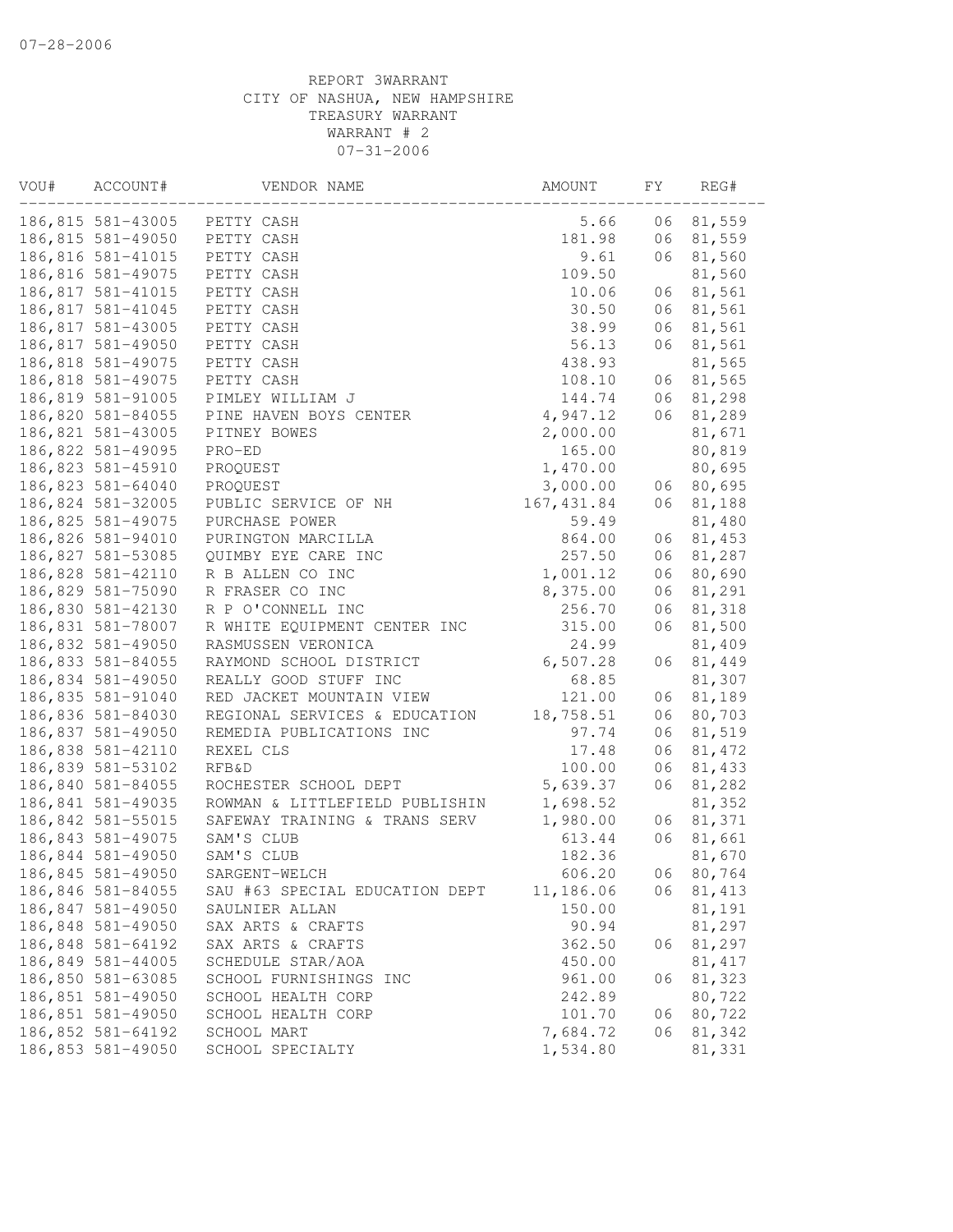REPORT 3WARRANT
CITY OF NASHUA, NEW HAMPSHIRE
TREASURY WARRANT
WARRANT # 2
07-31-2006

| VOU# | ACCOUNT# | VENDOR NAME | AMOUNT | FY | REG# |
|---|---|---|---|---|---|
| 186,815 | 581-43005 | PETTY CASH | 5.66 | 06 | 81,559 |
| 186,815 | 581-49050 | PETTY CASH | 181.98 | 06 | 81,559 |
| 186,816 | 581-41015 | PETTY CASH | 9.61 | 06 | 81,560 |
| 186,816 | 581-49075 | PETTY CASH | 109.50 | | 81,560 |
| 186,817 | 581-41015 | PETTY CASH | 10.06 | 06 | 81,561 |
| 186,817 | 581-41045 | PETTY CASH | 30.50 | 06 | 81,561 |
| 186,817 | 581-43005 | PETTY CASH | 38.99 | 06 | 81,561 |
| 186,817 | 581-49050 | PETTY CASH | 56.13 | 06 | 81,561 |
| 186,818 | 581-49075 | PETTY CASH | 438.93 | | 81,565 |
| 186,818 | 581-49075 | PETTY CASH | 108.10 | 06 | 81,565 |
| 186,819 | 581-91005 | PIMLEY WILLIAM J | 144.74 | 06 | 81,298 |
| 186,820 | 581-84055 | PINE HAVEN BOYS CENTER | 4,947.12 | 06 | 81,289 |
| 186,821 | 581-43005 | PITNEY BOWES | 2,000.00 | | 81,671 |
| 186,822 | 581-49095 | PRO-ED | 165.00 | | 80,819 |
| 186,823 | 581-45910 | PROQUEST | 1,470.00 | | 80,695 |
| 186,823 | 581-64040 | PROQUEST | 3,000.00 | 06 | 80,695 |
| 186,824 | 581-32005 | PUBLIC SERVICE OF NH | 167,431.84 | 06 | 81,188 |
| 186,825 | 581-49075 | PURCHASE POWER | 59.49 | | 81,480 |
| 186,826 | 581-94010 | PURINGTON MARCILLA | 864.00 | 06 | 81,453 |
| 186,827 | 581-53085 | QUIMBY EYE CARE INC | 257.50 | 06 | 81,287 |
| 186,828 | 581-42110 | R B ALLEN CO INC | 1,001.12 | 06 | 80,690 |
| 186,829 | 581-75090 | R FRASER CO INC | 8,375.00 | 06 | 81,291 |
| 186,830 | 581-42130 | R P O'CONNELL INC | 256.70 | 06 | 81,318 |
| 186,831 | 581-78007 | R WHITE EQUIPMENT CENTER INC | 315.00 | 06 | 81,500 |
| 186,832 | 581-49050 | RASMUSSEN VERONICA | 24.99 | | 81,409 |
| 186,833 | 581-84055 | RAYMOND SCHOOL DISTRICT | 6,507.28 | 06 | 81,449 |
| 186,834 | 581-49050 | REALLY GOOD STUFF INC | 68.85 | | 81,307 |
| 186,835 | 581-91040 | RED JACKET MOUNTAIN VIEW | 121.00 | 06 | 81,189 |
| 186,836 | 581-84030 | REGIONAL SERVICES & EDUCATION | 18,758.51 | 06 | 80,703 |
| 186,837 | 581-49050 | REMEDIA PUBLICATIONS INC | 97.74 | 06 | 81,519 |
| 186,838 | 581-42110 | REXEL CLS | 17.48 | 06 | 81,472 |
| 186,839 | 581-53102 | RFB&D | 100.00 | 06 | 81,433 |
| 186,840 | 581-84055 | ROCHESTER SCHOOL DEPT | 5,639.37 | 06 | 81,282 |
| 186,841 | 581-49035 | ROWMAN & LITTLEFIELD PUBLISHIN | 1,698.52 | | 81,352 |
| 186,842 | 581-55015 | SAFEWAY TRAINING & TRANS SERV | 1,980.00 | 06 | 81,371 |
| 186,843 | 581-49075 | SAM'S CLUB | 613.44 | 06 | 81,661 |
| 186,844 | 581-49050 | SAM'S CLUB | 182.36 | | 81,670 |
| 186,845 | 581-49050 | SARGENT-WELCH | 606.20 | 06 | 80,764 |
| 186,846 | 581-84055 | SAU #63 SPECIAL EDUCATION DEPT | 11,186.06 | 06 | 81,413 |
| 186,847 | 581-49050 | SAULNIER ALLAN | 150.00 | | 81,191 |
| 186,848 | 581-49050 | SAX ARTS & CRAFTS | 90.94 | | 81,297 |
| 186,848 | 581-64192 | SAX ARTS & CRAFTS | 362.50 | 06 | 81,297 |
| 186,849 | 581-44005 | SCHEDULE STAR/AOA | 450.00 | | 81,417 |
| 186,850 | 581-63085 | SCHOOL FURNISHINGS INC | 961.00 | 06 | 81,323 |
| 186,851 | 581-49050 | SCHOOL HEALTH CORP | 242.89 | | 80,722 |
| 186,851 | 581-49050 | SCHOOL HEALTH CORP | 101.70 | 06 | 80,722 |
| 186,852 | 581-64192 | SCHOOL MART | 7,684.72 | 06 | 81,342 |
| 186,853 | 581-49050 | SCHOOL SPECIALTY | 1,534.80 | | 81,331 |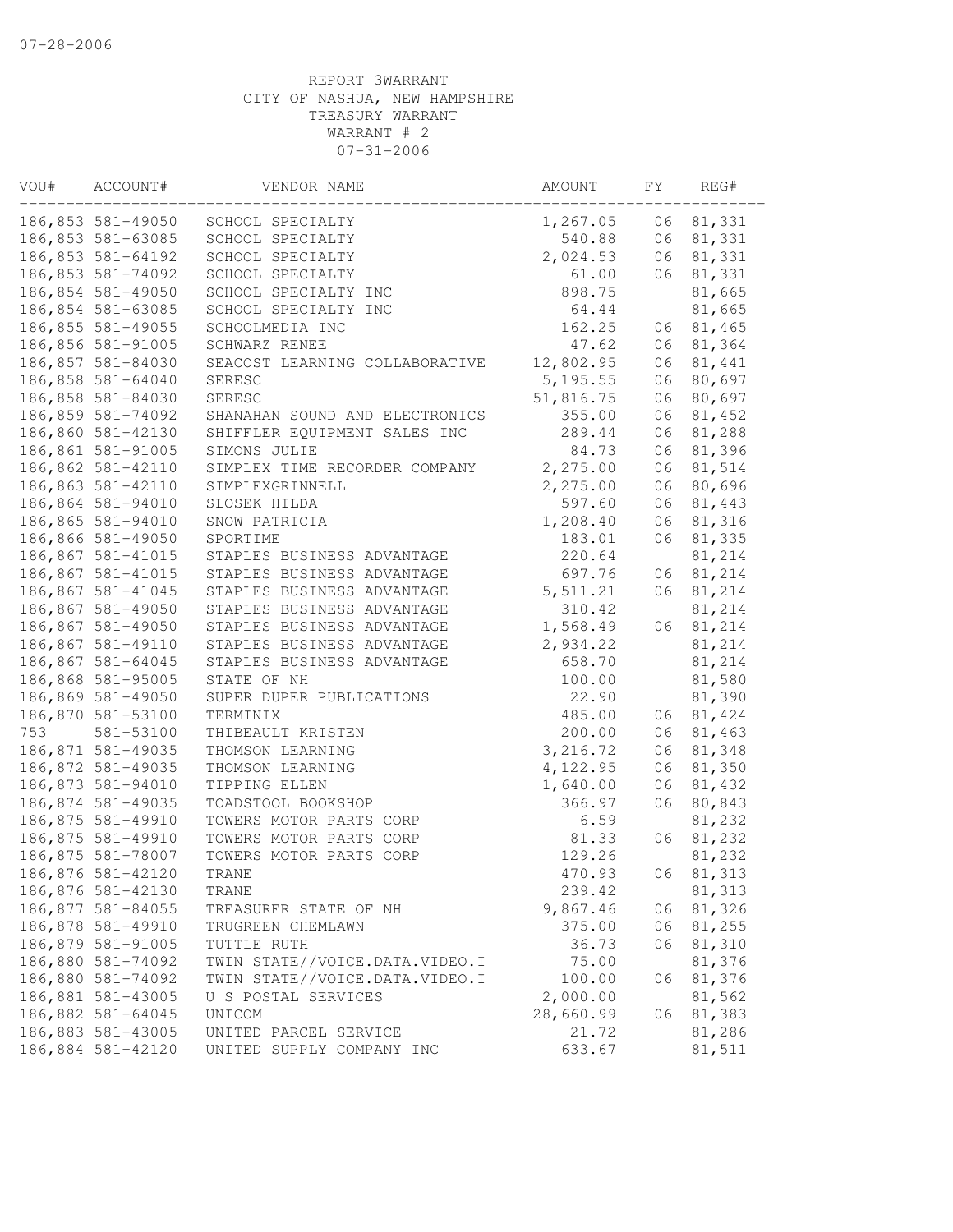07-28-2006

REPORT 3WARRANT
CITY OF NASHUA, NEW HAMPSHIRE
TREASURY WARRANT
WARRANT # 2
07-31-2006

| VOU# | ACCOUNT# | VENDOR NAME | AMOUNT | FY | REG# |
|---|---|---|---|---|---|
| 186,853 | 581-49050 | SCHOOL SPECIALTY | 1,267.05 | 06 | 81,331 |
| 186,853 | 581-63085 | SCHOOL SPECIALTY | 540.88 | 06 | 81,331 |
| 186,853 | 581-64192 | SCHOOL SPECIALTY | 2,024.53 | 06 | 81,331 |
| 186,853 | 581-74092 | SCHOOL SPECIALTY | 61.00 | 06 | 81,331 |
| 186,854 | 581-49050 | SCHOOL SPECIALTY INC | 898.75 | | 81,665 |
| 186,854 | 581-63085 | SCHOOL SPECIALTY INC | 64.44 | | 81,665 |
| 186,855 | 581-49055 | SCHOOLMEDIA INC | 162.25 | 06 | 81,465 |
| 186,856 | 581-91005 | SCHWARZ RENEE | 47.62 | 06 | 81,364 |
| 186,857 | 581-84030 | SEACOST LEARNING COLLABORATIVE | 12,802.95 | 06 | 81,441 |
| 186,858 | 581-64040 | SERESC | 5,195.55 | 06 | 80,697 |
| 186,858 | 581-84030 | SERESC | 51,816.75 | 06 | 80,697 |
| 186,859 | 581-74092 | SHANAHAN SOUND AND ELECTRONICS | 355.00 | 06 | 81,452 |
| 186,860 | 581-42130 | SHIFFLER EQUIPMENT SALES INC | 289.44 | 06 | 81,288 |
| 186,861 | 581-91005 | SIMONS JULIE | 84.73 | 06 | 81,396 |
| 186,862 | 581-42110 | SIMPLEX TIME RECORDER COMPANY | 2,275.00 | 06 | 81,514 |
| 186,863 | 581-42110 | SIMPLEXGRINNELL | 2,275.00 | 06 | 80,696 |
| 186,864 | 581-94010 | SLOSEK HILDA | 597.60 | 06 | 81,443 |
| 186,865 | 581-94010 | SNOW PATRICIA | 1,208.40 | 06 | 81,316 |
| 186,866 | 581-49050 | SPORTIME | 183.01 | 06 | 81,335 |
| 186,867 | 581-41015 | STAPLES BUSINESS ADVANTAGE | 220.64 | | 81,214 |
| 186,867 | 581-41015 | STAPLES BUSINESS ADVANTAGE | 697.76 | 06 | 81,214 |
| 186,867 | 581-41045 | STAPLES BUSINESS ADVANTAGE | 5,511.21 | 06 | 81,214 |
| 186,867 | 581-49050 | STAPLES BUSINESS ADVANTAGE | 310.42 | | 81,214 |
| 186,867 | 581-49050 | STAPLES BUSINESS ADVANTAGE | 1,568.49 | 06 | 81,214 |
| 186,867 | 581-49110 | STAPLES BUSINESS ADVANTAGE | 2,934.22 | | 81,214 |
| 186,867 | 581-64045 | STAPLES BUSINESS ADVANTAGE | 658.70 | | 81,214 |
| 186,868 | 581-95005 | STATE OF NH | 100.00 | | 81,580 |
| 186,869 | 581-49050 | SUPER DUPER PUBLICATIONS | 22.90 | | 81,390 |
| 186,870 | 581-53100 | TERMINIX | 485.00 | 06 | 81,424 |
| 753 | 581-53100 | THIBEAULT KRISTEN | 200.00 | 06 | 81,463 |
| 186,871 | 581-49035 | THOMSON LEARNING | 3,216.72 | 06 | 81,348 |
| 186,872 | 581-49035 | THOMSON LEARNING | 4,122.95 | 06 | 81,350 |
| 186,873 | 581-94010 | TIPPING ELLEN | 1,640.00 | 06 | 81,432 |
| 186,874 | 581-49035 | TOADSTOOL BOOKSHOP | 366.97 | 06 | 80,843 |
| 186,875 | 581-49910 | TOWERS MOTOR PARTS CORP | 6.59 | | 81,232 |
| 186,875 | 581-49910 | TOWERS MOTOR PARTS CORP | 81.33 | 06 | 81,232 |
| 186,875 | 581-78007 | TOWERS MOTOR PARTS CORP | 129.26 | | 81,232 |
| 186,876 | 581-42120 | TRANE | 470.93 | 06 | 81,313 |
| 186,876 | 581-42130 | TRANE | 239.42 | | 81,313 |
| 186,877 | 581-84055 | TREASURER STATE OF NH | 9,867.46 | 06 | 81,326 |
| 186,878 | 581-49910 | TRUGREEN CHEMLAWN | 375.00 | 06 | 81,255 |
| 186,879 | 581-91005 | TUTTLE RUTH | 36.73 | 06 | 81,310 |
| 186,880 | 581-74092 | TWIN STATE//VOICE.DATA.VIDEO.I | 75.00 | | 81,376 |
| 186,880 | 581-74092 | TWIN STATE//VOICE.DATA.VIDEO.I | 100.00 | 06 | 81,376 |
| 186,881 | 581-43005 | U S POSTAL SERVICES | 2,000.00 | | 81,562 |
| 186,882 | 581-64045 | UNICOM | 28,660.99 | 06 | 81,383 |
| 186,883 | 581-43005 | UNITED PARCEL SERVICE | 21.72 | | 81,286 |
| 186,884 | 581-42120 | UNITED SUPPLY COMPANY INC | 633.67 | | 81,511 |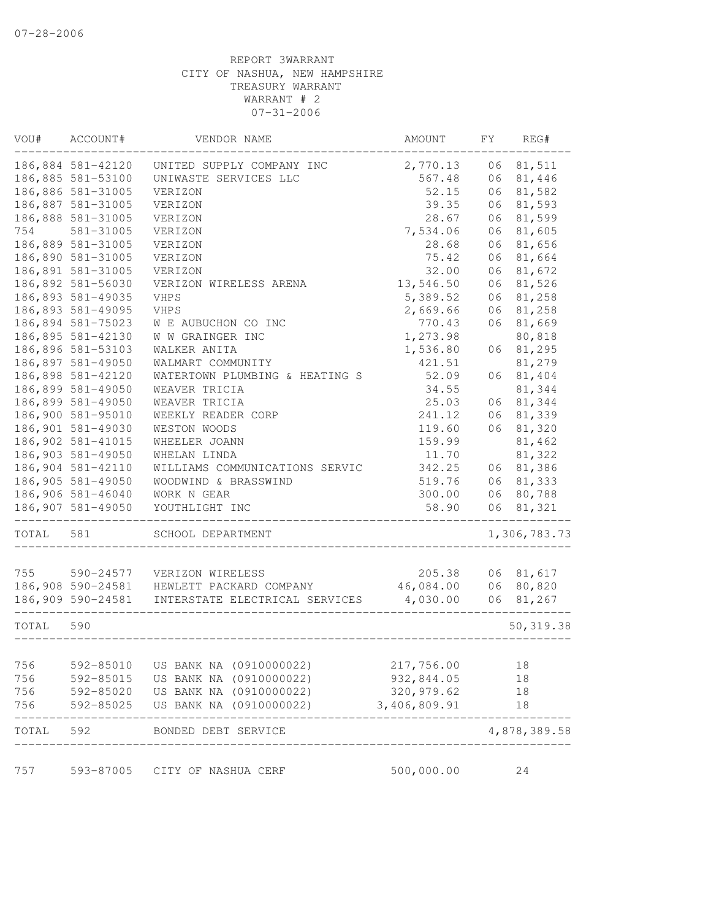07-28-2006

REPORT 3WARRANT
CITY OF NASHUA, NEW HAMPSHIRE
TREASURY WARRANT
WARRANT # 2
07-31-2006

| VOU# | ACCOUNT# | VENDOR NAME | AMOUNT | FY | REG# |
|---|---|---|---|---|---|
| 186,884 | 581-42120 | UNITED SUPPLY COMPANY INC | 2,770.13 | 06 | 81,511 |
| 186,885 | 581-53100 | UNIWASTE SERVICES LLC | 567.48 | 06 | 81,446 |
| 186,886 | 581-31005 | VERIZON | 52.15 | 06 | 81,582 |
| 186,887 | 581-31005 | VERIZON | 39.35 | 06 | 81,593 |
| 186,888 | 581-31005 | VERIZON | 28.67 | 06 | 81,599 |
| 754 | 581-31005 | VERIZON | 7,534.06 | 06 | 81,605 |
| 186,889 | 581-31005 | VERIZON | 28.68 | 06 | 81,656 |
| 186,890 | 581-31005 | VERIZON | 75.42 | 06 | 81,664 |
| 186,891 | 581-31005 | VERIZON | 32.00 | 06 | 81,672 |
| 186,892 | 581-56030 | VERIZON WIRELESS ARENA | 13,546.50 | 06 | 81,526 |
| 186,893 | 581-49035 | VHPS | 5,389.52 | 06 | 81,258 |
| 186,893 | 581-49095 | VHPS | 2,669.66 | 06 | 81,258 |
| 186,894 | 581-75023 | W E AUBUCHON CO INC | 770.43 | 06 | 81,669 |
| 186,895 | 581-42130 | W W GRAINGER INC | 1,273.98 | | 80,818 |
| 186,896 | 581-53103 | WALKER ANITA | 1,536.80 | 06 | 81,295 |
| 186,897 | 581-49050 | WALMART COMMUNITY | 421.51 | | 81,279 |
| 186,898 | 581-42120 | WATERTOWN PLUMBING & HEATING S | 52.09 | 06 | 81,404 |
| 186,899 | 581-49050 | WEAVER TRICIA | 34.55 | | 81,344 |
| 186,899 | 581-49050 | WEAVER TRICIA | 25.03 | 06 | 81,344 |
| 186,900 | 581-95010 | WEEKLY READER CORP | 241.12 | 06 | 81,339 |
| 186,901 | 581-49030 | WESTON WOODS | 119.60 | 06 | 81,320 |
| 186,902 | 581-41015 | WHEELER JOANN | 159.99 | | 81,462 |
| 186,903 | 581-49050 | WHELAN LINDA | 11.70 | | 81,322 |
| 186,904 | 581-42110 | WILLIAMS COMMUNICATIONS SERVIC | 342.25 | 06 | 81,386 |
| 186,905 | 581-49050 | WOODWIND & BRASSWIND | 519.76 | 06 | 81,333 |
| 186,906 | 581-46040 | WORK N GEAR | 300.00 | 06 | 80,788 |
| 186,907 | 581-49050 | YOUTHLIGHT INC | 58.90 | 06 | 81,321 |
| TOTAL | 581 | SCHOOL DEPARTMENT | | | 1,306,783.73 |
| 755 | 590-24577 | VERIZON WIRELESS | 205.38 | 06 | 81,617 |
| 186,908 | 590-24581 | HEWLETT PACKARD COMPANY | 46,084.00 | 06 | 80,820 |
| 186,909 | 590-24581 | INTERSTATE ELECTRICAL SERVICES | 4,030.00 | 06 | 81,267 |
| TOTAL | 590 | | | | 50,319.38 |
| 756 | 592-85010 | US BANK NA (0910000022) | 217,756.00 | | 18 |
| 756 | 592-85015 | US BANK NA (0910000022) | 932,844.05 | | 18 |
| 756 | 592-85020 | US BANK NA (0910000022) | 320,979.62 | | 18 |
| 756 | 592-85025 | US BANK NA (0910000022) | 3,406,809.91 | | 18 |
| TOTAL | 592 | BONDED DEBT SERVICE | | | 4,878,389.58 |
| 757 | 593-87005 | CITY OF NASHUA CERF | 500,000.00 | | 24 |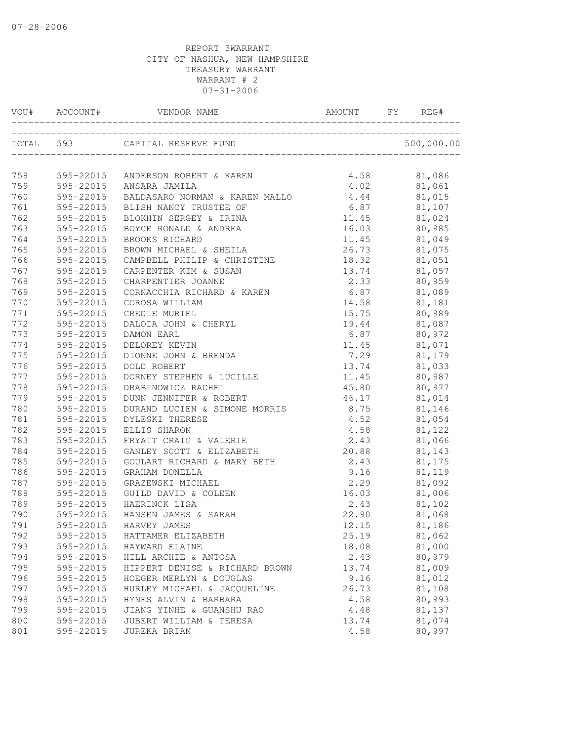REPORT 3WARRANT
CITY OF NASHUA, NEW HAMPSHIRE
TREASURY WARRANT
WARRANT # 2
07-31-2006

| VOU# | ACCOUNT# | VENDOR NAME | AMOUNT | FY | REG# |
|---|---|---|---|---|---|
| TOTAL | 593 | CAPITAL RESERVE FUND | | | 500,000.00 |
| 758 | 595-22015 | ANDERSON ROBERT & KAREN | 4.58 | | 81,086 |
| 759 | 595-22015 | ANSARA JAMILA | 4.02 | | 81,061 |
| 760 | 595-22015 | BALDASARO NORMAN & KAREN MALLO | 4.44 | | 81,015 |
| 761 | 595-22015 | BLISH NANCY TRUSTEE OF | 6.87 | | 81,107 |
| 762 | 595-22015 | BLOKHIN SERGEY & IRINA | 11.45 | | 81,024 |
| 763 | 595-22015 | BOYCE RONALD & ANDREA | 16.03 | | 80,985 |
| 764 | 595-22015 | BROOKS RICHARD | 11.45 | | 81,049 |
| 765 | 595-22015 | BROWN MICHAEL & SHEILA | 26.73 | | 81,075 |
| 766 | 595-22015 | CAMPBELL PHILIP & CHRISTINE | 18.32 | | 81,051 |
| 767 | 595-22015 | CARPENTER KIM & SUSAN | 13.74 | | 81,057 |
| 768 | 595-22015 | CHARPENTIER JOANNE | 2.33 | | 80,959 |
| 769 | 595-22015 | CORNACCHIA RICHARD & KAREN | 6.87 | | 81,089 |
| 770 | 595-22015 | COROSA WILLIAM | 14.58 | | 81,181 |
| 771 | 595-22015 | CREDLE MURIEL | 15.75 | | 80,989 |
| 772 | 595-22015 | DALOIA JOHN & CHERYL | 19.44 | | 81,087 |
| 773 | 595-22015 | DAMON EARL | 6.87 | | 80,972 |
| 774 | 595-22015 | DELOREY KEVIN | 11.45 | | 81,071 |
| 775 | 595-22015 | DIONNE JOHN & BRENDA | 7.29 | | 81,179 |
| 776 | 595-22015 | DOLD ROBERT | 13.74 | | 81,033 |
| 777 | 595-22015 | DORNEY STEPHEN & LUCILLE | 11.45 | | 80,987 |
| 778 | 595-22015 | DRABINOWICZ RACHEL | 45.80 | | 80,977 |
| 779 | 595-22015 | DUNN JENNIFER & ROBERT | 46.17 | | 81,014 |
| 780 | 595-22015 | DURAND LUCIEN & SIMONE MORRIS | 8.75 | | 81,146 |
| 781 | 595-22015 | DYLESKI THERESE | 4.52 | | 81,054 |
| 782 | 595-22015 | ELLIS SHARON | 4.58 | | 81,122 |
| 783 | 595-22015 | FRYATT CRAIG & VALERIE | 2.43 | | 81,066 |
| 784 | 595-22015 | GANLEY SCOTT & ELIZABETH | 20.88 | | 81,143 |
| 785 | 595-22015 | GOULART RICHARD & MARY BETH | 2.43 | | 81,175 |
| 786 | 595-22015 | GRAHAM DONELLA | 9.16 | | 81,119 |
| 787 | 595-22015 | GRAZEWSKI MICHAEL | 2.29 | | 81,092 |
| 788 | 595-22015 | GUILD DAVID & COLEEN | 16.03 | | 81,006 |
| 789 | 595-22015 | HAERINCK LISA | 2.43 | | 81,102 |
| 790 | 595-22015 | HANSEN JAMES & SARAH | 22.90 | | 81,068 |
| 791 | 595-22015 | HARVEY JAMES | 12.15 | | 81,186 |
| 792 | 595-22015 | HATTAMER ELIZABETH | 25.19 | | 81,062 |
| 793 | 595-22015 | HAYWARD ELAINE | 18.08 | | 81,000 |
| 794 | 595-22015 | HILL ARCHIE & ANTOSA | 2.43 | | 80,979 |
| 795 | 595-22015 | HIPPERT DENISE & RICHARD BROWN | 13.74 | | 81,009 |
| 796 | 595-22015 | HOEGER MERLYN & DOUGLAS | 9.16 | | 81,012 |
| 797 | 595-22015 | HURLEY MICHAEL & JACQUELINE | 26.73 | | 81,108 |
| 798 | 595-22015 | HYNES ALVIN & BARBARA | 4.58 | | 80,993 |
| 799 | 595-22015 | JIANG YINHE & GUANSHU RAO | 4.48 | | 81,137 |
| 800 | 595-22015 | JUBERT WILLIAM & TERESA | 13.74 | | 81,074 |
| 801 | 595-22015 | JUREKA BRIAN | 4.58 | | 80,997 |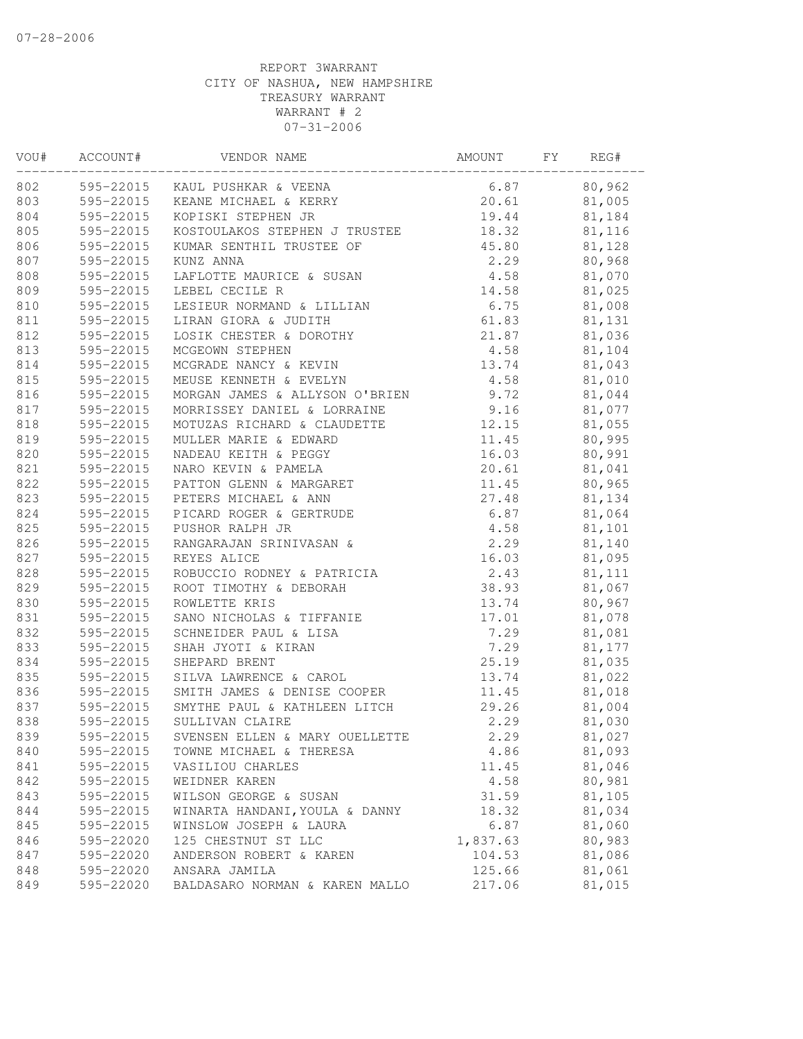07-28-2006

REPORT 3WARRANT
CITY OF NASHUA, NEW HAMPSHIRE
TREASURY WARRANT
WARRANT # 2
07-31-2006

| VOU# | ACCOUNT# | VENDOR NAME | AMOUNT | FY | REG# |
|---|---|---|---|---|---|
| 802 | 595-22015 | KAUL PUSHKAR & VEENA | 6.87 | | 80,962 |
| 803 | 595-22015 | KEANE MICHAEL & KERRY | 20.61 | | 81,005 |
| 804 | 595-22015 | KOPISKI STEPHEN JR | 19.44 | | 81,184 |
| 805 | 595-22015 | KOSTOULAKOS STEPHEN J TRUSTEE | 18.32 | | 81,116 |
| 806 | 595-22015 | KUMAR SENTHIL TRUSTEE OF | 45.80 | | 81,128 |
| 807 | 595-22015 | KUNZ ANNA | 2.29 | | 80,968 |
| 808 | 595-22015 | LAFLOTTE MAURICE & SUSAN | 4.58 | | 81,070 |
| 809 | 595-22015 | LEBEL CECILE R | 14.58 | | 81,025 |
| 810 | 595-22015 | LESIEUR NORMAND & LILLIAN | 6.75 | | 81,008 |
| 811 | 595-22015 | LIRAN GIORA & JUDITH | 61.83 | | 81,131 |
| 812 | 595-22015 | LOSIK CHESTER & DOROTHY | 21.87 | | 81,036 |
| 813 | 595-22015 | MCGEOWN STEPHEN | 4.58 | | 81,104 |
| 814 | 595-22015 | MCGRADE NANCY & KEVIN | 13.74 | | 81,043 |
| 815 | 595-22015 | MEUSE KENNETH & EVELYN | 4.58 | | 81,010 |
| 816 | 595-22015 | MORGAN JAMES & ALLYSON O'BRIEN | 9.72 | | 81,044 |
| 817 | 595-22015 | MORRISSEY DANIEL & LORRAINE | 9.16 | | 81,077 |
| 818 | 595-22015 | MOTUZAS RICHARD & CLAUDETTE | 12.15 | | 81,055 |
| 819 | 595-22015 | MULLER MARIE & EDWARD | 11.45 | | 80,995 |
| 820 | 595-22015 | NADEAU KEITH & PEGGY | 16.03 | | 80,991 |
| 821 | 595-22015 | NARO KEVIN & PAMELA | 20.61 | | 81,041 |
| 822 | 595-22015 | PATTON GLENN & MARGARET | 11.45 | | 80,965 |
| 823 | 595-22015 | PETERS MICHAEL & ANN | 27.48 | | 81,134 |
| 824 | 595-22015 | PICARD ROGER & GERTRUDE | 6.87 | | 81,064 |
| 825 | 595-22015 | PUSHOR RALPH JR | 4.58 | | 81,101 |
| 826 | 595-22015 | RANGARAJAN SRINIVASAN & | 2.29 | | 81,140 |
| 827 | 595-22015 | REYES ALICE | 16.03 | | 81,095 |
| 828 | 595-22015 | ROBUCCIO RODNEY & PATRICIA | 2.43 | | 81,111 |
| 829 | 595-22015 | ROOT TIMOTHY & DEBORAH | 38.93 | | 81,067 |
| 830 | 595-22015 | ROWLETTE KRIS | 13.74 | | 80,967 |
| 831 | 595-22015 | SANO NICHOLAS & TIFFANIE | 17.01 | | 81,078 |
| 832 | 595-22015 | SCHNEIDER PAUL & LISA | 7.29 | | 81,081 |
| 833 | 595-22015 | SHAH JYOTI & KIRAN | 7.29 | | 81,177 |
| 834 | 595-22015 | SHEPARD BRENT | 25.19 | | 81,035 |
| 835 | 595-22015 | SILVA LAWRENCE & CAROL | 13.74 | | 81,022 |
| 836 | 595-22015 | SMITH JAMES & DENISE COOPER | 11.45 | | 81,018 |
| 837 | 595-22015 | SMYTHE PAUL & KATHLEEN LITCH | 29.26 | | 81,004 |
| 838 | 595-22015 | SULLIVAN CLAIRE | 2.29 | | 81,030 |
| 839 | 595-22015 | SVENSEN ELLEN & MARY OUELLETTE | 2.29 | | 81,027 |
| 840 | 595-22015 | TOWNE MICHAEL & THERESA | 4.86 | | 81,093 |
| 841 | 595-22015 | VASILIOU CHARLES | 11.45 | | 81,046 |
| 842 | 595-22015 | WEIDNER KAREN | 4.58 | | 80,981 |
| 843 | 595-22015 | WILSON GEORGE & SUSAN | 31.59 | | 81,105 |
| 844 | 595-22015 | WINARTA HANDANI,YOULA & DANNY | 18.32 | | 81,034 |
| 845 | 595-22015 | WINSLOW JOSEPH & LAURA | 6.87 | | 81,060 |
| 846 | 595-22020 | 125 CHESTNUT ST LLC | 1,837.63 | | 80,983 |
| 847 | 595-22020 | ANDERSON ROBERT & KAREN | 104.53 | | 81,086 |
| 848 | 595-22020 | ANSARA JAMILA | 125.66 | | 81,061 |
| 849 | 595-22020 | BALDASARO NORMAN & KAREN MALLO | 217.06 | | 81,015 |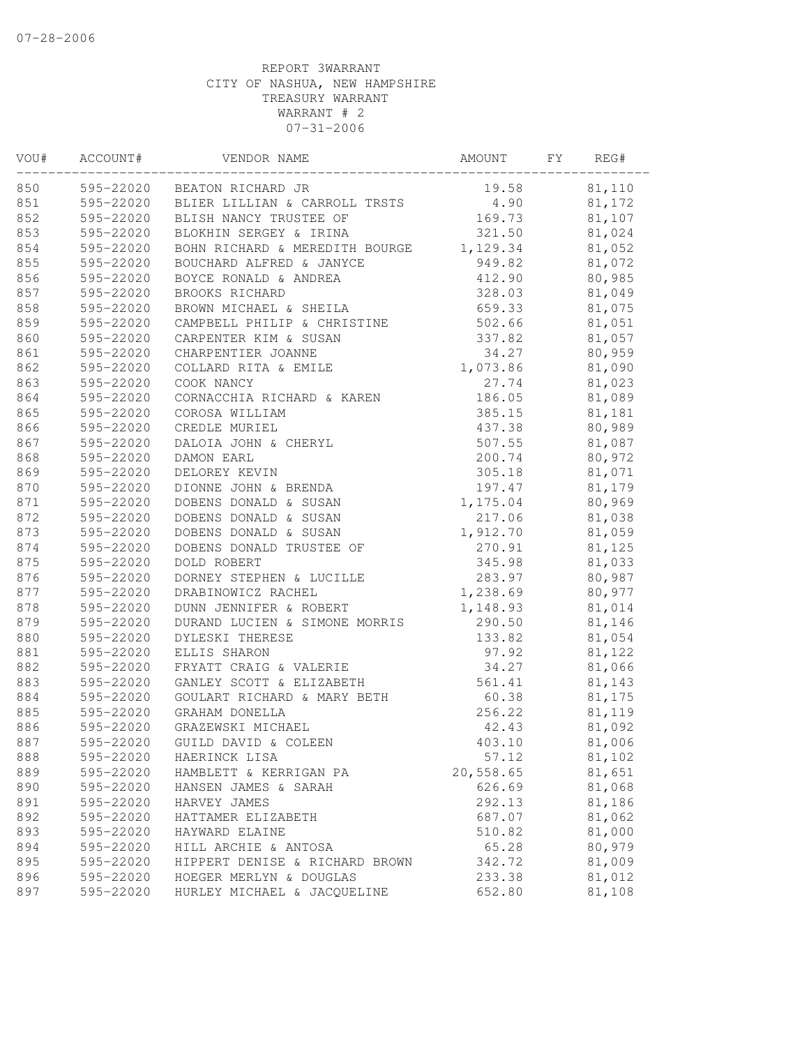07-28-2006

REPORT 3WARRANT
CITY OF NASHUA, NEW HAMPSHIRE
TREASURY WARRANT
WARRANT # 2
07-31-2006

| VOU# | ACCOUNT# | VENDOR NAME | AMOUNT | FY | REG# |
|---|---|---|---|---|---|
| 850 | 595-22020 | BEATON RICHARD JR | 19.58 | | 81,110 |
| 851 | 595-22020 | BLIER LILLIAN & CARROLL TRSTS | 4.90 | | 81,172 |
| 852 | 595-22020 | BLISH NANCY TRUSTEE OF | 169.73 | | 81,107 |
| 853 | 595-22020 | BLOKHIN SERGEY & IRINA | 321.50 | | 81,024 |
| 854 | 595-22020 | BOHN RICHARD & MEREDITH BOURGE | 1,129.34 | | 81,052 |
| 855 | 595-22020 | BOUCHARD ALFRED & JANYCE | 949.82 | | 81,072 |
| 856 | 595-22020 | BOYCE RONALD & ANDREA | 412.90 | | 80,985 |
| 857 | 595-22020 | BROOKS RICHARD | 328.03 | | 81,049 |
| 858 | 595-22020 | BROWN MICHAEL & SHEILA | 659.33 | | 81,075 |
| 859 | 595-22020 | CAMPBELL PHILIP & CHRISTINE | 502.66 | | 81,051 |
| 860 | 595-22020 | CARPENTER KIM & SUSAN | 337.82 | | 81,057 |
| 861 | 595-22020 | CHARPENTIER JOANNE | 34.27 | | 80,959 |
| 862 | 595-22020 | COLLARD RITA & EMILE | 1,073.86 | | 81,090 |
| 863 | 595-22020 | COOK NANCY | 27.74 | | 81,023 |
| 864 | 595-22020 | CORNACCHIA RICHARD & KAREN | 186.05 | | 81,089 |
| 865 | 595-22020 | COROSA WILLIAM | 385.15 | | 81,181 |
| 866 | 595-22020 | CREDLE MURIEL | 437.38 | | 80,989 |
| 867 | 595-22020 | DALOIA JOHN & CHERYL | 507.55 | | 81,087 |
| 868 | 595-22020 | DAMON EARL | 200.74 | | 80,972 |
| 869 | 595-22020 | DELOREY KEVIN | 305.18 | | 81,071 |
| 870 | 595-22020 | DIONNE JOHN & BRENDA | 197.47 | | 81,179 |
| 871 | 595-22020 | DOBENS DONALD & SUSAN | 1,175.04 | | 80,969 |
| 872 | 595-22020 | DOBENS DONALD & SUSAN | 217.06 | | 81,038 |
| 873 | 595-22020 | DOBENS DONALD & SUSAN | 1,912.70 | | 81,059 |
| 874 | 595-22020 | DOBENS DONALD TRUSTEE OF | 270.91 | | 81,125 |
| 875 | 595-22020 | DOLD ROBERT | 345.98 | | 81,033 |
| 876 | 595-22020 | DORNEY STEPHEN & LUCILLE | 283.97 | | 80,987 |
| 877 | 595-22020 | DRABINOWICZ RACHEL | 1,238.69 | | 80,977 |
| 878 | 595-22020 | DUNN JENNIFER & ROBERT | 1,148.93 | | 81,014 |
| 879 | 595-22020 | DURAND LUCIEN & SIMONE MORRIS | 290.50 | | 81,146 |
| 880 | 595-22020 | DYLESKI THERESE | 133.82 | | 81,054 |
| 881 | 595-22020 | ELLIS SHARON | 97.92 | | 81,122 |
| 882 | 595-22020 | FRYATT CRAIG & VALERIE | 34.27 | | 81,066 |
| 883 | 595-22020 | GANLEY SCOTT & ELIZABETH | 561.41 | | 81,143 |
| 884 | 595-22020 | GOULART RICHARD & MARY BETH | 60.38 | | 81,175 |
| 885 | 595-22020 | GRAHAM DONELLA | 256.22 | | 81,119 |
| 886 | 595-22020 | GRAZEWSKI MICHAEL | 42.43 | | 81,092 |
| 887 | 595-22020 | GUILD DAVID & COLEEN | 403.10 | | 81,006 |
| 888 | 595-22020 | HAERINCK LISA | 57.12 | | 81,102 |
| 889 | 595-22020 | HAMBLETT & KERRIGAN PA | 20,558.65 | | 81,651 |
| 890 | 595-22020 | HANSEN JAMES & SARAH | 626.69 | | 81,068 |
| 891 | 595-22020 | HARVEY JAMES | 292.13 | | 81,186 |
| 892 | 595-22020 | HATTAMER ELIZABETH | 687.07 | | 81,062 |
| 893 | 595-22020 | HAYWARD ELAINE | 510.82 | | 81,000 |
| 894 | 595-22020 | HILL ARCHIE & ANTOSA | 65.28 | | 80,979 |
| 895 | 595-22020 | HIPPERT DENISE & RICHARD BROWN | 342.72 | | 81,009 |
| 896 | 595-22020 | HOEGER MERLYN & DOUGLAS | 233.38 | | 81,012 |
| 897 | 595-22020 | HURLEY MICHAEL & JACQUELINE | 652.80 | | 81,108 |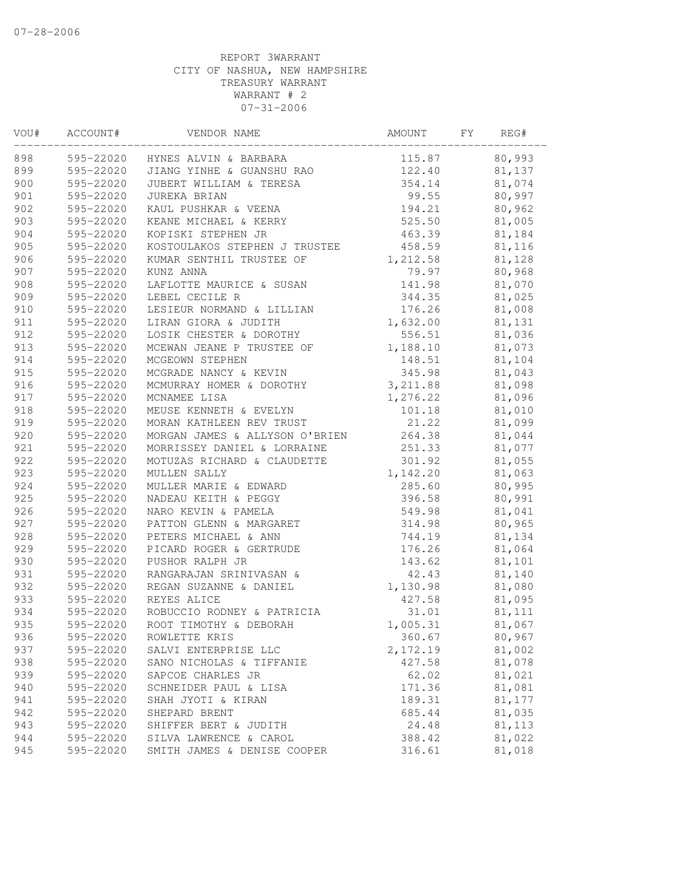07-28-2006

REPORT 3WARRANT
CITY OF NASHUA, NEW HAMPSHIRE
TREASURY WARRANT
WARRANT # 2
07-31-2006

| VOU# | ACCOUNT# | VENDOR NAME | AMOUNT | FY | REG# |
|---|---|---|---|---|---|
| 898 | 595-22020 | HYNES ALVIN & BARBARA | 115.87 | | 80,993 |
| 899 | 595-22020 | JIANG YINHE & GUANSHU RAO | 122.40 | | 81,137 |
| 900 | 595-22020 | JUBERT WILLIAM & TERESA | 354.14 | | 81,074 |
| 901 | 595-22020 | JUREKA BRIAN | 99.55 | | 80,997 |
| 902 | 595-22020 | KAUL PUSHKAR & VEENA | 194.21 | | 80,962 |
| 903 | 595-22020 | KEANE MICHAEL & KERRY | 525.50 | | 81,005 |
| 904 | 595-22020 | KOPISKI STEPHEN JR | 463.39 | | 81,184 |
| 905 | 595-22020 | KOSTOULAKOS STEPHEN J TRUSTEE | 458.59 | | 81,116 |
| 906 | 595-22020 | KUMAR SENTHIL TRUSTEE OF | 1,212.58 | | 81,128 |
| 907 | 595-22020 | KUNZ ANNA | 79.97 | | 80,968 |
| 908 | 595-22020 | LAFLOTTE MAURICE & SUSAN | 141.98 | | 81,070 |
| 909 | 595-22020 | LEBEL CECILE R | 344.35 | | 81,025 |
| 910 | 595-22020 | LESIEUR NORMAND & LILLIAN | 176.26 | | 81,008 |
| 911 | 595-22020 | LIRAN GIORA & JUDITH | 1,632.00 | | 81,131 |
| 912 | 595-22020 | LOSIK CHESTER & DOROTHY | 556.51 | | 81,036 |
| 913 | 595-22020 | MCEWAN JEANE P TRUSTEE OF | 1,188.10 | | 81,073 |
| 914 | 595-22020 | MCGEOWN STEPHEN | 148.51 | | 81,104 |
| 915 | 595-22020 | MCGRADE NANCY & KEVIN | 345.98 | | 81,043 |
| 916 | 595-22020 | MCMURRAY HOMER & DOROTHY | 3,211.88 | | 81,098 |
| 917 | 595-22020 | MCNAMEE LISA | 1,276.22 | | 81,096 |
| 918 | 595-22020 | MEUSE KENNETH & EVELYN | 101.18 | | 81,010 |
| 919 | 595-22020 | MORAN KATHLEEN REV TRUST | 21.22 | | 81,099 |
| 920 | 595-22020 | MORGAN JAMES & ALLYSON O'BRIEN | 264.38 | | 81,044 |
| 921 | 595-22020 | MORRISSEY DANIEL & LORRAINE | 251.33 | | 81,077 |
| 922 | 595-22020 | MOTUZAS RICHARD & CLAUDETTE | 301.92 | | 81,055 |
| 923 | 595-22020 | MULLEN SALLY | 1,142.20 | | 81,063 |
| 924 | 595-22020 | MULLER MARIE & EDWARD | 285.60 | | 80,995 |
| 925 | 595-22020 | NADEAU KEITH & PEGGY | 396.58 | | 80,991 |
| 926 | 595-22020 | NARO KEVIN & PAMELA | 549.98 | | 81,041 |
| 927 | 595-22020 | PATTON GLENN & MARGARET | 314.98 | | 80,965 |
| 928 | 595-22020 | PETERS MICHAEL & ANN | 744.19 | | 81,134 |
| 929 | 595-22020 | PICARD ROGER & GERTRUDE | 176.26 | | 81,064 |
| 930 | 595-22020 | PUSHOR RALPH JR | 143.62 | | 81,101 |
| 931 | 595-22020 | RANGARAJAN SRINIVASAN & | 42.43 | | 81,140 |
| 932 | 595-22020 | REGAN SUZANNE & DANIEL | 1,130.98 | | 81,080 |
| 933 | 595-22020 | REYES ALICE | 427.58 | | 81,095 |
| 934 | 595-22020 | ROBUCCIO RODNEY & PATRICIA | 31.01 | | 81,111 |
| 935 | 595-22020 | ROOT TIMOTHY & DEBORAH | 1,005.31 | | 81,067 |
| 936 | 595-22020 | ROWLETTE KRIS | 360.67 | | 80,967 |
| 937 | 595-22020 | SALVI ENTERPRISE LLC | 2,172.19 | | 81,002 |
| 938 | 595-22020 | SANO NICHOLAS & TIFFANIE | 427.58 | | 81,078 |
| 939 | 595-22020 | SAPCOE CHARLES JR | 62.02 | | 81,021 |
| 940 | 595-22020 | SCHNEIDER PAUL & LISA | 171.36 | | 81,081 |
| 941 | 595-22020 | SHAH JYOTI & KIRAN | 189.31 | | 81,177 |
| 942 | 595-22020 | SHEPARD BRENT | 685.44 | | 81,035 |
| 943 | 595-22020 | SHIFFER BERT & JUDITH | 24.48 | | 81,113 |
| 944 | 595-22020 | SILVA LAWRENCE & CAROL | 388.42 | | 81,022 |
| 945 | 595-22020 | SMITH JAMES & DENISE COOPER | 316.61 | | 81,018 |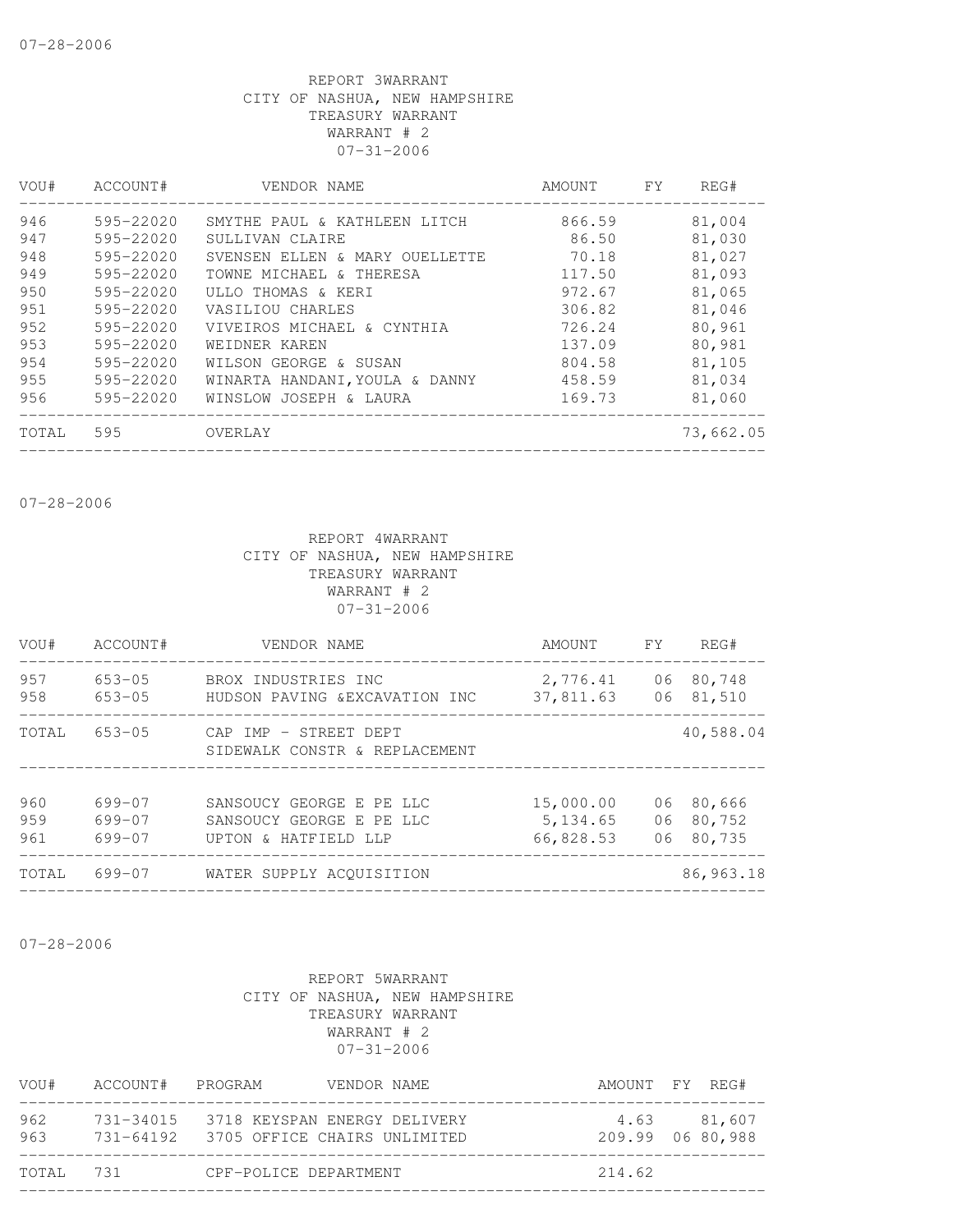07-28-2006

REPORT 3WARRANT
CITY OF NASHUA, NEW HAMPSHIRE
TREASURY WARRANT
WARRANT # 2
07-31-2006

| VOU# | ACCOUNT# | VENDOR NAME | AMOUNT | FY | REG# |
|---|---|---|---|---|---|
| 946 | 595-22020 | SMYTHE PAUL & KATHLEEN LITCH | 866.59 | | 81,004 |
| 947 | 595-22020 | SULLIVAN CLAIRE | 86.50 | | 81,030 |
| 948 | 595-22020 | SVENSEN ELLEN & MARY OUELLETTE | 70.18 | | 81,027 |
| 949 | 595-22020 | TOWNE MICHAEL & THERESA | 117.50 | | 81,093 |
| 950 | 595-22020 | ULLO THOMAS & KERI | 972.67 | | 81,065 |
| 951 | 595-22020 | VASILIOU CHARLES | 306.82 | | 81,046 |
| 952 | 595-22020 | VIVEIROS MICHAEL & CYNTHIA | 726.24 | | 80,961 |
| 953 | 595-22020 | WEIDNER KAREN | 137.09 | | 80,981 |
| 954 | 595-22020 | WILSON GEORGE & SUSAN | 804.58 | | 81,105 |
| 955 | 595-22020 | WINARTA HANDANI,YOULA & DANNY | 458.59 | | 81,034 |
| 956 | 595-22020 | WINSLOW JOSEPH & LAURA | 169.73 | | 81,060 |
| TOTAL | 595 | OVERLAY | | | 73,662.05 |

07-28-2006

REPORT 4WARRANT
CITY OF NASHUA, NEW HAMPSHIRE
TREASURY WARRANT
WARRANT # 2
07-31-2006

| VOU# | ACCOUNT# | VENDOR NAME | AMOUNT | FY | REG# |
|---|---|---|---|---|---|
| 957 | 653-05 | BROX INDUSTRIES INC | 2,776.41 | 06 | 80,748 |
| 958 | 653-05 | HUDSON PAVING &EXCAVATION INC | 37,811.63 | 06 | 81,510 |
| TOTAL | 653-05 | CAP IMP - STREET DEPT SIDEWALK CONSTR & REPLACEMENT | | | 40,588.04 |
| 960 | 699-07 | SANSOUCY GEORGE E PE LLC | 15,000.00 | 06 | 80,666 |
| 959 | 699-07 | SANSOUCY GEORGE E PE LLC | 5,134.65 | 06 | 80,752 |
| 961 | 699-07 | UPTON & HATFIELD LLP | 66,828.53 | 06 | 80,735 |
| TOTAL | 699-07 | WATER SUPPLY ACQUISITION | | | 86,963.18 |

07-28-2006

REPORT 5WARRANT
CITY OF NASHUA, NEW HAMPSHIRE
TREASURY WARRANT
WARRANT # 2
07-31-2006

| VOU# | ACCOUNT# | PROGRAM | VENDOR NAME | AMOUNT | FY | REG# |
|---|---|---|---|---|---|---|
| 962 | 731-34015 | 3718 | KEYSPAN ENERGY DELIVERY | 4.63 | | 81,607 |
| 963 | 731-64192 | 3705 | OFFICE CHAIRS UNLIMITED | 209.99 | 06 | 80,988 |
| TOTAL | 731 | | CPF-POLICE DEPARTMENT | 214.62 | | |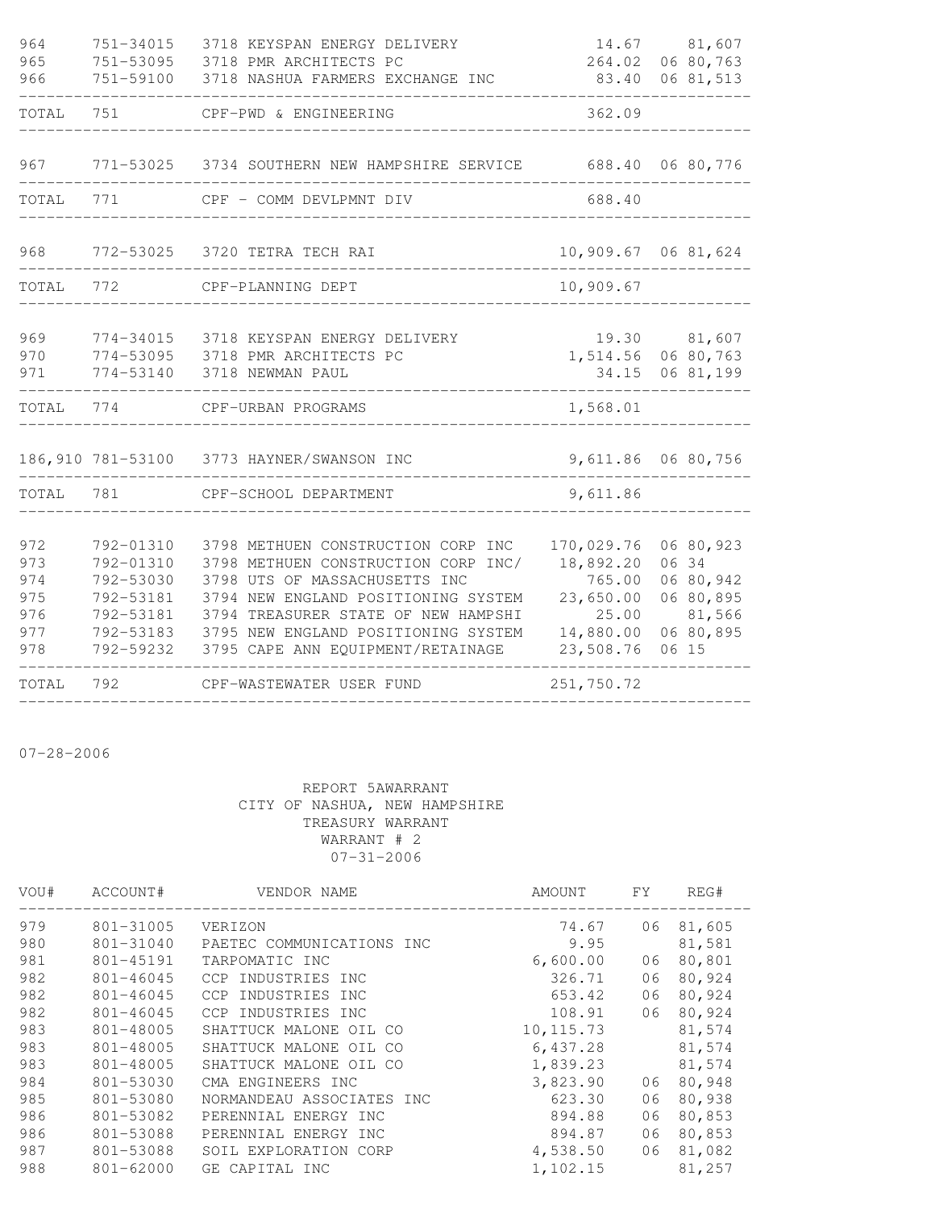| VOU# | ACCOUNT# | VENDOR NAME | AMOUNT | FY | REG# |
|---|---|---|---|---|---|
| 964 | 751-34015 | 3718 KEYSPAN ENERGY DELIVERY | 14.67 | | 81,607 |
| 965 | 751-53095 | 3718 PMR ARCHITECTS PC | 264.02 | 06 | 80,763 |
| 966 | 751-59100 | 3718 NASHUA FARMERS EXCHANGE INC | 83.40 | 06 | 81,513 |
| TOTAL | 751 | CPF-PWD & ENGINEERING | 362.09 | | |
| 967 | 771-53025 | 3734 SOUTHERN NEW HAMPSHIRE SERVICE | 688.40 | 06 | 80,776 |
| TOTAL | 771 | CPF - COMM DEVLPMNT DIV | 688.40 | | |
| 968 | 772-53025 | 3720 TETRA TECH RAI | 10,909.67 | 06 | 81,624 |
| TOTAL | 772 | CPF-PLANNING DEPT | 10,909.67 | | |
| 969 | 774-34015 | 3718 KEYSPAN ENERGY DELIVERY | 19.30 | | 81,607 |
| 970 | 774-53095 | 3718 PMR ARCHITECTS PC | 1,514.56 | 06 | 80,763 |
| 971 | 774-53140 | 3718 NEWMAN PAUL | 34.15 | 06 | 81,199 |
| TOTAL | 774 | CPF-URBAN PROGRAMS | 1,568.01 | | |
| 186,910 | 781-53100 | 3773 HAYNER/SWANSON INC | 9,611.86 | 06 | 80,756 |
| TOTAL | 781 | CPF-SCHOOL DEPARTMENT | 9,611.86 | | |
| 972 | 792-01310 | 3798 METHUEN CONSTRUCTION CORP INC | 170,029.76 | 06 | 80,923 |
| 973 | 792-01310 | 3798 METHUEN CONSTRUCTION CORP INC/ | 18,892.20 | 06 | 34 |
| 974 | 792-53030 | 3798 UTS OF MASSACHUSETTS INC | 765.00 | 06 | 80,942 |
| 975 | 792-53181 | 3794 NEW ENGLAND POSITIONING SYSTEM | 23,650.00 | 06 | 80,895 |
| 976 | 792-53181 | 3794 TREASURER STATE OF NEW HAMPSHI | 25.00 | | 81,566 |
| 977 | 792-53183 | 3795 NEW ENGLAND POSITIONING SYSTEM | 14,880.00 | 06 | 80,895 |
| 978 | 792-59232 | 3795 CAPE ANN EQUIPMENT/RETAINAGE | 23,508.76 | 06 | 15 |
| TOTAL | 792 | CPF-WASTEWATER USER FUND | 251,750.72 | | |

07-28-2006

REPORT 5AWARRANT
CITY OF NASHUA, NEW HAMPSHIRE
TREASURY WARRANT
WARRANT # 2
07-31-2006

| VOU# | ACCOUNT# | VENDOR NAME | AMOUNT | FY | REG# |
|---|---|---|---|---|---|
| 979 | 801-31005 | VERIZON | 74.67 | 06 | 81,605 |
| 980 | 801-31040 | PAETEC COMMUNICATIONS INC | 9.95 | | 81,581 |
| 981 | 801-45191 | TARPOMATIC INC | 6,600.00 | 06 | 80,801 |
| 982 | 801-46045 | CCP INDUSTRIES INC | 326.71 | 06 | 80,924 |
| 982 | 801-46045 | CCP INDUSTRIES INC | 653.42 | 06 | 80,924 |
| 982 | 801-46045 | CCP INDUSTRIES INC | 108.91 | 06 | 80,924 |
| 983 | 801-48005 | SHATTUCK MALONE OIL CO | 10,115.73 | | 81,574 |
| 983 | 801-48005 | SHATTUCK MALONE OIL CO | 6,437.28 | | 81,574 |
| 983 | 801-48005 | SHATTUCK MALONE OIL CO | 1,839.23 | | 81,574 |
| 984 | 801-53030 | CMA ENGINEERS INC | 3,823.90 | 06 | 80,948 |
| 985 | 801-53080 | NORMANDEAU ASSOCIATES INC | 623.30 | 06 | 80,938 |
| 986 | 801-53082 | PERENNIAL ENERGY INC | 894.88 | 06 | 80,853 |
| 986 | 801-53088 | PERENNIAL ENERGY INC | 894.87 | 06 | 80,853 |
| 987 | 801-53088 | SOIL EXPLORATION CORP | 4,538.50 | 06 | 81,082 |
| 988 | 801-62000 | GE CAPITAL INC | 1,102.15 | | 81,257 |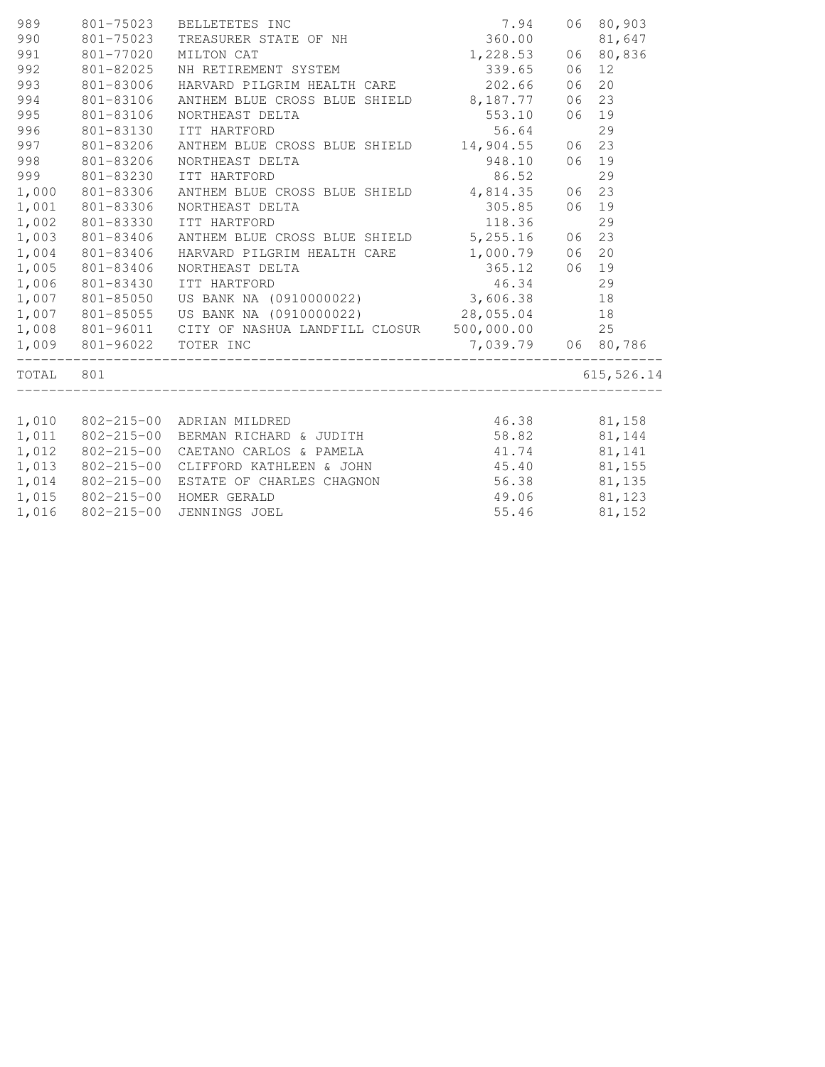| | | | | | |
|---|---|---|---|---|---|
| 989 | 801-75023 | BELLETETES INC | 7.94 | 06 | 80,903 |
| 990 | 801-75023 | TREASURER STATE OF NH | 360.00 | | 81,647 |
| 991 | 801-77020 | MILTON CAT | 1,228.53 | 06 | 80,836 |
| 992 | 801-82025 | NH RETIREMENT SYSTEM | 339.65 | 06 | 12 |
| 993 | 801-83006 | HARVARD PILGRIM HEALTH CARE | 202.66 | 06 | 20 |
| 994 | 801-83106 | ANTHEM BLUE CROSS BLUE SHIELD | 8,187.77 | 06 | 23 |
| 995 | 801-83106 | NORTHEAST DELTA | 553.10 | 06 | 19 |
| 996 | 801-83130 | ITT HARTFORD | 56.64 | | 29 |
| 997 | 801-83206 | ANTHEM BLUE CROSS BLUE SHIELD | 14,904.55 | 06 | 23 |
| 998 | 801-83206 | NORTHEAST DELTA | 948.10 | 06 | 19 |
| 999 | 801-83230 | ITT HARTFORD | 86.52 | | 29 |
| 1,000 | 801-83306 | ANTHEM BLUE CROSS BLUE SHIELD | 4,814.35 | 06 | 23 |
| 1,001 | 801-83306 | NORTHEAST DELTA | 305.85 | 06 | 19 |
| 1,002 | 801-83330 | ITT HARTFORD | 118.36 | | 29 |
| 1,003 | 801-83406 | ANTHEM BLUE CROSS BLUE SHIELD | 5,255.16 | 06 | 23 |
| 1,004 | 801-83406 | HARVARD PILGRIM HEALTH CARE | 1,000.79 | 06 | 20 |
| 1,005 | 801-83406 | NORTHEAST DELTA | 365.12 | 06 | 19 |
| 1,006 | 801-83430 | ITT HARTFORD | 46.34 | | 29 |
| 1,007 | 801-85050 | US BANK NA (0910000022) | 3,606.38 | | 18 |
| 1,007 | 801-85055 | US BANK NA (0910000022) | 28,055.04 | | 18 |
| 1,008 | 801-96011 | CITY OF NASHUA LANDFILL CLOSUR | 500,000.00 | | 25 |
| 1,009 | 801-96022 | TOTER INC | 7,039.79 | 06 | 80,786 |
| TOTAL | 801 | | | | 615,526.14 |

| | | | | | |
|---|---|---|---|---|---|
| 1,010 | 802-215-00 | ADRIAN MILDRED | 46.38 | | 81,158 |
| 1,011 | 802-215-00 | BERMAN RICHARD & JUDITH | 58.82 | | 81,144 |
| 1,012 | 802-215-00 | CAETANO CARLOS & PAMELA | 41.74 | | 81,141 |
| 1,013 | 802-215-00 | CLIFFORD KATHLEEN & JOHN | 45.40 | | 81,155 |
| 1,014 | 802-215-00 | ESTATE OF CHARLES CHAGNON | 56.38 | | 81,135 |
| 1,015 | 802-215-00 | HOMER GERALD | 49.06 | | 81,123 |
| 1,016 | 802-215-00 | JENNINGS JOEL | 55.46 | | 81,152 |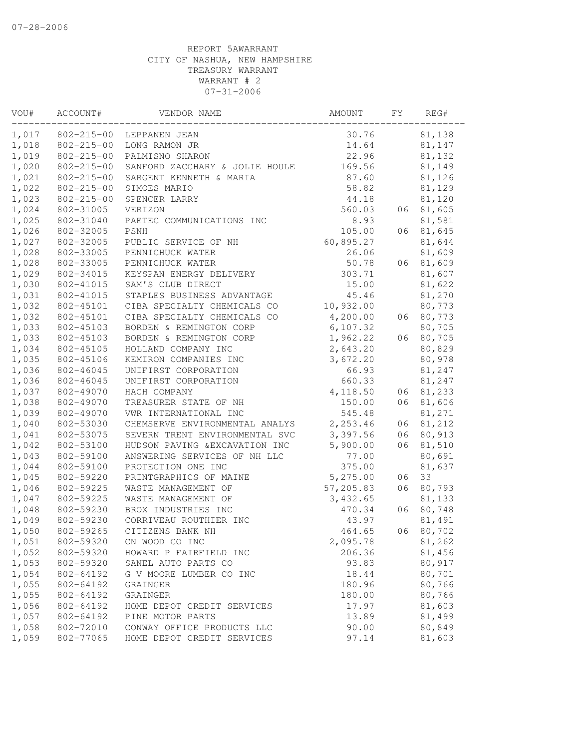REPORT 5AWARRANT
CITY OF NASHUA, NEW HAMPSHIRE
TREASURY WARRANT
WARRANT # 2
07-31-2006

| VOU# | ACCOUNT# | VENDOR NAME | AMOUNT | FY | REG# |
|---|---|---|---|---|---|
| 1,017 | 802-215-00 | LEPPANEN JEAN | 30.76 | | 81,138 |
| 1,018 | 802-215-00 | LONG RAMON JR | 14.64 | | 81,147 |
| 1,019 | 802-215-00 | PALMISNO SHARON | 22.96 | | 81,132 |
| 1,020 | 802-215-00 | SANFORD ZACCHARY & JOLIE HOULE | 169.56 | | 81,149 |
| 1,021 | 802-215-00 | SARGENT KENNETH & MARIA | 87.60 | | 81,126 |
| 1,022 | 802-215-00 | SIMOES MARIO | 58.82 | | 81,129 |
| 1,023 | 802-215-00 | SPENCER LARRY | 44.18 | | 81,120 |
| 1,024 | 802-31005 | VERIZON | 560.03 | 06 | 81,605 |
| 1,025 | 802-31040 | PAETEC COMMUNICATIONS INC | 8.93 | | 81,581 |
| 1,026 | 802-32005 | PSNH | 105.00 | 06 | 81,645 |
| 1,027 | 802-32005 | PUBLIC SERVICE OF NH | 60,895.27 | | 81,644 |
| 1,028 | 802-33005 | PENNICHUCK WATER | 26.06 | | 81,609 |
| 1,028 | 802-33005 | PENNICHUCK WATER | 50.78 | 06 | 81,609 |
| 1,029 | 802-34015 | KEYSPAN ENERGY DELIVERY | 303.71 | | 81,607 |
| 1,030 | 802-41015 | SAM'S CLUB DIRECT | 15.00 | | 81,622 |
| 1,031 | 802-41015 | STAPLES BUSINESS ADVANTAGE | 45.46 | | 81,270 |
| 1,032 | 802-45101 | CIBA SPECIALTY CHEMICALS CO | 10,932.00 | | 80,773 |
| 1,032 | 802-45101 | CIBA SPECIALTY CHEMICALS CO | 4,200.00 | 06 | 80,773 |
| 1,033 | 802-45103 | BORDEN & REMINGTON CORP | 6,107.32 | | 80,705 |
| 1,033 | 802-45103 | BORDEN & REMINGTON CORP | 1,962.22 | 06 | 80,705 |
| 1,034 | 802-45105 | HOLLAND COMPANY INC | 2,643.20 | | 80,829 |
| 1,035 | 802-45106 | KEMIRON COMPANIES INC | 3,672.20 | | 80,978 |
| 1,036 | 802-46045 | UNIFIRST CORPORATION | 66.93 | | 81,247 |
| 1,036 | 802-46045 | UNIFIRST CORPORATION | 660.33 | | 81,247 |
| 1,037 | 802-49070 | HACH COMPANY | 4,118.50 | 06 | 81,233 |
| 1,038 | 802-49070 | TREASURER STATE OF NH | 150.00 | 06 | 81,606 |
| 1,039 | 802-49070 | VWR INTERNATIONAL INC | 545.48 | | 81,271 |
| 1,040 | 802-53030 | CHEMSERVE ENVIRONMENTAL ANALYS | 2,253.46 | 06 | 81,212 |
| 1,041 | 802-53075 | SEVERN TRENT ENVIRONMENTAL SVC | 3,397.56 | 06 | 80,913 |
| 1,042 | 802-53100 | HUDSON PAVING &EXCAVATION INC | 5,900.00 | 06 | 81,510 |
| 1,043 | 802-59100 | ANSWERING SERVICES OF NH LLC | 77.00 | | 80,691 |
| 1,044 | 802-59100 | PROTECTION ONE INC | 375.00 | | 81,637 |
| 1,045 | 802-59220 | PRINTGRAPHICS OF MAINE | 5,275.00 | 06 | 33 |
| 1,046 | 802-59225 | WASTE MANAGEMENT OF | 57,205.83 | 06 | 80,793 |
| 1,047 | 802-59225 | WASTE MANAGEMENT OF | 3,432.65 | | 81,133 |
| 1,048 | 802-59230 | BROX INDUSTRIES INC | 470.34 | 06 | 80,748 |
| 1,049 | 802-59230 | CORRIVEAU ROUTHIER INC | 43.97 | | 81,491 |
| 1,050 | 802-59265 | CITIZENS BANK NH | 464.65 | 06 | 80,702 |
| 1,051 | 802-59320 | CN WOOD CO INC | 2,095.78 | | 81,262 |
| 1,052 | 802-59320 | HOWARD P FAIRFIELD INC | 206.36 | | 81,456 |
| 1,053 | 802-59320 | SANEL AUTO PARTS CO | 93.83 | | 80,917 |
| 1,054 | 802-64192 | G V MOORE LUMBER CO INC | 18.44 | | 80,701 |
| 1,055 | 802-64192 | GRAINGER | 180.96 | | 80,766 |
| 1,055 | 802-64192 | GRAINGER | 180.00 | | 80,766 |
| 1,056 | 802-64192 | HOME DEPOT CREDIT SERVICES | 17.97 | | 81,603 |
| 1,057 | 802-64192 | PINE MOTOR PARTS | 13.89 | | 81,499 |
| 1,058 | 802-72010 | CONWAY OFFICE PRODUCTS LLC | 90.00 | | 80,849 |
| 1,059 | 802-77065 | HOME DEPOT CREDIT SERVICES | 97.14 | | 81,603 |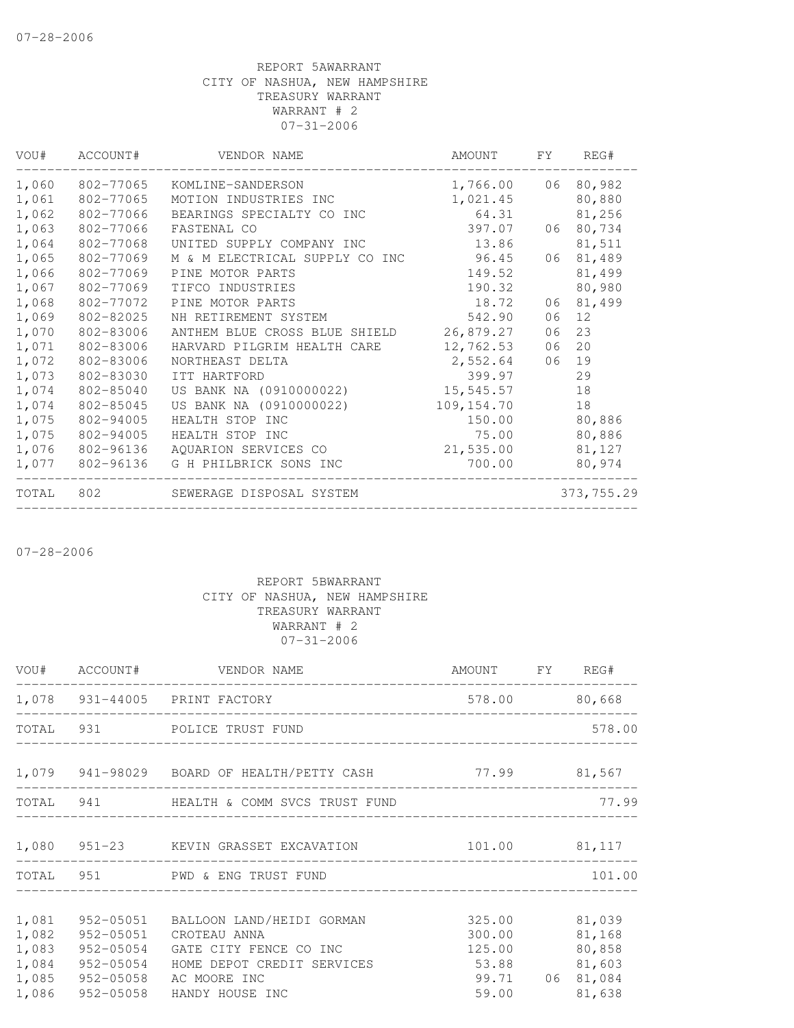07-28-2006

REPORT 5AWARRANT
CITY OF NASHUA, NEW HAMPSHIRE
TREASURY WARRANT
WARRANT # 2
07-31-2006

| VOU# | ACCOUNT# | VENDOR NAME | AMOUNT | FY | REG# |
|---|---|---|---|---|---|
| 1,060 | 802-77065 | KOMLINE-SANDERSON | 1,766.00 | 06 | 80,982 |
| 1,061 | 802-77065 | MOTION INDUSTRIES INC | 1,021.45 | | 80,880 |
| 1,062 | 802-77066 | BEARINGS SPECIALTY CO INC | 64.31 | | 81,256 |
| 1,063 | 802-77066 | FASTENAL CO | 397.07 | 06 | 80,734 |
| 1,064 | 802-77068 | UNITED SUPPLY COMPANY INC | 13.86 | | 81,511 |
| 1,065 | 802-77069 | M & M ELECTRICAL SUPPLY CO INC | 96.45 | 06 | 81,489 |
| 1,066 | 802-77069 | PINE MOTOR PARTS | 149.52 | | 81,499 |
| 1,067 | 802-77069 | TIFCO INDUSTRIES | 190.32 | | 80,980 |
| 1,068 | 802-77072 | PINE MOTOR PARTS | 18.72 | 06 | 81,499 |
| 1,069 | 802-82025 | NH RETIREMENT SYSTEM | 542.90 | 06 | 12 |
| 1,070 | 802-83006 | ANTHEM BLUE CROSS BLUE SHIELD | 26,879.27 | 06 | 23 |
| 1,071 | 802-83006 | HARVARD PILGRIM HEALTH CARE | 12,762.53 | 06 | 20 |
| 1,072 | 802-83006 | NORTHEAST DELTA | 2,552.64 | 06 | 19 |
| 1,073 | 802-83030 | ITT HARTFORD | 399.97 | | 29 |
| 1,074 | 802-85040 | US BANK NA (0910000022) | 15,545.57 | | 18 |
| 1,074 | 802-85045 | US BANK NA (0910000022) | 109,154.70 | | 18 |
| 1,075 | 802-94005 | HEALTH STOP INC | 150.00 | | 80,886 |
| 1,075 | 802-94005 | HEALTH STOP INC | 75.00 | | 80,886 |
| 1,076 | 802-96136 | AQUARION SERVICES CO | 21,535.00 | | 81,127 |
| 1,077 | 802-96136 | G H PHILBRICK SONS INC | 700.00 | | 80,974 |
| TOTAL | 802 | SEWERAGE DISPOSAL SYSTEM | | | 373,755.29 |

07-28-2006

REPORT 5BWARRANT
CITY OF NASHUA, NEW HAMPSHIRE
TREASURY WARRANT
WARRANT # 2
07-31-2006

| VOU# | ACCOUNT# | VENDOR NAME | AMOUNT | FY | REG# |
|---|---|---|---|---|---|
| 1,078 | 931-44005 | PRINT FACTORY | 578.00 | | 80,668 |
| TOTAL | 931 | POLICE TRUST FUND | | | 578.00 |
| 1,079 | 941-98029 | BOARD OF HEALTH/PETTY CASH | 77.99 | | 81,567 |
| TOTAL | 941 | HEALTH & COMM SVCS TRUST FUND | | | 77.99 |
| 1,080 | 951-23 | KEVIN GRASSET EXCAVATION | 101.00 | | 81,117 |
| TOTAL | 951 | PWD & ENG TRUST FUND | | | 101.00 |
| 1,081 | 952-05051 | BALLOON LAND/HEIDI GORMAN | 325.00 | | 81,039 |
| 1,082 | 952-05051 | CROTEAU ANNA | 300.00 | | 81,168 |
| 1,083 | 952-05054 | GATE CITY FENCE CO INC | 125.00 | | 80,858 |
| 1,084 | 952-05054 | HOME DEPOT CREDIT SERVICES | 53.88 | | 81,603 |
| 1,085 | 952-05058 | AC MOORE INC | 99.71 | 06 | 81,084 |
| 1,086 | 952-05058 | HANDY HOUSE INC | 59.00 | | 81,638 |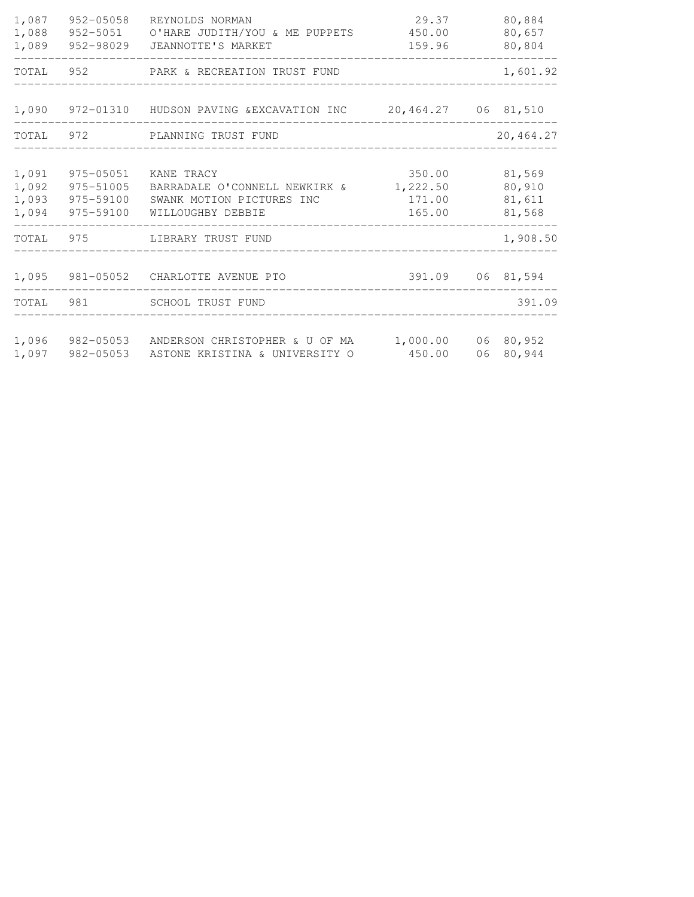| | | | | | |
|---|---|---|---|---|---|
| 1,087 | 952-05058 | REYNOLDS NORMAN | 29.37 | | 80,884 |
| 1,088 | 952-5051 | O'HARE JUDITH/YOU & ME PUPPETS | 450.00 | | 80,657 |
| 1,089 | 952-98029 | JEANNOTTE'S MARKET | 159.96 | | 80,804 |
| TOTAL | 952 | PARK & RECREATION TRUST FUND | | | 1,601.92 |
| 1,090 | 972-01310 | HUDSON PAVING &EXCAVATION INC | 20,464.27 | 06 | 81,510 |
| TOTAL | 972 | PLANNING TRUST FUND | | | 20,464.27 |
| 1,091 | 975-05051 | KANE TRACY | 350.00 | | 81,569 |
| 1,092 | 975-51005 | BARRADALE O'CONNELL NEWKIRK & | 1,222.50 | | 80,910 |
| 1,093 | 975-59100 | SWANK MOTION PICTURES INC | 171.00 | | 81,611 |
| 1,094 | 975-59100 | WILLOUGHBY DEBBIE | 165.00 | | 81,568 |
| TOTAL | 975 | LIBRARY TRUST FUND | | | 1,908.50 |
| 1,095 | 981-05052 | CHARLOTTE AVENUE PTO | 391.09 | 06 | 81,594 |
| TOTAL | 981 | SCHOOL TRUST FUND | | | 391.09 |
| 1,096 | 982-05053 | ANDERSON CHRISTOPHER & U OF MA | 1,000.00 | 06 | 80,952 |
| 1,097 | 982-05053 | ASTONE KRISTINA & UNIVERSITY O | 450.00 | 06 | 80,944 |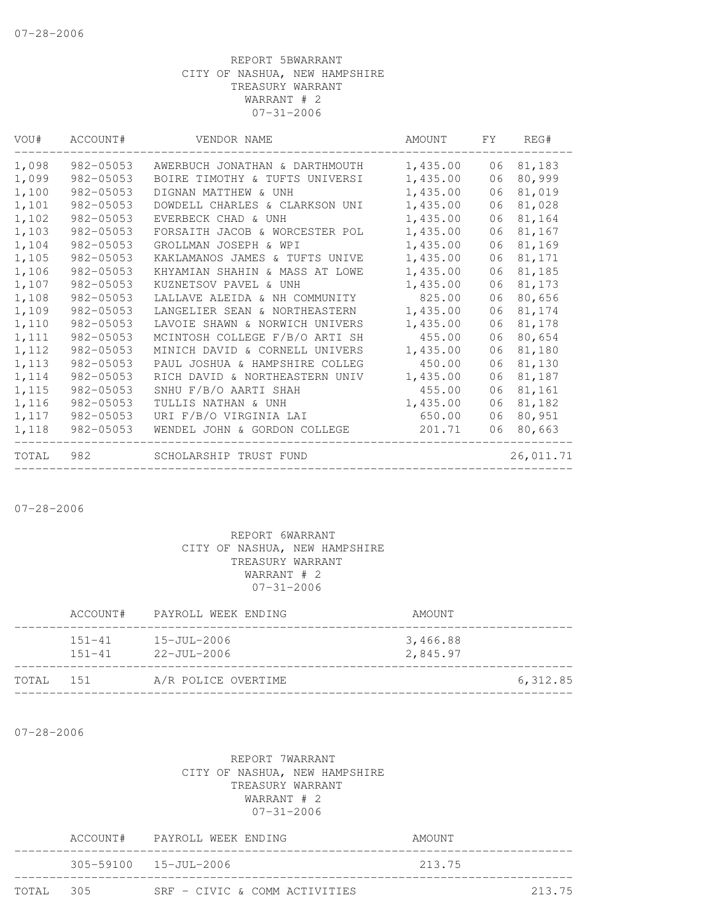07-28-2006

REPORT 5BWARRANT
CITY OF NASHUA, NEW HAMPSHIRE
TREASURY WARRANT
WARRANT # 2
07-31-2006

| VOU# | ACCOUNT# | VENDOR NAME | AMOUNT | FY | REG# |
|---|---|---|---|---|---|
| 1,098 | 982-05053 | AWERBUCH JONATHAN & DARTHMOUTH | 1,435.00 | 06 | 81,183 |
| 1,099 | 982-05053 | BOIRE TIMOTHY & TUFTS UNIVERSI | 1,435.00 | 06 | 80,999 |
| 1,100 | 982-05053 | DIGNAN MATTHEW & UNH | 1,435.00 | 06 | 81,019 |
| 1,101 | 982-05053 | DOWDELL CHARLES & CLARKSON UNI | 1,435.00 | 06 | 81,028 |
| 1,102 | 982-05053 | EVERBECK CHAD & UNH | 1,435.00 | 06 | 81,164 |
| 1,103 | 982-05053 | FORSAITH JACOB & WORCESTER POL | 1,435.00 | 06 | 81,167 |
| 1,104 | 982-05053 | GROLLMAN JOSEPH & WPI | 1,435.00 | 06 | 81,169 |
| 1,105 | 982-05053 | KAKLAMANOS JAMES & TUFTS UNIVE | 1,435.00 | 06 | 81,171 |
| 1,106 | 982-05053 | KHYAMIAN SHAHIN & MASS AT LOWE | 1,435.00 | 06 | 81,185 |
| 1,107 | 982-05053 | KUZNETSOV PAVEL & UNH | 1,435.00 | 06 | 81,173 |
| 1,108 | 982-05053 | LALLAVE ALEIDA & NH COMMUNITY | 825.00 | 06 | 80,656 |
| 1,109 | 982-05053 | LANGELIER SEAN & NORTHEASTERN | 1,435.00 | 06 | 81,174 |
| 1,110 | 982-05053 | LAVOIE SHAWN & NORWICH UNIVERS | 1,435.00 | 06 | 81,178 |
| 1,111 | 982-05053 | MCINTOSH COLLEGE F/B/O ARTI SH | 455.00 | 06 | 80,654 |
| 1,112 | 982-05053 | MINICH DAVID & CORNELL UNIVERS | 1,435.00 | 06 | 81,180 |
| 1,113 | 982-05053 | PAUL JOSHUA & HAMPSHIRE COLLEG | 450.00 | 06 | 81,130 |
| 1,114 | 982-05053 | RICH DAVID & NORTHEASTERN UNIV | 1,435.00 | 06 | 81,187 |
| 1,115 | 982-05053 | SNHU F/B/O AARTI SHAH | 455.00 | 06 | 81,161 |
| 1,116 | 982-05053 | TULLIS NATHAN & UNH | 1,435.00 | 06 | 81,182 |
| 1,117 | 982-05053 | URI F/B/O VIRGINIA LAI | 650.00 | 06 | 80,951 |
| 1,118 | 982-05053 | WENDEL JOHN & GORDON COLLEGE | 201.71 | 06 | 80,663 |
| TOTAL | 982 | SCHOLARSHIP TRUST FUND | | | 26,011.71 |

07-28-2006

REPORT 6WARRANT
CITY OF NASHUA, NEW HAMPSHIRE
TREASURY WARRANT
WARRANT # 2
07-31-2006

| | ACCOUNT# | PAYROLL WEEK ENDING | AMOUNT | |
|---|---|---|---|---|
| | 151-41 | 15-JUL-2006 | 3,466.88 | |
| | 151-41 | 22-JUL-2006 | 2,845.97 | |
| TOTAL | 151 | A/R POLICE OVERTIME | | 6,312.85 |

07-28-2006

REPORT 7WARRANT
CITY OF NASHUA, NEW HAMPSHIRE
TREASURY WARRANT
WARRANT # 2
07-31-2006

| | ACCOUNT# | PAYROLL WEEK ENDING | AMOUNT | |
|---|---|---|---|---|
| | 305-59100 | 15-JUL-2006 | 213.75 | |
| TOTAL | 305 | SRF - CIVIC & COMM ACTIVITIES | | 213.75 |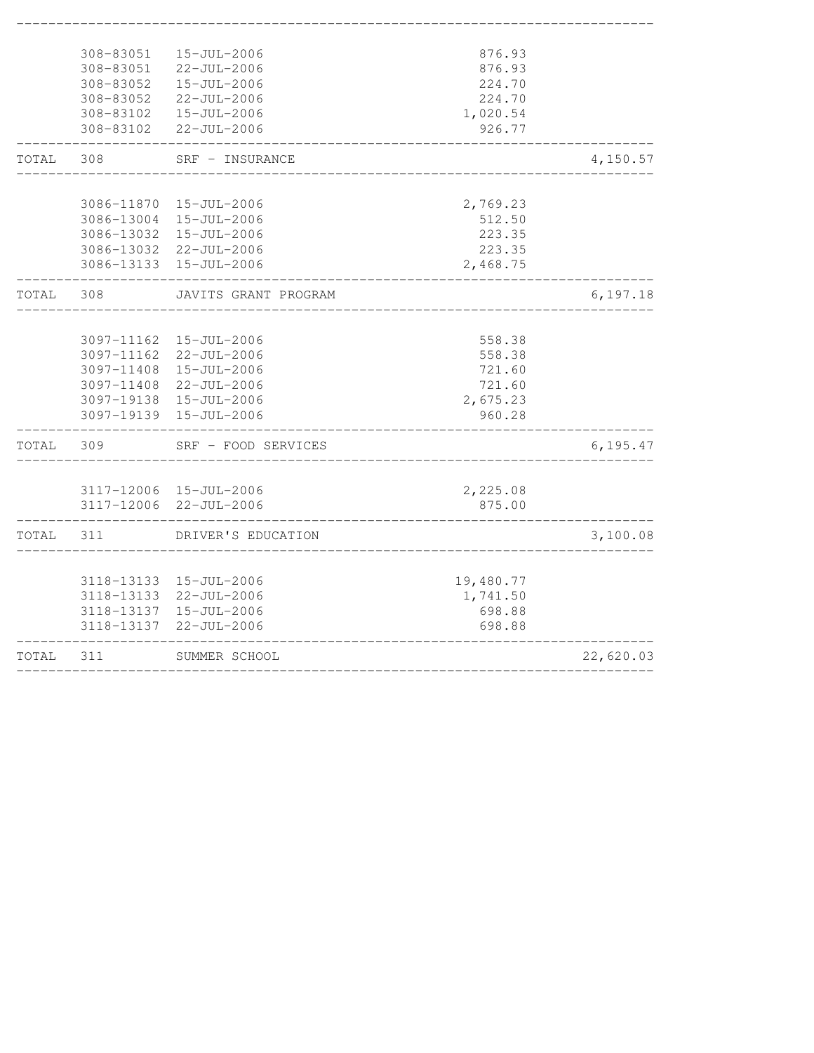| | Account | Date | Amount | Total |
|---|---|---|---|---|
| | 308-83051 | 15-JUL-2006 | 876.93 | |
| | 308-83051 | 22-JUL-2006 | 876.93 | |
| | 308-83052 | 15-JUL-2006 | 224.70 | |
| | 308-83052 | 22-JUL-2006 | 224.70 | |
| | 308-83102 | 15-JUL-2006 | 1,020.54 | |
| | 308-83102 | 22-JUL-2006 | 926.77 | |
| TOTAL | 308 | SRF - INSURANCE | | 4,150.57 |
| | 3086-11870 | 15-JUL-2006 | 2,769.23 | |
| | 3086-13004 | 15-JUL-2006 | 512.50 | |
| | 3086-13032 | 15-JUL-2006 | 223.35 | |
| | 3086-13032 | 22-JUL-2006 | 223.35 | |
| | 3086-13133 | 15-JUL-2006 | 2,468.75 | |
| TOTAL | 308 | JAVITS GRANT PROGRAM | | 6,197.18 |
| | 3097-11162 | 15-JUL-2006 | 558.38 | |
| | 3097-11162 | 22-JUL-2006 | 558.38 | |
| | 3097-11408 | 15-JUL-2006 | 721.60 | |
| | 3097-11408 | 22-JUL-2006 | 721.60 | |
| | 3097-19138 | 15-JUL-2006 | 2,675.23 | |
| | 3097-19139 | 15-JUL-2006 | 960.28 | |
| TOTAL | 309 | SRF - FOOD SERVICES | | 6,195.47 |
| | 3117-12006 | 15-JUL-2006 | 2,225.08 | |
| | 3117-12006 | 22-JUL-2006 | 875.00 | |
| TOTAL | 311 | DRIVER'S EDUCATION | | 3,100.08 |
| | 3118-13133 | 15-JUL-2006 | 19,480.77 | |
| | 3118-13133 | 22-JUL-2006 | 1,741.50 | |
| | 3118-13137 | 15-JUL-2006 | 698.88 | |
| | 3118-13137 | 22-JUL-2006 | 698.88 | |
| TOTAL | 311 | SUMMER SCHOOL | | 22,620.03 |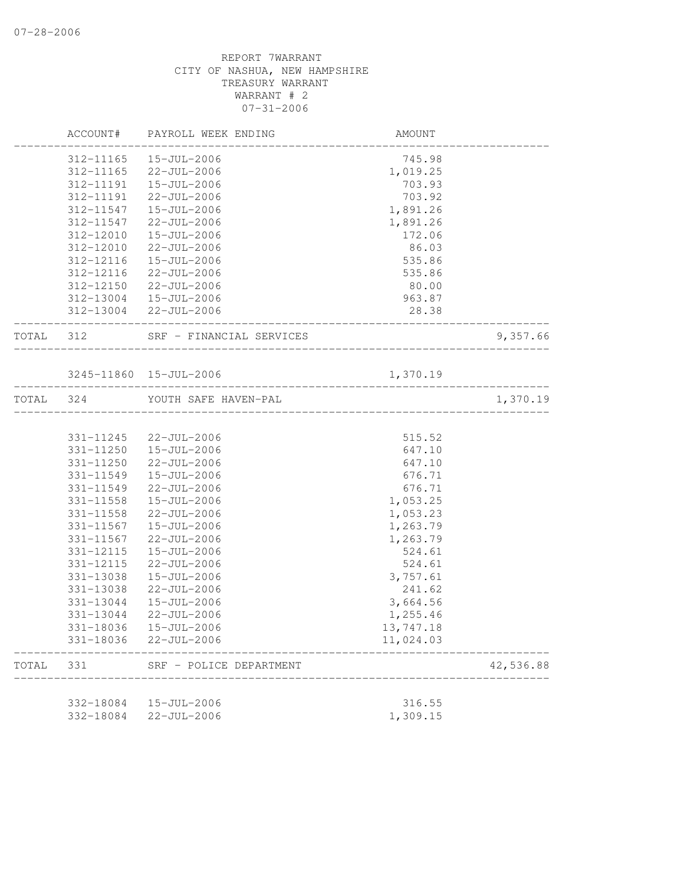07-28-2006

REPORT 7WARRANT
CITY OF NASHUA, NEW HAMPSHIRE
TREASURY WARRANT
WARRANT # 2
07-31-2006

| | ACCOUNT# | PAYROLL WEEK ENDING | AMOUNT | |
|---|---|---|---|---|
| | 312-11165 | 15-JUL-2006 | 745.98 | |
| | 312-11165 | 22-JUL-2006 | 1,019.25 | |
| | 312-11191 | 15-JUL-2006 | 703.93 | |
| | 312-11191 | 22-JUL-2006 | 703.92 | |
| | 312-11547 | 15-JUL-2006 | 1,891.26 | |
| | 312-11547 | 22-JUL-2006 | 1,891.26 | |
| | 312-12010 | 15-JUL-2006 | 172.06 | |
| | 312-12010 | 22-JUL-2006 | 86.03 | |
| | 312-12116 | 15-JUL-2006 | 535.86 | |
| | 312-12116 | 22-JUL-2006 | 535.86 | |
| | 312-12150 | 22-JUL-2006 | 80.00 | |
| | 312-13004 | 15-JUL-2006 | 963.87 | |
| | 312-13004 | 22-JUL-2006 | 28.38 | |
| TOTAL | 312 | SRF - FINANCIAL SERVICES | | 9,357.66 |
| | 3245-11860 | 15-JUL-2006 | 1,370.19 | |
| TOTAL | 324 | YOUTH SAFE HAVEN-PAL | | 1,370.19 |
| | 331-11245 | 22-JUL-2006 | 515.52 | |
| | 331-11250 | 15-JUL-2006 | 647.10 | |
| | 331-11250 | 22-JUL-2006 | 647.10 | |
| | 331-11549 | 15-JUL-2006 | 676.71 | |
| | 331-11549 | 22-JUL-2006 | 676.71 | |
| | 331-11558 | 15-JUL-2006 | 1,053.25 | |
| | 331-11558 | 22-JUL-2006 | 1,053.23 | |
| | 331-11567 | 15-JUL-2006 | 1,263.79 | |
| | 331-11567 | 22-JUL-2006 | 1,263.79 | |
| | 331-12115 | 15-JUL-2006 | 524.61 | |
| | 331-12115 | 22-JUL-2006 | 524.61 | |
| | 331-13038 | 15-JUL-2006 | 3,757.61 | |
| | 331-13038 | 22-JUL-2006 | 241.62 | |
| | 331-13044 | 15-JUL-2006 | 3,664.56 | |
| | 331-13044 | 22-JUL-2006 | 1,255.46 | |
| | 331-18036 | 15-JUL-2006 | 13,747.18 | |
| | 331-18036 | 22-JUL-2006 | 11,024.03 | |
| TOTAL | 331 | SRF - POLICE DEPARTMENT | | 42,536.88 |
| | 332-18084 | 15-JUL-2006 | 316.55 | |
| | 332-18084 | 22-JUL-2006 | 1,309.15 | |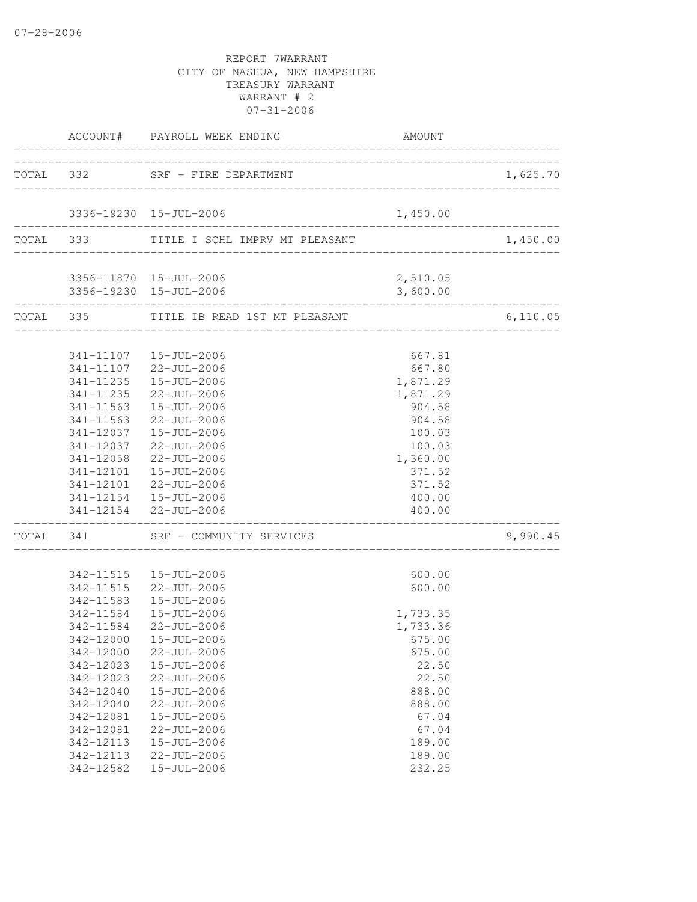REPORT 7WARRANT
CITY OF NASHUA, NEW HAMPSHIRE
TREASURY WARRANT
WARRANT # 2
07-31-2006

| | ACCOUNT# | PAYROLL WEEK ENDING | AMOUNT | |
|---|---|---|---|---|
| TOTAL | 332 | SRF - FIRE DEPARTMENT | | 1,625.70 |
| | 3336-19230 | 15-JUL-2006 | 1,450.00 | |
| TOTAL | 333 | TITLE I SCHL IMPRV MT PLEASANT | | 1,450.00 |
| | 3356-11870 | 15-JUL-2006 | 2,510.05 | |
| | 3356-19230 | 15-JUL-2006 | 3,600.00 | |
| TOTAL | 335 | TITLE IB READ 1ST MT PLEASANT | | 6,110.05 |
| | 341-11107 | 15-JUL-2006 | 667.81 | |
| | 341-11107 | 22-JUL-2006 | 667.80 | |
| | 341-11235 | 15-JUL-2006 | 1,871.29 | |
| | 341-11235 | 22-JUL-2006 | 1,871.29 | |
| | 341-11563 | 15-JUL-2006 | 904.58 | |
| | 341-11563 | 22-JUL-2006 | 904.58 | |
| | 341-12037 | 15-JUL-2006 | 100.03 | |
| | 341-12037 | 22-JUL-2006 | 100.03 | |
| | 341-12058 | 22-JUL-2006 | 1,360.00 | |
| | 341-12101 | 15-JUL-2006 | 371.52 | |
| | 341-12101 | 22-JUL-2006 | 371.52 | |
| | 341-12154 | 15-JUL-2006 | 400.00 | |
| | 341-12154 | 22-JUL-2006 | 400.00 | |
| TOTAL | 341 | SRF - COMMUNITY SERVICES | | 9,990.45 |
| | 342-11515 | 15-JUL-2006 | 600.00 | |
| | 342-11515 | 22-JUL-2006 | 600.00 | |
| | 342-11583 | 15-JUL-2006 | | |
| | 342-11584 | 15-JUL-2006 | 1,733.35 | |
| | 342-11584 | 22-JUL-2006 | 1,733.36 | |
| | 342-12000 | 15-JUL-2006 | 675.00 | |
| | 342-12000 | 22-JUL-2006 | 675.00 | |
| | 342-12023 | 15-JUL-2006 | 22.50 | |
| | 342-12023 | 22-JUL-2006 | 22.50 | |
| | 342-12040 | 15-JUL-2006 | 888.00 | |
| | 342-12040 | 22-JUL-2006 | 888.00 | |
| | 342-12081 | 15-JUL-2006 | 67.04 | |
| | 342-12081 | 22-JUL-2006 | 67.04 | |
| | 342-12113 | 15-JUL-2006 | 189.00 | |
| | 342-12113 | 22-JUL-2006 | 189.00 | |
| | 342-12582 | 15-JUL-2006 | 232.25 | |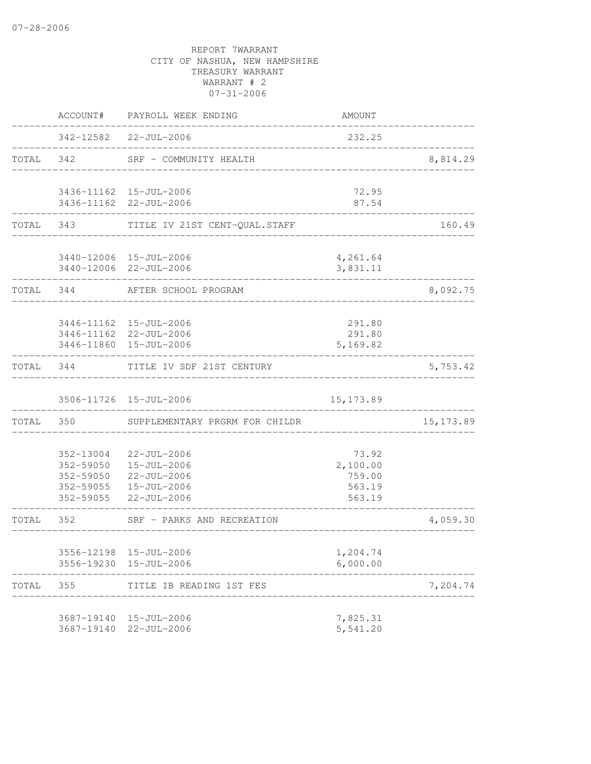07-28-2006

REPORT 7WARRANT
CITY OF NASHUA, NEW HAMPSHIRE
TREASURY WARRANT
WARRANT # 2
07-31-2006

| | ACCOUNT# | PAYROLL WEEK ENDING | AMOUNT | |
|---|---|---|---|---|
| | 342-12582 | 22-JUL-2006 | 232.25 | |
| TOTAL | 342 | SRF - COMMUNITY HEALTH | | 8,814.29 |
| | 3436-11162 | 15-JUL-2006 | 72.95 | |
| | 3436-11162 | 22-JUL-2006 | 87.54 | |
| TOTAL | 343 | TITLE IV 21ST CENT-QUAL.STAFF | | 160.49 |
| | 3440-12006 | 15-JUL-2006 | 4,261.64 | |
| | 3440-12006 | 22-JUL-2006 | 3,831.11 | |
| TOTAL | 344 | AFTER SCHOOL PROGRAM | | 8,092.75 |
| | 3446-11162 | 15-JUL-2006 | 291.80 | |
| | 3446-11162 | 22-JUL-2006 | 291.80 | |
| | 3446-11860 | 15-JUL-2006 | 5,169.82 | |
| TOTAL | 344 | TITLE IV SDF 21ST CENTURY | | 5,753.42 |
| | 3506-11726 | 15-JUL-2006 | 15,173.89 | |
| TOTAL | 350 | SUPPLEMENTARY PRGRM FOR CHILDR | | 15,173.89 |
| | 352-13004 | 22-JUL-2006 | 73.92 | |
| | 352-59050 | 15-JUL-2006 | 2,100.00 | |
| | 352-59050 | 22-JUL-2006 | 759.00 | |
| | 352-59055 | 15-JUL-2006 | 563.19 | |
| | 352-59055 | 22-JUL-2006 | 563.19 | |
| TOTAL | 352 | SRF - PARKS AND RECREATION | | 4,059.30 |
| | 3556-12198 | 15-JUL-2006 | 1,204.74 | |
| | 3556-19230 | 15-JUL-2006 | 6,000.00 | |
| TOTAL | 355 | TITLE IB READING 1ST FES | | 7,204.74 |
| | 3687-19140 | 15-JUL-2006 | 7,825.31 | |
| | 3687-19140 | 22-JUL-2006 | 5,541.20 | |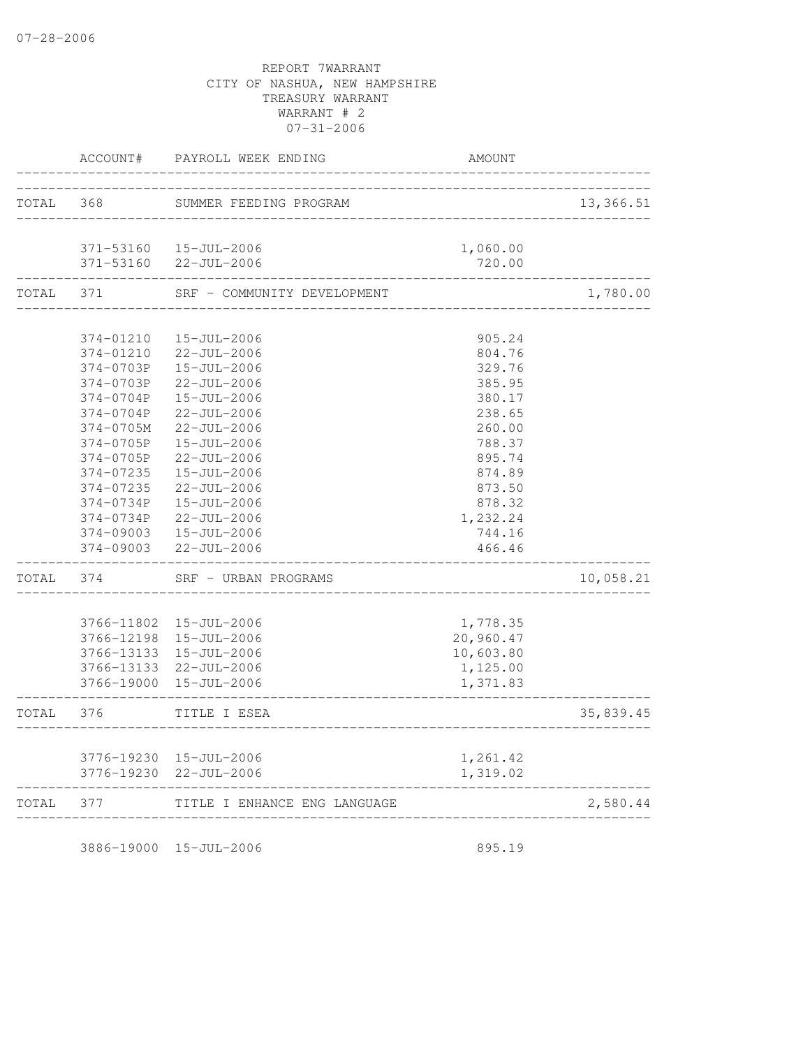REPORT 7WARRANT
CITY OF NASHUA, NEW HAMPSHIRE
TREASURY WARRANT
WARRANT # 2
07-31-2006

| | ACCOUNT# | PAYROLL WEEK ENDING | AMOUNT | |
|---|---|---|---|---|
| TOTAL | 368 | SUMMER FEEDING PROGRAM | | 13,366.51 |
| | 371-53160 | 15-JUL-2006 | 1,060.00 | |
| | 371-53160 | 22-JUL-2006 | 720.00 | |
| TOTAL | 371 | SRF - COMMUNITY DEVELOPMENT | | 1,780.00 |
| | 374-01210 | 15-JUL-2006 | 905.24 | |
| | 374-01210 | 22-JUL-2006 | 804.76 | |
| | 374-0703P | 15-JUL-2006 | 329.76 | |
| | 374-0703P | 22-JUL-2006 | 385.95 | |
| | 374-0704P | 15-JUL-2006 | 380.17 | |
| | 374-0704P | 22-JUL-2006 | 238.65 | |
| | 374-0705M | 22-JUL-2006 | 260.00 | |
| | 374-0705P | 15-JUL-2006 | 788.37 | |
| | 374-0705P | 22-JUL-2006 | 895.74 | |
| | 374-07235 | 15-JUL-2006 | 874.89 | |
| | 374-07235 | 22-JUL-2006 | 873.50 | |
| | 374-0734P | 15-JUL-2006 | 878.32 | |
| | 374-0734P | 22-JUL-2006 | 1,232.24 | |
| | 374-09003 | 15-JUL-2006 | 744.16 | |
| | 374-09003 | 22-JUL-2006 | 466.46 | |
| TOTAL | 374 | SRF - URBAN PROGRAMS | | 10,058.21 |
| | 3766-11802 | 15-JUL-2006 | 1,778.35 | |
| | 3766-12198 | 15-JUL-2006 | 20,960.47 | |
| | 3766-13133 | 15-JUL-2006 | 10,603.80 | |
| | 3766-13133 | 22-JUL-2006 | 1,125.00 | |
| | 3766-19000 | 15-JUL-2006 | 1,371.83 | |
| TOTAL | 376 | TITLE I ESEA | | 35,839.45 |
| | 3776-19230 | 15-JUL-2006 | 1,261.42 | |
| | 3776-19230 | 22-JUL-2006 | 1,319.02 | |
| TOTAL | 377 | TITLE I ENHANCE ENG LANGUAGE | | 2,580.44 |
| | 3886-19000 | 15-JUL-2006 | 895.19 | |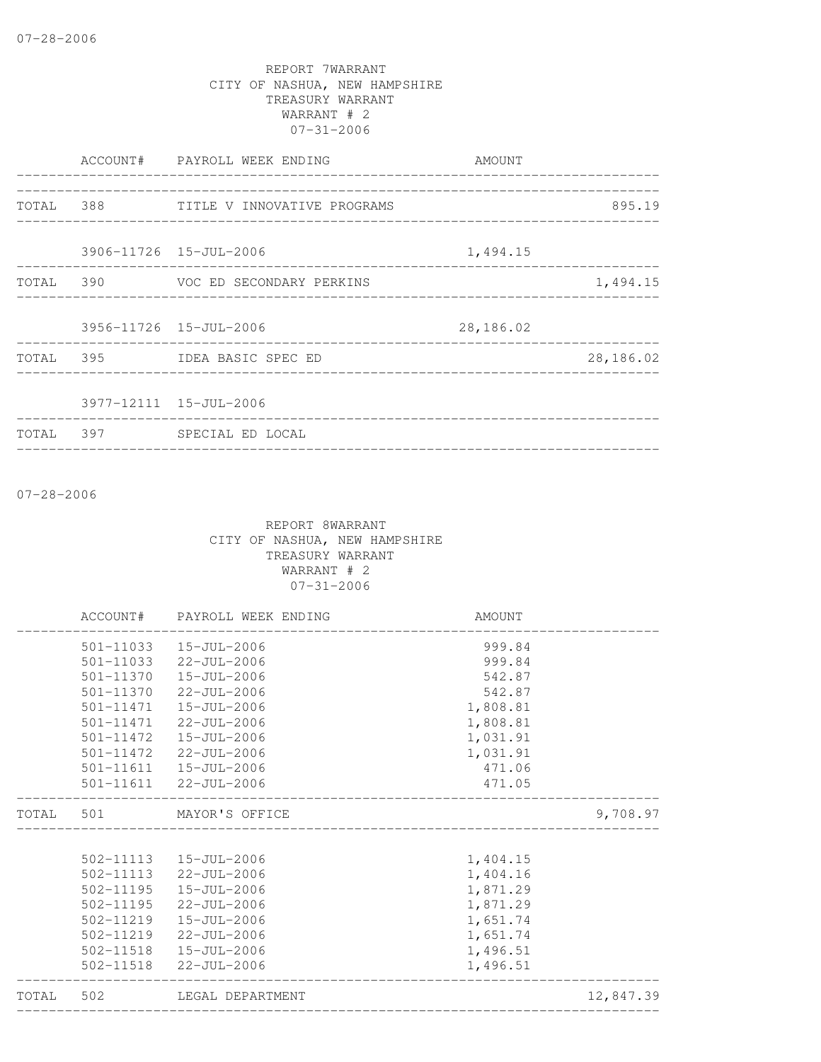07-28-2006

REPORT 7WARRANT
CITY OF NASHUA, NEW HAMPSHIRE
TREASURY WARRANT
WARRANT # 2
07-31-2006

| | ACCOUNT# | PAYROLL WEEK ENDING | AMOUNT | |
|---|---|---|---|---|
| TOTAL | 388 | TITLE V INNOVATIVE PROGRAMS | | 895.19 |
| | 3906-11726 | 15-JUL-2006 | 1,494.15 | |
| TOTAL | 390 | VOC ED SECONDARY PERKINS | | 1,494.15 |
| | 3956-11726 | 15-JUL-2006 | 28,186.02 | |
| TOTAL | 395 | IDEA BASIC SPEC ED | | 28,186.02 |
| | 3977-12111 | 15-JUL-2006 | | |
| TOTAL | 397 | SPECIAL ED LOCAL | | |

07-28-2006

REPORT 8WARRANT
CITY OF NASHUA, NEW HAMPSHIRE
TREASURY WARRANT
WARRANT # 2
07-31-2006

| | ACCOUNT# | PAYROLL WEEK ENDING | AMOUNT | |
|---|---|---|---|---|
| | 501-11033 | 15-JUL-2006 | 999.84 | |
| | 501-11033 | 22-JUL-2006 | 999.84 | |
| | 501-11370 | 15-JUL-2006 | 542.87 | |
| | 501-11370 | 22-JUL-2006 | 542.87 | |
| | 501-11471 | 15-JUL-2006 | 1,808.81 | |
| | 501-11471 | 22-JUL-2006 | 1,808.81 | |
| | 501-11472 | 15-JUL-2006 | 1,031.91 | |
| | 501-11472 | 22-JUL-2006 | 1,031.91 | |
| | 501-11611 | 15-JUL-2006 | 471.06 | |
| | 501-11611 | 22-JUL-2006 | 471.05 | |
| TOTAL | 501 | MAYOR'S OFFICE | | 9,708.97 |
| | 502-11113 | 15-JUL-2006 | 1,404.15 | |
| | 502-11113 | 22-JUL-2006 | 1,404.16 | |
| | 502-11195 | 15-JUL-2006 | 1,871.29 | |
| | 502-11195 | 22-JUL-2006 | 1,871.29 | |
| | 502-11219 | 15-JUL-2006 | 1,651.74 | |
| | 502-11219 | 22-JUL-2006 | 1,651.74 | |
| | 502-11518 | 15-JUL-2006 | 1,496.51 | |
| | 502-11518 | 22-JUL-2006 | 1,496.51 | |
| TOTAL | 502 | LEGAL DEPARTMENT | | 12,847.39 |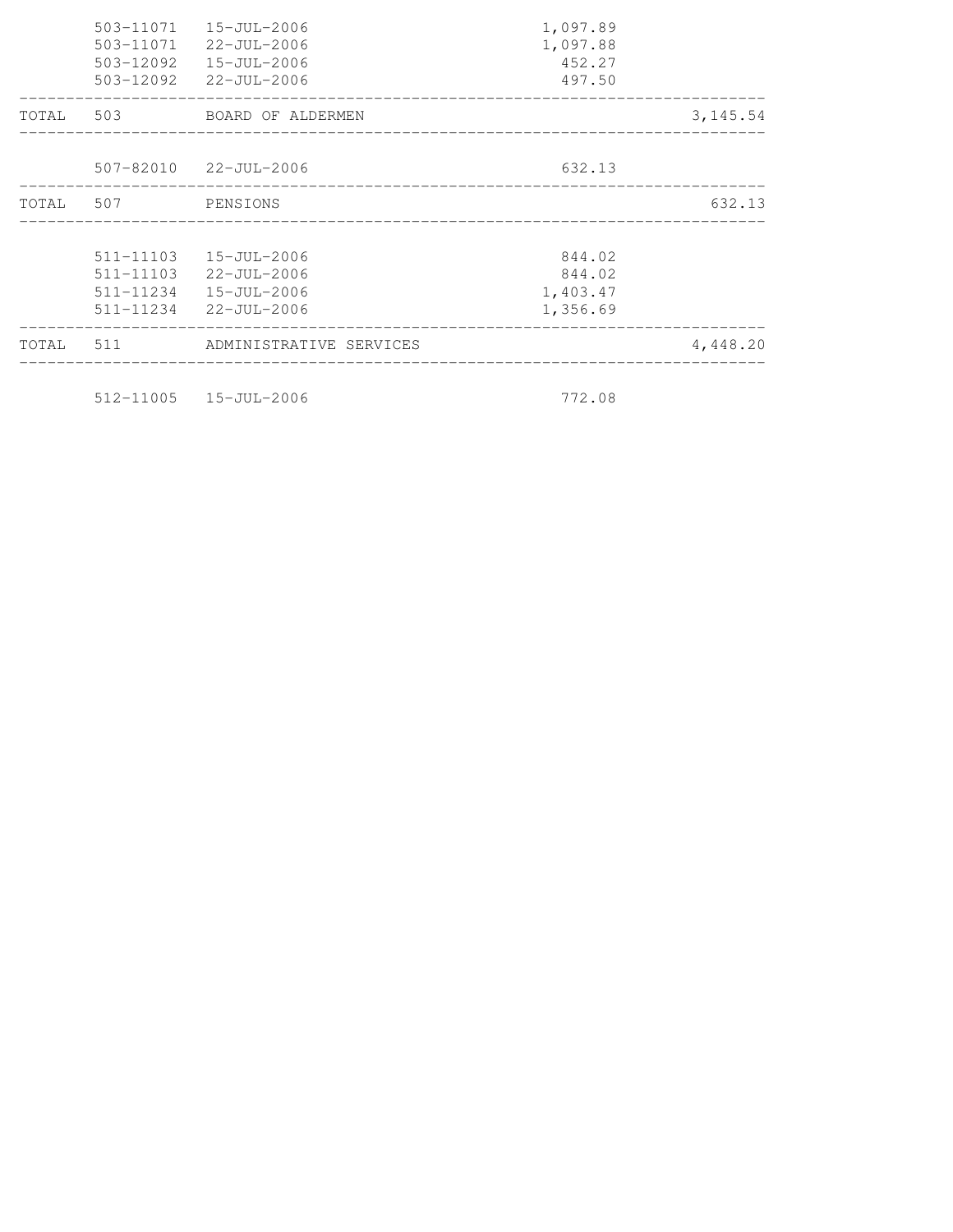| | | | | |
|---|---|---|---|---|
| | 503-11071 | 15-JUL-2006 | 1,097.89 | |
| | 503-11071 | 22-JUL-2006 | 1,097.88 | |
| | 503-12092 | 15-JUL-2006 | 452.27 | |
| | 503-12092 | 22-JUL-2006 | 497.50 | |
| TOTAL | 503 | BOARD OF ALDERMEN | | 3,145.54 |
| | 507-82010 | 22-JUL-2006 | 632.13 | |
| TOTAL | 507 | PENSIONS | | 632.13 |
| | 511-11103 | 15-JUL-2006 | 844.02 | |
| | 511-11103 | 22-JUL-2006 | 844.02 | |
| | 511-11234 | 15-JUL-2006 | 1,403.47 | |
| | 511-11234 | 22-JUL-2006 | 1,356.69 | |
| TOTAL | 511 | ADMINISTRATIVE SERVICES | | 4,448.20 |
| | 512-11005 | 15-JUL-2006 | 772.08 | |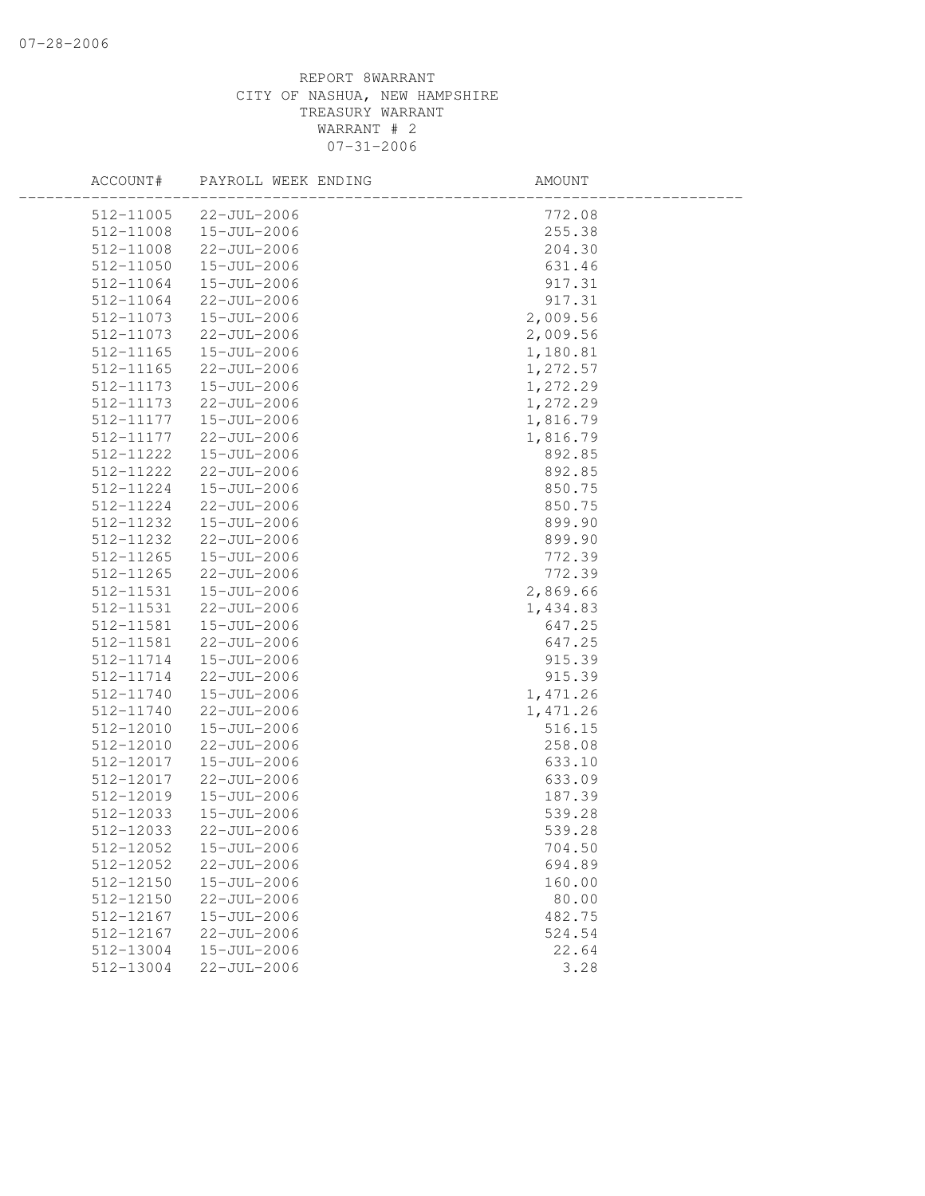REPORT 8WARRANT
CITY OF NASHUA, NEW HAMPSHIRE
TREASURY WARRANT
WARRANT # 2
07-31-2006

| ACCOUNT# | PAYROLL WEEK ENDING | AMOUNT |
|---|---|---|
| 512-11005 | 22-JUL-2006 | 772.08 |
| 512-11008 | 15-JUL-2006 | 255.38 |
| 512-11008 | 22-JUL-2006 | 204.30 |
| 512-11050 | 15-JUL-2006 | 631.46 |
| 512-11064 | 15-JUL-2006 | 917.31 |
| 512-11064 | 22-JUL-2006 | 917.31 |
| 512-11073 | 15-JUL-2006 | 2,009.56 |
| 512-11073 | 22-JUL-2006 | 2,009.56 |
| 512-11165 | 15-JUL-2006 | 1,180.81 |
| 512-11165 | 22-JUL-2006 | 1,272.57 |
| 512-11173 | 15-JUL-2006 | 1,272.29 |
| 512-11173 | 22-JUL-2006 | 1,272.29 |
| 512-11177 | 15-JUL-2006 | 1,816.79 |
| 512-11177 | 22-JUL-2006 | 1,816.79 |
| 512-11222 | 15-JUL-2006 | 892.85 |
| 512-11222 | 22-JUL-2006 | 892.85 |
| 512-11224 | 15-JUL-2006 | 850.75 |
| 512-11224 | 22-JUL-2006 | 850.75 |
| 512-11232 | 15-JUL-2006 | 899.90 |
| 512-11232 | 22-JUL-2006 | 899.90 |
| 512-11265 | 15-JUL-2006 | 772.39 |
| 512-11265 | 22-JUL-2006 | 772.39 |
| 512-11531 | 15-JUL-2006 | 2,869.66 |
| 512-11531 | 22-JUL-2006 | 1,434.83 |
| 512-11581 | 15-JUL-2006 | 647.25 |
| 512-11581 | 22-JUL-2006 | 647.25 |
| 512-11714 | 15-JUL-2006 | 915.39 |
| 512-11714 | 22-JUL-2006 | 915.39 |
| 512-11740 | 15-JUL-2006 | 1,471.26 |
| 512-11740 | 22-JUL-2006 | 1,471.26 |
| 512-12010 | 15-JUL-2006 | 516.15 |
| 512-12010 | 22-JUL-2006 | 258.08 |
| 512-12017 | 15-JUL-2006 | 633.10 |
| 512-12017 | 22-JUL-2006 | 633.09 |
| 512-12019 | 15-JUL-2006 | 187.39 |
| 512-12033 | 15-JUL-2006 | 539.28 |
| 512-12033 | 22-JUL-2006 | 539.28 |
| 512-12052 | 15-JUL-2006 | 704.50 |
| 512-12052 | 22-JUL-2006 | 694.89 |
| 512-12150 | 15-JUL-2006 | 160.00 |
| 512-12150 | 22-JUL-2006 | 80.00 |
| 512-12167 | 15-JUL-2006 | 482.75 |
| 512-12167 | 22-JUL-2006 | 524.54 |
| 512-13004 | 15-JUL-2006 | 22.64 |
| 512-13004 | 22-JUL-2006 | 3.28 |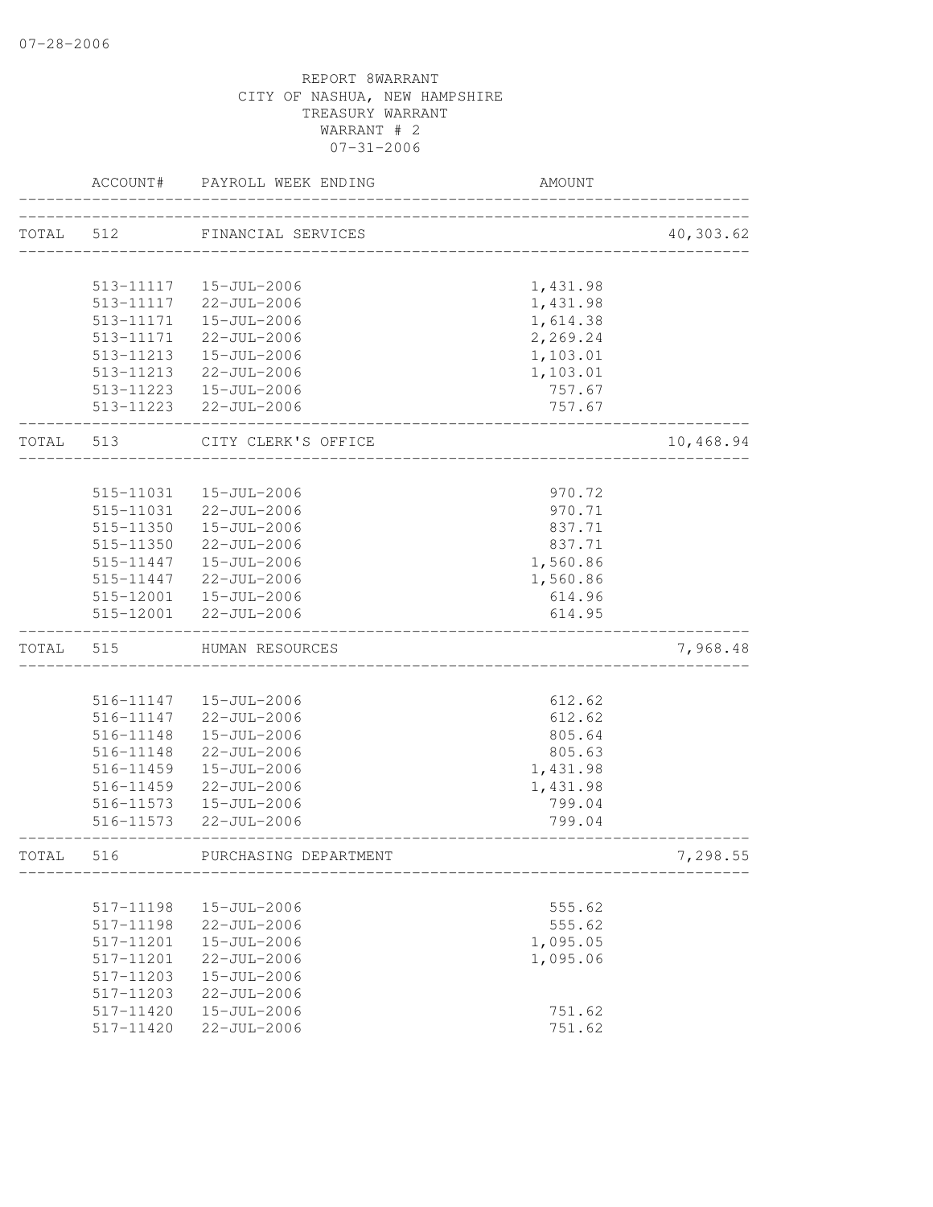REPORT 8WARRANT
CITY OF NASHUA, NEW HAMPSHIRE
TREASURY WARRANT
WARRANT # 2
07-31-2006

| ACCOUNT# | PAYROLL WEEK ENDING | AMOUNT | |
|---|---|---|---|
| TOTAL 512 | FINANCIAL SERVICES | | 40,303.62 |
| 513-11117 | 15-JUL-2006 | 1,431.98 | |
| 513-11117 | 22-JUL-2006 | 1,431.98 | |
| 513-11171 | 15-JUL-2006 | 1,614.38 | |
| 513-11171 | 22-JUL-2006 | 2,269.24 | |
| 513-11213 | 15-JUL-2006 | 1,103.01 | |
| 513-11213 | 22-JUL-2006 | 1,103.01 | |
| 513-11223 | 15-JUL-2006 | 757.67 | |
| 513-11223 | 22-JUL-2006 | 757.67 | |
| TOTAL 513 | CITY CLERK'S OFFICE | | 10,468.94 |
| 515-11031 | 15-JUL-2006 | 970.72 | |
| 515-11031 | 22-JUL-2006 | 970.71 | |
| 515-11350 | 15-JUL-2006 | 837.71 | |
| 515-11350 | 22-JUL-2006 | 837.71 | |
| 515-11447 | 15-JUL-2006 | 1,560.86 | |
| 515-11447 | 22-JUL-2006 | 1,560.86 | |
| 515-12001 | 15-JUL-2006 | 614.96 | |
| 515-12001 | 22-JUL-2006 | 614.95 | |
| TOTAL 515 | HUMAN RESOURCES | | 7,968.48 |
| 516-11147 | 15-JUL-2006 | 612.62 | |
| 516-11147 | 22-JUL-2006 | 612.62 | |
| 516-11148 | 15-JUL-2006 | 805.64 | |
| 516-11148 | 22-JUL-2006 | 805.63 | |
| 516-11459 | 15-JUL-2006 | 1,431.98 | |
| 516-11459 | 22-JUL-2006 | 1,431.98 | |
| 516-11573 | 15-JUL-2006 | 799.04 | |
| 516-11573 | 22-JUL-2006 | 799.04 | |
| TOTAL 516 | PURCHASING DEPARTMENT | | 7,298.55 |
| 517-11198 | 15-JUL-2006 | 555.62 | |
| 517-11198 | 22-JUL-2006 | 555.62 | |
| 517-11201 | 15-JUL-2006 | 1,095.05 | |
| 517-11201 | 22-JUL-2006 | 1,095.06 | |
| 517-11203 | 15-JUL-2006 | | |
| 517-11203 | 22-JUL-2006 | | |
| 517-11420 | 15-JUL-2006 | 751.62 | |
| 517-11420 | 22-JUL-2006 | 751.62 | |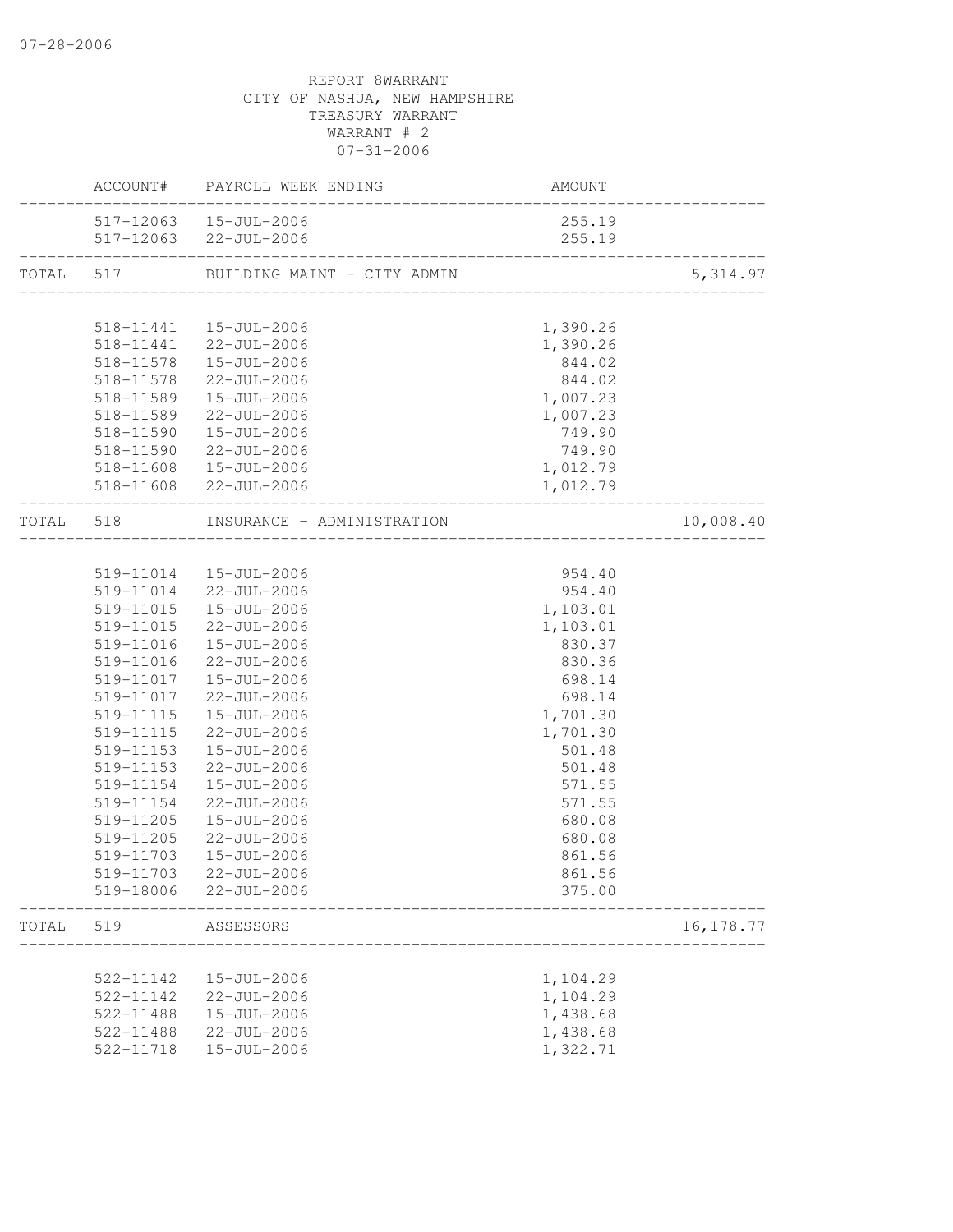REPORT 8WARRANT
CITY OF NASHUA, NEW HAMPSHIRE
TREASURY WARRANT
WARRANT # 2
07-31-2006

| | ACCOUNT# | PAYROLL WEEK ENDING | AMOUNT | |
|---|---|---|---|---|
| | 517-12063 | 15-JUL-2006 | 255.19 | |
| | 517-12063 | 22-JUL-2006 | 255.19 | |
| TOTAL | 517 | BUILDING MAINT - CITY ADMIN | | 5,314.97 |
| | 518-11441 | 15-JUL-2006 | 1,390.26 | |
| | 518-11441 | 22-JUL-2006 | 1,390.26 | |
| | 518-11578 | 15-JUL-2006 | 844.02 | |
| | 518-11578 | 22-JUL-2006 | 844.02 | |
| | 518-11589 | 15-JUL-2006 | 1,007.23 | |
| | 518-11589 | 22-JUL-2006 | 1,007.23 | |
| | 518-11590 | 15-JUL-2006 | 749.90 | |
| | 518-11590 | 22-JUL-2006 | 749.90 | |
| | 518-11608 | 15-JUL-2006 | 1,012.79 | |
| | 518-11608 | 22-JUL-2006 | 1,012.79 | |
| TOTAL | 518 | INSURANCE - ADMINISTRATION | | 10,008.40 |
| | 519-11014 | 15-JUL-2006 | 954.40 | |
| | 519-11014 | 22-JUL-2006 | 954.40 | |
| | 519-11015 | 15-JUL-2006 | 1,103.01 | |
| | 519-11015 | 22-JUL-2006 | 1,103.01 | |
| | 519-11016 | 15-JUL-2006 | 830.37 | |
| | 519-11016 | 22-JUL-2006 | 830.36 | |
| | 519-11017 | 15-JUL-2006 | 698.14 | |
| | 519-11017 | 22-JUL-2006 | 698.14 | |
| | 519-11115 | 15-JUL-2006 | 1,701.30 | |
| | 519-11115 | 22-JUL-2006 | 1,701.30 | |
| | 519-11153 | 15-JUL-2006 | 501.48 | |
| | 519-11153 | 22-JUL-2006 | 501.48 | |
| | 519-11154 | 15-JUL-2006 | 571.55 | |
| | 519-11154 | 22-JUL-2006 | 571.55 | |
| | 519-11205 | 15-JUL-2006 | 680.08 | |
| | 519-11205 | 22-JUL-2006 | 680.08 | |
| | 519-11703 | 15-JUL-2006 | 861.56 | |
| | 519-11703 | 22-JUL-2006 | 861.56 | |
| | 519-18006 | 22-JUL-2006 | 375.00 | |
| TOTAL | 519 | ASSESSORS | | 16,178.77 |
| | 522-11142 | 15-JUL-2006 | 1,104.29 | |
| | 522-11142 | 22-JUL-2006 | 1,104.29 | |
| | 522-11488 | 15-JUL-2006 | 1,438.68 | |
| | 522-11488 | 22-JUL-2006 | 1,438.68 | |
| | 522-11718 | 15-JUL-2006 | 1,322.71 | |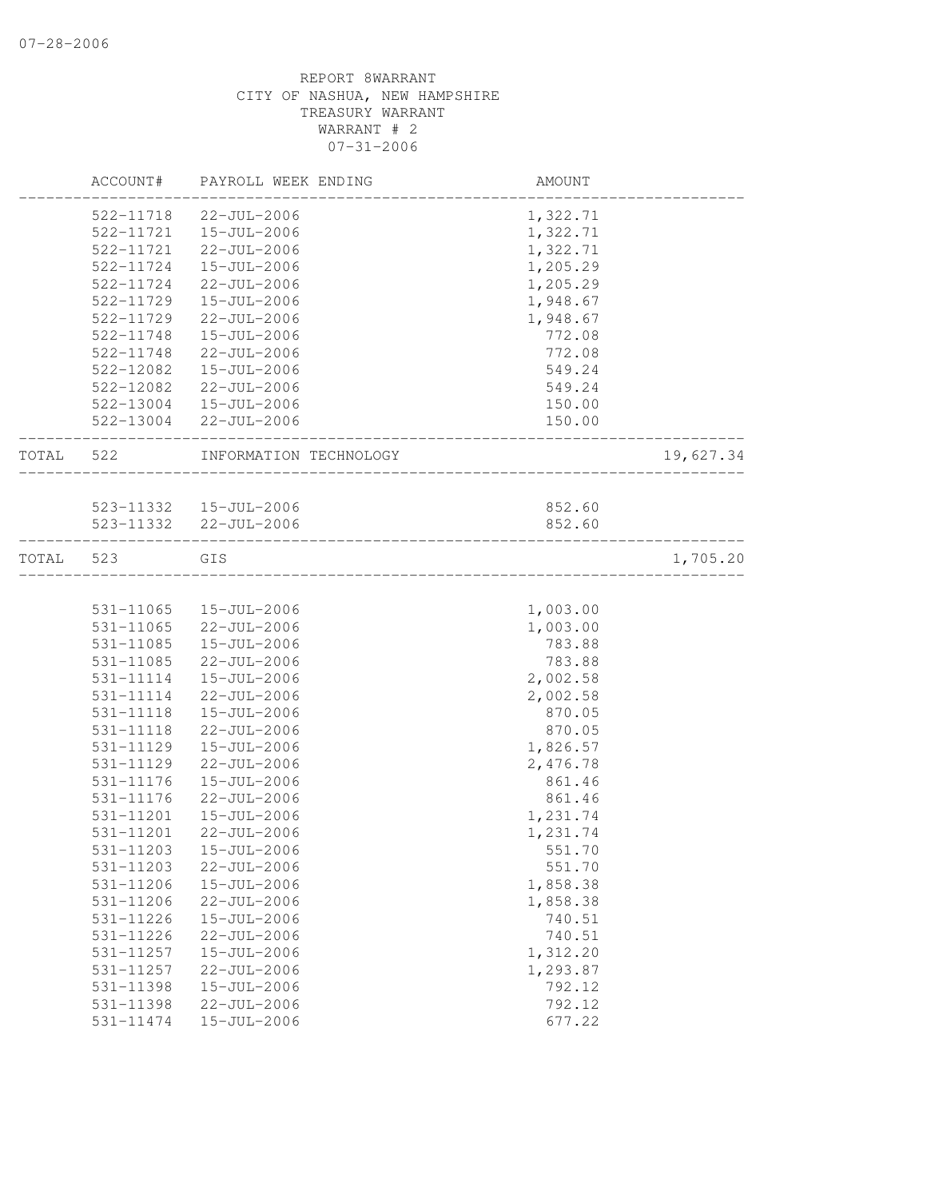REPORT 8WARRANT
CITY OF NASHUA, NEW HAMPSHIRE
TREASURY WARRANT
WARRANT # 2
07-31-2006

| | ACCOUNT# | PAYROLL WEEK ENDING | AMOUNT | |
|---|---|---|---|---|
| | 522-11718 | 22-JUL-2006 | 1,322.71 | |
| | 522-11721 | 15-JUL-2006 | 1,322.71 | |
| | 522-11721 | 22-JUL-2006 | 1,322.71 | |
| | 522-11724 | 15-JUL-2006 | 1,205.29 | |
| | 522-11724 | 22-JUL-2006 | 1,205.29 | |
| | 522-11729 | 15-JUL-2006 | 1,948.67 | |
| | 522-11729 | 22-JUL-2006 | 1,948.67 | |
| | 522-11748 | 15-JUL-2006 | 772.08 | |
| | 522-11748 | 22-JUL-2006 | 772.08 | |
| | 522-12082 | 15-JUL-2006 | 549.24 | |
| | 522-12082 | 22-JUL-2006 | 549.24 | |
| | 522-13004 | 15-JUL-2006 | 150.00 | |
| | 522-13004 | 22-JUL-2006 | 150.00 | |
| TOTAL | 522 | INFORMATION TECHNOLOGY | | 19,627.34 |
| | 523-11332 | 15-JUL-2006 | 852.60 | |
| | 523-11332 | 22-JUL-2006 | 852.60 | |
| TOTAL | 523 | GIS | | 1,705.20 |
| | 531-11065 | 15-JUL-2006 | 1,003.00 | |
| | 531-11065 | 22-JUL-2006 | 1,003.00 | |
| | 531-11085 | 15-JUL-2006 | 783.88 | |
| | 531-11085 | 22-JUL-2006 | 783.88 | |
| | 531-11114 | 15-JUL-2006 | 2,002.58 | |
| | 531-11114 | 22-JUL-2006 | 2,002.58 | |
| | 531-11118 | 15-JUL-2006 | 870.05 | |
| | 531-11118 | 22-JUL-2006 | 870.05 | |
| | 531-11129 | 15-JUL-2006 | 1,826.57 | |
| | 531-11129 | 22-JUL-2006 | 2,476.78 | |
| | 531-11176 | 15-JUL-2006 | 861.46 | |
| | 531-11176 | 22-JUL-2006 | 861.46 | |
| | 531-11201 | 15-JUL-2006 | 1,231.74 | |
| | 531-11201 | 22-JUL-2006 | 1,231.74 | |
| | 531-11203 | 15-JUL-2006 | 551.70 | |
| | 531-11203 | 22-JUL-2006 | 551.70 | |
| | 531-11206 | 15-JUL-2006 | 1,858.38 | |
| | 531-11206 | 22-JUL-2006 | 1,858.38 | |
| | 531-11226 | 15-JUL-2006 | 740.51 | |
| | 531-11226 | 22-JUL-2006 | 740.51 | |
| | 531-11257 | 15-JUL-2006 | 1,312.20 | |
| | 531-11257 | 22-JUL-2006 | 1,293.87 | |
| | 531-11398 | 15-JUL-2006 | 792.12 | |
| | 531-11398 | 22-JUL-2006 | 792.12 | |
| | 531-11474 | 15-JUL-2006 | 677.22 | |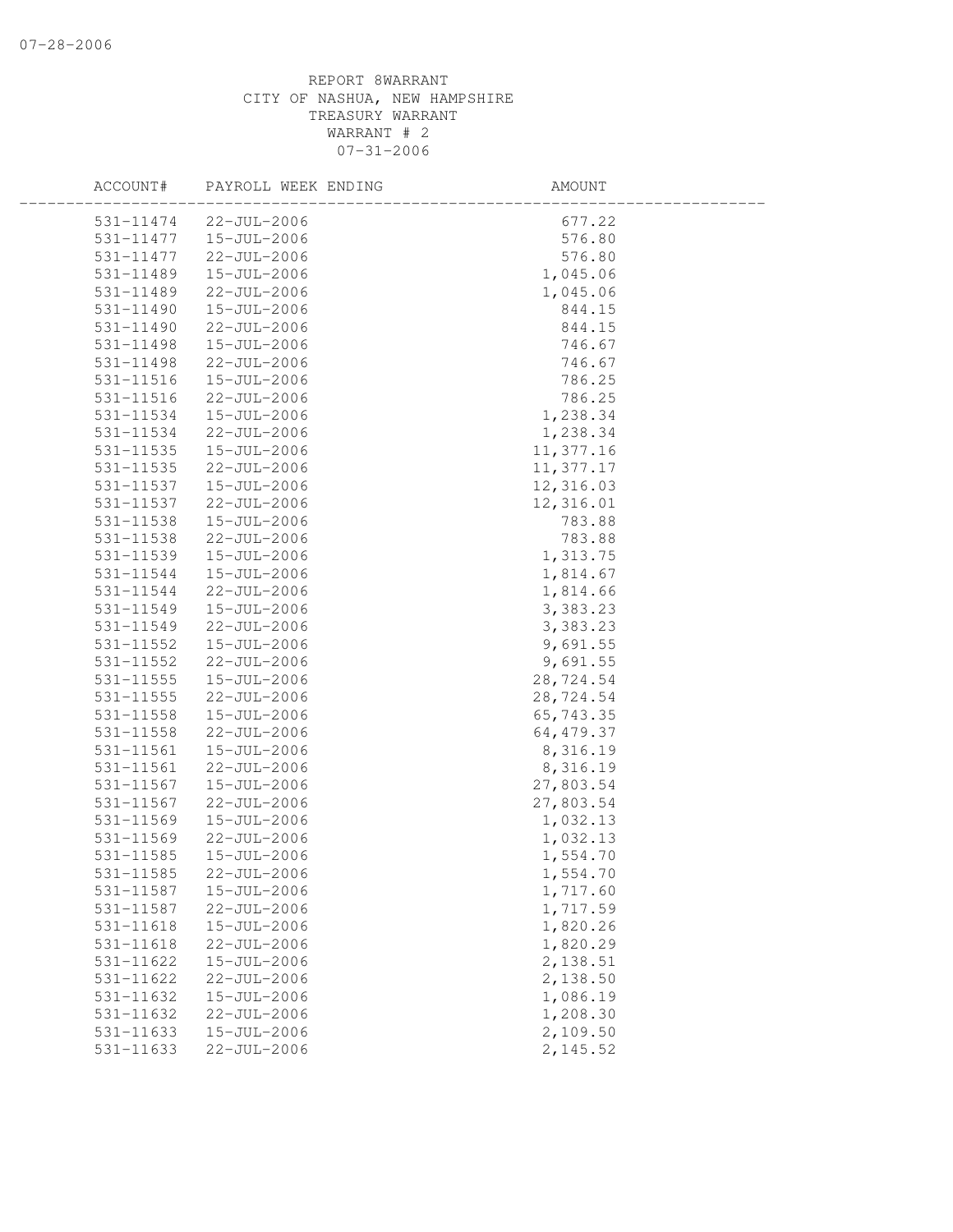REPORT 8WARRANT
CITY OF NASHUA, NEW HAMPSHIRE
TREASURY WARRANT
WARRANT # 2
07-31-2006

| ACCOUNT# | PAYROLL WEEK ENDING | AMOUNT |
|---|---|---|
| 531-11474 | 22-JUL-2006 | 677.22 |
| 531-11477 | 15-JUL-2006 | 576.80 |
| 531-11477 | 22-JUL-2006 | 576.80 |
| 531-11489 | 15-JUL-2006 | 1,045.06 |
| 531-11489 | 22-JUL-2006 | 1,045.06 |
| 531-11490 | 15-JUL-2006 | 844.15 |
| 531-11490 | 22-JUL-2006 | 844.15 |
| 531-11498 | 15-JUL-2006 | 746.67 |
| 531-11498 | 22-JUL-2006 | 746.67 |
| 531-11516 | 15-JUL-2006 | 786.25 |
| 531-11516 | 22-JUL-2006 | 786.25 |
| 531-11534 | 15-JUL-2006 | 1,238.34 |
| 531-11534 | 22-JUL-2006 | 1,238.34 |
| 531-11535 | 15-JUL-2006 | 11,377.16 |
| 531-11535 | 22-JUL-2006 | 11,377.17 |
| 531-11537 | 15-JUL-2006 | 12,316.03 |
| 531-11537 | 22-JUL-2006 | 12,316.01 |
| 531-11538 | 15-JUL-2006 | 783.88 |
| 531-11538 | 22-JUL-2006 | 783.88 |
| 531-11539 | 15-JUL-2006 | 1,313.75 |
| 531-11544 | 15-JUL-2006 | 1,814.67 |
| 531-11544 | 22-JUL-2006 | 1,814.66 |
| 531-11549 | 15-JUL-2006 | 3,383.23 |
| 531-11549 | 22-JUL-2006 | 3,383.23 |
| 531-11552 | 15-JUL-2006 | 9,691.55 |
| 531-11552 | 22-JUL-2006 | 9,691.55 |
| 531-11555 | 15-JUL-2006 | 28,724.54 |
| 531-11555 | 22-JUL-2006 | 28,724.54 |
| 531-11558 | 15-JUL-2006 | 65,743.35 |
| 531-11558 | 22-JUL-2006 | 64,479.37 |
| 531-11561 | 15-JUL-2006 | 8,316.19 |
| 531-11561 | 22-JUL-2006 | 8,316.19 |
| 531-11567 | 15-JUL-2006 | 27,803.54 |
| 531-11567 | 22-JUL-2006 | 27,803.54 |
| 531-11569 | 15-JUL-2006 | 1,032.13 |
| 531-11569 | 22-JUL-2006 | 1,032.13 |
| 531-11585 | 15-JUL-2006 | 1,554.70 |
| 531-11585 | 22-JUL-2006 | 1,554.70 |
| 531-11587 | 15-JUL-2006 | 1,717.60 |
| 531-11587 | 22-JUL-2006 | 1,717.59 |
| 531-11618 | 15-JUL-2006 | 1,820.26 |
| 531-11618 | 22-JUL-2006 | 1,820.29 |
| 531-11622 | 15-JUL-2006 | 2,138.51 |
| 531-11622 | 22-JUL-2006 | 2,138.50 |
| 531-11632 | 15-JUL-2006 | 1,086.19 |
| 531-11632 | 22-JUL-2006 | 1,208.30 |
| 531-11633 | 15-JUL-2006 | 2,109.50 |
| 531-11633 | 22-JUL-2006 | 2,145.52 |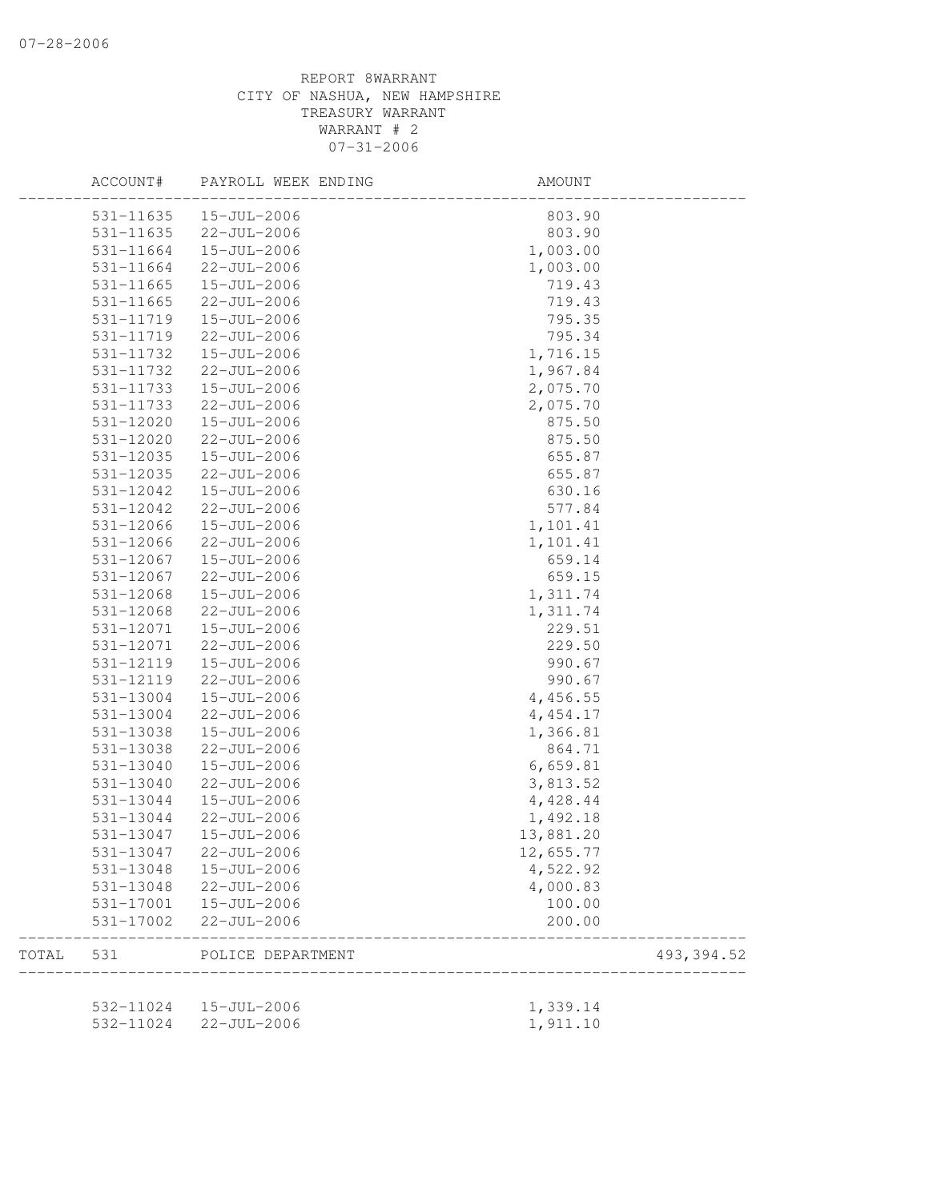REPORT 8WARRANT
CITY OF NASHUA, NEW HAMPSHIRE
TREASURY WARRANT
WARRANT # 2
07-31-2006

| ACCOUNT# | PAYROLL WEEK ENDING | AMOUNT | |
|---|---|---|---|
| 531-11635 | 15-JUL-2006 | 803.90 | |
| 531-11635 | 22-JUL-2006 | 803.90 | |
| 531-11664 | 15-JUL-2006 | 1,003.00 | |
| 531-11664 | 22-JUL-2006 | 1,003.00 | |
| 531-11665 | 15-JUL-2006 | 719.43 | |
| 531-11665 | 22-JUL-2006 | 719.43 | |
| 531-11719 | 15-JUL-2006 | 795.35 | |
| 531-11719 | 22-JUL-2006 | 795.34 | |
| 531-11732 | 15-JUL-2006 | 1,716.15 | |
| 531-11732 | 22-JUL-2006 | 1,967.84 | |
| 531-11733 | 15-JUL-2006 | 2,075.70 | |
| 531-11733 | 22-JUL-2006 | 2,075.70 | |
| 531-12020 | 15-JUL-2006 | 875.50 | |
| 531-12020 | 22-JUL-2006 | 875.50 | |
| 531-12035 | 15-JUL-2006 | 655.87 | |
| 531-12035 | 22-JUL-2006 | 655.87 | |
| 531-12042 | 15-JUL-2006 | 630.16 | |
| 531-12042 | 22-JUL-2006 | 577.84 | |
| 531-12066 | 15-JUL-2006 | 1,101.41 | |
| 531-12066 | 22-JUL-2006 | 1,101.41 | |
| 531-12067 | 15-JUL-2006 | 659.14 | |
| 531-12067 | 22-JUL-2006 | 659.15 | |
| 531-12068 | 15-JUL-2006 | 1,311.74 | |
| 531-12068 | 22-JUL-2006 | 1,311.74 | |
| 531-12071 | 15-JUL-2006 | 229.51 | |
| 531-12071 | 22-JUL-2006 | 229.50 | |
| 531-12119 | 15-JUL-2006 | 990.67 | |
| 531-12119 | 22-JUL-2006 | 990.67 | |
| 531-13004 | 15-JUL-2006 | 4,456.55 | |
| 531-13004 | 22-JUL-2006 | 4,454.17 | |
| 531-13038 | 15-JUL-2006 | 1,366.81 | |
| 531-13038 | 22-JUL-2006 | 864.71 | |
| 531-13040 | 15-JUL-2006 | 6,659.81 | |
| 531-13040 | 22-JUL-2006 | 3,813.52 | |
| 531-13044 | 15-JUL-2006 | 4,428.44 | |
| 531-13044 | 22-JUL-2006 | 1,492.18 | |
| 531-13047 | 15-JUL-2006 | 13,881.20 | |
| 531-13047 | 22-JUL-2006 | 12,655.77 | |
| 531-13048 | 15-JUL-2006 | 4,522.92 | |
| 531-13048 | 22-JUL-2006 | 4,000.83 | |
| 531-17001 | 15-JUL-2006 | 100.00 | |
| 531-17002 | 22-JUL-2006 | 200.00 | |
| TOTAL 531 | POLICE DEPARTMENT | | 493,394.52 |
| 532-11024 | 15-JUL-2006 | 1,339.14 | |
| 532-11024 | 22-JUL-2006 | 1,911.10 | |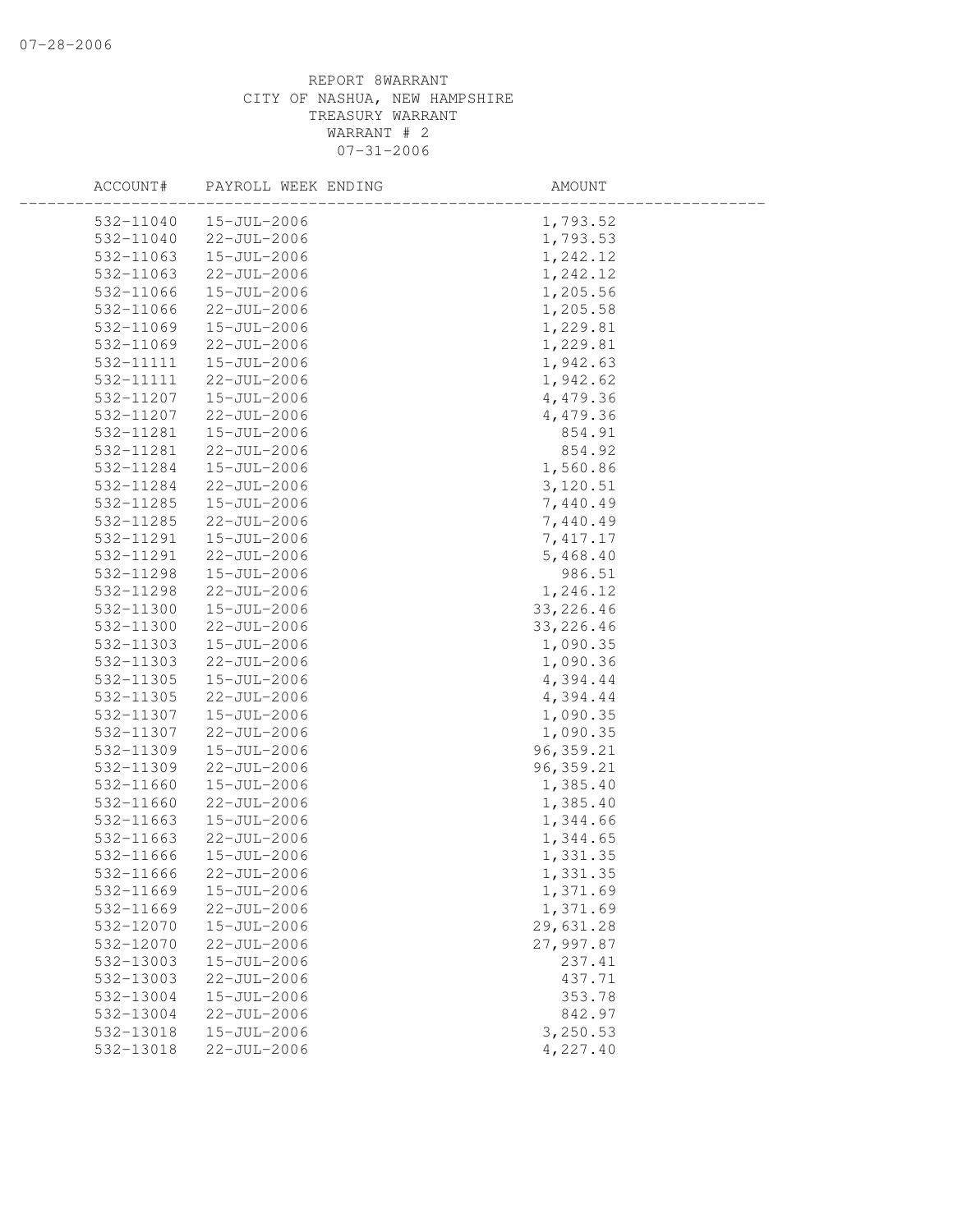REPORT 8WARRANT
CITY OF NASHUA, NEW HAMPSHIRE
TREASURY WARRANT
WARRANT # 2
07-31-2006

| ACCOUNT# | PAYROLL WEEK ENDING | AMOUNT |
|---|---|---|
| 532-11040 | 15-JUL-2006 | 1,793.52 |
| 532-11040 | 22-JUL-2006 | 1,793.53 |
| 532-11063 | 15-JUL-2006 | 1,242.12 |
| 532-11063 | 22-JUL-2006 | 1,242.12 |
| 532-11066 | 15-JUL-2006 | 1,205.56 |
| 532-11066 | 22-JUL-2006 | 1,205.58 |
| 532-11069 | 15-JUL-2006 | 1,229.81 |
| 532-11069 | 22-JUL-2006 | 1,229.81 |
| 532-11111 | 15-JUL-2006 | 1,942.63 |
| 532-11111 | 22-JUL-2006 | 1,942.62 |
| 532-11207 | 15-JUL-2006 | 4,479.36 |
| 532-11207 | 22-JUL-2006 | 4,479.36 |
| 532-11281 | 15-JUL-2006 | 854.91 |
| 532-11281 | 22-JUL-2006 | 854.92 |
| 532-11284 | 15-JUL-2006 | 1,560.86 |
| 532-11284 | 22-JUL-2006 | 3,120.51 |
| 532-11285 | 15-JUL-2006 | 7,440.49 |
| 532-11285 | 22-JUL-2006 | 7,440.49 |
| 532-11291 | 15-JUL-2006 | 7,417.17 |
| 532-11291 | 22-JUL-2006 | 5,468.40 |
| 532-11298 | 15-JUL-2006 | 986.51 |
| 532-11298 | 22-JUL-2006 | 1,246.12 |
| 532-11300 | 15-JUL-2006 | 33,226.46 |
| 532-11300 | 22-JUL-2006 | 33,226.46 |
| 532-11303 | 15-JUL-2006 | 1,090.35 |
| 532-11303 | 22-JUL-2006 | 1,090.36 |
| 532-11305 | 15-JUL-2006 | 4,394.44 |
| 532-11305 | 22-JUL-2006 | 4,394.44 |
| 532-11307 | 15-JUL-2006 | 1,090.35 |
| 532-11307 | 22-JUL-2006 | 1,090.35 |
| 532-11309 | 15-JUL-2006 | 96,359.21 |
| 532-11309 | 22-JUL-2006 | 96,359.21 |
| 532-11660 | 15-JUL-2006 | 1,385.40 |
| 532-11660 | 22-JUL-2006 | 1,385.40 |
| 532-11663 | 15-JUL-2006 | 1,344.66 |
| 532-11663 | 22-JUL-2006 | 1,344.65 |
| 532-11666 | 15-JUL-2006 | 1,331.35 |
| 532-11666 | 22-JUL-2006 | 1,331.35 |
| 532-11669 | 15-JUL-2006 | 1,371.69 |
| 532-11669 | 22-JUL-2006 | 1,371.69 |
| 532-12070 | 15-JUL-2006 | 29,631.28 |
| 532-12070 | 22-JUL-2006 | 27,997.87 |
| 532-13003 | 15-JUL-2006 | 237.41 |
| 532-13003 | 22-JUL-2006 | 437.71 |
| 532-13004 | 15-JUL-2006 | 353.78 |
| 532-13004 | 22-JUL-2006 | 842.97 |
| 532-13018 | 15-JUL-2006 | 3,250.53 |
| 532-13018 | 22-JUL-2006 | 4,227.40 |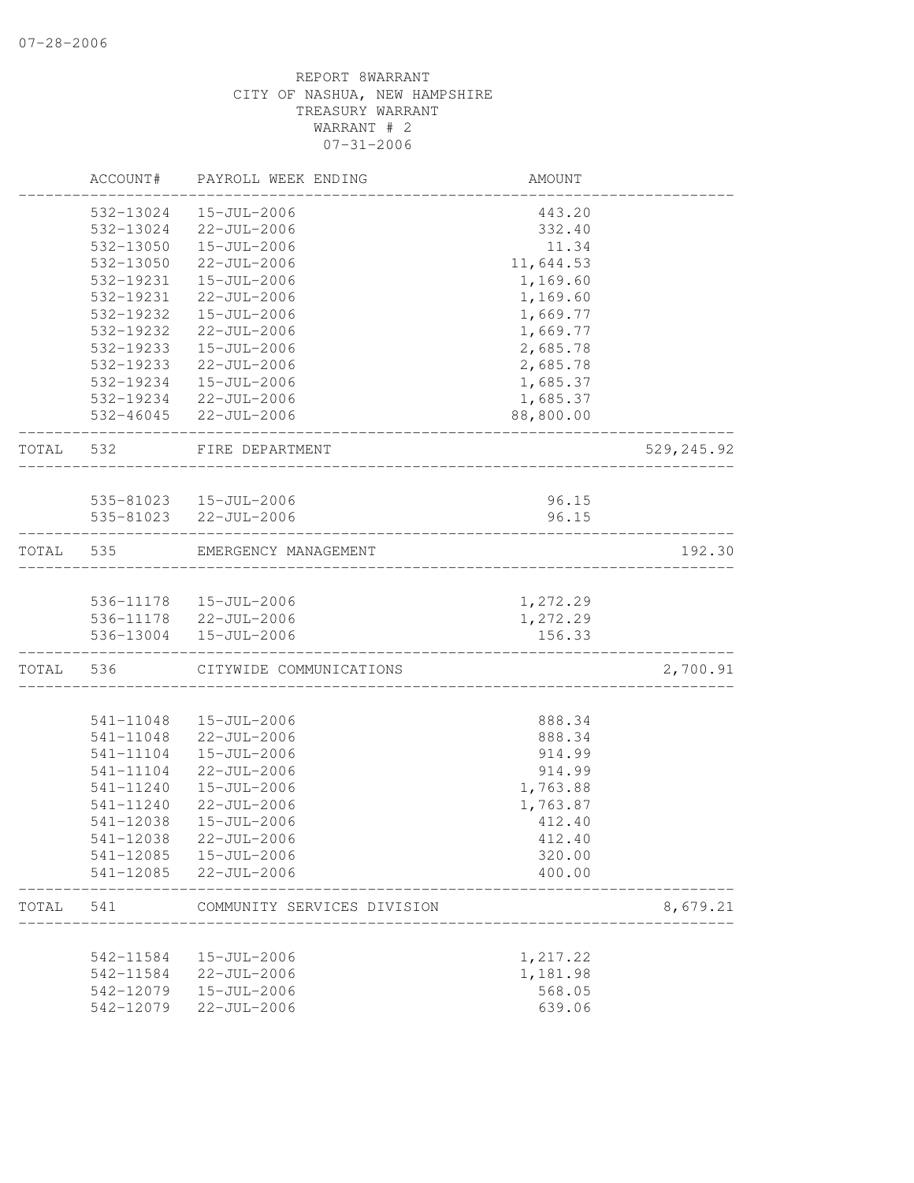REPORT 8WARRANT
CITY OF NASHUA, NEW HAMPSHIRE
TREASURY WARRANT
WARRANT # 2
07-31-2006

| | ACCOUNT# | PAYROLL WEEK ENDING | AMOUNT | |
|---|---|---|---|---|
| | 532-13024 | 15-JUL-2006 | 443.20 | |
| | 532-13024 | 22-JUL-2006 | 332.40 | |
| | 532-13050 | 15-JUL-2006 | 11.34 | |
| | 532-13050 | 22-JUL-2006 | 11,644.53 | |
| | 532-19231 | 15-JUL-2006 | 1,169.60 | |
| | 532-19231 | 22-JUL-2006 | 1,169.60 | |
| | 532-19232 | 15-JUL-2006 | 1,669.77 | |
| | 532-19232 | 22-JUL-2006 | 1,669.77 | |
| | 532-19233 | 15-JUL-2006 | 2,685.78 | |
| | 532-19233 | 22-JUL-2006 | 2,685.78 | |
| | 532-19234 | 15-JUL-2006 | 1,685.37 | |
| | 532-19234 | 22-JUL-2006 | 1,685.37 | |
| | 532-46045 | 22-JUL-2006 | 88,800.00 | |
| TOTAL | 532 | FIRE DEPARTMENT | | 529,245.92 |
| | 535-81023 | 15-JUL-2006 | 96.15 | |
| | 535-81023 | 22-JUL-2006 | 96.15 | |
| TOTAL | 535 | EMERGENCY MANAGEMENT | | 192.30 |
| | 536-11178 | 15-JUL-2006 | 1,272.29 | |
| | 536-11178 | 22-JUL-2006 | 1,272.29 | |
| | 536-13004 | 15-JUL-2006 | 156.33 | |
| TOTAL | 536 | CITYWIDE COMMUNICATIONS | | 2,700.91 |
| | 541-11048 | 15-JUL-2006 | 888.34 | |
| | 541-11048 | 22-JUL-2006 | 888.34 | |
| | 541-11104 | 15-JUL-2006 | 914.99 | |
| | 541-11104 | 22-JUL-2006 | 914.99 | |
| | 541-11240 | 15-JUL-2006 | 1,763.88 | |
| | 541-11240 | 22-JUL-2006 | 1,763.87 | |
| | 541-12038 | 15-JUL-2006 | 412.40 | |
| | 541-12038 | 22-JUL-2006 | 412.40 | |
| | 541-12085 | 15-JUL-2006 | 320.00 | |
| | 541-12085 | 22-JUL-2006 | 400.00 | |
| TOTAL | 541 | COMMUNITY SERVICES DIVISION | | 8,679.21 |
| | 542-11584 | 15-JUL-2006 | 1,217.22 | |
| | 542-11584 | 22-JUL-2006 | 1,181.98 | |
| | 542-12079 | 15-JUL-2006 | 568.05 | |
| | 542-12079 | 22-JUL-2006 | 639.06 | |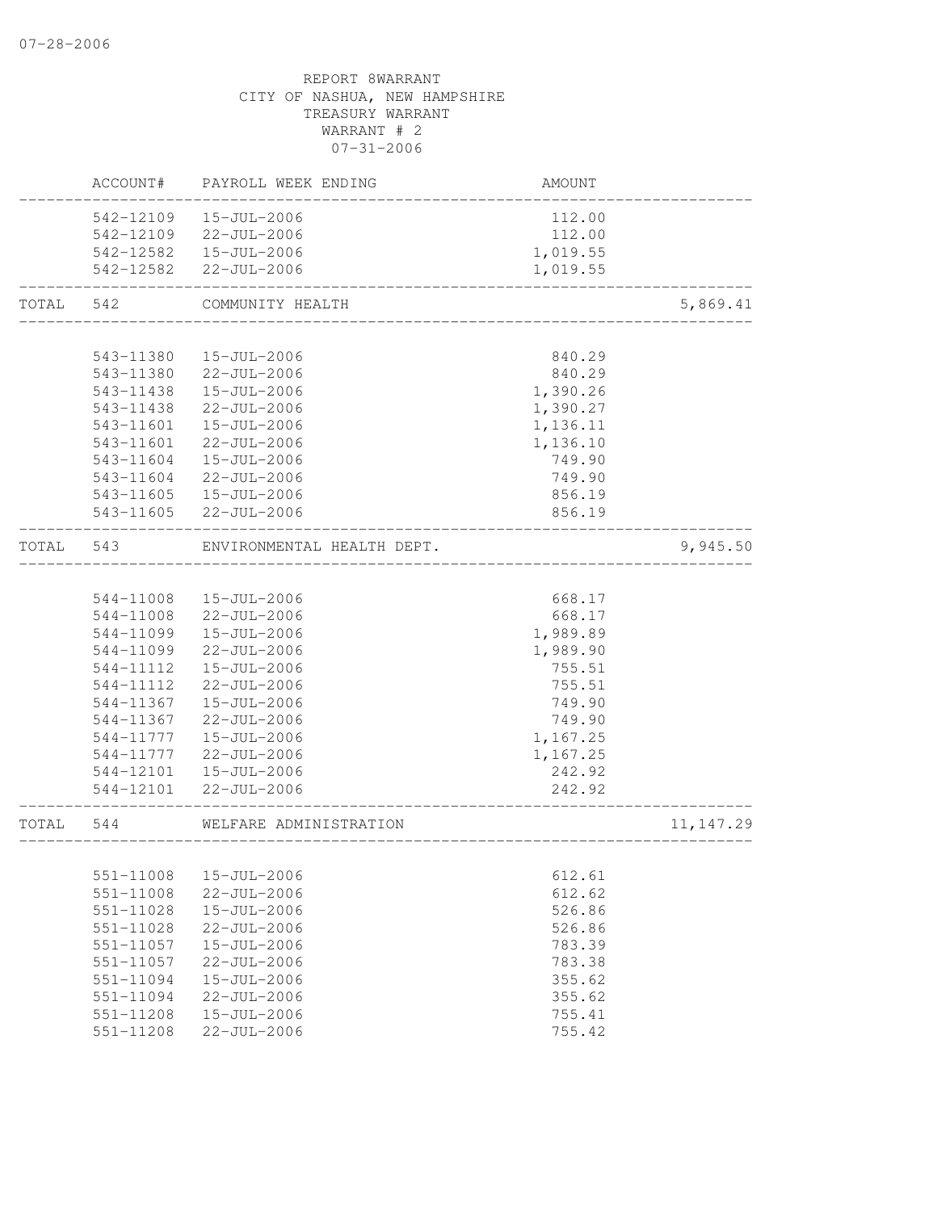07-28-2006

REPORT 8WARRANT
CITY OF NASHUA, NEW HAMPSHIRE
TREASURY WARRANT
WARRANT # 2
07-31-2006

| ACCOUNT# | PAYROLL WEEK ENDING | AMOUNT | |
|---|---|---|---|
| 542-12109 | 15-JUL-2006 | 112.00 | |
| 542-12109 | 22-JUL-2006 | 112.00 | |
| 542-12582 | 15-JUL-2006 | 1,019.55 | |
| 542-12582 | 22-JUL-2006 | 1,019.55 | |
| TOTAL 542 | COMMUNITY HEALTH | | 5,869.41 |
| 543-11380 | 15-JUL-2006 | 840.29 | |
| 543-11380 | 22-JUL-2006 | 840.29 | |
| 543-11438 | 15-JUL-2006 | 1,390.26 | |
| 543-11438 | 22-JUL-2006 | 1,390.27 | |
| 543-11601 | 15-JUL-2006 | 1,136.11 | |
| 543-11601 | 22-JUL-2006 | 1,136.10 | |
| 543-11604 | 15-JUL-2006 | 749.90 | |
| 543-11604 | 22-JUL-2006 | 749.90 | |
| 543-11605 | 15-JUL-2006 | 856.19 | |
| 543-11605 | 22-JUL-2006 | 856.19 | |
| TOTAL 543 | ENVIRONMENTAL HEALTH DEPT. | | 9,945.50 |
| 544-11008 | 15-JUL-2006 | 668.17 | |
| 544-11008 | 22-JUL-2006 | 668.17 | |
| 544-11099 | 15-JUL-2006 | 1,989.89 | |
| 544-11099 | 22-JUL-2006 | 1,989.90 | |
| 544-11112 | 15-JUL-2006 | 755.51 | |
| 544-11112 | 22-JUL-2006 | 755.51 | |
| 544-11367 | 15-JUL-2006 | 749.90 | |
| 544-11367 | 22-JUL-2006 | 749.90 | |
| 544-11777 | 15-JUL-2006 | 1,167.25 | |
| 544-11777 | 22-JUL-2006 | 1,167.25 | |
| 544-12101 | 15-JUL-2006 | 242.92 | |
| 544-12101 | 22-JUL-2006 | 242.92 | |
| TOTAL 544 | WELFARE ADMINISTRATION | | 11,147.29 |
| 551-11008 | 15-JUL-2006 | 612.61 | |
| 551-11008 | 22-JUL-2006 | 612.62 | |
| 551-11028 | 15-JUL-2006 | 526.86 | |
| 551-11028 | 22-JUL-2006 | 526.86 | |
| 551-11057 | 15-JUL-2006 | 783.39 | |
| 551-11057 | 22-JUL-2006 | 783.38 | |
| 551-11094 | 15-JUL-2006 | 355.62 | |
| 551-11094 | 22-JUL-2006 | 355.62 | |
| 551-11208 | 15-JUL-2006 | 755.41 | |
| 551-11208 | 22-JUL-2006 | 755.42 | |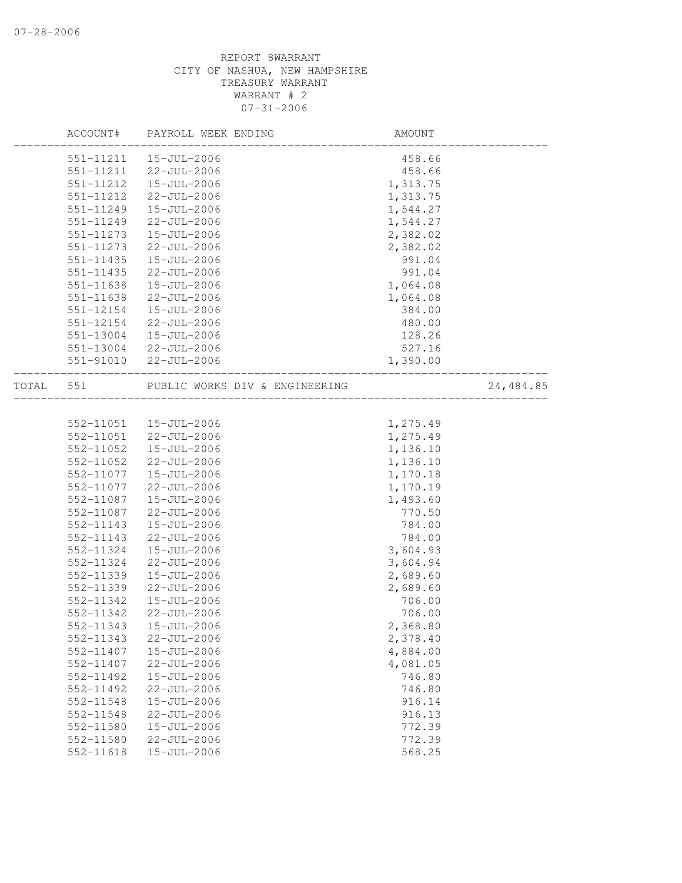REPORT 8WARRANT
CITY OF NASHUA, NEW HAMPSHIRE
TREASURY WARRANT
WARRANT # 2
07-31-2006

| | ACCOUNT# | PAYROLL WEEK ENDING | AMOUNT | |
|---|---|---|---|---|
| | 551-11211 | 15-JUL-2006 | 458.66 | |
| | 551-11211 | 22-JUL-2006 | 458.66 | |
| | 551-11212 | 15-JUL-2006 | 1,313.75 | |
| | 551-11212 | 22-JUL-2006 | 1,313.75 | |
| | 551-11249 | 15-JUL-2006 | 1,544.27 | |
| | 551-11249 | 22-JUL-2006 | 1,544.27 | |
| | 551-11273 | 15-JUL-2006 | 2,382.02 | |
| | 551-11273 | 22-JUL-2006 | 2,382.02 | |
| | 551-11435 | 15-JUL-2006 | 991.04 | |
| | 551-11435 | 22-JUL-2006 | 991.04 | |
| | 551-11638 | 15-JUL-2006 | 1,064.08 | |
| | 551-11638 | 22-JUL-2006 | 1,064.08 | |
| | 551-12154 | 15-JUL-2006 | 384.00 | |
| | 551-12154 | 22-JUL-2006 | 480.00 | |
| | 551-13004 | 15-JUL-2006 | 128.26 | |
| | 551-13004 | 22-JUL-2006 | 527.16 | |
| | 551-91010 | 22-JUL-2006 | 1,390.00 | |
| TOTAL | 551 | PUBLIC WORKS DIV & ENGINEERING | | 24,484.85 |
| | 552-11051 | 15-JUL-2006 | 1,275.49 | |
| | 552-11051 | 22-JUL-2006 | 1,275.49 | |
| | 552-11052 | 15-JUL-2006 | 1,136.10 | |
| | 552-11052 | 22-JUL-2006 | 1,136.10 | |
| | 552-11077 | 15-JUL-2006 | 1,170.18 | |
| | 552-11077 | 22-JUL-2006 | 1,170.19 | |
| | 552-11087 | 15-JUL-2006 | 1,493.60 | |
| | 552-11087 | 22-JUL-2006 | 770.50 | |
| | 552-11143 | 15-JUL-2006 | 784.00 | |
| | 552-11143 | 22-JUL-2006 | 784.00 | |
| | 552-11324 | 15-JUL-2006 | 3,604.93 | |
| | 552-11324 | 22-JUL-2006 | 3,604.94 | |
| | 552-11339 | 15-JUL-2006 | 2,689.60 | |
| | 552-11339 | 22-JUL-2006 | 2,689.60 | |
| | 552-11342 | 15-JUL-2006 | 706.00 | |
| | 552-11342 | 22-JUL-2006 | 706.00 | |
| | 552-11343 | 15-JUL-2006 | 2,368.80 | |
| | 552-11343 | 22-JUL-2006 | 2,378.40 | |
| | 552-11407 | 15-JUL-2006 | 4,884.00 | |
| | 552-11407 | 22-JUL-2006 | 4,081.05 | |
| | 552-11492 | 15-JUL-2006 | 746.80 | |
| | 552-11492 | 22-JUL-2006 | 746.80 | |
| | 552-11548 | 15-JUL-2006 | 916.14 | |
| | 552-11548 | 22-JUL-2006 | 916.13 | |
| | 552-11580 | 15-JUL-2006 | 772.39 | |
| | 552-11580 | 22-JUL-2006 | 772.39 | |
| | 552-11618 | 15-JUL-2006 | 568.25 | |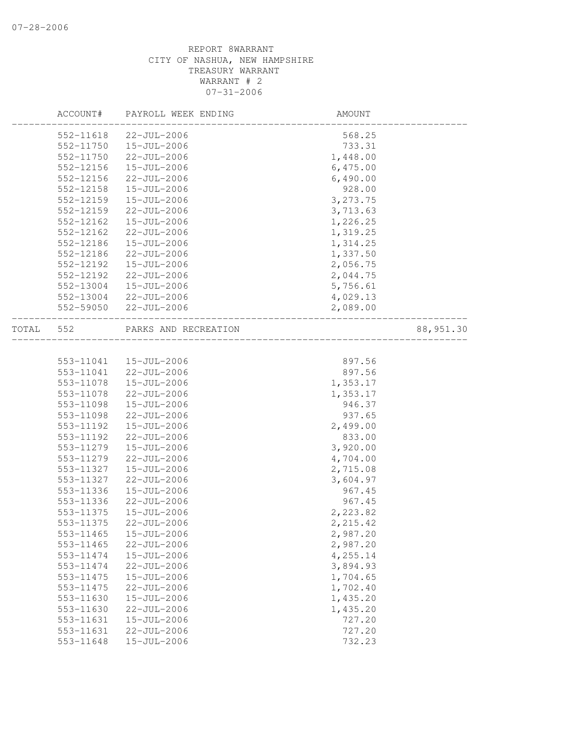REPORT 8WARRANT
CITY OF NASHUA, NEW HAMPSHIRE
TREASURY WARRANT
WARRANT # 2
07-31-2006

| | ACCOUNT# | PAYROLL WEEK ENDING | AMOUNT | |
|---|---|---|---|---|
| | 552-11618 | 22-JUL-2006 | 568.25 | |
| | 552-11750 | 15-JUL-2006 | 733.31 | |
| | 552-11750 | 22-JUL-2006 | 1,448.00 | |
| | 552-12156 | 15-JUL-2006 | 6,475.00 | |
| | 552-12156 | 22-JUL-2006 | 6,490.00 | |
| | 552-12158 | 15-JUL-2006 | 928.00 | |
| | 552-12159 | 15-JUL-2006 | 3,273.75 | |
| | 552-12159 | 22-JUL-2006 | 3,713.63 | |
| | 552-12162 | 15-JUL-2006 | 1,226.25 | |
| | 552-12162 | 22-JUL-2006 | 1,319.25 | |
| | 552-12186 | 15-JUL-2006 | 1,314.25 | |
| | 552-12186 | 22-JUL-2006 | 1,337.50 | |
| | 552-12192 | 15-JUL-2006 | 2,056.75 | |
| | 552-12192 | 22-JUL-2006 | 2,044.75 | |
| | 552-13004 | 15-JUL-2006 | 5,756.61 | |
| | 552-13004 | 22-JUL-2006 | 4,029.13 | |
| | 552-59050 | 22-JUL-2006 | 2,089.00 | |
| TOTAL | 552 | PARKS AND RECREATION | | 88,951.30 |
| | 553-11041 | 15-JUL-2006 | 897.56 | |
| | 553-11041 | 22-JUL-2006 | 897.56 | |
| | 553-11078 | 15-JUL-2006 | 1,353.17 | |
| | 553-11078 | 22-JUL-2006 | 1,353.17 | |
| | 553-11098 | 15-JUL-2006 | 946.37 | |
| | 553-11098 | 22-JUL-2006 | 937.65 | |
| | 553-11192 | 15-JUL-2006 | 2,499.00 | |
| | 553-11192 | 22-JUL-2006 | 833.00 | |
| | 553-11279 | 15-JUL-2006 | 3,920.00 | |
| | 553-11279 | 22-JUL-2006 | 4,704.00 | |
| | 553-11327 | 15-JUL-2006 | 2,715.08 | |
| | 553-11327 | 22-JUL-2006 | 3,604.97 | |
| | 553-11336 | 15-JUL-2006 | 967.45 | |
| | 553-11336 | 22-JUL-2006 | 967.45 | |
| | 553-11375 | 15-JUL-2006 | 2,223.82 | |
| | 553-11375 | 22-JUL-2006 | 2,215.42 | |
| | 553-11465 | 15-JUL-2006 | 2,987.20 | |
| | 553-11465 | 22-JUL-2006 | 2,987.20 | |
| | 553-11474 | 15-JUL-2006 | 4,255.14 | |
| | 553-11474 | 22-JUL-2006 | 3,894.93 | |
| | 553-11475 | 15-JUL-2006 | 1,704.65 | |
| | 553-11475 | 22-JUL-2006 | 1,702.40 | |
| | 553-11630 | 15-JUL-2006 | 1,435.20 | |
| | 553-11630 | 22-JUL-2006 | 1,435.20 | |
| | 553-11631 | 15-JUL-2006 | 727.20 | |
| | 553-11631 | 22-JUL-2006 | 727.20 | |
| | 553-11648 | 15-JUL-2006 | 732.23 | |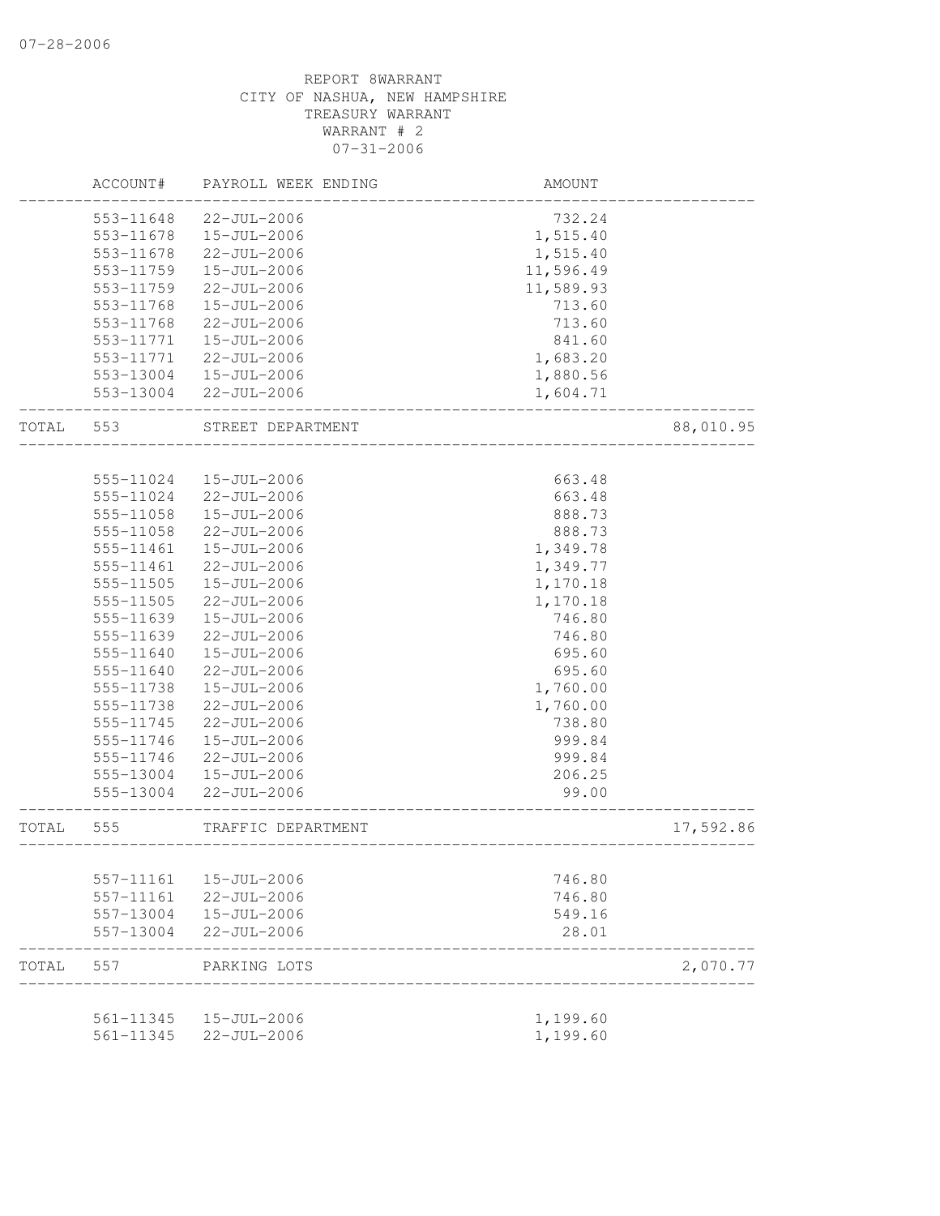REPORT 8WARRANT
CITY OF NASHUA, NEW HAMPSHIRE
TREASURY WARRANT
WARRANT # 2
07-31-2006

| ACCOUNT# | PAYROLL WEEK ENDING | AMOUNT | |
|---|---|---|---|
| 553-11648 | 22-JUL-2006 | 732.24 | |
| 553-11678 | 15-JUL-2006 | 1,515.40 | |
| 553-11678 | 22-JUL-2006 | 1,515.40 | |
| 553-11759 | 15-JUL-2006 | 11,596.49 | |
| 553-11759 | 22-JUL-2006 | 11,589.93 | |
| 553-11768 | 15-JUL-2006 | 713.60 | |
| 553-11768 | 22-JUL-2006 | 713.60 | |
| 553-11771 | 15-JUL-2006 | 841.60 | |
| 553-11771 | 22-JUL-2006 | 1,683.20 | |
| 553-13004 | 15-JUL-2006 | 1,880.56 | |
| 553-13004 | 22-JUL-2006 | 1,604.71 | |
| TOTAL 553 | STREET DEPARTMENT | | 88,010.95 |
| 555-11024 | 15-JUL-2006 | 663.48 | |
| 555-11024 | 22-JUL-2006 | 663.48 | |
| 555-11058 | 15-JUL-2006 | 888.73 | |
| 555-11058 | 22-JUL-2006 | 888.73 | |
| 555-11461 | 15-JUL-2006 | 1,349.78 | |
| 555-11461 | 22-JUL-2006 | 1,349.77 | |
| 555-11505 | 15-JUL-2006 | 1,170.18 | |
| 555-11505 | 22-JUL-2006 | 1,170.18 | |
| 555-11639 | 15-JUL-2006 | 746.80 | |
| 555-11639 | 22-JUL-2006 | 746.80 | |
| 555-11640 | 15-JUL-2006 | 695.60 | |
| 555-11640 | 22-JUL-2006 | 695.60 | |
| 555-11738 | 15-JUL-2006 | 1,760.00 | |
| 555-11738 | 22-JUL-2006 | 1,760.00 | |
| 555-11745 | 22-JUL-2006 | 738.80 | |
| 555-11746 | 15-JUL-2006 | 999.84 | |
| 555-11746 | 22-JUL-2006 | 999.84 | |
| 555-13004 | 15-JUL-2006 | 206.25 | |
| 555-13004 | 22-JUL-2006 | 99.00 | |
| TOTAL 555 | TRAFFIC DEPARTMENT | | 17,592.86 |
| 557-11161 | 15-JUL-2006 | 746.80 | |
| 557-11161 | 22-JUL-2006 | 746.80 | |
| 557-13004 | 15-JUL-2006 | 549.16 | |
| 557-13004 | 22-JUL-2006 | 28.01 | |
| TOTAL 557 | PARKING LOTS | | 2,070.77 |
| 561-11345 | 15-JUL-2006 | 1,199.60 | |
| 561-11345 | 22-JUL-2006 | 1,199.60 | |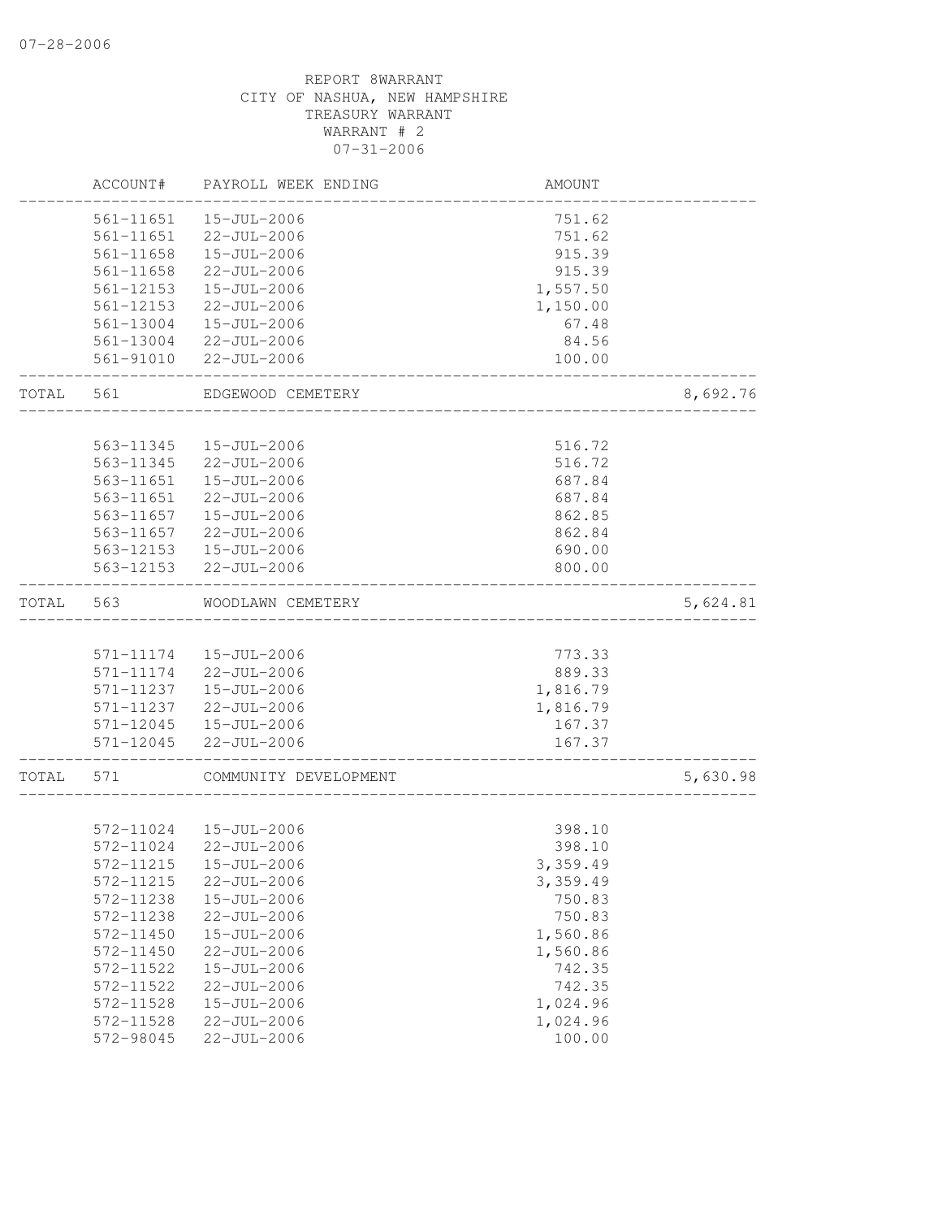REPORT 8WARRANT
CITY OF NASHUA, NEW HAMPSHIRE
TREASURY WARRANT
WARRANT # 2
07-31-2006

| | ACCOUNT# | PAYROLL WEEK ENDING | AMOUNT | |
|---|---|---|---|---|
| | 561-11651 | 15-JUL-2006 | 751.62 | |
| | 561-11651 | 22-JUL-2006 | 751.62 | |
| | 561-11658 | 15-JUL-2006 | 915.39 | |
| | 561-11658 | 22-JUL-2006 | 915.39 | |
| | 561-12153 | 15-JUL-2006 | 1,557.50 | |
| | 561-12153 | 22-JUL-2006 | 1,150.00 | |
| | 561-13004 | 15-JUL-2006 | 67.48 | |
| | 561-13004 | 22-JUL-2006 | 84.56 | |
| | 561-91010 | 22-JUL-2006 | 100.00 | |
| TOTAL | 561 | EDGEWOOD CEMETERY | | 8,692.76 |
| | 563-11345 | 15-JUL-2006 | 516.72 | |
| | 563-11345 | 22-JUL-2006 | 516.72 | |
| | 563-11651 | 15-JUL-2006 | 687.84 | |
| | 563-11651 | 22-JUL-2006 | 687.84 | |
| | 563-11657 | 15-JUL-2006 | 862.85 | |
| | 563-11657 | 22-JUL-2006 | 862.84 | |
| | 563-12153 | 15-JUL-2006 | 690.00 | |
| | 563-12153 | 22-JUL-2006 | 800.00 | |
| TOTAL | 563 | WOODLAWN CEMETERY | | 5,624.81 |
| | 571-11174 | 15-JUL-2006 | 773.33 | |
| | 571-11174 | 22-JUL-2006 | 889.33 | |
| | 571-11237 | 15-JUL-2006 | 1,816.79 | |
| | 571-11237 | 22-JUL-2006 | 1,816.79 | |
| | 571-12045 | 15-JUL-2006 | 167.37 | |
| | 571-12045 | 22-JUL-2006 | 167.37 | |
| TOTAL | 571 | COMMUNITY DEVELOPMENT | | 5,630.98 |
| | 572-11024 | 15-JUL-2006 | 398.10 | |
| | 572-11024 | 22-JUL-2006 | 398.10 | |
| | 572-11215 | 15-JUL-2006 | 3,359.49 | |
| | 572-11215 | 22-JUL-2006 | 3,359.49 | |
| | 572-11238 | 15-JUL-2006 | 750.83 | |
| | 572-11238 | 22-JUL-2006 | 750.83 | |
| | 572-11450 | 15-JUL-2006 | 1,560.86 | |
| | 572-11450 | 22-JUL-2006 | 1,560.86 | |
| | 572-11522 | 15-JUL-2006 | 742.35 | |
| | 572-11522 | 22-JUL-2006 | 742.35 | |
| | 572-11528 | 15-JUL-2006 | 1,024.96 | |
| | 572-11528 | 22-JUL-2006 | 1,024.96 | |
| | 572-98045 | 22-JUL-2006 | 100.00 | |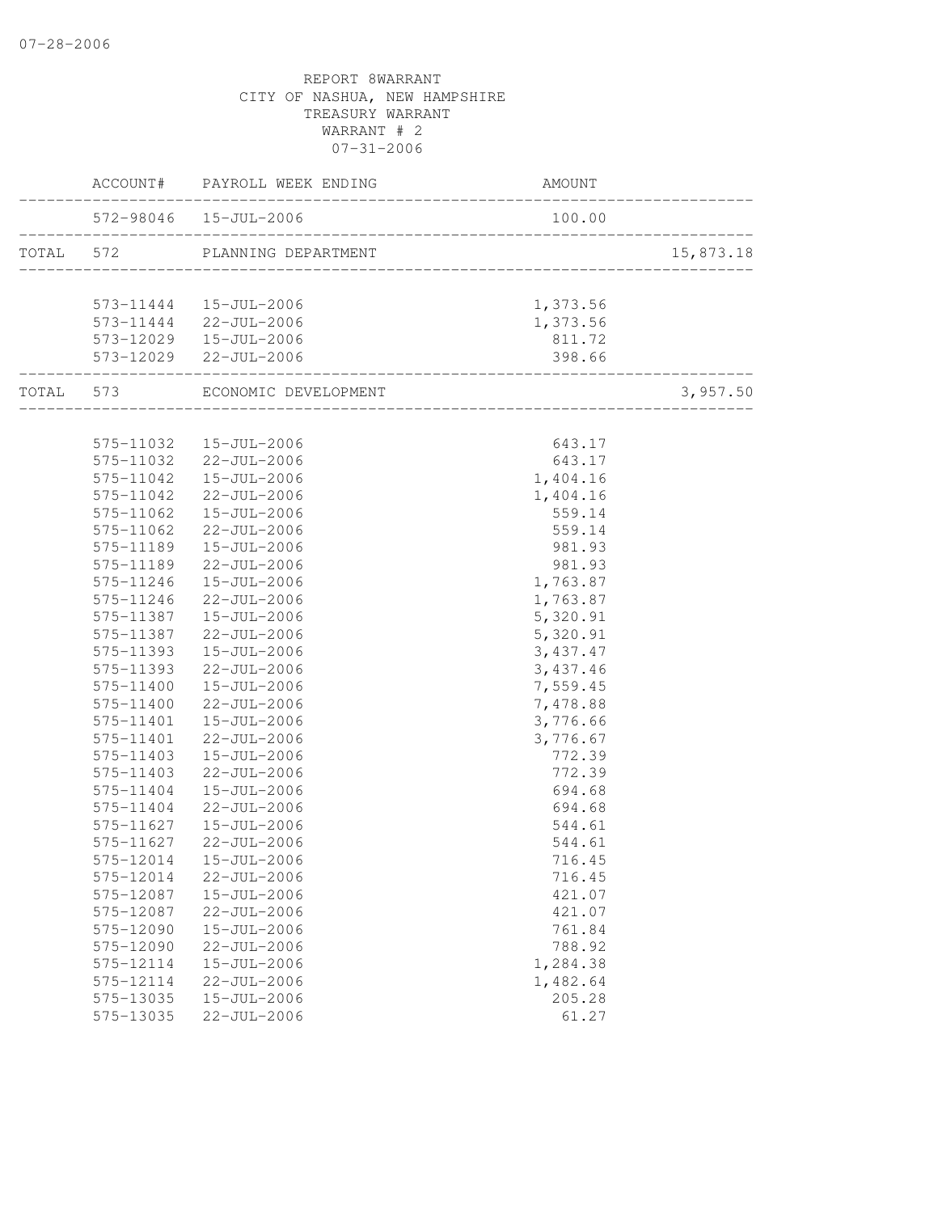REPORT 8WARRANT
CITY OF NASHUA, NEW HAMPSHIRE
TREASURY WARRANT
WARRANT # 2
07-31-2006

| | ACCOUNT# | PAYROLL WEEK ENDING | AMOUNT | |
|---|---|---|---|---|
| | 572-98046 | 15-JUL-2006 | 100.00 | |
| TOTAL | 572 | PLANNING DEPARTMENT | | 15,873.18 |
| | 573-11444 | 15-JUL-2006 | 1,373.56 | |
| | 573-11444 | 22-JUL-2006 | 1,373.56 | |
| | 573-12029 | 15-JUL-2006 | 811.72 | |
| | 573-12029 | 22-JUL-2006 | 398.66 | |
| TOTAL | 573 | ECONOMIC DEVELOPMENT | | 3,957.50 |
| | 575-11032 | 15-JUL-2006 | 643.17 | |
| | 575-11032 | 22-JUL-2006 | 643.17 | |
| | 575-11042 | 15-JUL-2006 | 1,404.16 | |
| | 575-11042 | 22-JUL-2006 | 1,404.16 | |
| | 575-11062 | 15-JUL-2006 | 559.14 | |
| | 575-11062 | 22-JUL-2006 | 559.14 | |
| | 575-11189 | 15-JUL-2006 | 981.93 | |
| | 575-11189 | 22-JUL-2006 | 981.93 | |
| | 575-11246 | 15-JUL-2006 | 1,763.87 | |
| | 575-11246 | 22-JUL-2006 | 1,763.87 | |
| | 575-11387 | 15-JUL-2006 | 5,320.91 | |
| | 575-11387 | 22-JUL-2006 | 5,320.91 | |
| | 575-11393 | 15-JUL-2006 | 3,437.47 | |
| | 575-11393 | 22-JUL-2006 | 3,437.46 | |
| | 575-11400 | 15-JUL-2006 | 7,559.45 | |
| | 575-11400 | 22-JUL-2006 | 7,478.88 | |
| | 575-11401 | 15-JUL-2006 | 3,776.66 | |
| | 575-11401 | 22-JUL-2006 | 3,776.67 | |
| | 575-11403 | 15-JUL-2006 | 772.39 | |
| | 575-11403 | 22-JUL-2006 | 772.39 | |
| | 575-11404 | 15-JUL-2006 | 694.68 | |
| | 575-11404 | 22-JUL-2006 | 694.68 | |
| | 575-11627 | 15-JUL-2006 | 544.61 | |
| | 575-11627 | 22-JUL-2006 | 544.61 | |
| | 575-12014 | 15-JUL-2006 | 716.45 | |
| | 575-12014 | 22-JUL-2006 | 716.45 | |
| | 575-12087 | 15-JUL-2006 | 421.07 | |
| | 575-12087 | 22-JUL-2006 | 421.07 | |
| | 575-12090 | 15-JUL-2006 | 761.84 | |
| | 575-12090 | 22-JUL-2006 | 788.92 | |
| | 575-12114 | 15-JUL-2006 | 1,284.38 | |
| | 575-12114 | 22-JUL-2006 | 1,482.64 | |
| | 575-13035 | 15-JUL-2006 | 205.28 | |
| | 575-13035 | 22-JUL-2006 | 61.27 | |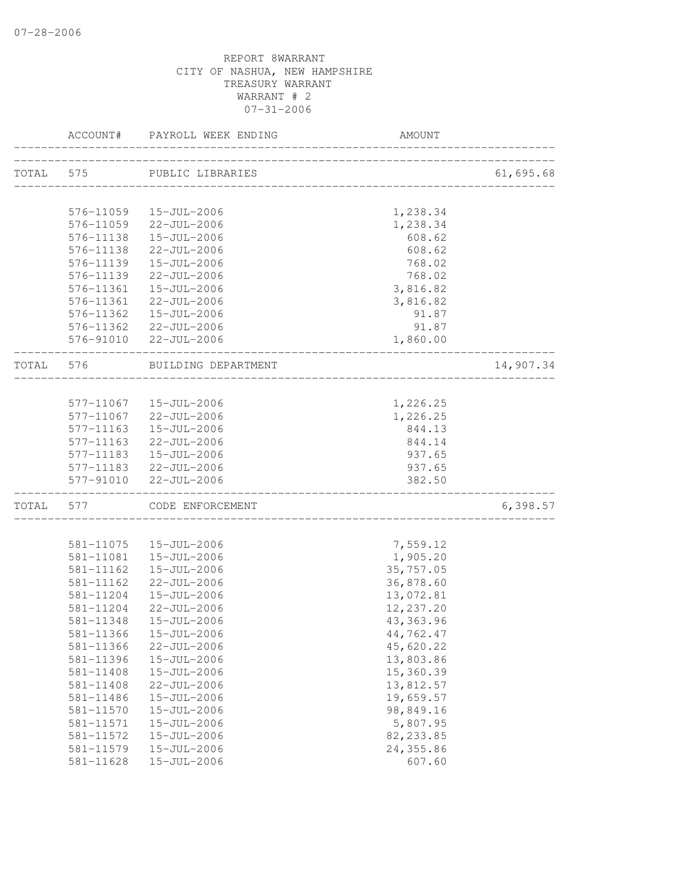07-28-2006

REPORT 8WARRANT
CITY OF NASHUA, NEW HAMPSHIRE
TREASURY WARRANT
WARRANT # 2
07-31-2006

| | ACCOUNT# | PAYROLL WEEK ENDING | AMOUNT | |
|---|---|---|---|---|
| TOTAL | 575 | PUBLIC LIBRARIES | | 61,695.68 |
| | 576-11059 | 15-JUL-2006 | 1,238.34 | |
| | 576-11059 | 22-JUL-2006 | 1,238.34 | |
| | 576-11138 | 15-JUL-2006 | 608.62 | |
| | 576-11138 | 22-JUL-2006 | 608.62 | |
| | 576-11139 | 15-JUL-2006 | 768.02 | |
| | 576-11139 | 22-JUL-2006 | 768.02 | |
| | 576-11361 | 15-JUL-2006 | 3,816.82 | |
| | 576-11361 | 22-JUL-2006 | 3,816.82 | |
| | 576-11362 | 15-JUL-2006 | 91.87 | |
| | 576-11362 | 22-JUL-2006 | 91.87 | |
| | 576-91010 | 22-JUL-2006 | 1,860.00 | |
| TOTAL | 576 | BUILDING DEPARTMENT | | 14,907.34 |
| | 577-11067 | 15-JUL-2006 | 1,226.25 | |
| | 577-11067 | 22-JUL-2006 | 1,226.25 | |
| | 577-11163 | 15-JUL-2006 | 844.13 | |
| | 577-11163 | 22-JUL-2006 | 844.14 | |
| | 577-11183 | 15-JUL-2006 | 937.65 | |
| | 577-11183 | 22-JUL-2006 | 937.65 | |
| | 577-91010 | 22-JUL-2006 | 382.50 | |
| TOTAL | 577 | CODE ENFORCEMENT | | 6,398.57 |
| | 581-11075 | 15-JUL-2006 | 7,559.12 | |
| | 581-11081 | 15-JUL-2006 | 1,905.20 | |
| | 581-11162 | 15-JUL-2006 | 35,757.05 | |
| | 581-11162 | 22-JUL-2006 | 36,878.60 | |
| | 581-11204 | 15-JUL-2006 | 13,072.81 | |
| | 581-11204 | 22-JUL-2006 | 12,237.20 | |
| | 581-11348 | 15-JUL-2006 | 43,363.96 | |
| | 581-11366 | 15-JUL-2006 | 44,762.47 | |
| | 581-11366 | 22-JUL-2006 | 45,620.22 | |
| | 581-11396 | 15-JUL-2006 | 13,803.86 | |
| | 581-11408 | 15-JUL-2006 | 15,360.39 | |
| | 581-11408 | 22-JUL-2006 | 13,812.57 | |
| | 581-11486 | 15-JUL-2006 | 19,659.57 | |
| | 581-11570 | 15-JUL-2006 | 98,849.16 | |
| | 581-11571 | 15-JUL-2006 | 5,807.95 | |
| | 581-11572 | 15-JUL-2006 | 82,233.85 | |
| | 581-11579 | 15-JUL-2006 | 24,355.86 | |
| | 581-11628 | 15-JUL-2006 | 607.60 | |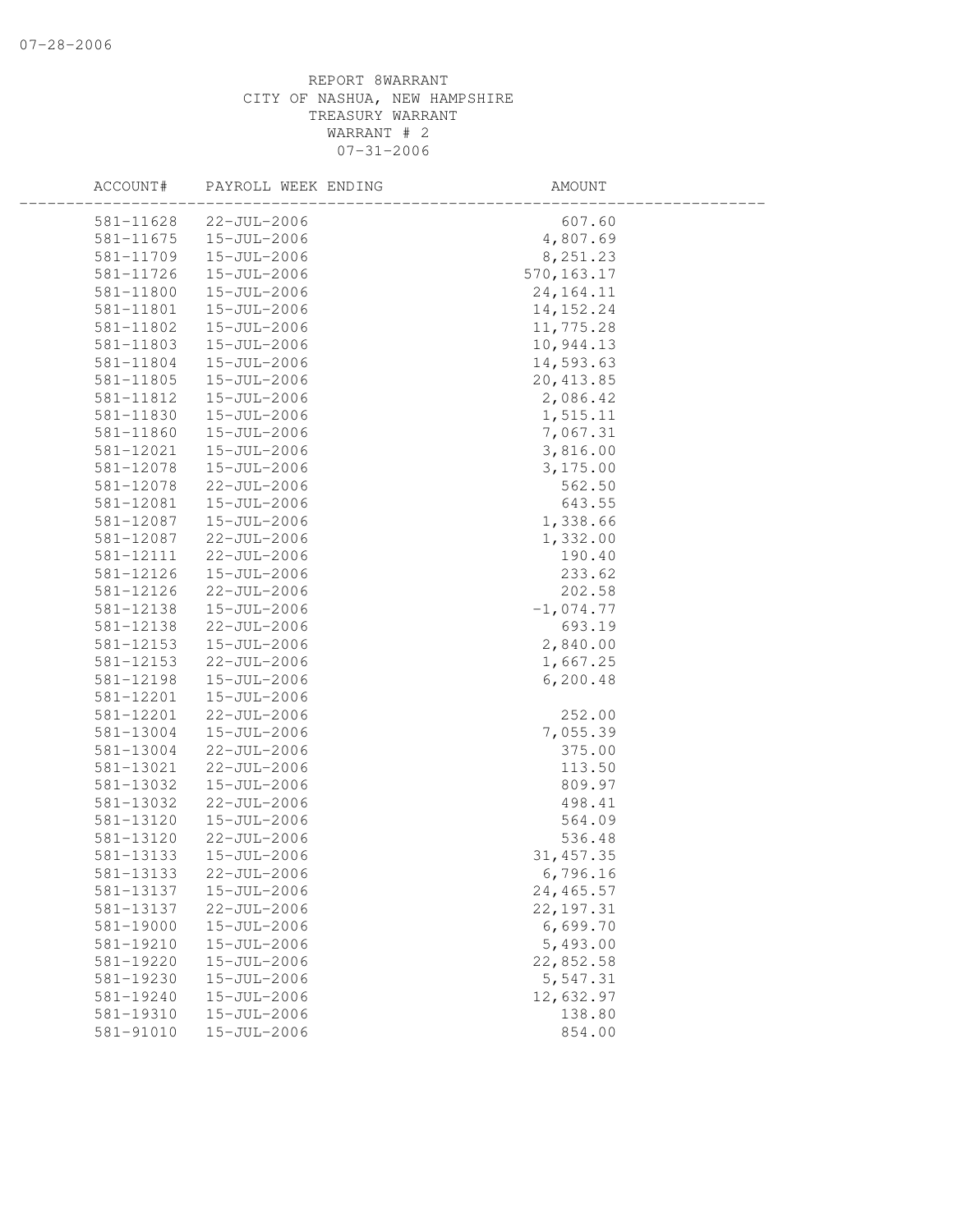REPORT 8WARRANT
CITY OF NASHUA, NEW HAMPSHIRE
TREASURY WARRANT
WARRANT # 2
07-31-2006

| ACCOUNT# | PAYROLL WEEK ENDING | AMOUNT |
|---|---|---|
| 581-11628 | 22-JUL-2006 | 607.60 |
| 581-11675 | 15-JUL-2006 | 4,807.69 |
| 581-11709 | 15-JUL-2006 | 8,251.23 |
| 581-11726 | 15-JUL-2006 | 570,163.17 |
| 581-11800 | 15-JUL-2006 | 24,164.11 |
| 581-11801 | 15-JUL-2006 | 14,152.24 |
| 581-11802 | 15-JUL-2006 | 11,775.28 |
| 581-11803 | 15-JUL-2006 | 10,944.13 |
| 581-11804 | 15-JUL-2006 | 14,593.63 |
| 581-11805 | 15-JUL-2006 | 20,413.85 |
| 581-11812 | 15-JUL-2006 | 2,086.42 |
| 581-11830 | 15-JUL-2006 | 1,515.11 |
| 581-11860 | 15-JUL-2006 | 7,067.31 |
| 581-12021 | 15-JUL-2006 | 3,816.00 |
| 581-12078 | 15-JUL-2006 | 3,175.00 |
| 581-12078 | 22-JUL-2006 | 562.50 |
| 581-12081 | 15-JUL-2006 | 643.55 |
| 581-12087 | 15-JUL-2006 | 1,338.66 |
| 581-12087 | 22-JUL-2006 | 1,332.00 |
| 581-12111 | 22-JUL-2006 | 190.40 |
| 581-12126 | 15-JUL-2006 | 233.62 |
| 581-12126 | 22-JUL-2006 | 202.58 |
| 581-12138 | 15-JUL-2006 | -1,074.77 |
| 581-12138 | 22-JUL-2006 | 693.19 |
| 581-12153 | 15-JUL-2006 | 2,840.00 |
| 581-12153 | 22-JUL-2006 | 1,667.25 |
| 581-12198 | 15-JUL-2006 | 6,200.48 |
| 581-12201 | 15-JUL-2006 | |
| 581-12201 | 22-JUL-2006 | 252.00 |
| 581-13004 | 15-JUL-2006 | 7,055.39 |
| 581-13004 | 22-JUL-2006 | 375.00 |
| 581-13021 | 22-JUL-2006 | 113.50 |
| 581-13032 | 15-JUL-2006 | 809.97 |
| 581-13032 | 22-JUL-2006 | 498.41 |
| 581-13120 | 15-JUL-2006 | 564.09 |
| 581-13120 | 22-JUL-2006 | 536.48 |
| 581-13133 | 15-JUL-2006 | 31,457.35 |
| 581-13133 | 22-JUL-2006 | 6,796.16 |
| 581-13137 | 15-JUL-2006 | 24,465.57 |
| 581-13137 | 22-JUL-2006 | 22,197.31 |
| 581-19000 | 15-JUL-2006 | 6,699.70 |
| 581-19210 | 15-JUL-2006 | 5,493.00 |
| 581-19220 | 15-JUL-2006 | 22,852.58 |
| 581-19230 | 15-JUL-2006 | 5,547.31 |
| 581-19240 | 15-JUL-2006 | 12,632.97 |
| 581-19310 | 15-JUL-2006 | 138.80 |
| 581-91010 | 15-JUL-2006 | 854.00 |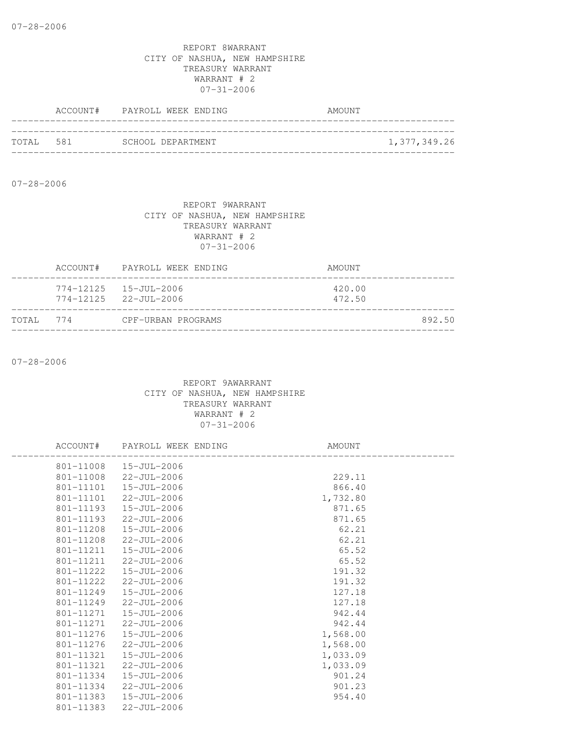07-28-2006

REPORT 8WARRANT
CITY OF NASHUA, NEW HAMPSHIRE
TREASURY WARRANT
WARRANT # 2
07-31-2006

| | ACCOUNT# | PAYROLL WEEK ENDING | AMOUNT | |
|---|---|---|---|---|
| TOTAL | 581 | SCHOOL DEPARTMENT | | 1,377,349.26 |

07-28-2006

REPORT 9WARRANT
CITY OF NASHUA, NEW HAMPSHIRE
TREASURY WARRANT
WARRANT # 2
07-31-2006

| | ACCOUNT# | PAYROLL WEEK ENDING | AMOUNT | |
|---|---|---|---|---|
| | 774-12125 | 15-JUL-2006 | 420.00 | |
| | 774-12125 | 22-JUL-2006 | 472.50 | |
| TOTAL | 774 | CPF-URBAN PROGRAMS | | 892.50 |

07-28-2006

REPORT 9AWARRANT
CITY OF NASHUA, NEW HAMPSHIRE
TREASURY WARRANT
WARRANT # 2
07-31-2006

| ACCOUNT# | PAYROLL WEEK ENDING | AMOUNT |
|---|---|---|
| 801-11008 | 15-JUL-2006 | |
| 801-11008 | 22-JUL-2006 | 229.11 |
| 801-11101 | 15-JUL-2006 | 866.40 |
| 801-11101 | 22-JUL-2006 | 1,732.80 |
| 801-11193 | 15-JUL-2006 | 871.65 |
| 801-11193 | 22-JUL-2006 | 871.65 |
| 801-11208 | 15-JUL-2006 | 62.21 |
| 801-11208 | 22-JUL-2006 | 62.21 |
| 801-11211 | 15-JUL-2006 | 65.52 |
| 801-11211 | 22-JUL-2006 | 65.52 |
| 801-11222 | 15-JUL-2006 | 191.32 |
| 801-11222 | 22-JUL-2006 | 191.32 |
| 801-11249 | 15-JUL-2006 | 127.18 |
| 801-11249 | 22-JUL-2006 | 127.18 |
| 801-11271 | 15-JUL-2006 | 942.44 |
| 801-11271 | 22-JUL-2006 | 942.44 |
| 801-11276 | 15-JUL-2006 | 1,568.00 |
| 801-11276 | 22-JUL-2006 | 1,568.00 |
| 801-11321 | 15-JUL-2006 | 1,033.09 |
| 801-11321 | 22-JUL-2006 | 1,033.09 |
| 801-11334 | 15-JUL-2006 | 901.24 |
| 801-11334 | 22-JUL-2006 | 901.23 |
| 801-11383 | 15-JUL-2006 | 954.40 |
| 801-11383 | 22-JUL-2006 | |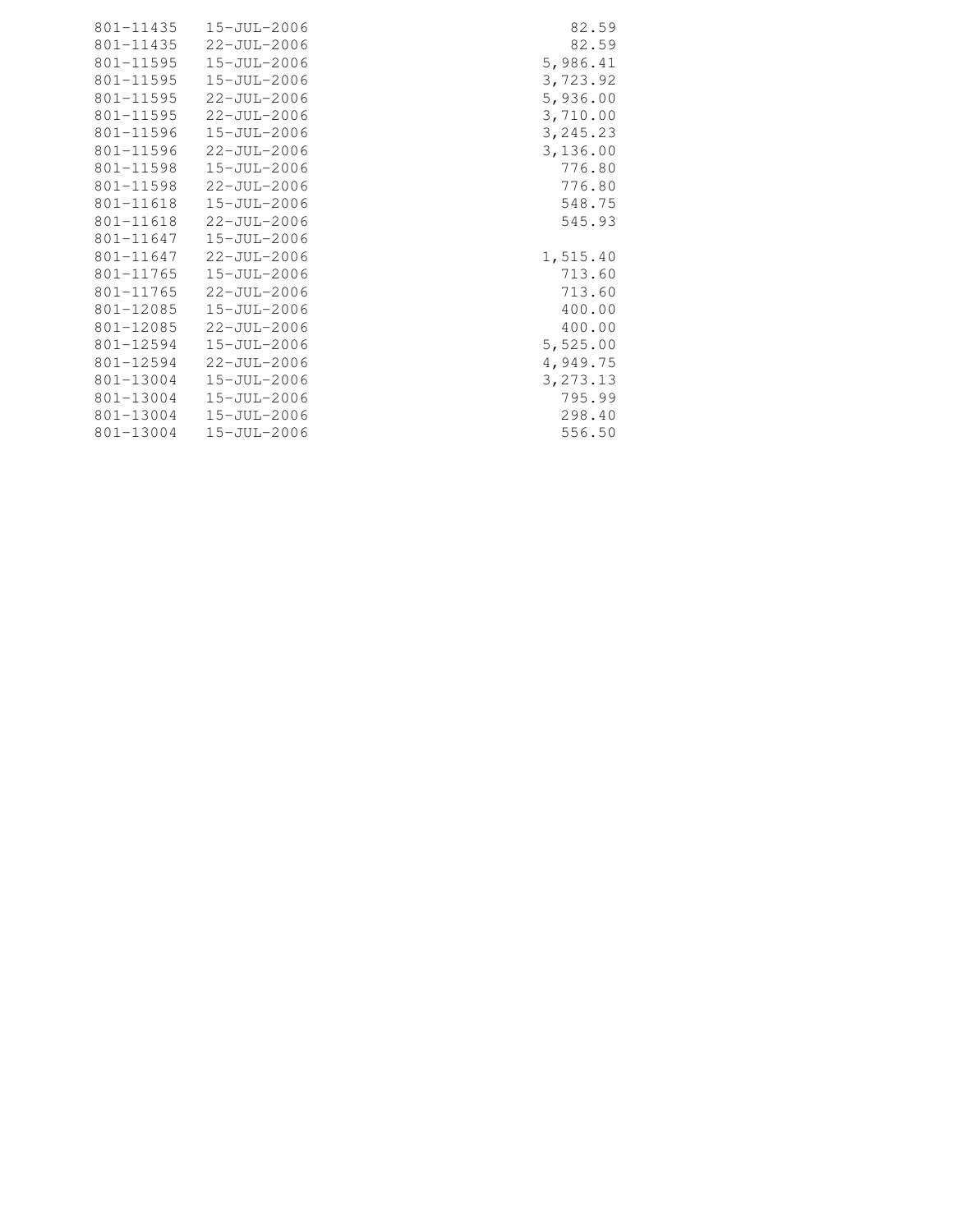| | | |
|---|---|---|
| 801-11435 | 15-JUL-2006 | 82.59 |
| 801-11435 | 22-JUL-2006 | 82.59 |
| 801-11595 | 15-JUL-2006 | 5,986.41 |
| 801-11595 | 15-JUL-2006 | 3,723.92 |
| 801-11595 | 22-JUL-2006 | 5,936.00 |
| 801-11595 | 22-JUL-2006 | 3,710.00 |
| 801-11596 | 15-JUL-2006 | 3,245.23 |
| 801-11596 | 22-JUL-2006 | 3,136.00 |
| 801-11598 | 15-JUL-2006 | 776.80 |
| 801-11598 | 22-JUL-2006 | 776.80 |
| 801-11618 | 15-JUL-2006 | 548.75 |
| 801-11618 | 22-JUL-2006 | 545.93 |
| 801-11647 | 15-JUL-2006 | |
| 801-11647 | 22-JUL-2006 | 1,515.40 |
| 801-11765 | 15-JUL-2006 | 713.60 |
| 801-11765 | 22-JUL-2006 | 713.60 |
| 801-12085 | 15-JUL-2006 | 400.00 |
| 801-12085 | 22-JUL-2006 | 400.00 |
| 801-12594 | 15-JUL-2006 | 5,525.00 |
| 801-12594 | 22-JUL-2006 | 4,949.75 |
| 801-13004 | 15-JUL-2006 | 3,273.13 |
| 801-13004 | 15-JUL-2006 | 795.99 |
| 801-13004 | 15-JUL-2006 | 298.40 |
| 801-13004 | 15-JUL-2006 | 556.50 |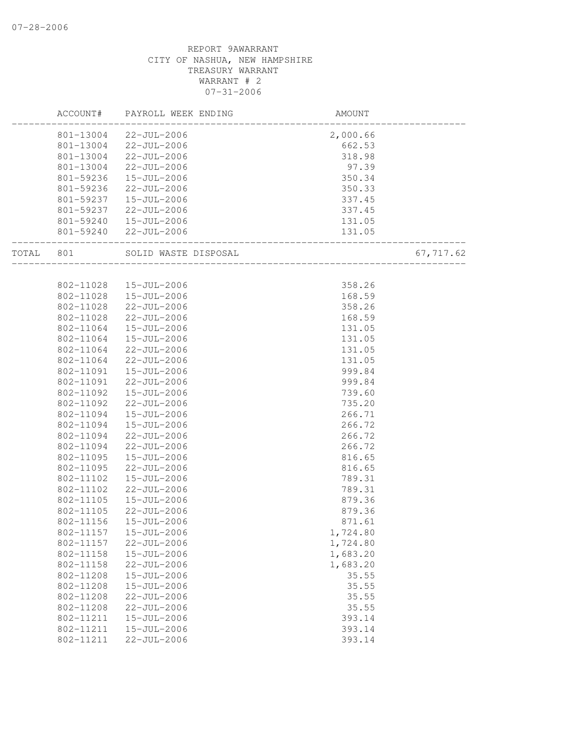REPORT 9AWARRANT
CITY OF NASHUA, NEW HAMPSHIRE
TREASURY WARRANT
WARRANT # 2
07-31-2006

| | ACCOUNT# | PAYROLL WEEK ENDING | AMOUNT | |
|---|---|---|---|---|
| | 801-13004 | 22-JUL-2006 | 2,000.66 | |
| | 801-13004 | 22-JUL-2006 | 662.53 | |
| | 801-13004 | 22-JUL-2006 | 318.98 | |
| | 801-13004 | 22-JUL-2006 | 97.39 | |
| | 801-59236 | 15-JUL-2006 | 350.34 | |
| | 801-59236 | 22-JUL-2006 | 350.33 | |
| | 801-59237 | 15-JUL-2006 | 337.45 | |
| | 801-59237 | 22-JUL-2006 | 337.45 | |
| | 801-59240 | 15-JUL-2006 | 131.05 | |
| | 801-59240 | 22-JUL-2006 | 131.05 | |
| TOTAL | 801 | SOLID WASTE DISPOSAL | | 67,717.62 |
| | 802-11028 | 15-JUL-2006 | 358.26 | |
| | 802-11028 | 15-JUL-2006 | 168.59 | |
| | 802-11028 | 22-JUL-2006 | 358.26 | |
| | 802-11028 | 22-JUL-2006 | 168.59 | |
| | 802-11064 | 15-JUL-2006 | 131.05 | |
| | 802-11064 | 15-JUL-2006 | 131.05 | |
| | 802-11064 | 22-JUL-2006 | 131.05 | |
| | 802-11064 | 22-JUL-2006 | 131.05 | |
| | 802-11091 | 15-JUL-2006 | 999.84 | |
| | 802-11091 | 22-JUL-2006 | 999.84 | |
| | 802-11092 | 15-JUL-2006 | 739.60 | |
| | 802-11092 | 22-JUL-2006 | 735.20 | |
| | 802-11094 | 15-JUL-2006 | 266.71 | |
| | 802-11094 | 15-JUL-2006 | 266.72 | |
| | 802-11094 | 22-JUL-2006 | 266.72 | |
| | 802-11094 | 22-JUL-2006 | 266.72 | |
| | 802-11095 | 15-JUL-2006 | 816.65 | |
| | 802-11095 | 22-JUL-2006 | 816.65 | |
| | 802-11102 | 15-JUL-2006 | 789.31 | |
| | 802-11102 | 22-JUL-2006 | 789.31 | |
| | 802-11105 | 15-JUL-2006 | 879.36 | |
| | 802-11105 | 22-JUL-2006 | 879.36 | |
| | 802-11156 | 15-JUL-2006 | 871.61 | |
| | 802-11157 | 15-JUL-2006 | 1,724.80 | |
| | 802-11157 | 22-JUL-2006 | 1,724.80 | |
| | 802-11158 | 15-JUL-2006 | 1,683.20 | |
| | 802-11158 | 22-JUL-2006 | 1,683.20 | |
| | 802-11208 | 15-JUL-2006 | 35.55 | |
| | 802-11208 | 15-JUL-2006 | 35.55 | |
| | 802-11208 | 22-JUL-2006 | 35.55 | |
| | 802-11208 | 22-JUL-2006 | 35.55 | |
| | 802-11211 | 15-JUL-2006 | 393.14 | |
| | 802-11211 | 15-JUL-2006 | 393.14 | |
| | 802-11211 | 22-JUL-2006 | 393.14 | |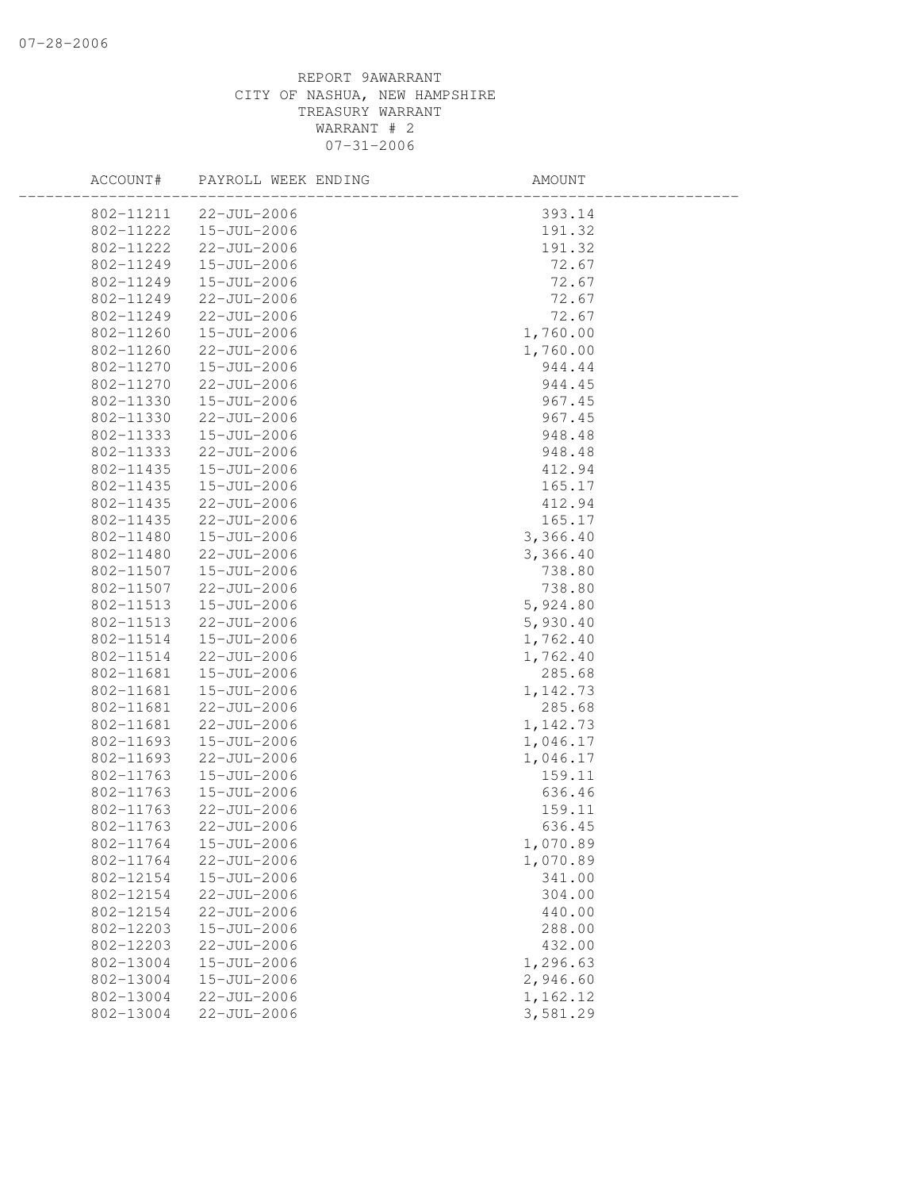REPORT 9AWARRANT
CITY OF NASHUA, NEW HAMPSHIRE
TREASURY WARRANT
WARRANT # 2
07-31-2006

| ACCOUNT# | PAYROLL WEEK ENDING | AMOUNT |
|---|---|---|
| 802-11211 | 22-JUL-2006 | 393.14 |
| 802-11222 | 15-JUL-2006 | 191.32 |
| 802-11222 | 22-JUL-2006 | 191.32 |
| 802-11249 | 15-JUL-2006 | 72.67 |
| 802-11249 | 15-JUL-2006 | 72.67 |
| 802-11249 | 22-JUL-2006 | 72.67 |
| 802-11249 | 22-JUL-2006 | 72.67 |
| 802-11260 | 15-JUL-2006 | 1,760.00 |
| 802-11260 | 22-JUL-2006 | 1,760.00 |
| 802-11270 | 15-JUL-2006 | 944.44 |
| 802-11270 | 22-JUL-2006 | 944.45 |
| 802-11330 | 15-JUL-2006 | 967.45 |
| 802-11330 | 22-JUL-2006 | 967.45 |
| 802-11333 | 15-JUL-2006 | 948.48 |
| 802-11333 | 22-JUL-2006 | 948.48 |
| 802-11435 | 15-JUL-2006 | 412.94 |
| 802-11435 | 15-JUL-2006 | 165.17 |
| 802-11435 | 22-JUL-2006 | 412.94 |
| 802-11435 | 22-JUL-2006 | 165.17 |
| 802-11480 | 15-JUL-2006 | 3,366.40 |
| 802-11480 | 22-JUL-2006 | 3,366.40 |
| 802-11507 | 15-JUL-2006 | 738.80 |
| 802-11507 | 22-JUL-2006 | 738.80 |
| 802-11513 | 15-JUL-2006 | 5,924.80 |
| 802-11513 | 22-JUL-2006 | 5,930.40 |
| 802-11514 | 15-JUL-2006 | 1,762.40 |
| 802-11514 | 22-JUL-2006 | 1,762.40 |
| 802-11681 | 15-JUL-2006 | 285.68 |
| 802-11681 | 15-JUL-2006 | 1,142.73 |
| 802-11681 | 22-JUL-2006 | 285.68 |
| 802-11681 | 22-JUL-2006 | 1,142.73 |
| 802-11693 | 15-JUL-2006 | 1,046.17 |
| 802-11693 | 22-JUL-2006 | 1,046.17 |
| 802-11763 | 15-JUL-2006 | 159.11 |
| 802-11763 | 15-JUL-2006 | 636.46 |
| 802-11763 | 22-JUL-2006 | 159.11 |
| 802-11763 | 22-JUL-2006 | 636.45 |
| 802-11764 | 15-JUL-2006 | 1,070.89 |
| 802-11764 | 22-JUL-2006 | 1,070.89 |
| 802-12154 | 15-JUL-2006 | 341.00 |
| 802-12154 | 22-JUL-2006 | 304.00 |
| 802-12154 | 22-JUL-2006 | 440.00 |
| 802-12203 | 15-JUL-2006 | 288.00 |
| 802-12203 | 22-JUL-2006 | 432.00 |
| 802-13004 | 15-JUL-2006 | 1,296.63 |
| 802-13004 | 15-JUL-2006 | 2,946.60 |
| 802-13004 | 22-JUL-2006 | 1,162.12 |
| 802-13004 | 22-JUL-2006 | 3,581.29 |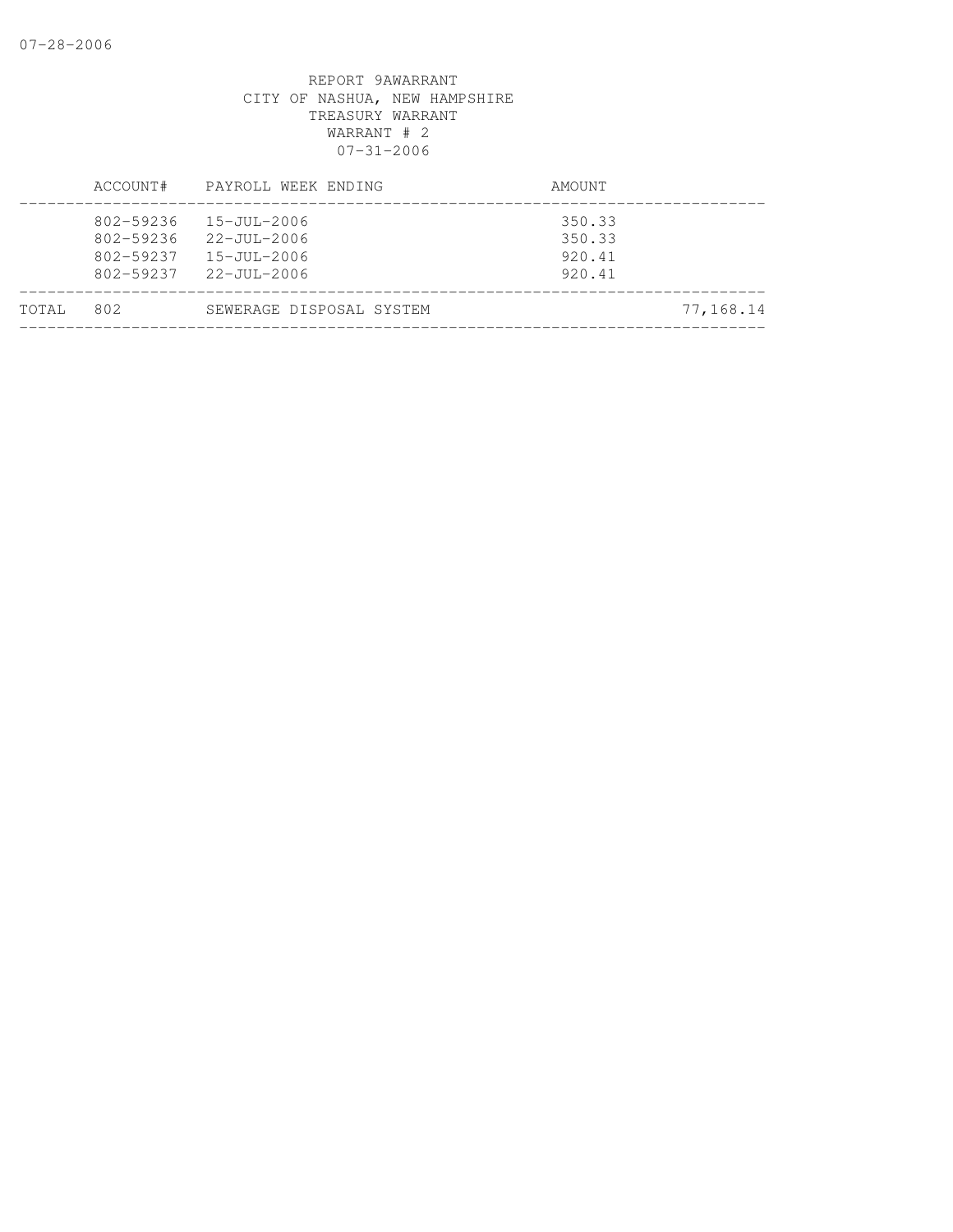07-28-2006

REPORT 9AWARRANT
CITY OF NASHUA, NEW HAMPSHIRE
TREASURY WARRANT
WARRANT # 2
07-31-2006

| | ACCOUNT# | PAYROLL WEEK ENDING | AMOUNT | |
|---|---|---|---|---|
| | 802-59236 | 15-JUL-2006 | 350.33 | |
| | 802-59236 | 22-JUL-2006 | 350.33 | |
| | 802-59237 | 15-JUL-2006 | 920.41 | |
| | 802-59237 | 22-JUL-2006 | 920.41 | |
| TOTAL | 802 | SEWERAGE DISPOSAL SYSTEM | | 77,168.14 |